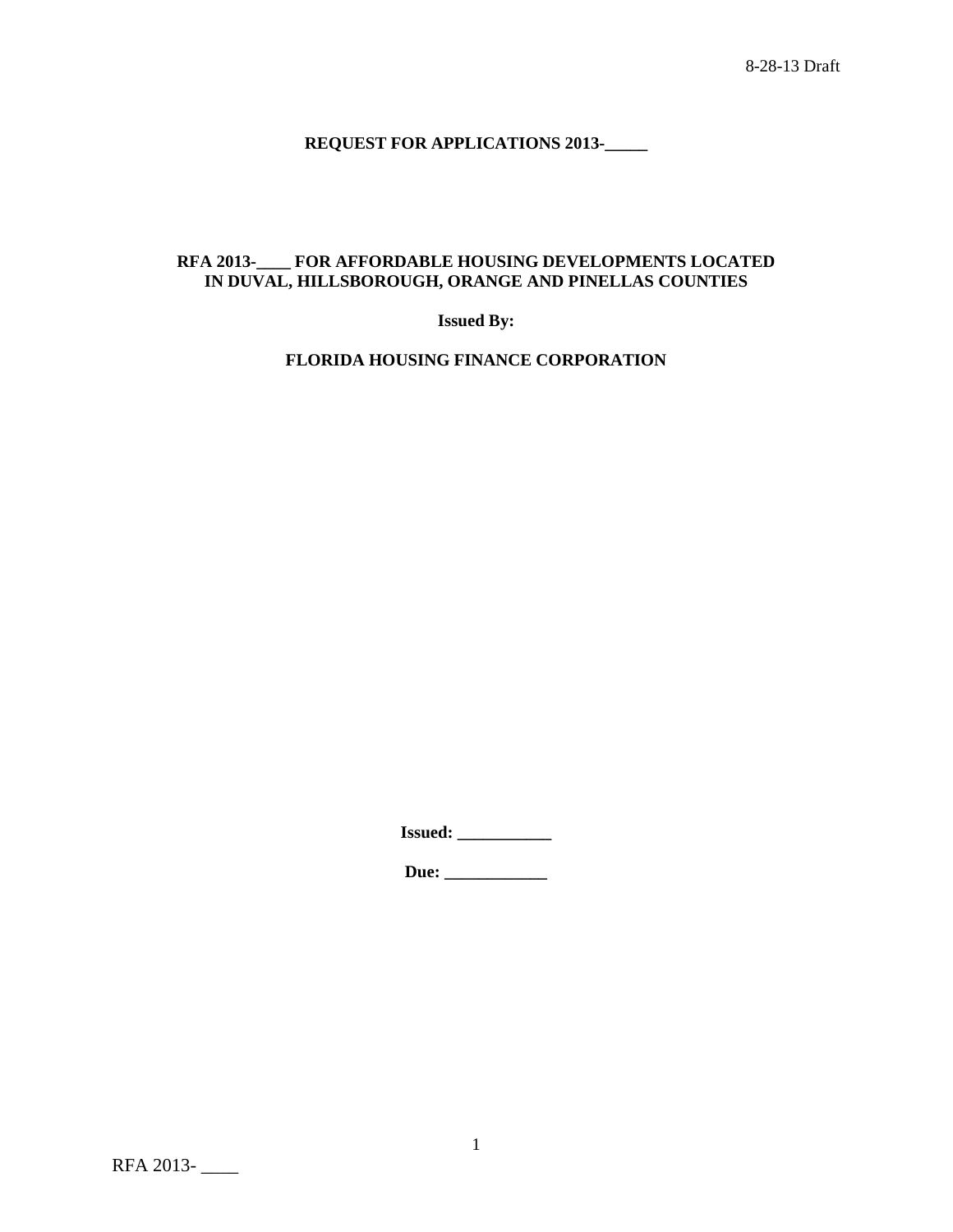8-28-13 Draft

**REQUEST FOR APPLICATIONS 2013-_____**

**RFA 2013-____ FOR AFFORDABLE HOUSING DEVELOPMENTS LOCATED IN DUVAL, HILLSBOROUGH, ORANGE AND PINELLAS COUNTIES**

**Issued By:**

**FLORIDA HOUSING FINANCE CORPORATION**

**Issued: ___________**

**Due: ____________**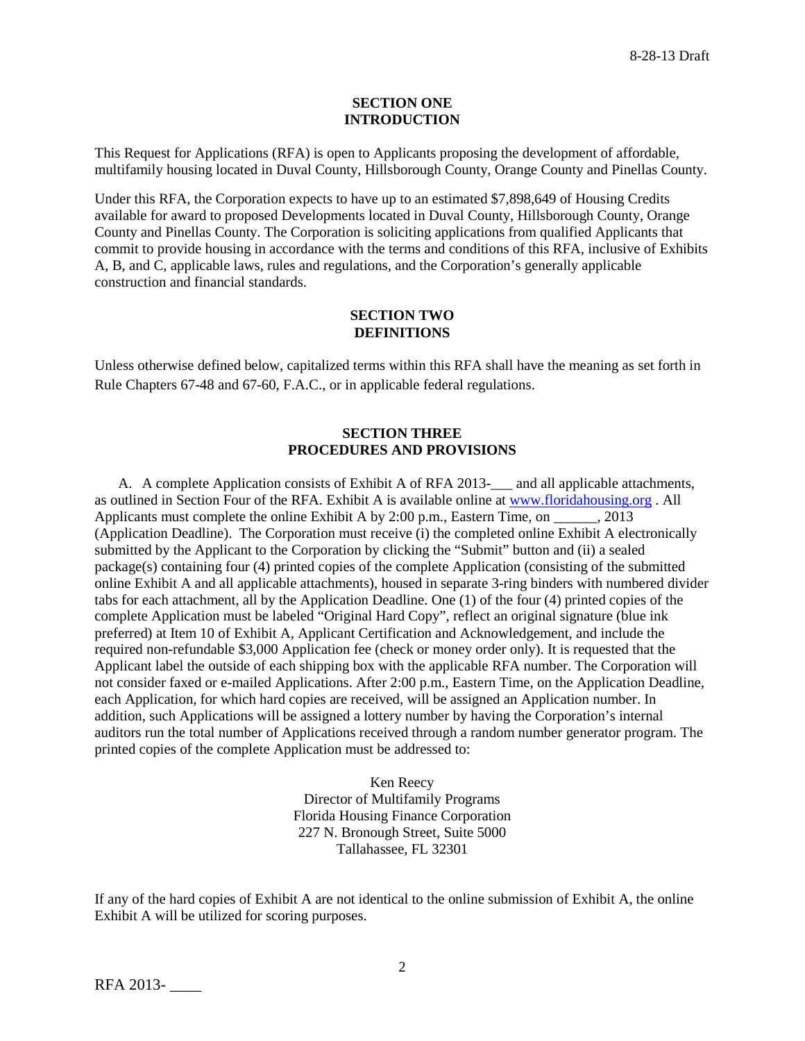## SECTION ONE
## INTRODUCTION

This Request for Applications (RFA) is open to Applicants proposing the development of affordable, multifamily housing located in Duval County, Hillsborough County, Orange County and Pinellas County.

Under this RFA, the Corporation expects to have up to an estimated $7,898,649 of Housing Credits available for award to proposed Developments located in Duval County, Hillsborough County, Orange County and Pinellas County. The Corporation is soliciting applications from qualified Applicants that commit to provide housing in accordance with the terms and conditions of this RFA, inclusive of Exhibits A, B, and C, applicable laws, rules and regulations, and the Corporation's generally applicable construction and financial standards.

## SECTION TWO
## DEFINITIONS

Unless otherwise defined below, capitalized terms within this RFA shall have the meaning as set forth in Rule Chapters 67-48 and 67-60, F.A.C., or in applicable federal regulations.

## SECTION THREE
## PROCEDURES AND PROVISIONS

A. A complete Application consists of Exhibit A of RFA 2013-___ and all applicable attachments, as outlined in Section Four of the RFA. Exhibit A is available online at www.floridahousing.org . All Applicants must complete the online Exhibit A by 2:00 p.m., Eastern Time, on ______, 2013 (Application Deadline). The Corporation must receive (i) the completed online Exhibit A electronically submitted by the Applicant to the Corporation by clicking the "Submit" button and (ii) a sealed package(s) containing four (4) printed copies of the complete Application (consisting of the submitted online Exhibit A and all applicable attachments), housed in separate 3-ring binders with numbered divider tabs for each attachment, all by the Application Deadline. One (1) of the four (4) printed copies of the complete Application must be labeled "Original Hard Copy", reflect an original signature (blue ink preferred) at Item 10 of Exhibit A, Applicant Certification and Acknowledgement, and include the required non-refundable $3,000 Application fee (check or money order only). It is requested that the Applicant label the outside of each shipping box with the applicable RFA number. The Corporation will not consider faxed or e-mailed Applications. After 2:00 p.m., Eastern Time, on the Application Deadline, each Application, for which hard copies are received, will be assigned an Application number. In addition, such Applications will be assigned a lottery number by having the Corporation's internal auditors run the total number of Applications received through a random number generator program. The printed copies of the complete Application must be addressed to:

Ken Reecy
Director of Multifamily Programs
Florida Housing Finance Corporation
227 N. Bronough Street, Suite 5000
Tallahassee, FL 32301

If any of the hard copies of Exhibit A are not identical to the online submission of Exhibit A, the online Exhibit A will be utilized for scoring purposes.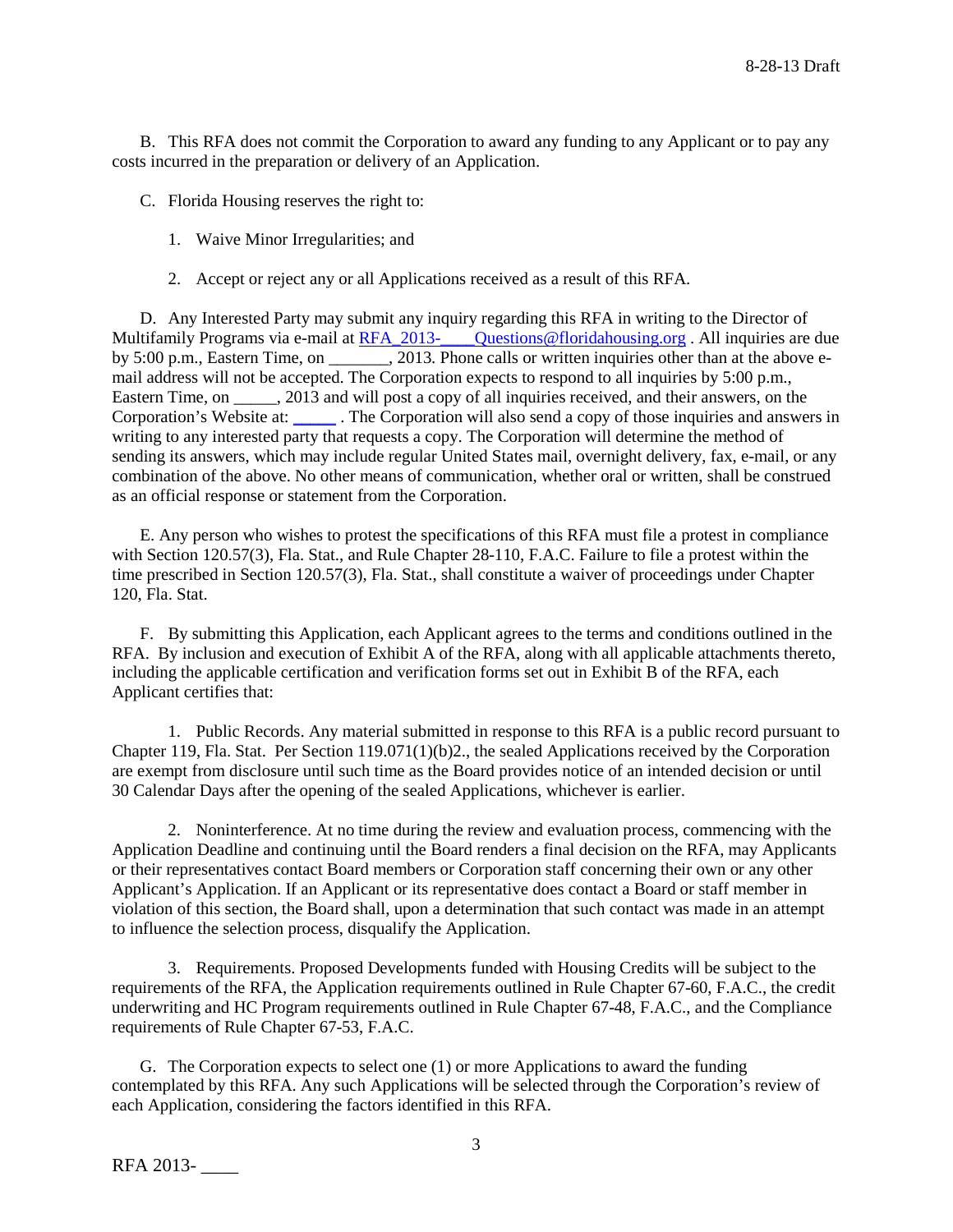B. This RFA does not commit the Corporation to award any funding to any Applicant or to pay any costs incurred in the preparation or delivery of an Application.

C. Florida Housing reserves the right to:

1. Waive Minor Irregularities; and

2. Accept or reject any or all Applications received as a result of this RFA.

D. Any Interested Party may submit any inquiry regarding this RFA in writing to the Director of Multifamily Programs via e-mail at RFA_2013-____Questions@floridahousing.org . All inquiries are due by 5:00 p.m., Eastern Time, on _______, 2013. Phone calls or written inquiries other than at the above e-mail address will not be accepted. The Corporation expects to respond to all inquiries by 5:00 p.m., Eastern Time, on _____, 2013 and will post a copy of all inquiries received, and their answers, on the Corporation's Website at: _____ . The Corporation will also send a copy of those inquiries and answers in writing to any interested party that requests a copy. The Corporation will determine the method of sending its answers, which may include regular United States mail, overnight delivery, fax, e-mail, or any combination of the above. No other means of communication, whether oral or written, shall be construed as an official response or statement from the Corporation.

E. Any person who wishes to protest the specifications of this RFA must file a protest in compliance with Section 120.57(3), Fla. Stat., and Rule Chapter 28-110, F.A.C. Failure to file a protest within the time prescribed in Section 120.57(3), Fla. Stat., shall constitute a waiver of proceedings under Chapter 120, Fla. Stat.

F. By submitting this Application, each Applicant agrees to the terms and conditions outlined in the RFA. By inclusion and execution of Exhibit A of the RFA, along with all applicable attachments thereto, including the applicable certification and verification forms set out in Exhibit B of the RFA, each Applicant certifies that:

1. Public Records. Any material submitted in response to this RFA is a public record pursuant to Chapter 119, Fla. Stat. Per Section 119.071(1)(b)2., the sealed Applications received by the Corporation are exempt from disclosure until such time as the Board provides notice of an intended decision or until 30 Calendar Days after the opening of the sealed Applications, whichever is earlier.

2. Noninterference. At no time during the review and evaluation process, commencing with the Application Deadline and continuing until the Board renders a final decision on the RFA, may Applicants or their representatives contact Board members or Corporation staff concerning their own or any other Applicant's Application. If an Applicant or its representative does contact a Board or staff member in violation of this section, the Board shall, upon a determination that such contact was made in an attempt to influence the selection process, disqualify the Application.

3. Requirements. Proposed Developments funded with Housing Credits will be subject to the requirements of the RFA, the Application requirements outlined in Rule Chapter 67-60, F.A.C., the credit underwriting and HC Program requirements outlined in Rule Chapter 67-48, F.A.C., and the Compliance requirements of Rule Chapter 67-53, F.A.C.

G. The Corporation expects to select one (1) or more Applications to award the funding contemplated by this RFA. Any such Applications will be selected through the Corporation's review of each Application, considering the factors identified in this RFA.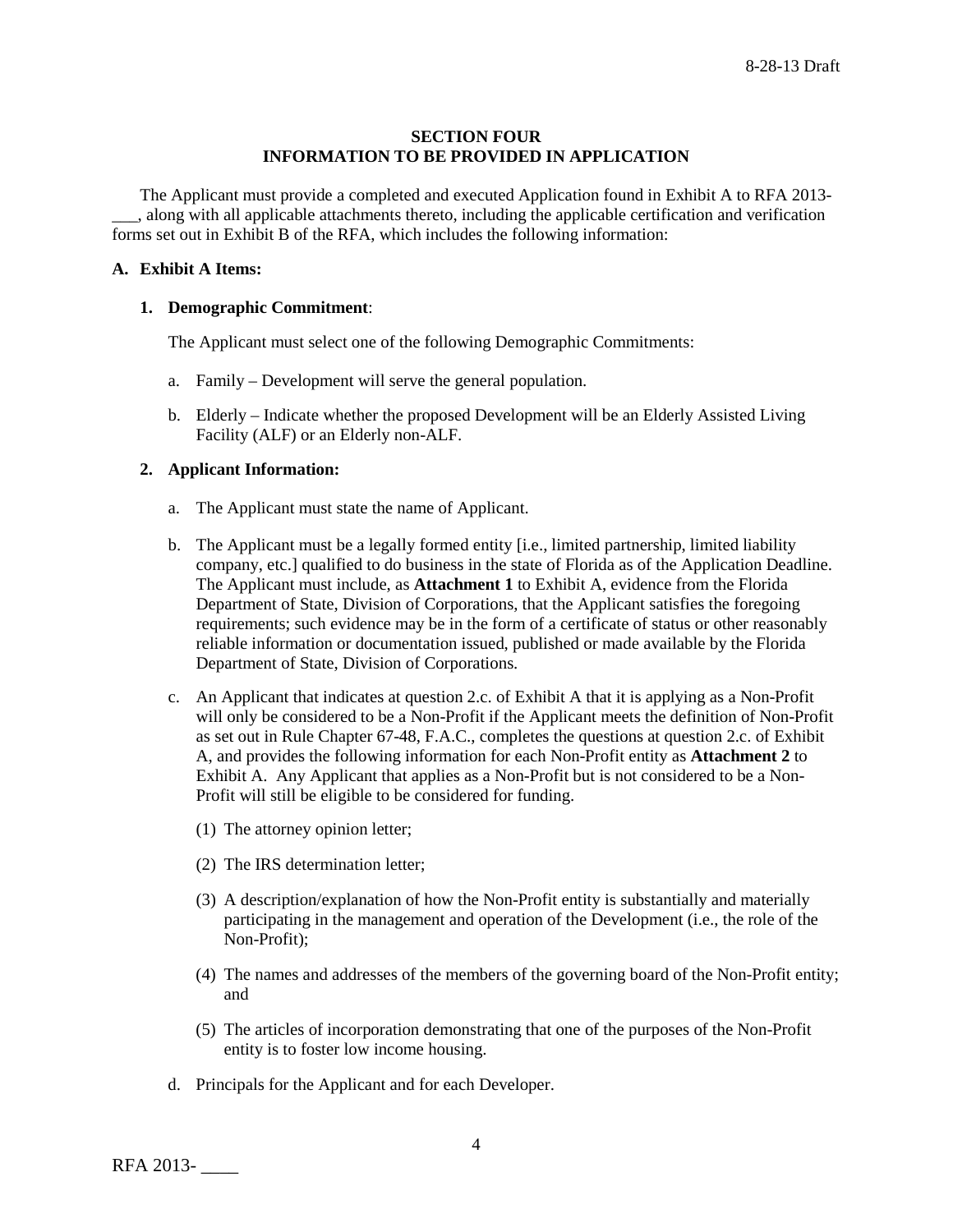## SECTION FOUR
## INFORMATION TO BE PROVIDED IN APPLICATION

The Applicant must provide a completed and executed Application found in Exhibit A to RFA 2013-___, along with all applicable attachments thereto, including the applicable certification and verification forms set out in Exhibit B of the RFA, which includes the following information:

**A. Exhibit A Items:**

**1. Demographic Commitment**:

The Applicant must select one of the following Demographic Commitments:

a. Family – Development will serve the general population.

b. Elderly – Indicate whether the proposed Development will be an Elderly Assisted Living Facility (ALF) or an Elderly non-ALF.

**2. Applicant Information:**

a. The Applicant must state the name of Applicant.

b. The Applicant must be a legally formed entity [i.e., limited partnership, limited liability company, etc.] qualified to do business in the state of Florida as of the Application Deadline. The Applicant must include, as **Attachment 1** to Exhibit A, evidence from the Florida Department of State, Division of Corporations, that the Applicant satisfies the foregoing requirements; such evidence may be in the form of a certificate of status or other reasonably reliable information or documentation issued, published or made available by the Florida Department of State, Division of Corporations.

c. An Applicant that indicates at question 2.c. of Exhibit A that it is applying as a Non-Profit will only be considered to be a Non-Profit if the Applicant meets the definition of Non-Profit as set out in Rule Chapter 67-48, F.A.C., completes the questions at question 2.c. of Exhibit A, and provides the following information for each Non-Profit entity as **Attachment 2** to Exhibit A. Any Applicant that applies as a Non-Profit but is not considered to be a Non-Profit will still be eligible to be considered for funding.

(1) The attorney opinion letter;

(2) The IRS determination letter;

(3) A description/explanation of how the Non-Profit entity is substantially and materially participating in the management and operation of the Development (i.e., the role of the Non-Profit);

(4) The names and addresses of the members of the governing board of the Non-Profit entity; and

(5) The articles of incorporation demonstrating that one of the purposes of the Non-Profit entity is to foster low income housing.

d. Principals for the Applicant and for each Developer.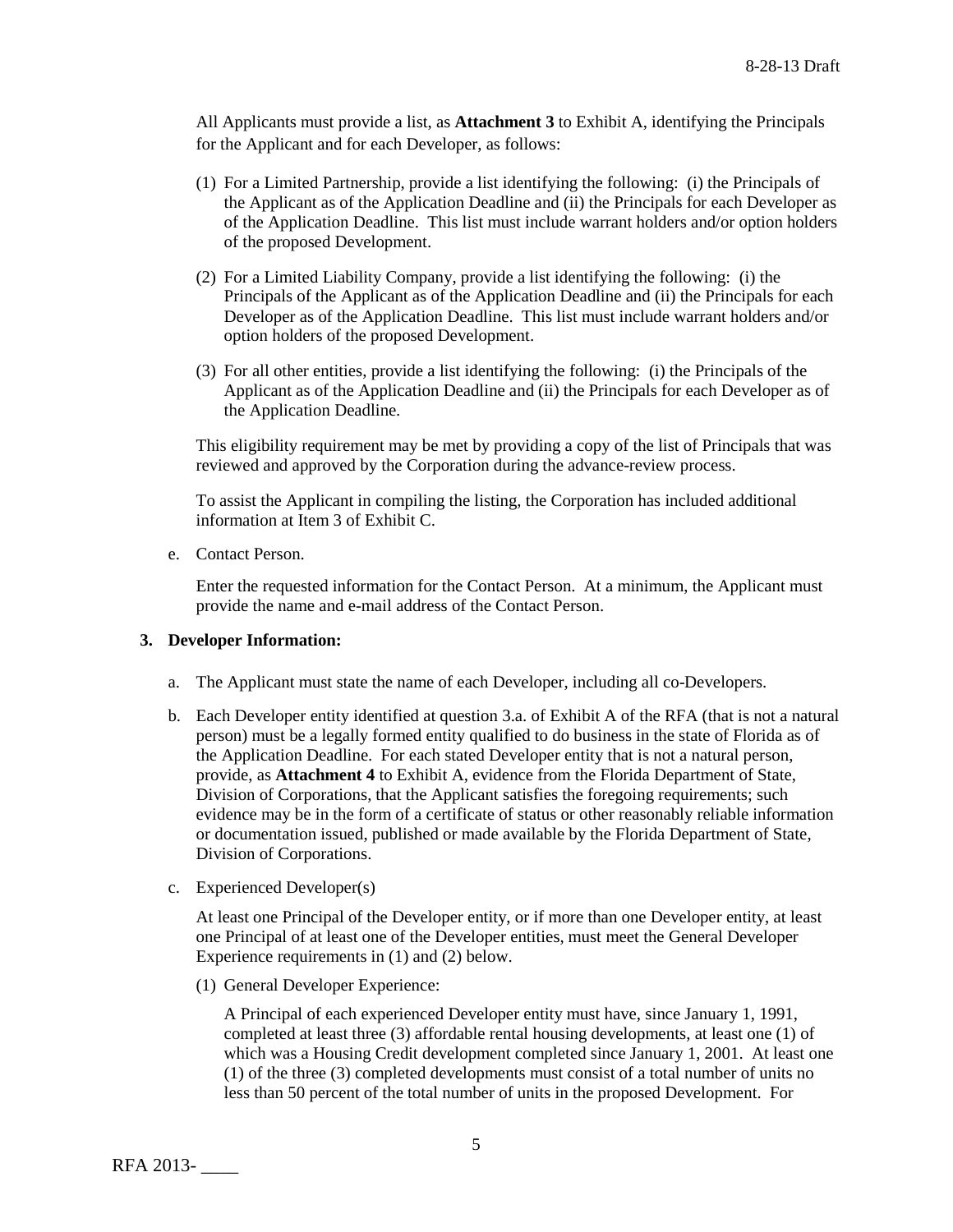All Applicants must provide a list, as **Attachment 3** to Exhibit A, identifying the Principals for the Applicant and for each Developer, as follows:

(1) For a Limited Partnership, provide a list identifying the following: (i) the Principals of the Applicant as of the Application Deadline and (ii) the Principals for each Developer as of the Application Deadline. This list must include warrant holders and/or option holders of the proposed Development.

(2) For a Limited Liability Company, provide a list identifying the following: (i) the Principals of the Applicant as of the Application Deadline and (ii) the Principals for each Developer as of the Application Deadline. This list must include warrant holders and/or option holders of the proposed Development.

(3) For all other entities, provide a list identifying the following: (i) the Principals of the Applicant as of the Application Deadline and (ii) the Principals for each Developer as of the Application Deadline.

This eligibility requirement may be met by providing a copy of the list of Principals that was reviewed and approved by the Corporation during the advance-review process.

To assist the Applicant in compiling the listing, the Corporation has included additional information at Item 3 of Exhibit C.

e. Contact Person.

Enter the requested information for the Contact Person. At a minimum, the Applicant must provide the name and e-mail address of the Contact Person.

**3. Developer Information:**

a. The Applicant must state the name of each Developer, including all co-Developers.

b. Each Developer entity identified at question 3.a. of Exhibit A of the RFA (that is not a natural person) must be a legally formed entity qualified to do business in the state of Florida as of the Application Deadline. For each stated Developer entity that is not a natural person, provide, as **Attachment 4** to Exhibit A, evidence from the Florida Department of State, Division of Corporations, that the Applicant satisfies the foregoing requirements; such evidence may be in the form of a certificate of status or other reasonably reliable information or documentation issued, published or made available by the Florida Department of State, Division of Corporations.

c. Experienced Developer(s)

At least one Principal of the Developer entity, or if more than one Developer entity, at least one Principal of at least one of the Developer entities, must meet the General Developer Experience requirements in (1) and (2) below.

(1) General Developer Experience:

A Principal of each experienced Developer entity must have, since January 1, 1991, completed at least three (3) affordable rental housing developments, at least one (1) of which was a Housing Credit development completed since January 1, 2001. At least one (1) of the three (3) completed developments must consist of a total number of units no less than 50 percent of the total number of units in the proposed Development. For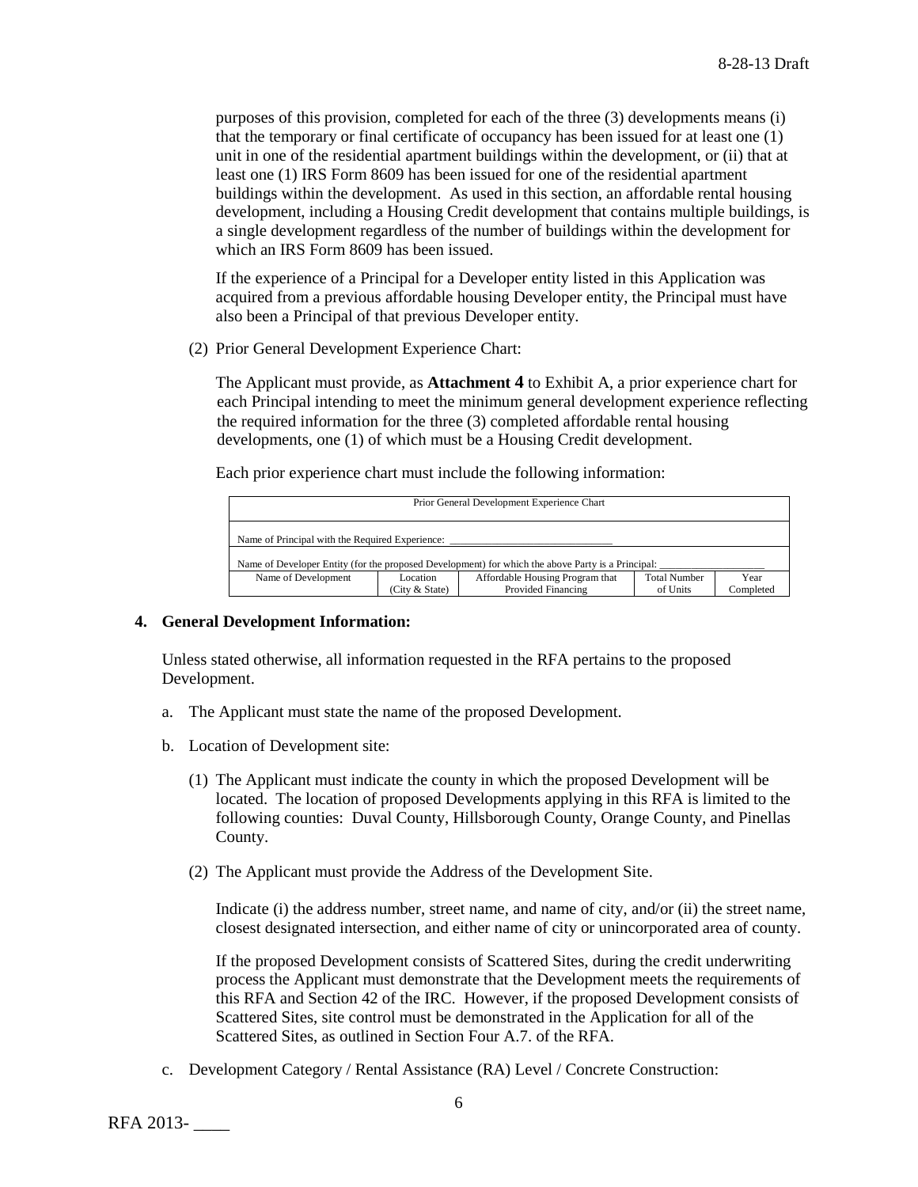purposes of this provision, completed for each of the three (3) developments means (i) that the temporary or final certificate of occupancy has been issued for at least one (1) unit in one of the residential apartment buildings within the development, or (ii) that at least one (1) IRS Form 8609 has been issued for one of the residential apartment buildings within the development. As used in this section, an affordable rental housing development, including a Housing Credit development that contains multiple buildings, is a single development regardless of the number of buildings within the development for which an IRS Form 8609 has been issued.

If the experience of a Principal for a Developer entity listed in this Application was acquired from a previous affordable housing Developer entity, the Principal must have also been a Principal of that previous Developer entity.

(2) Prior General Development Experience Chart:

The Applicant must provide, as **Attachment 4** to Exhibit A, a prior experience chart for each Principal intending to meet the minimum general development experience reflecting the required information for the three (3) completed affordable rental housing developments, one (1) of which must be a Housing Credit development.

Each prior experience chart must include the following information:

| Prior General Development Experience Chart | | | | |
|---|---|---|---|---|
| Name of Principal with the Required Experience: ______________________________ | | | | |
| Name of Developer Entity (for the proposed Development) for which the above Party is a Principal: ____________________ | | | | |
| Name of Development | Location (City & State) | Affordable Housing Program that Provided Financing | Total Number of Units | Year Completed |

**4. General Development Information:**

Unless stated otherwise, all information requested in the RFA pertains to the proposed Development.

a. The Applicant must state the name of the proposed Development.

b. Location of Development site:

(1) The Applicant must indicate the county in which the proposed Development will be located. The location of proposed Developments applying in this RFA is limited to the following counties: Duval County, Hillsborough County, Orange County, and Pinellas County.

(2) The Applicant must provide the Address of the Development Site.

Indicate (i) the address number, street name, and name of city, and/or (ii) the street name, closest designated intersection, and either name of city or unincorporated area of county.

If the proposed Development consists of Scattered Sites, during the credit underwriting process the Applicant must demonstrate that the Development meets the requirements of this RFA and Section 42 of the IRC. However, if the proposed Development consists of Scattered Sites, site control must be demonstrated in the Application for all of the Scattered Sites, as outlined in Section Four A.7. of the RFA.

c. Development Category / Rental Assistance (RA) Level / Concrete Construction: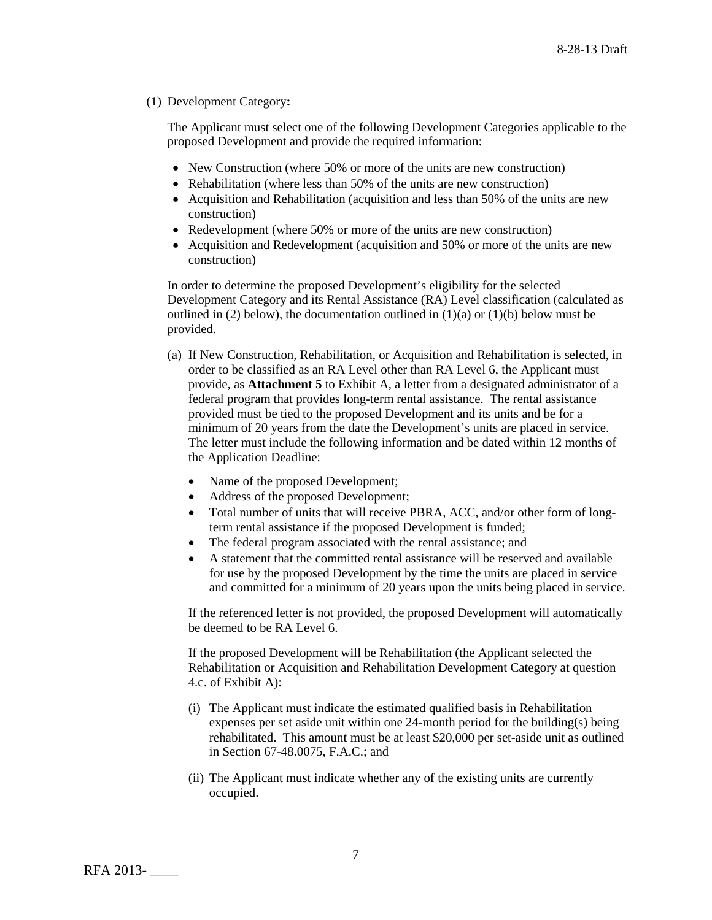(1) Development Category**:**

The Applicant must select one of the following Development Categories applicable to the proposed Development and provide the required information:

- New Construction (where 50% or more of the units are new construction)
- Rehabilitation (where less than 50% of the units are new construction)
- Acquisition and Rehabilitation (acquisition and less than 50% of the units are new construction)
- Redevelopment (where 50% or more of the units are new construction)
- Acquisition and Redevelopment (acquisition and 50% or more of the units are new construction)

In order to determine the proposed Development's eligibility for the selected Development Category and its Rental Assistance (RA) Level classification (calculated as outlined in (2) below), the documentation outlined in (1)(a) or (1)(b) below must be provided.

(a) If New Construction, Rehabilitation, or Acquisition and Rehabilitation is selected, in order to be classified as an RA Level other than RA Level 6, the Applicant must provide, as **Attachment 5** to Exhibit A, a letter from a designated administrator of a federal program that provides long-term rental assistance. The rental assistance provided must be tied to the proposed Development and its units and be for a minimum of 20 years from the date the Development's units are placed in service. The letter must include the following information and be dated within 12 months of the Application Deadline:

- Name of the proposed Development;
- Address of the proposed Development;
- Total number of units that will receive PBRA, ACC, and/or other form of long-term rental assistance if the proposed Development is funded;
- The federal program associated with the rental assistance; and
- A statement that the committed rental assistance will be reserved and available for use by the proposed Development by the time the units are placed in service and committed for a minimum of 20 years upon the units being placed in service.

If the referenced letter is not provided, the proposed Development will automatically be deemed to be RA Level 6.

If the proposed Development will be Rehabilitation (the Applicant selected the Rehabilitation or Acquisition and Rehabilitation Development Category at question 4.c. of Exhibit A):

(i) The Applicant must indicate the estimated qualified basis in Rehabilitation expenses per set aside unit within one 24-month period for the building(s) being rehabilitated. This amount must be at least $20,000 per set-aside unit as outlined in Section 67-48.0075, F.A.C.; and

(ii) The Applicant must indicate whether any of the existing units are currently occupied.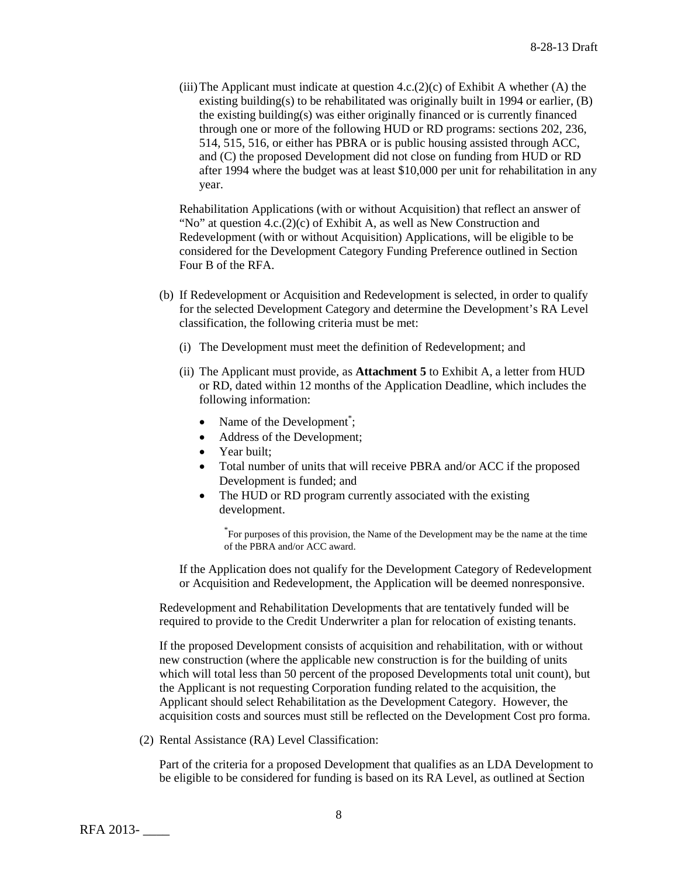(iii) The Applicant must indicate at question 4.c.(2)(c) of Exhibit A whether (A) the existing building(s) to be rehabilitated was originally built in 1994 or earlier, (B) the existing building(s) was either originally financed or is currently financed through one or more of the following HUD or RD programs: sections 202, 236, 514, 515, 516, or either has PBRA or is public housing assisted through ACC, and (C) the proposed Development did not close on funding from HUD or RD after 1994 where the budget was at least $10,000 per unit for rehabilitation in any year.

Rehabilitation Applications (with or without Acquisition) that reflect an answer of "No" at question 4.c.(2)(c) of Exhibit A, as well as New Construction and Redevelopment (with or without Acquisition) Applications, will be eligible to be considered for the Development Category Funding Preference outlined in Section Four B of the RFA.

(b) If Redevelopment or Acquisition and Redevelopment is selected, in order to qualify for the selected Development Category and determine the Development's RA Level classification, the following criteria must be met:

(i) The Development must meet the definition of Redevelopment; and

(ii) The Applicant must provide, as **Attachment 5** to Exhibit A, a letter from HUD or RD, dated within 12 months of the Application Deadline, which includes the following information:

- Name of the Development*;
- Address of the Development;
- Year built;
- Total number of units that will receive PBRA and/or ACC if the proposed Development is funded; and
- The HUD or RD program currently associated with the existing development.

*For purposes of this provision, the Name of the Development may be the name at the time of the PBRA and/or ACC award.

If the Application does not qualify for the Development Category of Redevelopment or Acquisition and Redevelopment, the Application will be deemed nonresponsive.

Redevelopment and Rehabilitation Developments that are tentatively funded will be required to provide to the Credit Underwriter a plan for relocation of existing tenants.

If the proposed Development consists of acquisition and rehabilitation, with or without new construction (where the applicable new construction is for the building of units which will total less than 50 percent of the proposed Developments total unit count), but the Applicant is not requesting Corporation funding related to the acquisition, the Applicant should select Rehabilitation as the Development Category. However, the acquisition costs and sources must still be reflected on the Development Cost pro forma.

(2) Rental Assistance (RA) Level Classification:

Part of the criteria for a proposed Development that qualifies as an LDA Development to be eligible to be considered for funding is based on its RA Level, as outlined at Section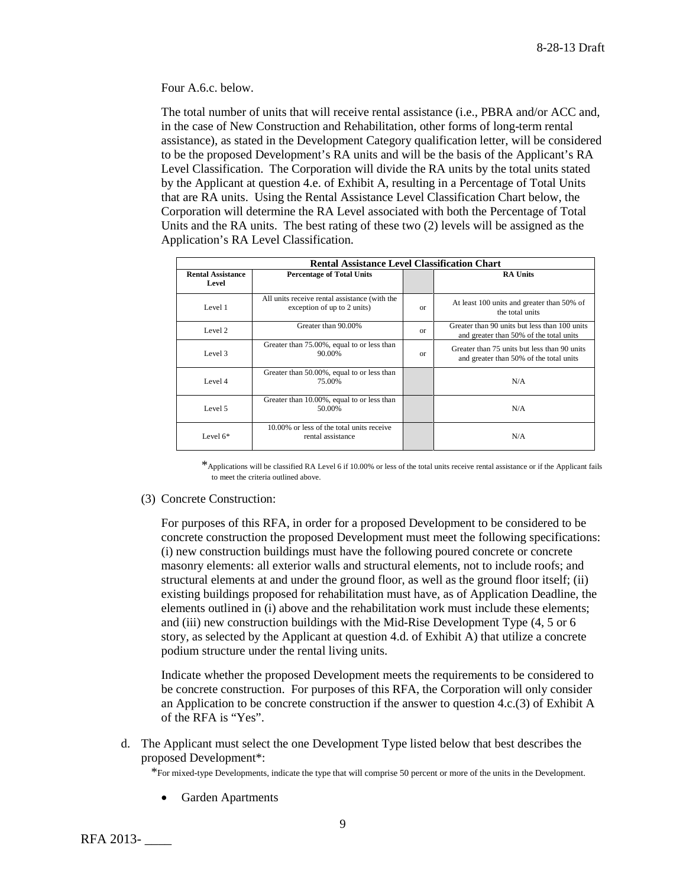Four A.6.c. below.

The total number of units that will receive rental assistance (i.e., PBRA and/or ACC and, in the case of New Construction and Rehabilitation, other forms of long-term rental assistance), as stated in the Development Category qualification letter, will be considered to be the proposed Development's RA units and will be the basis of the Applicant's RA Level Classification. The Corporation will divide the RA units by the total units stated by the Applicant at question 4.e. of Exhibit A, resulting in a Percentage of Total Units that are RA units. Using the Rental Assistance Level Classification Chart below, the Corporation will determine the RA Level associated with both the Percentage of Total Units and the RA units. The best rating of these two (2) levels will be assigned as the Application's RA Level Classification.

| Rental Assistance Level Classification Chart | | | |
|---|---|---|---|
| **Rental Assistance Level** | **Percentage of Total Units** | | **RA Units** |
| Level 1 | All units receive rental assistance (with the exception of up to 2 units) | or | At least 100 units and greater than 50% of the total units |
| Level 2 | Greater than 90.00% | or | Greater than 90 units but less than 100 units and greater than 50% of the total units |
| Level 3 | Greater than 75.00%, equal to or less than 90.00% | or | Greater than 75 units but less than 90 units and greater than 50% of the total units |
| Level 4 | Greater than 50.00%, equal to or less than 75.00% | | N/A |
| Level 5 | Greater than 10.00%, equal to or less than 50.00% | | N/A |
| Level 6* | 10.00% or less of the total units receive rental assistance | | N/A |

*Applications will be classified RA Level 6 if 10.00% or less of the total units receive rental assistance or if the Applicant fails to meet the criteria outlined above.

(3) Concrete Construction:

For purposes of this RFA, in order for a proposed Development to be considered to be concrete construction the proposed Development must meet the following specifications: (i) new construction buildings must have the following poured concrete or concrete masonry elements: all exterior walls and structural elements, not to include roofs; and structural elements at and under the ground floor, as well as the ground floor itself; (ii) existing buildings proposed for rehabilitation must have, as of Application Deadline, the elements outlined in (i) above and the rehabilitation work must include these elements; and (iii) new construction buildings with the Mid-Rise Development Type (4, 5 or 6 story, as selected by the Applicant at question 4.d. of Exhibit A) that utilize a concrete podium structure under the rental living units.

Indicate whether the proposed Development meets the requirements to be considered to be concrete construction. For purposes of this RFA, the Corporation will only consider an Application to be concrete construction if the answer to question 4.c.(3) of Exhibit A of the RFA is "Yes".

d. The Applicant must select the one Development Type listed below that best describes the proposed Development*:

*For mixed-type Developments, indicate the type that will comprise 50 percent or more of the units in the Development.

- Garden Apartments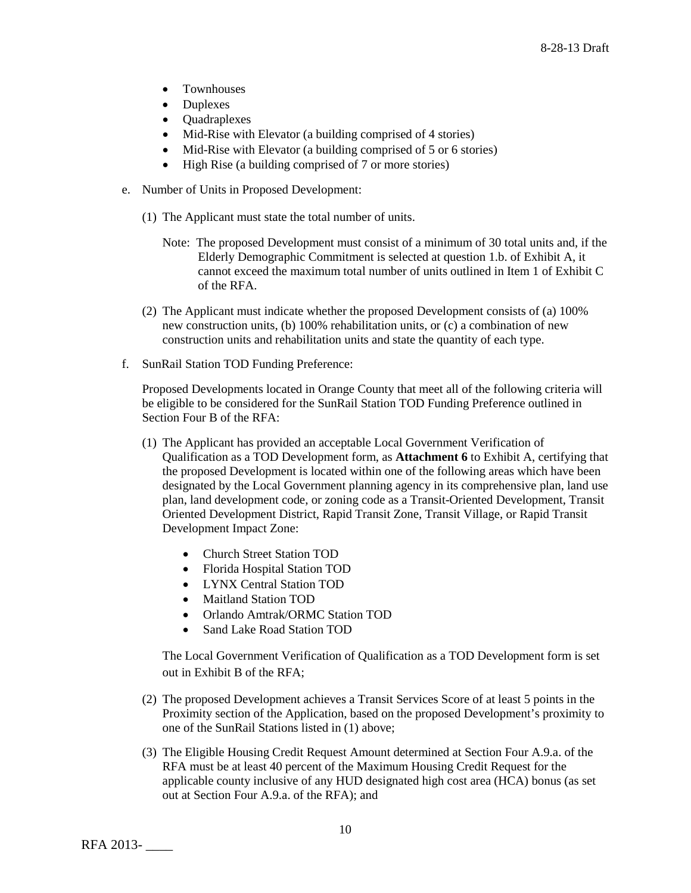- Townhouses
- Duplexes
- Quadraplexes
- Mid-Rise with Elevator (a building comprised of 4 stories)
- Mid-Rise with Elevator (a building comprised of 5 or 6 stories)
- High Rise (a building comprised of 7 or more stories)

e. Number of Units in Proposed Development:

(1) The Applicant must state the total number of units.

Note: The proposed Development must consist of a minimum of 30 total units and, if the Elderly Demographic Commitment is selected at question 1.b. of Exhibit A, it cannot exceed the maximum total number of units outlined in Item 1 of Exhibit C of the RFA.

(2) The Applicant must indicate whether the proposed Development consists of (a) 100% new construction units, (b) 100% rehabilitation units, or (c) a combination of new construction units and rehabilitation units and state the quantity of each type.

f. SunRail Station TOD Funding Preference:

Proposed Developments located in Orange County that meet all of the following criteria will be eligible to be considered for the SunRail Station TOD Funding Preference outlined in Section Four B of the RFA:

(1) The Applicant has provided an acceptable Local Government Verification of Qualification as a TOD Development form, as **Attachment 6** to Exhibit A, certifying that the proposed Development is located within one of the following areas which have been designated by the Local Government planning agency in its comprehensive plan, land use plan, land development code, or zoning code as a Transit-Oriented Development, Transit Oriented Development District, Rapid Transit Zone, Transit Village, or Rapid Transit Development Impact Zone:

- Church Street Station TOD
- Florida Hospital Station TOD
- LYNX Central Station TOD
- Maitland Station TOD
- Orlando Amtrak/ORMC Station TOD
- Sand Lake Road Station TOD

The Local Government Verification of Qualification as a TOD Development form is set out in Exhibit B of the RFA;

(2) The proposed Development achieves a Transit Services Score of at least 5 points in the Proximity section of the Application, based on the proposed Development's proximity to one of the SunRail Stations listed in (1) above;

(3) The Eligible Housing Credit Request Amount determined at Section Four A.9.a. of the RFA must be at least 40 percent of the Maximum Housing Credit Request for the applicable county inclusive of any HUD designated high cost area (HCA) bonus (as set out at Section Four A.9.a. of the RFA); and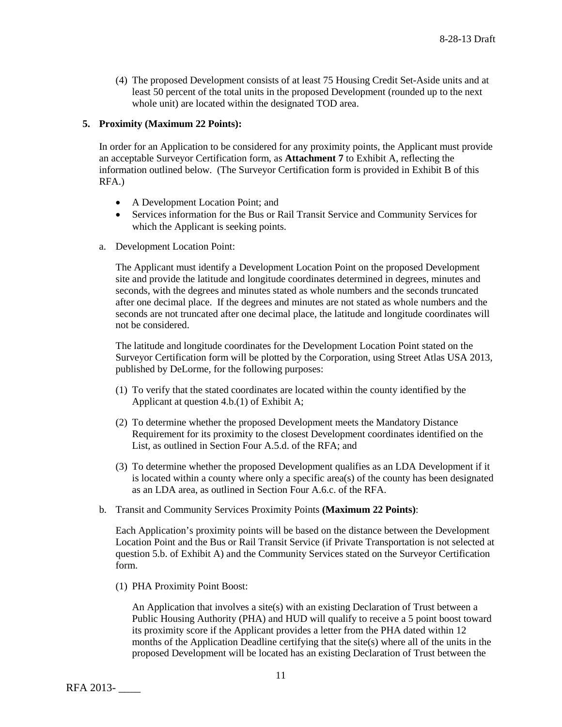(4) The proposed Development consists of at least 75 Housing Credit Set-Aside units and at least 50 percent of the total units in the proposed Development (rounded up to the next whole unit) are located within the designated TOD area.

**5. Proximity (Maximum 22 Points):**

In order for an Application to be considered for any proximity points, the Applicant must provide an acceptable Surveyor Certification form, as **Attachment 7** to Exhibit A, reflecting the information outlined below. (The Surveyor Certification form is provided in Exhibit B of this RFA.)

- A Development Location Point; and
- Services information for the Bus or Rail Transit Service and Community Services for which the Applicant is seeking points.

a. Development Location Point:

The Applicant must identify a Development Location Point on the proposed Development site and provide the latitude and longitude coordinates determined in degrees, minutes and seconds, with the degrees and minutes stated as whole numbers and the seconds truncated after one decimal place. If the degrees and minutes are not stated as whole numbers and the seconds are not truncated after one decimal place, the latitude and longitude coordinates will not be considered.

The latitude and longitude coordinates for the Development Location Point stated on the Surveyor Certification form will be plotted by the Corporation, using Street Atlas USA 2013, published by DeLorme, for the following purposes:

(1) To verify that the stated coordinates are located within the county identified by the Applicant at question 4.b.(1) of Exhibit A;

(2) To determine whether the proposed Development meets the Mandatory Distance Requirement for its proximity to the closest Development coordinates identified on the List, as outlined in Section Four A.5.d. of the RFA; and

(3) To determine whether the proposed Development qualifies as an LDA Development if it is located within a county where only a specific area(s) of the county has been designated as an LDA area, as outlined in Section Four A.6.c. of the RFA.

b. Transit and Community Services Proximity Points **(Maximum 22 Points)**:

Each Application's proximity points will be based on the distance between the Development Location Point and the Bus or Rail Transit Service (if Private Transportation is not selected at question 5.b. of Exhibit A) and the Community Services stated on the Surveyor Certification form.

(1) PHA Proximity Point Boost:

An Application that involves a site(s) with an existing Declaration of Trust between a Public Housing Authority (PHA) and HUD will qualify to receive a 5 point boost toward its proximity score if the Applicant provides a letter from the PHA dated within 12 months of the Application Deadline certifying that the site(s) where all of the units in the proposed Development will be located has an existing Declaration of Trust between the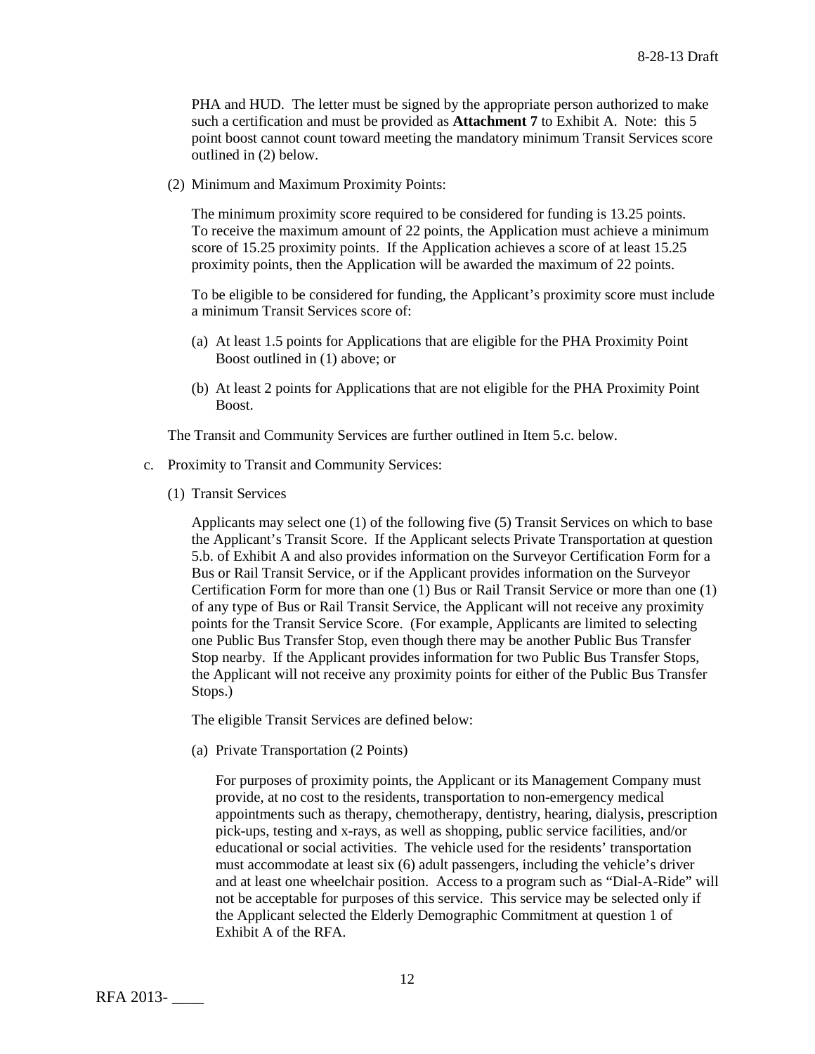PHA and HUD. The letter must be signed by the appropriate person authorized to make such a certification and must be provided as **Attachment 7** to Exhibit A. Note: this 5 point boost cannot count toward meeting the mandatory minimum Transit Services score outlined in (2) below.

(2) Minimum and Maximum Proximity Points:

The minimum proximity score required to be considered for funding is 13.25 points. To receive the maximum amount of 22 points, the Application must achieve a minimum score of 15.25 proximity points. If the Application achieves a score of at least 15.25 proximity points, then the Application will be awarded the maximum of 22 points.

To be eligible to be considered for funding, the Applicant's proximity score must include a minimum Transit Services score of:

(a) At least 1.5 points for Applications that are eligible for the PHA Proximity Point Boost outlined in (1) above; or

(b) At least 2 points for Applications that are not eligible for the PHA Proximity Point Boost.

The Transit and Community Services are further outlined in Item 5.c. below.

c. Proximity to Transit and Community Services:

(1) Transit Services

Applicants may select one (1) of the following five (5) Transit Services on which to base the Applicant's Transit Score. If the Applicant selects Private Transportation at question 5.b. of Exhibit A and also provides information on the Surveyor Certification Form for a Bus or Rail Transit Service, or if the Applicant provides information on the Surveyor Certification Form for more than one (1) Bus or Rail Transit Service or more than one (1) of any type of Bus or Rail Transit Service, the Applicant will not receive any proximity points for the Transit Service Score. (For example, Applicants are limited to selecting one Public Bus Transfer Stop, even though there may be another Public Bus Transfer Stop nearby. If the Applicant provides information for two Public Bus Transfer Stops, the Applicant will not receive any proximity points for either of the Public Bus Transfer Stops.)

The eligible Transit Services are defined below:

(a) Private Transportation (2 Points)

For purposes of proximity points, the Applicant or its Management Company must provide, at no cost to the residents, transportation to non-emergency medical appointments such as therapy, chemotherapy, dentistry, hearing, dialysis, prescription pick-ups, testing and x-rays, as well as shopping, public service facilities, and/or educational or social activities. The vehicle used for the residents' transportation must accommodate at least six (6) adult passengers, including the vehicle's driver and at least one wheelchair position. Access to a program such as "Dial-A-Ride" will not be acceptable for purposes of this service. This service may be selected only if the Applicant selected the Elderly Demographic Commitment at question 1 of Exhibit A of the RFA.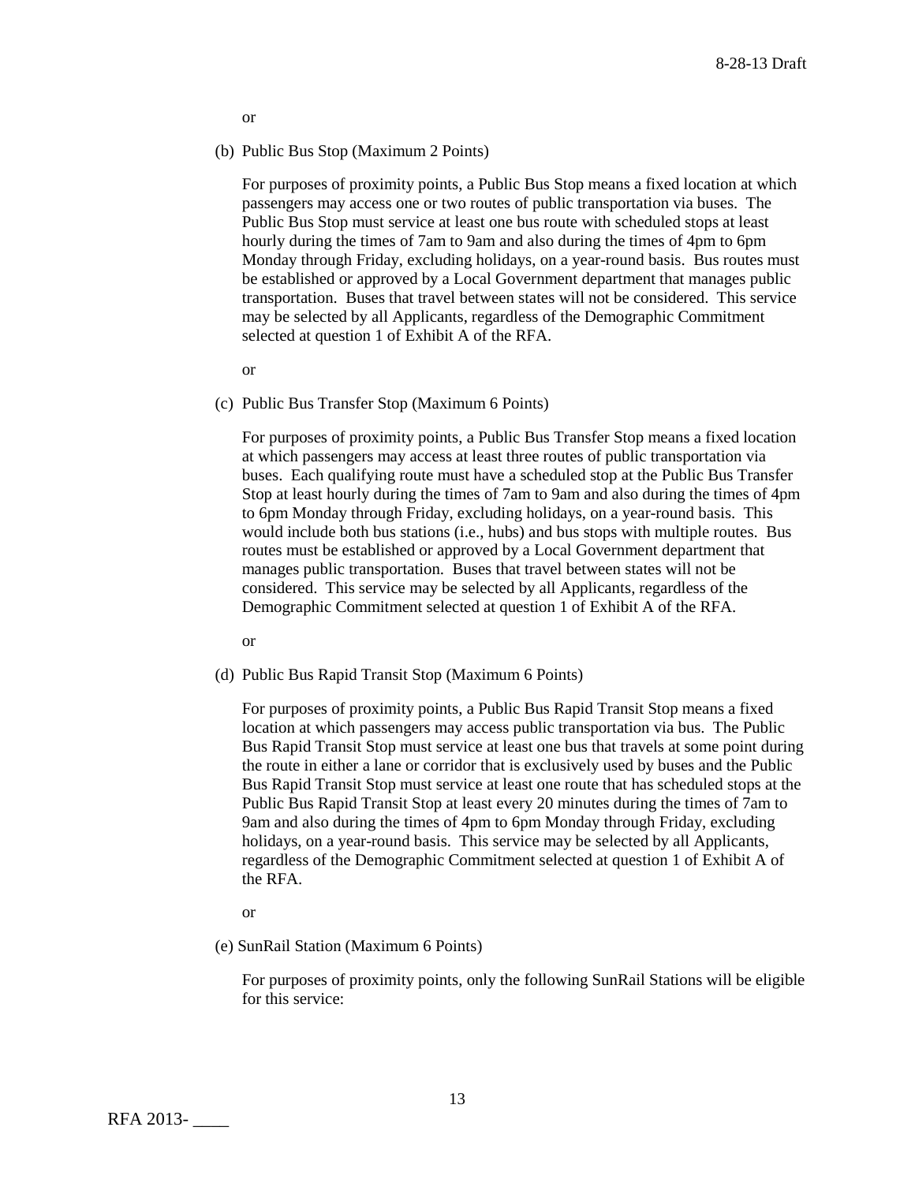or

(b) Public Bus Stop (Maximum 2 Points)

For purposes of proximity points, a Public Bus Stop means a fixed location at which passengers may access one or two routes of public transportation via buses. The Public Bus Stop must service at least one bus route with scheduled stops at least hourly during the times of 7am to 9am and also during the times of 4pm to 6pm Monday through Friday, excluding holidays, on a year-round basis. Bus routes must be established or approved by a Local Government department that manages public transportation. Buses that travel between states will not be considered. This service may be selected by all Applicants, regardless of the Demographic Commitment selected at question 1 of Exhibit A of the RFA.

or

(c) Public Bus Transfer Stop (Maximum 6 Points)

For purposes of proximity points, a Public Bus Transfer Stop means a fixed location at which passengers may access at least three routes of public transportation via buses. Each qualifying route must have a scheduled stop at the Public Bus Transfer Stop at least hourly during the times of 7am to 9am and also during the times of 4pm to 6pm Monday through Friday, excluding holidays, on a year-round basis. This would include both bus stations (i.e., hubs) and bus stops with multiple routes. Bus routes must be established or approved by a Local Government department that manages public transportation. Buses that travel between states will not be considered. This service may be selected by all Applicants, regardless of the Demographic Commitment selected at question 1 of Exhibit A of the RFA.

or

(d) Public Bus Rapid Transit Stop (Maximum 6 Points)

For purposes of proximity points, a Public Bus Rapid Transit Stop means a fixed location at which passengers may access public transportation via bus. The Public Bus Rapid Transit Stop must service at least one bus that travels at some point during the route in either a lane or corridor that is exclusively used by buses and the Public Bus Rapid Transit Stop must service at least one route that has scheduled stops at the Public Bus Rapid Transit Stop at least every 20 minutes during the times of 7am to 9am and also during the times of 4pm to 6pm Monday through Friday, excluding holidays, on a year-round basis. This service may be selected by all Applicants, regardless of the Demographic Commitment selected at question 1 of Exhibit A of the RFA.

or

(e) SunRail Station (Maximum 6 Points)

For purposes of proximity points, only the following SunRail Stations will be eligible for this service: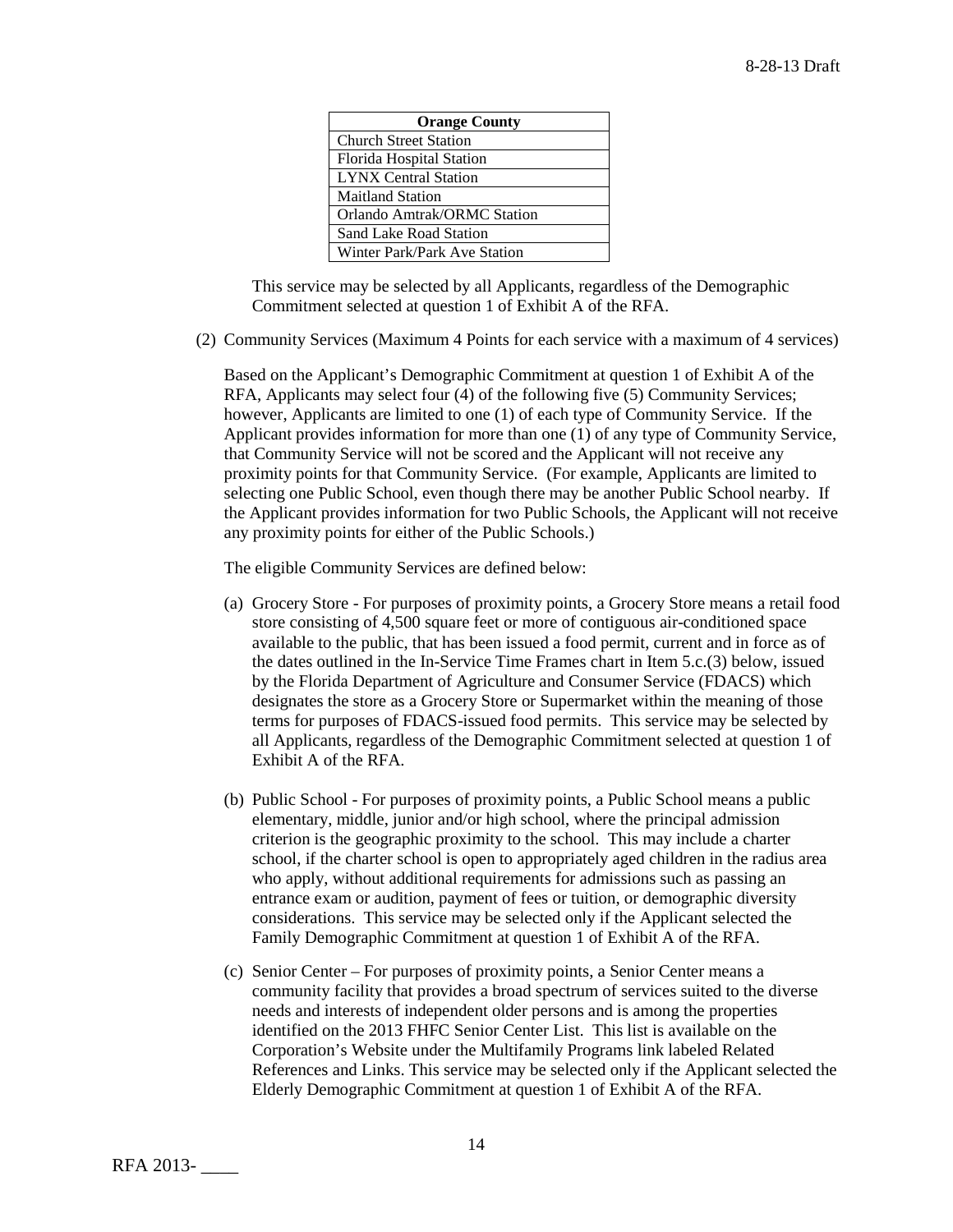| Orange County |
| --- |
| Church Street Station |
| Florida Hospital Station |
| LYNX Central Station |
| Maitland Station |
| Orlando Amtrak/ORMC Station |
| Sand Lake Road Station |
| Winter Park/Park Ave Station |

This service may be selected by all Applicants, regardless of the Demographic Commitment selected at question 1 of Exhibit A of the RFA.

(2) Community Services (Maximum 4 Points for each service with a maximum of 4 services)

Based on the Applicant's Demographic Commitment at question 1 of Exhibit A of the RFA, Applicants may select four (4) of the following five (5) Community Services; however, Applicants are limited to one (1) of each type of Community Service. If the Applicant provides information for more than one (1) of any type of Community Service, that Community Service will not be scored and the Applicant will not receive any proximity points for that Community Service. (For example, Applicants are limited to selecting one Public School, even though there may be another Public School nearby. If the Applicant provides information for two Public Schools, the Applicant will not receive any proximity points for either of the Public Schools.)

The eligible Community Services are defined below:

(a) Grocery Store - For purposes of proximity points, a Grocery Store means a retail food store consisting of 4,500 square feet or more of contiguous air-conditioned space available to the public, that has been issued a food permit, current and in force as of the dates outlined in the In-Service Time Frames chart in Item 5.c.(3) below, issued by the Florida Department of Agriculture and Consumer Service (FDACS) which designates the store as a Grocery Store or Supermarket within the meaning of those terms for purposes of FDACS-issued food permits. This service may be selected by all Applicants, regardless of the Demographic Commitment selected at question 1 of Exhibit A of the RFA.

(b) Public School - For purposes of proximity points, a Public School means a public elementary, middle, junior and/or high school, where the principal admission criterion is the geographic proximity to the school. This may include a charter school, if the charter school is open to appropriately aged children in the radius area who apply, without additional requirements for admissions such as passing an entrance exam or audition, payment of fees or tuition, or demographic diversity considerations. This service may be selected only if the Applicant selected the Family Demographic Commitment at question 1 of Exhibit A of the RFA.

(c) Senior Center – For purposes of proximity points, a Senior Center means a community facility that provides a broad spectrum of services suited to the diverse needs and interests of independent older persons and is among the properties identified on the 2013 FHFC Senior Center List. This list is available on the Corporation's Website under the Multifamily Programs link labeled Related References and Links. This service may be selected only if the Applicant selected the Elderly Demographic Commitment at question 1 of Exhibit A of the RFA.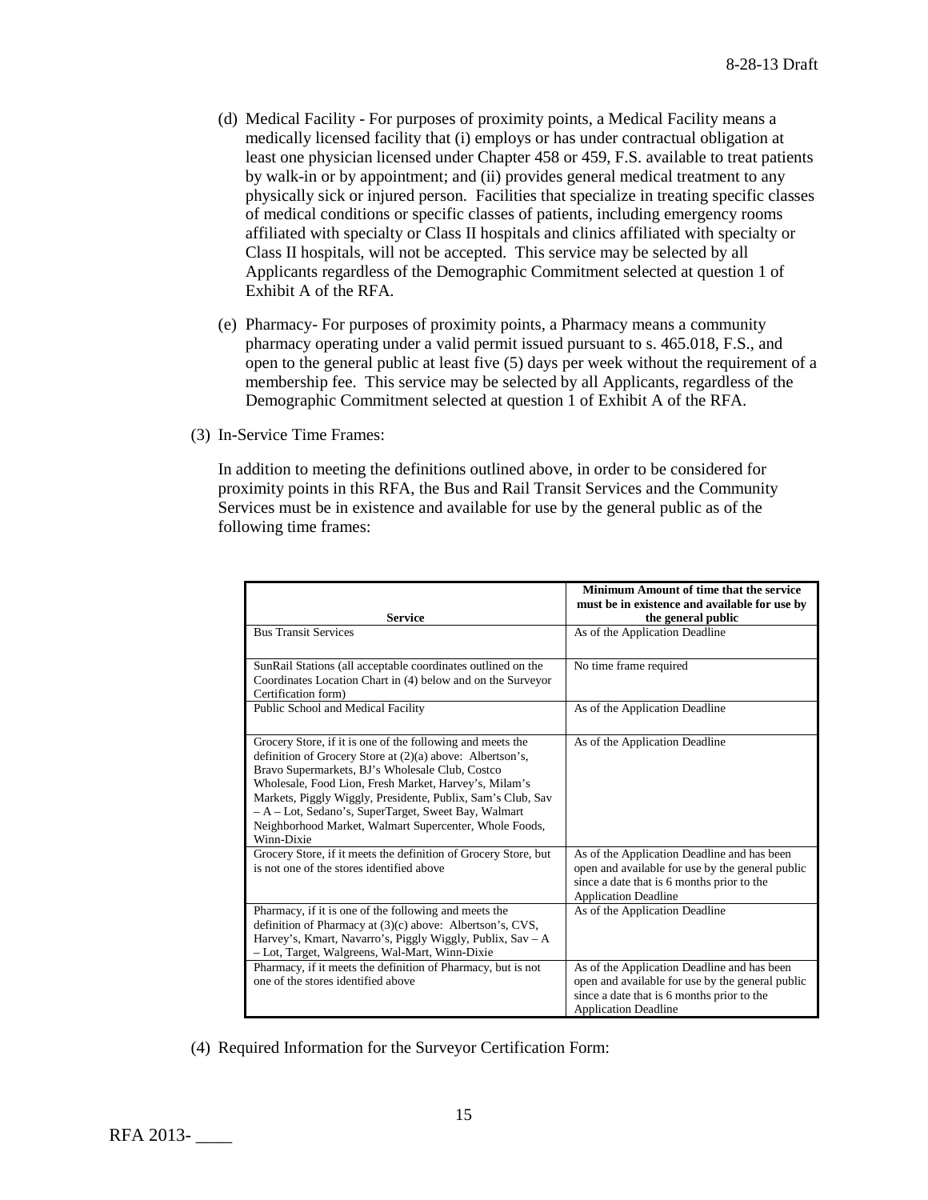(d) Medical Facility - For purposes of proximity points, a Medical Facility means a medically licensed facility that (i) employs or has under contractual obligation at least one physician licensed under Chapter 458 or 459, F.S. available to treat patients by walk-in or by appointment; and (ii) provides general medical treatment to any physically sick or injured person. Facilities that specialize in treating specific classes of medical conditions or specific classes of patients, including emergency rooms affiliated with specialty or Class II hospitals and clinics affiliated with specialty or Class II hospitals, will not be accepted. This service may be selected by all Applicants regardless of the Demographic Commitment selected at question 1 of Exhibit A of the RFA.

(e) Pharmacy- For purposes of proximity points, a Pharmacy means a community pharmacy operating under a valid permit issued pursuant to s. 465.018, F.S., and open to the general public at least five (5) days per week without the requirement of a membership fee. This service may be selected by all Applicants, regardless of the Demographic Commitment selected at question 1 of Exhibit A of the RFA.

(3) In-Service Time Frames:

In addition to meeting the definitions outlined above, in order to be considered for proximity points in this RFA, the Bus and Rail Transit Services and the Community Services must be in existence and available for use by the general public as of the following time frames:

| Service | Minimum Amount of time that the service must be in existence and available for use by the general public |
|---|---|
| Bus Transit Services | As of the Application Deadline |
| SunRail Stations (all acceptable coordinates outlined on the Coordinates Location Chart in (4) below and on the Surveyor Certification form) | No time frame required |
| Public School and Medical Facility | As of the Application Deadline |
| Grocery Store, if it is one of the following and meets the definition of Grocery Store at (2)(a) above: Albertson's, Bravo Supermarkets, BJ's Wholesale Club, Costco Wholesale, Food Lion, Fresh Market, Harvey's, Milam's Markets, Piggly Wiggly, Presidente, Publix, Sam's Club, Sav – A – Lot, Sedano's, SuperTarget, Sweet Bay, Walmart Neighborhood Market, Walmart Supercenter, Whole Foods, Winn-Dixie | As of the Application Deadline |
| Grocery Store, if it meets the definition of Grocery Store, but is not one of the stores identified above | As of the Application Deadline and has been open and available for use by the general public since a date that is 6 months prior to the Application Deadline |
| Pharmacy, if it is one of the following and meets the definition of Pharmacy at (3)(c) above: Albertson's, CVS, Harvey's, Kmart, Navarro's, Piggly Wiggly, Publix, Sav – A – Lot, Target, Walgreens, Wal-Mart, Winn-Dixie | As of the Application Deadline |
| Pharmacy, if it meets the definition of Pharmacy, but is not one of the stores identified above | As of the Application Deadline and has been open and available for use by the general public since a date that is 6 months prior to the Application Deadline |

(4) Required Information for the Surveyor Certification Form: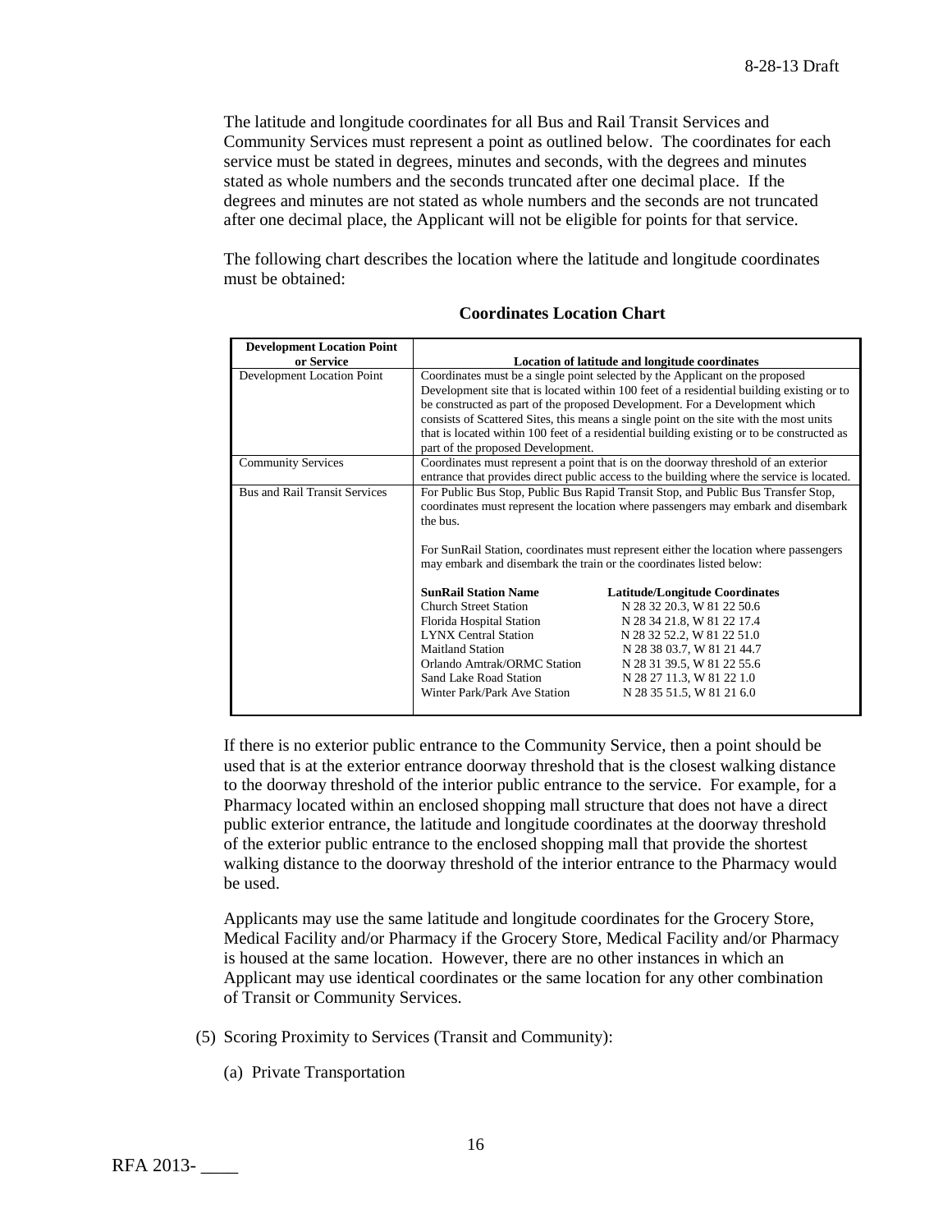The latitude and longitude coordinates for all Bus and Rail Transit Services and Community Services must represent a point as outlined below. The coordinates for each service must be stated in degrees, minutes and seconds, with the degrees and minutes stated as whole numbers and the seconds truncated after one decimal place. If the degrees and minutes are not stated as whole numbers and the seconds are not truncated after one decimal place, the Applicant will not be eligible for points for that service.

The following chart describes the location where the latitude and longitude coordinates must be obtained:

**Coordinates Location Chart**

| Development Location Point or Service | Location of latitude and longitude coordinates |
|---|---|
| Development Location Point | Coordinates must be a single point selected by the Applicant on the proposed Development site that is located within 100 feet of a residential building existing or to be constructed as part of the proposed Development. For a Development which consists of Scattered Sites, this means a single point on the site with the most units that is located within 100 feet of a residential building existing or to be constructed as part of the proposed Development. |
| Community Services | Coordinates must represent a point that is on the doorway threshold of an exterior entrance that provides direct public access to the building where the service is located. |
| Bus and Rail Transit Services | For Public Bus Stop, Public Bus Rapid Transit Stop, and Public Bus Transfer Stop, coordinates must represent the location where passengers may embark and disembark the bus.<br><br>For SunRail Station, coordinates must represent either the location where passengers may embark and disembark the train or the coordinates listed below:<br><br>**SunRail Station Name** — **Latitude/Longitude Coordinates**<br>Church Street Station — N 28 32 20.3, W 81 22 50.6<br>Florida Hospital Station — N 28 34 21.8, W 81 22 17.4<br>LYNX Central Station — N 28 32 52.2, W 81 22 51.0<br>Maitland Station — N 28 38 03.7, W 81 21 44.7<br>Orlando Amtrak/ORMC Station — N 28 31 39.5, W 81 22 55.6<br>Sand Lake Road Station — N 28 27 11.3, W 81 22 1.0<br>Winter Park/Park Ave Station — N 28 35 51.5, W 81 21 6.0 |

If there is no exterior public entrance to the Community Service, then a point should be used that is at the exterior entrance doorway threshold that is the closest walking distance to the doorway threshold of the interior public entrance to the service. For example, for a Pharmacy located within an enclosed shopping mall structure that does not have a direct public exterior entrance, the latitude and longitude coordinates at the doorway threshold of the exterior public entrance to the enclosed shopping mall that provide the shortest walking distance to the doorway threshold of the interior entrance to the Pharmacy would be used.

Applicants may use the same latitude and longitude coordinates for the Grocery Store, Medical Facility and/or Pharmacy if the Grocery Store, Medical Facility and/or Pharmacy is housed at the same location. However, there are no other instances in which an Applicant may use identical coordinates or the same location for any other combination of Transit or Community Services.

(5) Scoring Proximity to Services (Transit and Community):

(a) Private Transportation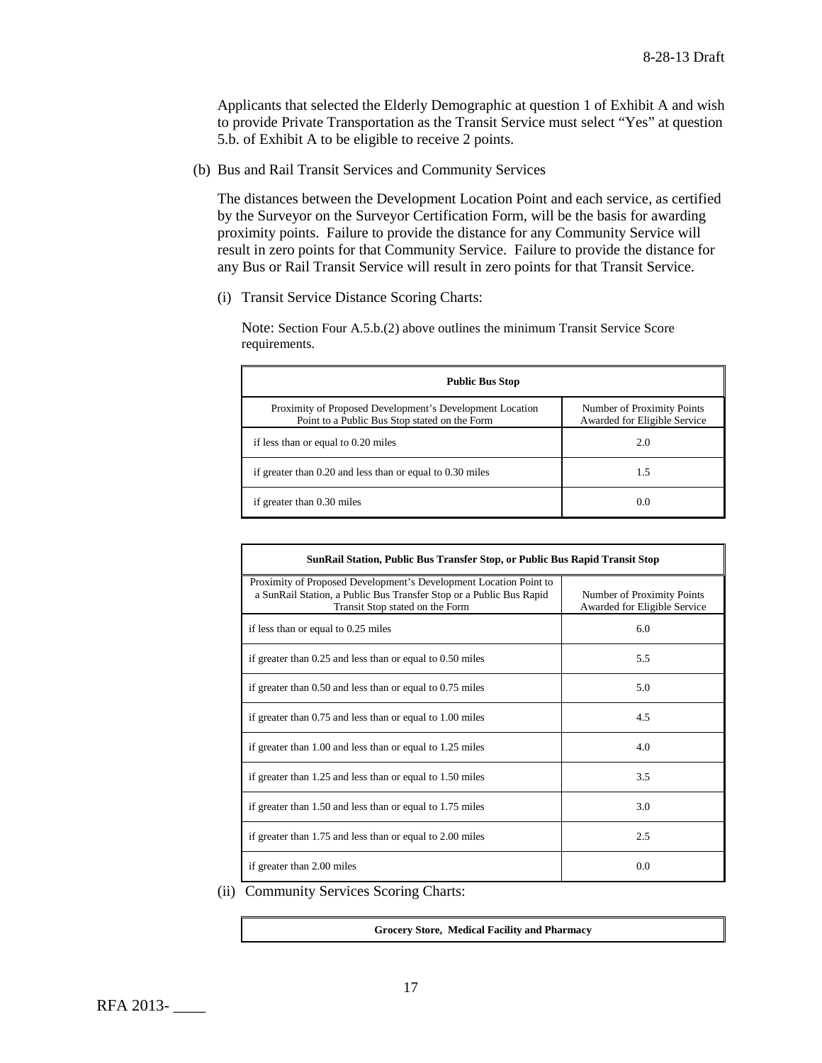Applicants that selected the Elderly Demographic at question 1 of Exhibit A and wish to provide Private Transportation as the Transit Service must select "Yes" at question 5.b. of Exhibit A to be eligible to receive 2 points.

(b) Bus and Rail Transit Services and Community Services

The distances between the Development Location Point and each service, as certified by the Surveyor on the Surveyor Certification Form, will be the basis for awarding proximity points. Failure to provide the distance for any Community Service will result in zero points for that Community Service. Failure to provide the distance for any Bus or Rail Transit Service will result in zero points for that Transit Service.

(i) Transit Service Distance Scoring Charts:

Note: Section Four A.5.b.(2) above outlines the minimum Transit Service Score requirements.

| **Public Bus Stop** | |
|---|---|
| Proximity of Proposed Development's Development Location Point to a Public Bus Stop stated on the Form | Number of Proximity Points Awarded for Eligible Service |
| if less than or equal to 0.20 miles | 2.0 |
| if greater than 0.20 and less than or equal to 0.30 miles | 1.5 |
| if greater than 0.30 miles | 0.0 |

| **SunRail Station, Public Bus Transfer Stop, or Public Bus Rapid Transit Stop** | |
|---|---|
| Proximity of Proposed Development's Development Location Point to a SunRail Station, a Public Bus Transfer Stop or a Public Bus Rapid Transit Stop stated on the Form | Number of Proximity Points Awarded for Eligible Service |
| if less than or equal to 0.25 miles | 6.0 |
| if greater than 0.25 and less than or equal to 0.50 miles | 5.5 |
| if greater than 0.50 and less than or equal to 0.75 miles | 5.0 |
| if greater than 0.75 and less than or equal to 1.00 miles | 4.5 |
| if greater than 1.00 and less than or equal to 1.25 miles | 4.0 |
| if greater than 1.25 and less than or equal to 1.50 miles | 3.5 |
| if greater than 1.50 and less than or equal to 1.75 miles | 3.0 |
| if greater than 1.75 and less than or equal to 2.00 miles | 2.5 |
| if greater than 2.00 miles | 0.0 |

(ii) Community Services Scoring Charts:

| **Grocery Store, Medical Facility and Pharmacy** |
|---|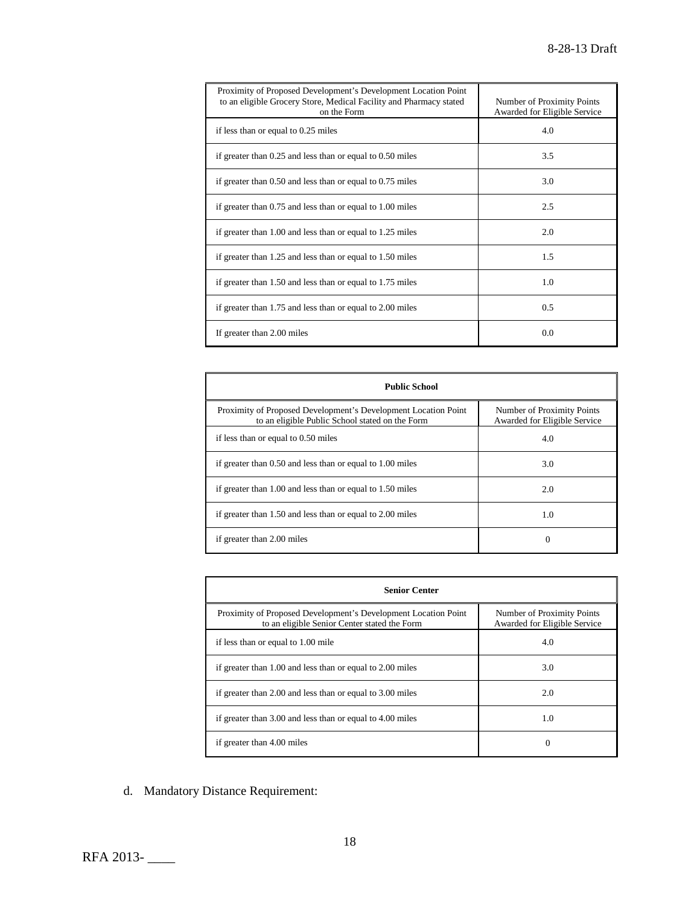| Proximity of Proposed Development's Development Location Point to an eligible Grocery Store, Medical Facility and Pharmacy stated on the Form | Number of Proximity Points Awarded for Eligible Service |
|---|---|
| if less than or equal to 0.25 miles | 4.0 |
| if greater than 0.25 and less than or equal to 0.50 miles | 3.5 |
| if greater than 0.50 and less than or equal to 0.75 miles | 3.0 |
| if greater than 0.75 and less than or equal to 1.00 miles | 2.5 |
| if greater than 1.00 and less than or equal to 1.25 miles | 2.0 |
| if greater than 1.25 and less than or equal to 1.50 miles | 1.5 |
| if greater than 1.50 and less than or equal to 1.75 miles | 1.0 |
| if greater than 1.75 and less than or equal to 2.00 miles | 0.5 |
| If greater than 2.00 miles | 0.0 |

| **Public School** | |
|---|---|
| Proximity of Proposed Development's Development Location Point to an eligible Public School stated on the Form | Number of Proximity Points Awarded for Eligible Service |
| if less than or equal to 0.50 miles | 4.0 |
| if greater than 0.50 and less than or equal to 1.00 miles | 3.0 |
| if greater than 1.00 and less than or equal to 1.50 miles | 2.0 |
| if greater than 1.50 and less than or equal to 2.00 miles | 1.0 |
| if greater than 2.00 miles | 0 |

| **Senior Center** | |
|---|---|
| Proximity of Proposed Development's Development Location Point to an eligible Senior Center stated the Form | Number of Proximity Points Awarded for Eligible Service |
| if less than or equal to 1.00 mile | 4.0 |
| if greater than 1.00 and less than or equal to 2.00 miles | 3.0 |
| if greater than 2.00 and less than or equal to 3.00 miles | 2.0 |
| if greater than 3.00 and less than or equal to 4.00 miles | 1.0 |
| if greater than 4.00 miles | 0 |

d. Mandatory Distance Requirement: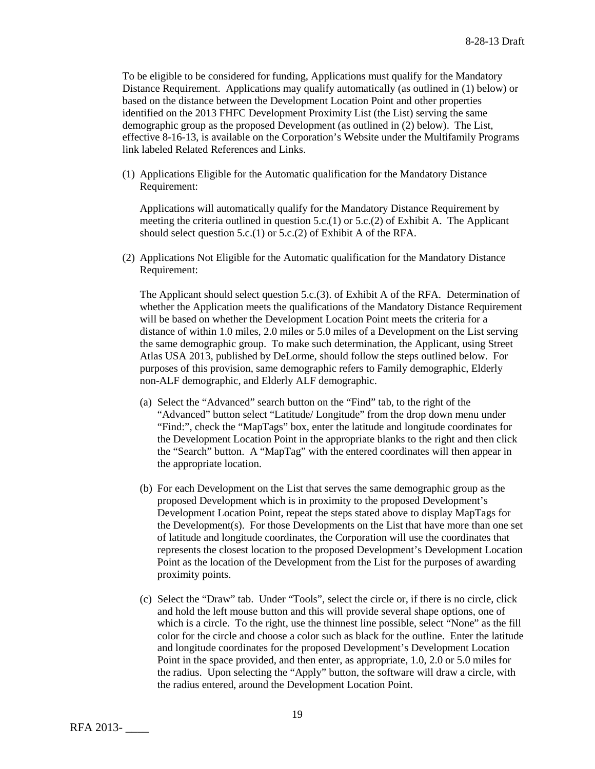To be eligible to be considered for funding, Applications must qualify for the Mandatory Distance Requirement. Applications may qualify automatically (as outlined in (1) below) or based on the distance between the Development Location Point and other properties identified on the 2013 FHFC Development Proximity List (the List) serving the same demographic group as the proposed Development (as outlined in (2) below). The List, effective 8-16-13, is available on the Corporation's Website under the Multifamily Programs link labeled Related References and Links.

(1) Applications Eligible for the Automatic qualification for the Mandatory Distance Requirement:

Applications will automatically qualify for the Mandatory Distance Requirement by meeting the criteria outlined in question 5.c.(1) or 5.c.(2) of Exhibit A. The Applicant should select question 5.c.(1) or 5.c.(2) of Exhibit A of the RFA.

(2) Applications Not Eligible for the Automatic qualification for the Mandatory Distance Requirement:

The Applicant should select question 5.c.(3). of Exhibit A of the RFA. Determination of whether the Application meets the qualifications of the Mandatory Distance Requirement will be based on whether the Development Location Point meets the criteria for a distance of within 1.0 miles, 2.0 miles or 5.0 miles of a Development on the List serving the same demographic group. To make such determination, the Applicant, using Street Atlas USA 2013, published by DeLorme, should follow the steps outlined below. For purposes of this provision, same demographic refers to Family demographic, Elderly non-ALF demographic, and Elderly ALF demographic.

(a) Select the "Advanced" search button on the "Find" tab, to the right of the "Advanced" button select "Latitude/ Longitude" from the drop down menu under "Find:", check the "MapTags" box, enter the latitude and longitude coordinates for the Development Location Point in the appropriate blanks to the right and then click the "Search" button. A "MapTag" with the entered coordinates will then appear in the appropriate location.

(b) For each Development on the List that serves the same demographic group as the proposed Development which is in proximity to the proposed Development's Development Location Point, repeat the steps stated above to display MapTags for the Development(s). For those Developments on the List that have more than one set of latitude and longitude coordinates, the Corporation will use the coordinates that represents the closest location to the proposed Development's Development Location Point as the location of the Development from the List for the purposes of awarding proximity points.

(c) Select the "Draw" tab. Under "Tools", select the circle or, if there is no circle, click and hold the left mouse button and this will provide several shape options, one of which is a circle. To the right, use the thinnest line possible, select "None" as the fill color for the circle and choose a color such as black for the outline. Enter the latitude and longitude coordinates for the proposed Development's Development Location Point in the space provided, and then enter, as appropriate, 1.0, 2.0 or 5.0 miles for the radius. Upon selecting the "Apply" button, the software will draw a circle, with the radius entered, around the Development Location Point.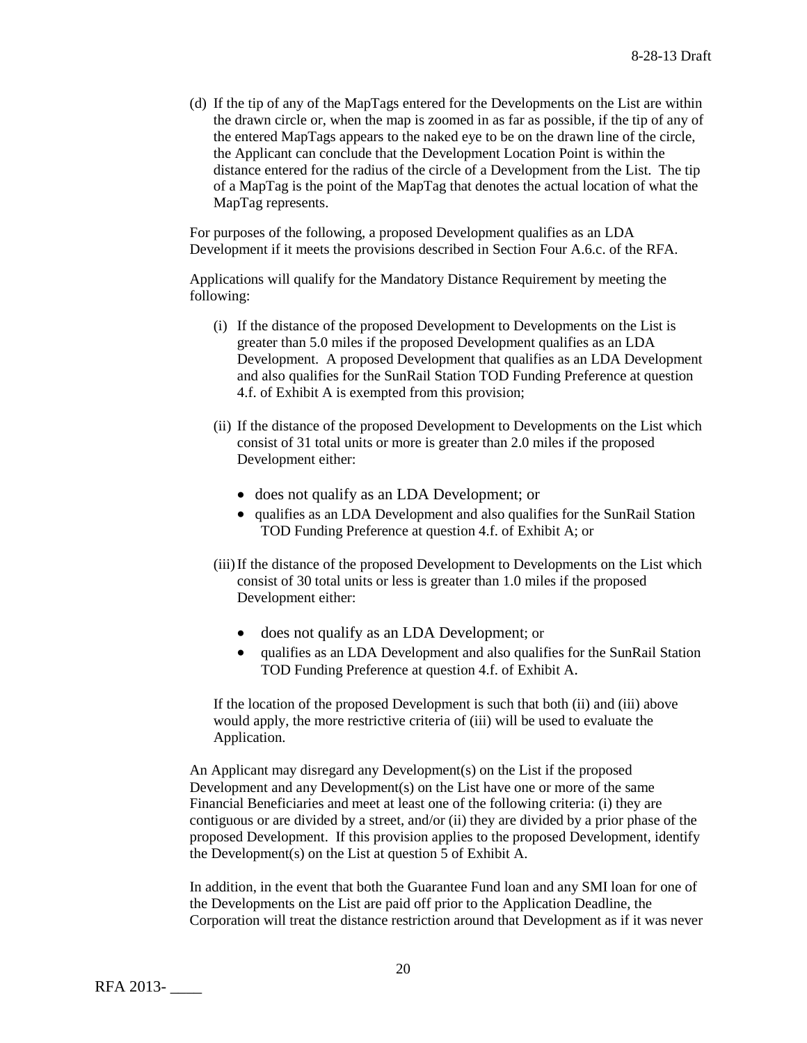(d) If the tip of any of the MapTags entered for the Developments on the List are within the drawn circle or, when the map is zoomed in as far as possible, if the tip of any of the entered MapTags appears to the naked eye to be on the drawn line of the circle, the Applicant can conclude that the Development Location Point is within the distance entered for the radius of the circle of a Development from the List. The tip of a MapTag is the point of the MapTag that denotes the actual location of what the MapTag represents.

For purposes of the following, a proposed Development qualifies as an LDA Development if it meets the provisions described in Section Four A.6.c. of the RFA.

Applications will qualify for the Mandatory Distance Requirement by meeting the following:

(i) If the distance of the proposed Development to Developments on the List is greater than 5.0 miles if the proposed Development qualifies as an LDA Development. A proposed Development that qualifies as an LDA Development and also qualifies for the SunRail Station TOD Funding Preference at question 4.f. of Exhibit A is exempted from this provision;

(ii) If the distance of the proposed Development to Developments on the List which consist of 31 total units or more is greater than 2.0 miles if the proposed Development either:

- does not qualify as an LDA Development; or
- qualifies as an LDA Development and also qualifies for the SunRail Station TOD Funding Preference at question 4.f. of Exhibit A; or

(iii) If the distance of the proposed Development to Developments on the List which consist of 30 total units or less is greater than 1.0 miles if the proposed Development either:

- does not qualify as an LDA Development; or
- qualifies as an LDA Development and also qualifies for the SunRail Station TOD Funding Preference at question 4.f. of Exhibit A.

If the location of the proposed Development is such that both (ii) and (iii) above would apply, the more restrictive criteria of (iii) will be used to evaluate the Application.

An Applicant may disregard any Development(s) on the List if the proposed Development and any Development(s) on the List have one or more of the same Financial Beneficiaries and meet at least one of the following criteria: (i) they are contiguous or are divided by a street, and/or (ii) they are divided by a prior phase of the proposed Development. If this provision applies to the proposed Development, identify the Development(s) on the List at question 5 of Exhibit A.

In addition, in the event that both the Guarantee Fund loan and any SMI loan for one of the Developments on the List are paid off prior to the Application Deadline, the Corporation will treat the distance restriction around that Development as if it was never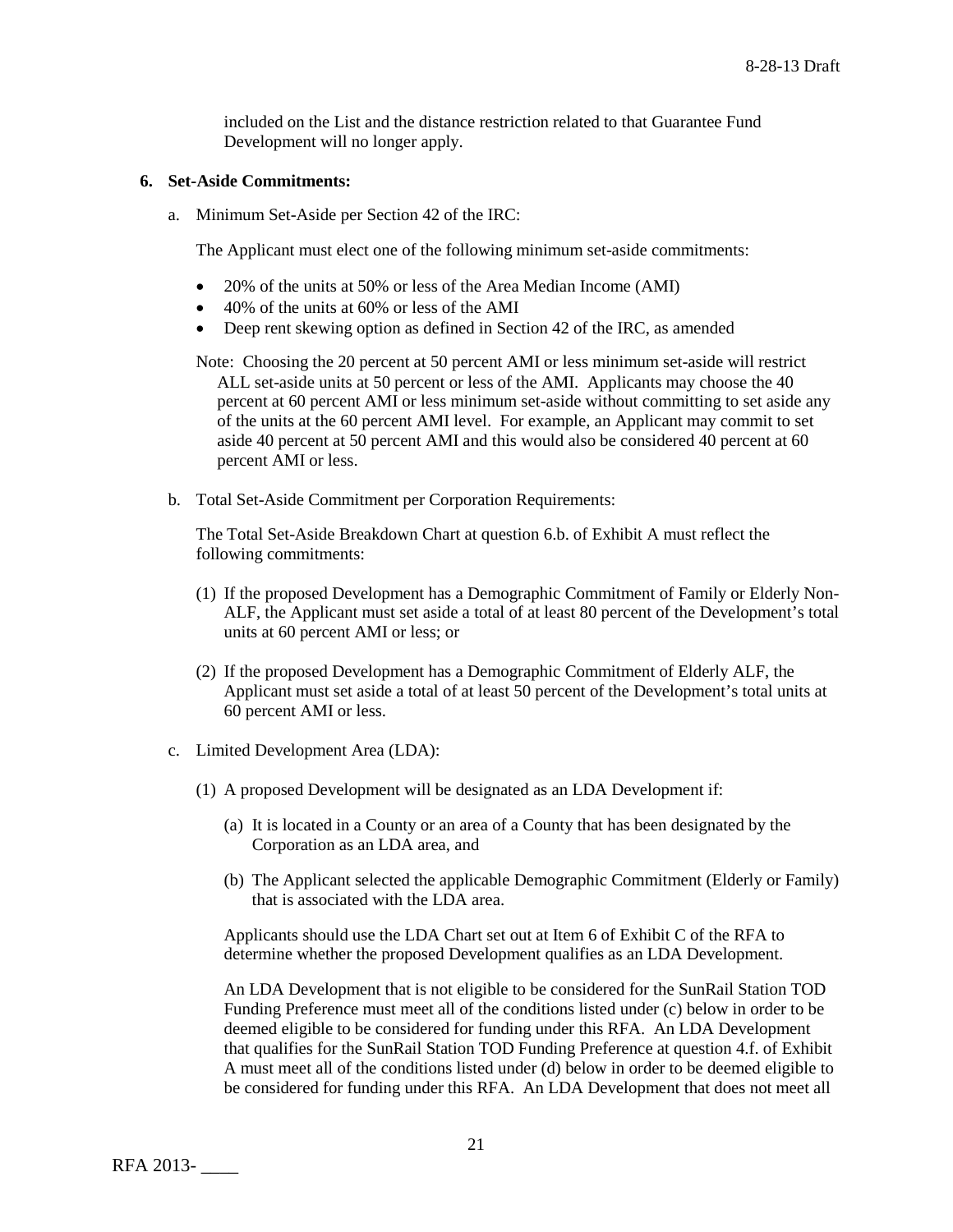included on the List and the distance restriction related to that Guarantee Fund Development will no longer apply.

**6. Set-Aside Commitments:**

a. Minimum Set-Aside per Section 42 of the IRC:

The Applicant must elect one of the following minimum set-aside commitments:

- 20% of the units at 50% or less of the Area Median Income (AMI)
- 40% of the units at 60% or less of the AMI
- Deep rent skewing option as defined in Section 42 of the IRC, as amended

Note: Choosing the 20 percent at 50 percent AMI or less minimum set-aside will restrict ALL set-aside units at 50 percent or less of the AMI. Applicants may choose the 40 percent at 60 percent AMI or less minimum set-aside without committing to set aside any of the units at the 60 percent AMI level. For example, an Applicant may commit to set aside 40 percent at 50 percent AMI and this would also be considered 40 percent at 60 percent AMI or less.

b. Total Set-Aside Commitment per Corporation Requirements:

The Total Set-Aside Breakdown Chart at question 6.b. of Exhibit A must reflect the following commitments:

(1) If the proposed Development has a Demographic Commitment of Family or Elderly Non-ALF, the Applicant must set aside a total of at least 80 percent of the Development's total units at 60 percent AMI or less; or

(2) If the proposed Development has a Demographic Commitment of Elderly ALF, the Applicant must set aside a total of at least 50 percent of the Development's total units at 60 percent AMI or less.

c. Limited Development Area (LDA):

(1) A proposed Development will be designated as an LDA Development if:

(a) It is located in a County or an area of a County that has been designated by the Corporation as an LDA area, and

(b) The Applicant selected the applicable Demographic Commitment (Elderly or Family) that is associated with the LDA area.

Applicants should use the LDA Chart set out at Item 6 of Exhibit C of the RFA to determine whether the proposed Development qualifies as an LDA Development.

An LDA Development that is not eligible to be considered for the SunRail Station TOD Funding Preference must meet all of the conditions listed under (c) below in order to be deemed eligible to be considered for funding under this RFA. An LDA Development that qualifies for the SunRail Station TOD Funding Preference at question 4.f. of Exhibit A must meet all of the conditions listed under (d) below in order to be deemed eligible to be considered for funding under this RFA. An LDA Development that does not meet all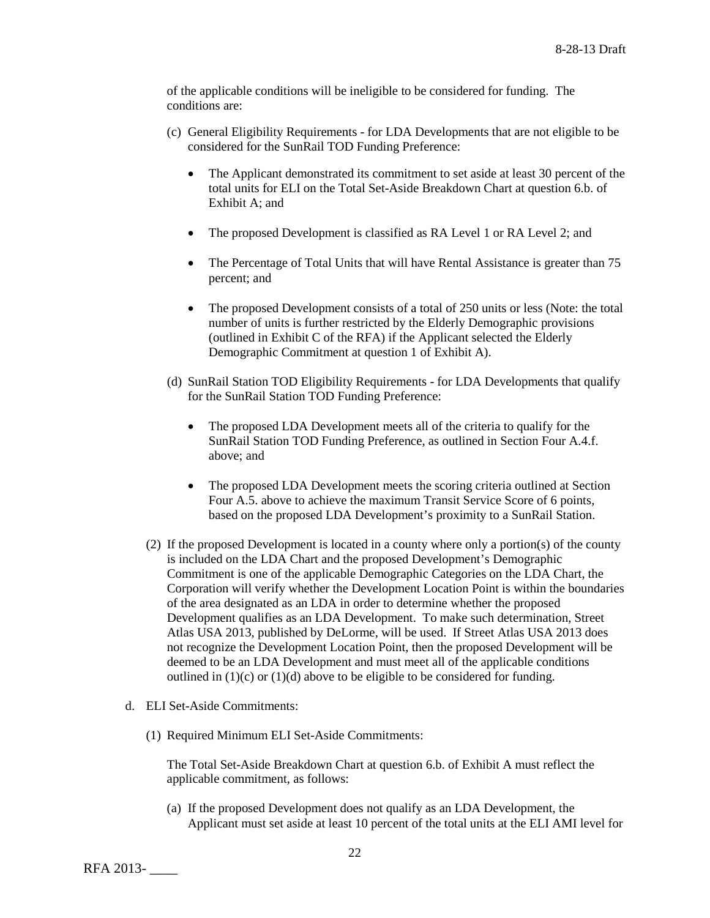of the applicable conditions will be ineligible to be considered for funding. The conditions are:

(c) General Eligibility Requirements - for LDA Developments that are not eligible to be considered for the SunRail TOD Funding Preference:

- The Applicant demonstrated its commitment to set aside at least 30 percent of the total units for ELI on the Total Set-Aside Breakdown Chart at question 6.b. of Exhibit A; and
- The proposed Development is classified as RA Level 1 or RA Level 2; and
- The Percentage of Total Units that will have Rental Assistance is greater than 75 percent; and
- The proposed Development consists of a total of 250 units or less (Note: the total number of units is further restricted by the Elderly Demographic provisions (outlined in Exhibit C of the RFA) if the Applicant selected the Elderly Demographic Commitment at question 1 of Exhibit A).

(d) SunRail Station TOD Eligibility Requirements - for LDA Developments that qualify for the SunRail Station TOD Funding Preference:

- The proposed LDA Development meets all of the criteria to qualify for the SunRail Station TOD Funding Preference, as outlined in Section Four A.4.f. above; and
- The proposed LDA Development meets the scoring criteria outlined at Section Four A.5. above to achieve the maximum Transit Service Score of 6 points, based on the proposed LDA Development's proximity to a SunRail Station.

(2) If the proposed Development is located in a county where only a portion(s) of the county is included on the LDA Chart and the proposed Development's Demographic Commitment is one of the applicable Demographic Categories on the LDA Chart, the Corporation will verify whether the Development Location Point is within the boundaries of the area designated as an LDA in order to determine whether the proposed Development qualifies as an LDA Development. To make such determination, Street Atlas USA 2013, published by DeLorme, will be used. If Street Atlas USA 2013 does not recognize the Development Location Point, then the proposed Development will be deemed to be an LDA Development and must meet all of the applicable conditions outlined in (1)(c) or (1)(d) above to be eligible to be considered for funding.

d. ELI Set-Aside Commitments:

(1) Required Minimum ELI Set-Aside Commitments:

The Total Set-Aside Breakdown Chart at question 6.b. of Exhibit A must reflect the applicable commitment, as follows:

(a) If the proposed Development does not qualify as an LDA Development, the Applicant must set aside at least 10 percent of the total units at the ELI AMI level for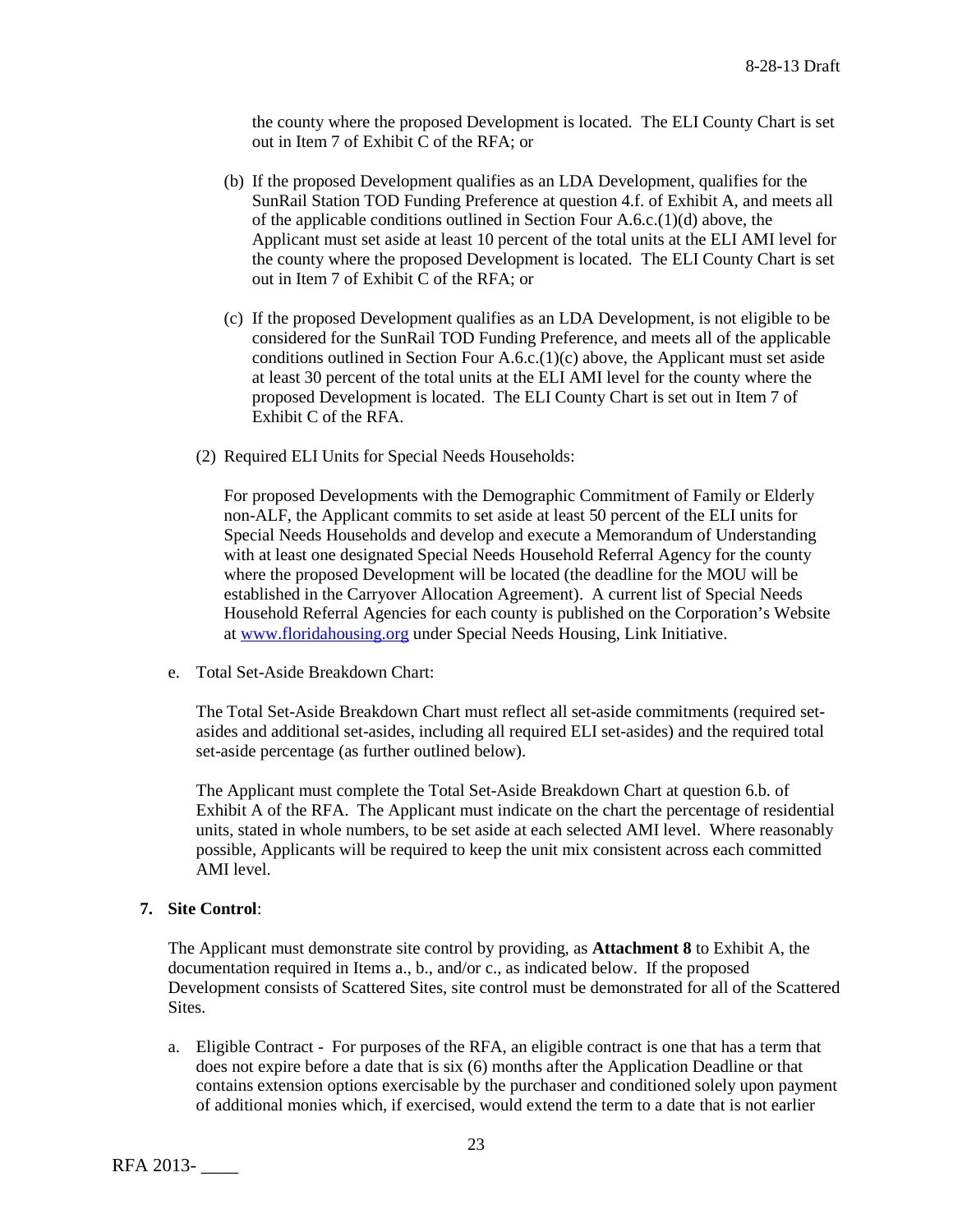the county where the proposed Development is located. The ELI County Chart is set out in Item 7 of Exhibit C of the RFA; or

(b) If the proposed Development qualifies as an LDA Development, qualifies for the SunRail Station TOD Funding Preference at question 4.f. of Exhibit A, and meets all of the applicable conditions outlined in Section Four A.6.c.(1)(d) above, the Applicant must set aside at least 10 percent of the total units at the ELI AMI level for the county where the proposed Development is located. The ELI County Chart is set out in Item 7 of Exhibit C of the RFA; or

(c) If the proposed Development qualifies as an LDA Development, is not eligible to be considered for the SunRail TOD Funding Preference, and meets all of the applicable conditions outlined in Section Four A.6.c.(1)(c) above, the Applicant must set aside at least 30 percent of the total units at the ELI AMI level for the county where the proposed Development is located. The ELI County Chart is set out in Item 7 of Exhibit C of the RFA.

(2) Required ELI Units for Special Needs Households:

For proposed Developments with the Demographic Commitment of Family or Elderly non-ALF, the Applicant commits to set aside at least 50 percent of the ELI units for Special Needs Households and develop and execute a Memorandum of Understanding with at least one designated Special Needs Household Referral Agency for the county where the proposed Development will be located (the deadline for the MOU will be established in the Carryover Allocation Agreement). A current list of Special Needs Household Referral Agencies for each county is published on the Corporation's Website at www.floridahousing.org under Special Needs Housing, Link Initiative.

e. Total Set-Aside Breakdown Chart:

The Total Set-Aside Breakdown Chart must reflect all set-aside commitments (required set-asides and additional set-asides, including all required ELI set-asides) and the required total set-aside percentage (as further outlined below).

The Applicant must complete the Total Set-Aside Breakdown Chart at question 6.b. of Exhibit A of the RFA. The Applicant must indicate on the chart the percentage of residential units, stated in whole numbers, to be set aside at each selected AMI level. Where reasonably possible, Applicants will be required to keep the unit mix consistent across each committed AMI level.

**7. Site Control**:

The Applicant must demonstrate site control by providing, as **Attachment 8** to Exhibit A, the documentation required in Items a., b., and/or c., as indicated below. If the proposed Development consists of Scattered Sites, site control must be demonstrated for all of the Scattered Sites.

a. Eligible Contract - For purposes of the RFA, an eligible contract is one that has a term that does not expire before a date that is six (6) months after the Application Deadline or that contains extension options exercisable by the purchaser and conditioned solely upon payment of additional monies which, if exercised, would extend the term to a date that is not earlier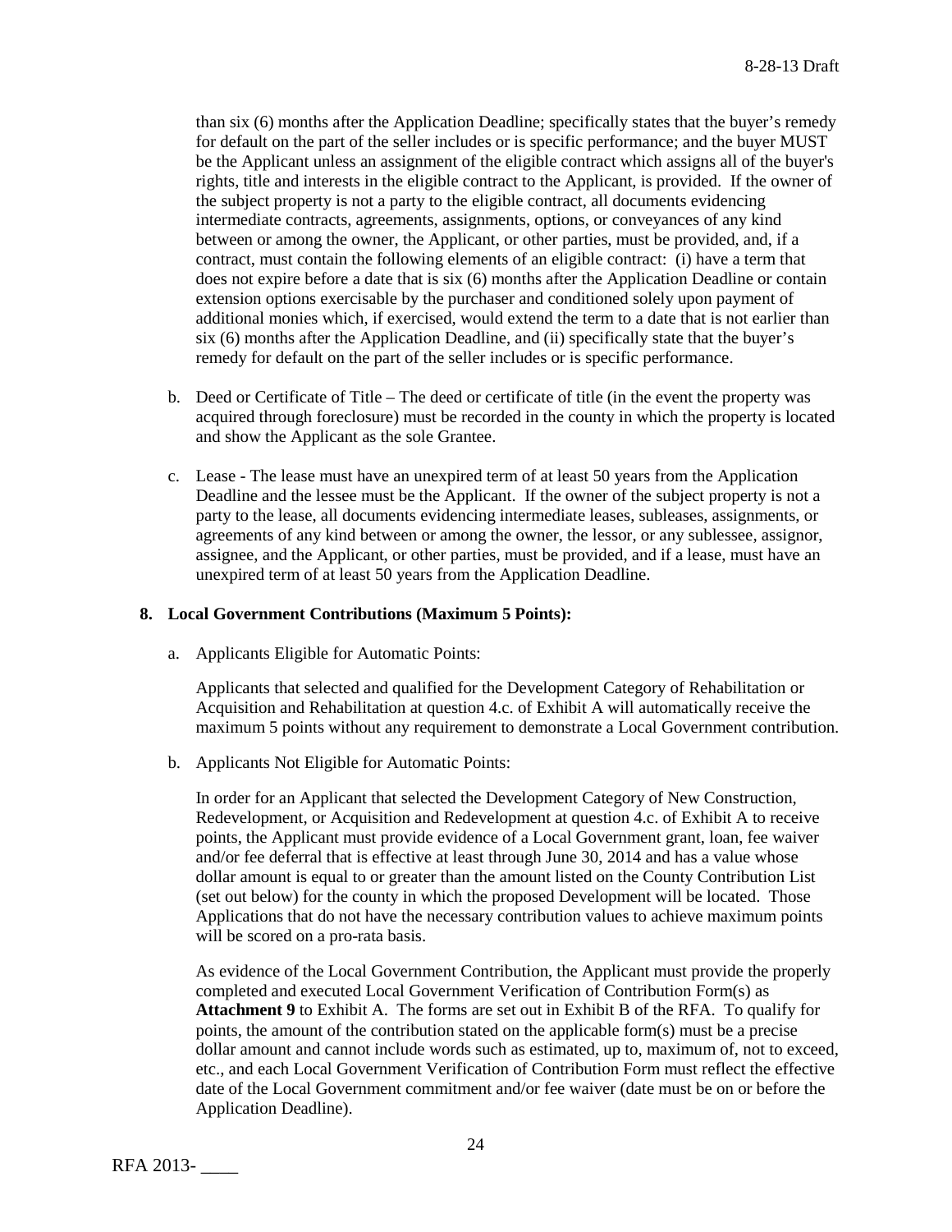than six (6) months after the Application Deadline; specifically states that the buyer's remedy for default on the part of the seller includes or is specific performance; and the buyer MUST be the Applicant unless an assignment of the eligible contract which assigns all of the buyer's rights, title and interests in the eligible contract to the Applicant, is provided. If the owner of the subject property is not a party to the eligible contract, all documents evidencing intermediate contracts, agreements, assignments, options, or conveyances of any kind between or among the owner, the Applicant, or other parties, must be provided, and, if a contract, must contain the following elements of an eligible contract: (i) have a term that does not expire before a date that is six (6) months after the Application Deadline or contain extension options exercisable by the purchaser and conditioned solely upon payment of additional monies which, if exercised, would extend the term to a date that is not earlier than six (6) months after the Application Deadline, and (ii) specifically state that the buyer's remedy for default on the part of the seller includes or is specific performance.

b. Deed or Certificate of Title – The deed or certificate of title (in the event the property was acquired through foreclosure) must be recorded in the county in which the property is located and show the Applicant as the sole Grantee.

c. Lease - The lease must have an unexpired term of at least 50 years from the Application Deadline and the lessee must be the Applicant. If the owner of the subject property is not a party to the lease, all documents evidencing intermediate leases, subleases, assignments, or agreements of any kind between or among the owner, the lessor, or any sublessee, assignor, assignee, and the Applicant, or other parties, must be provided, and if a lease, must have an unexpired term of at least 50 years from the Application Deadline.

**8. Local Government Contributions (Maximum 5 Points):**

a. Applicants Eligible for Automatic Points:

Applicants that selected and qualified for the Development Category of Rehabilitation or Acquisition and Rehabilitation at question 4.c. of Exhibit A will automatically receive the maximum 5 points without any requirement to demonstrate a Local Government contribution.

b. Applicants Not Eligible for Automatic Points:

In order for an Applicant that selected the Development Category of New Construction, Redevelopment, or Acquisition and Redevelopment at question 4.c. of Exhibit A to receive points, the Applicant must provide evidence of a Local Government grant, loan, fee waiver and/or fee deferral that is effective at least through June 30, 2014 and has a value whose dollar amount is equal to or greater than the amount listed on the County Contribution List (set out below) for the county in which the proposed Development will be located. Those Applications that do not have the necessary contribution values to achieve maximum points will be scored on a pro-rata basis.

As evidence of the Local Government Contribution, the Applicant must provide the properly completed and executed Local Government Verification of Contribution Form(s) as **Attachment 9** to Exhibit A. The forms are set out in Exhibit B of the RFA. To qualify for points, the amount of the contribution stated on the applicable form(s) must be a precise dollar amount and cannot include words such as estimated, up to, maximum of, not to exceed, etc., and each Local Government Verification of Contribution Form must reflect the effective date of the Local Government commitment and/or fee waiver (date must be on or before the Application Deadline).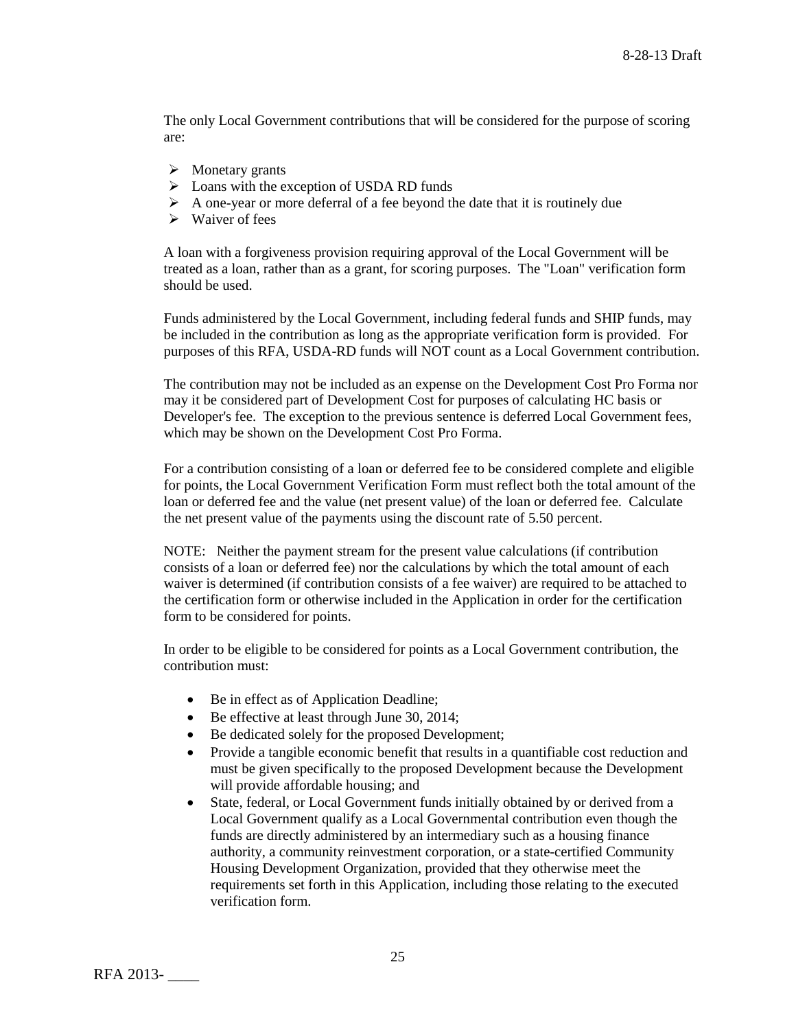The only Local Government contributions that will be considered for the purpose of scoring are:

- Monetary grants
- Loans with the exception of USDA RD funds
- A one-year or more deferral of a fee beyond the date that it is routinely due
- Waiver of fees

A loan with a forgiveness provision requiring approval of the Local Government will be treated as a loan, rather than as a grant, for scoring purposes. The "Loan" verification form should be used.

Funds administered by the Local Government, including federal funds and SHIP funds, may be included in the contribution as long as the appropriate verification form is provided. For purposes of this RFA, USDA-RD funds will NOT count as a Local Government contribution.

The contribution may not be included as an expense on the Development Cost Pro Forma nor may it be considered part of Development Cost for purposes of calculating HC basis or Developer's fee. The exception to the previous sentence is deferred Local Government fees, which may be shown on the Development Cost Pro Forma.

For a contribution consisting of a loan or deferred fee to be considered complete and eligible for points, the Local Government Verification Form must reflect both the total amount of the loan or deferred fee and the value (net present value) of the loan or deferred fee. Calculate the net present value of the payments using the discount rate of 5.50 percent.

NOTE: Neither the payment stream for the present value calculations (if contribution consists of a loan or deferred fee) nor the calculations by which the total amount of each waiver is determined (if contribution consists of a fee waiver) are required to be attached to the certification form or otherwise included in the Application in order for the certification form to be considered for points.

In order to be eligible to be considered for points as a Local Government contribution, the contribution must:

- Be in effect as of Application Deadline;
- Be effective at least through June 30, 2014;
- Be dedicated solely for the proposed Development;
- Provide a tangible economic benefit that results in a quantifiable cost reduction and must be given specifically to the proposed Development because the Development will provide affordable housing; and
- State, federal, or Local Government funds initially obtained by or derived from a Local Government qualify as a Local Governmental contribution even though the funds are directly administered by an intermediary such as a housing finance authority, a community reinvestment corporation, or a state-certified Community Housing Development Organization, provided that they otherwise meet the requirements set forth in this Application, including those relating to the executed verification form.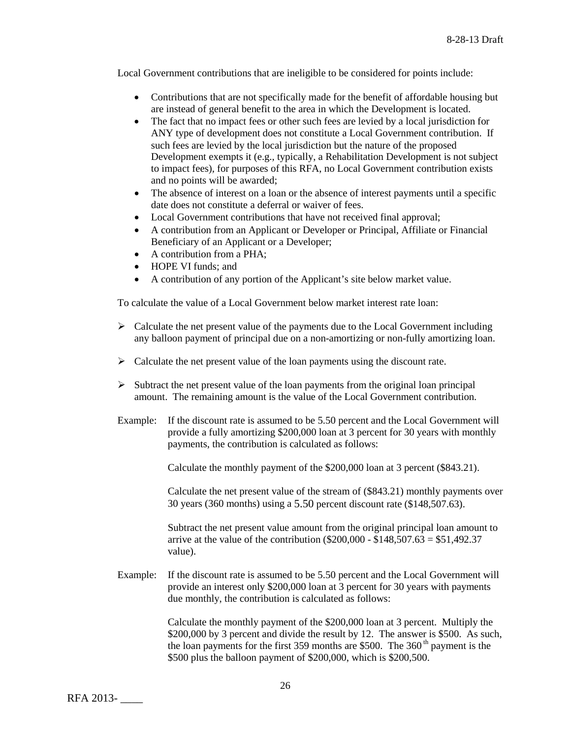Local Government contributions that are ineligible to be considered for points include:

- Contributions that are not specifically made for the benefit of affordable housing but are instead of general benefit to the area in which the Development is located.
- The fact that no impact fees or other such fees are levied by a local jurisdiction for ANY type of development does not constitute a Local Government contribution. If such fees are levied by the local jurisdiction but the nature of the proposed Development exempts it (e.g., typically, a Rehabilitation Development is not subject to impact fees), for purposes of this RFA, no Local Government contribution exists and no points will be awarded;
- The absence of interest on a loan or the absence of interest payments until a specific date does not constitute a deferral or waiver of fees.
- Local Government contributions that have not received final approval;
- A contribution from an Applicant or Developer or Principal, Affiliate or Financial Beneficiary of an Applicant or a Developer;
- A contribution from a PHA;
- HOPE VI funds; and
- A contribution of any portion of the Applicant's site below market value.

To calculate the value of a Local Government below market interest rate loan:

- Calculate the net present value of the payments due to the Local Government including any balloon payment of principal due on a non-amortizing or non-fully amortizing loan.
- Calculate the net present value of the loan payments using the discount rate.
- Subtract the net present value of the loan payments from the original loan principal amount. The remaining amount is the value of the Local Government contribution.

Example: If the discount rate is assumed to be 5.50 percent and the Local Government will provide a fully amortizing $200,000 loan at 3 percent for 30 years with monthly payments, the contribution is calculated as follows:

Calculate the monthly payment of the $200,000 loan at 3 percent ($843.21).

Calculate the net present value of the stream of ($843.21) monthly payments over 30 years (360 months) using a 5.50 percent discount rate ($148,507.63).

Subtract the net present value amount from the original principal loan amount to arrive at the value of the contribution ($200,000 - $148,507.63 = $51,492.37 value).

Example: If the discount rate is assumed to be 5.50 percent and the Local Government will provide an interest only $200,000 loan at 3 percent for 30 years with payments due monthly, the contribution is calculated as follows:

Calculate the monthly payment of the $200,000 loan at 3 percent. Multiply the $200,000 by 3 percent and divide the result by 12. The answer is $500. As such, the loan payments for the first 359 months are $500. The 360th payment is the $500 plus the balloon payment of $200,000, which is $200,500.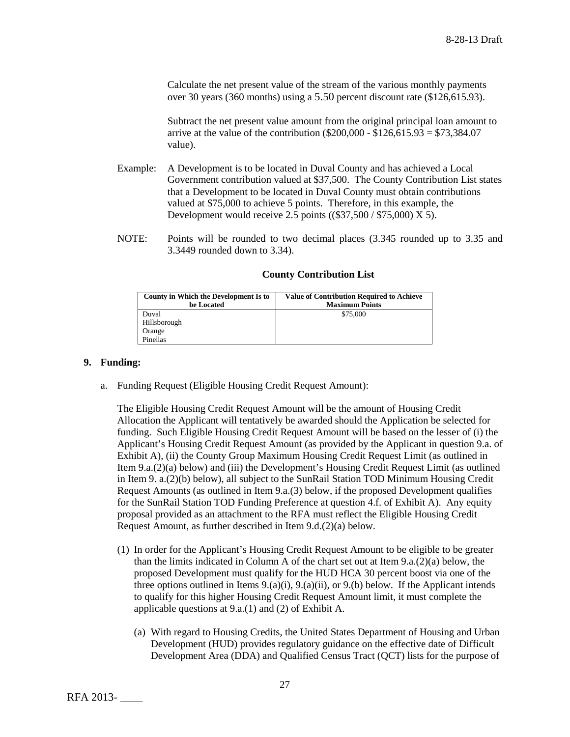Calculate the net present value of the stream of the various monthly payments over 30 years (360 months) using a 5.50 percent discount rate ($126,615.93).

Subtract the net present value amount from the original principal loan amount to arrive at the value of the contribution ($200,000 - $126,615.93 = $73,384.07 value).

Example: A Development is to be located in Duval County and has achieved a Local Government contribution valued at $37,500. The County Contribution List states that a Development to be located in Duval County must obtain contributions valued at $75,000 to achieve 5 points. Therefore, in this example, the Development would receive 2.5 points (($37,500 / $75,000) X 5).

NOTE: Points will be rounded to two decimal places (3.345 rounded up to 3.35 and 3.3449 rounded down to 3.34).

**County Contribution List**

| County in Which the Development Is to be Located | Value of Contribution Required to Achieve Maximum Points |
|---|---|
| Duval<br>Hillsborough<br>Orange<br>Pinellas | $75,000 |

**9. Funding:**

a. Funding Request (Eligible Housing Credit Request Amount):

The Eligible Housing Credit Request Amount will be the amount of Housing Credit Allocation the Applicant will tentatively be awarded should the Application be selected for funding. Such Eligible Housing Credit Request Amount will be based on the lesser of (i) the Applicant's Housing Credit Request Amount (as provided by the Applicant in question 9.a. of Exhibit A), (ii) the County Group Maximum Housing Credit Request Limit (as outlined in Item 9.a.(2)(a) below) and (iii) the Development's Housing Credit Request Limit (as outlined in Item 9. a.(2)(b) below), all subject to the SunRail Station TOD Minimum Housing Credit Request Amounts (as outlined in Item 9.a.(3) below, if the proposed Development qualifies for the SunRail Station TOD Funding Preference at question 4.f. of Exhibit A). Any equity proposal provided as an attachment to the RFA must reflect the Eligible Housing Credit Request Amount, as further described in Item 9.d.(2)(a) below.

(1) In order for the Applicant's Housing Credit Request Amount to be eligible to be greater than the limits indicated in Column A of the chart set out at Item 9.a.(2)(a) below, the proposed Development must qualify for the HUD HCA 30 percent boost via one of the three options outlined in Items 9.(a)(i), 9.(a)(ii), or 9.(b) below. If the Applicant intends to qualify for this higher Housing Credit Request Amount limit, it must complete the applicable questions at 9.a.(1) and (2) of Exhibit A.

(a) With regard to Housing Credits, the United States Department of Housing and Urban Development (HUD) provides regulatory guidance on the effective date of Difficult Development Area (DDA) and Qualified Census Tract (QCT) lists for the purpose of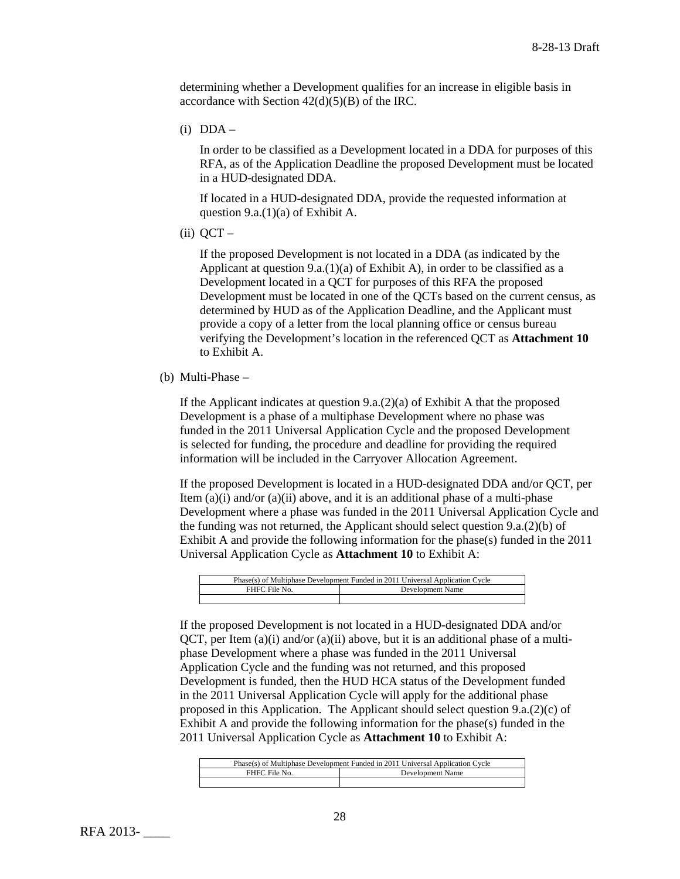determining whether a Development qualifies for an increase in eligible basis in accordance with Section 42(d)(5)(B) of the IRC.

(i) DDA –

In order to be classified as a Development located in a DDA for purposes of this RFA, as of the Application Deadline the proposed Development must be located in a HUD-designated DDA.

If located in a HUD-designated DDA, provide the requested information at question 9.a.(1)(a) of Exhibit A.

(ii) QCT –

If the proposed Development is not located in a DDA (as indicated by the Applicant at question 9.a.(1)(a) of Exhibit A), in order to be classified as a Development located in a QCT for purposes of this RFA the proposed Development must be located in one of the QCTs based on the current census, as determined by HUD as of the Application Deadline, and the Applicant must provide a copy of a letter from the local planning office or census bureau verifying the Development's location in the referenced QCT as **Attachment 10** to Exhibit A.

(b) Multi-Phase –

If the Applicant indicates at question 9.a.(2)(a) of Exhibit A that the proposed Development is a phase of a multiphase Development where no phase was funded in the 2011 Universal Application Cycle and the proposed Development is selected for funding, the procedure and deadline for providing the required information will be included in the Carryover Allocation Agreement.

If the proposed Development is located in a HUD-designated DDA and/or QCT, per Item (a)(i) and/or (a)(ii) above, and it is an additional phase of a multi-phase Development where a phase was funded in the 2011 Universal Application Cycle and the funding was not returned, the Applicant should select question 9.a.(2)(b) of Exhibit A and provide the following information for the phase(s) funded in the 2011 Universal Application Cycle as **Attachment 10** to Exhibit A:

| Phase(s) of Multiphase Development Funded in 2011 Universal Application Cycle | |
|---|---|
| FHFC File No. | Development Name |
| | |

If the proposed Development is not located in a HUD-designated DDA and/or QCT, per Item (a)(i) and/or (a)(ii) above, but it is an additional phase of a multi-phase Development where a phase was funded in the 2011 Universal Application Cycle and the funding was not returned, and this proposed Development is funded, then the HUD HCA status of the Development funded in the 2011 Universal Application Cycle will apply for the additional phase proposed in this Application. The Applicant should select question 9.a.(2)(c) of Exhibit A and provide the following information for the phase(s) funded in the 2011 Universal Application Cycle as **Attachment 10** to Exhibit A:

| Phase(s) of Multiphase Development Funded in 2011 Universal Application Cycle | |
|---|---|
| FHFC File No. | Development Name |
| | |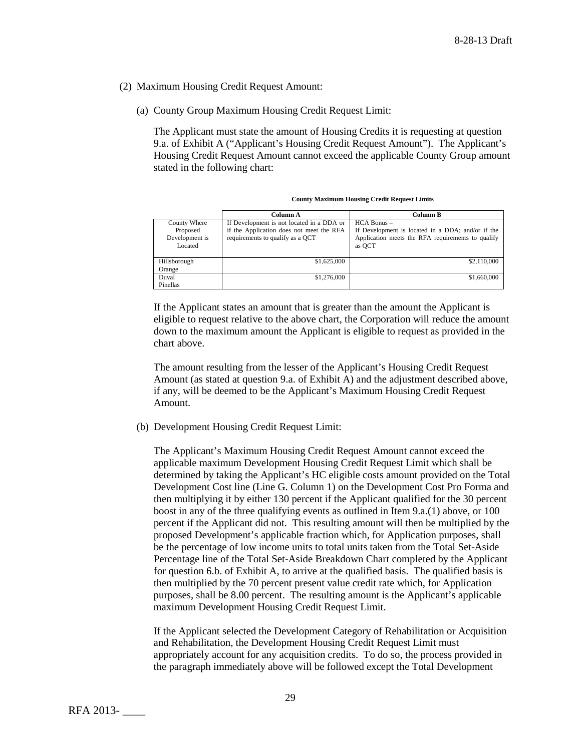(2) Maximum Housing Credit Request Amount:

(a) County Group Maximum Housing Credit Request Limit:

The Applicant must state the amount of Housing Credits it is requesting at question 9.a. of Exhibit A ("Applicant's Housing Credit Request Amount"). The Applicant's Housing Credit Request Amount cannot exceed the applicable County Group amount stated in the following chart:

**County Maximum Housing Credit Request Limits**

| | Column A | Column B |
|---|---|---|
| County Where Proposed Development is Located | If Development is not located in a DDA or if the Application does not meet the RFA requirements to qualify as a QCT | HCA Bonus – If Development is located in a DDA; and/or if the Application meets the RFA requirements to qualify as QCT |
| Hillsborough Orange | $1,625,000 | $2,110,000 |
| Duval Pinellas | $1,276,000 | $1,660,000 |

If the Applicant states an amount that is greater than the amount the Applicant is eligible to request relative to the above chart, the Corporation will reduce the amount down to the maximum amount the Applicant is eligible to request as provided in the chart above.

The amount resulting from the lesser of the Applicant's Housing Credit Request Amount (as stated at question 9.a. of Exhibit A) and the adjustment described above, if any, will be deemed to be the Applicant's Maximum Housing Credit Request Amount.

(b) Development Housing Credit Request Limit:

The Applicant's Maximum Housing Credit Request Amount cannot exceed the applicable maximum Development Housing Credit Request Limit which shall be determined by taking the Applicant's HC eligible costs amount provided on the Total Development Cost line (Line G. Column 1) on the Development Cost Pro Forma and then multiplying it by either 130 percent if the Applicant qualified for the 30 percent boost in any of the three qualifying events as outlined in Item 9.a.(1) above, or 100 percent if the Applicant did not. This resulting amount will then be multiplied by the proposed Development's applicable fraction which, for Application purposes, shall be the percentage of low income units to total units taken from the Total Set-Aside Percentage line of the Total Set-Aside Breakdown Chart completed by the Applicant for question 6.b. of Exhibit A, to arrive at the qualified basis. The qualified basis is then multiplied by the 70 percent present value credit rate which, for Application purposes, shall be 8.00 percent. The resulting amount is the Applicant's applicable maximum Development Housing Credit Request Limit.

If the Applicant selected the Development Category of Rehabilitation or Acquisition and Rehabilitation, the Development Housing Credit Request Limit must appropriately account for any acquisition credits. To do so, the process provided in the paragraph immediately above will be followed except the Total Development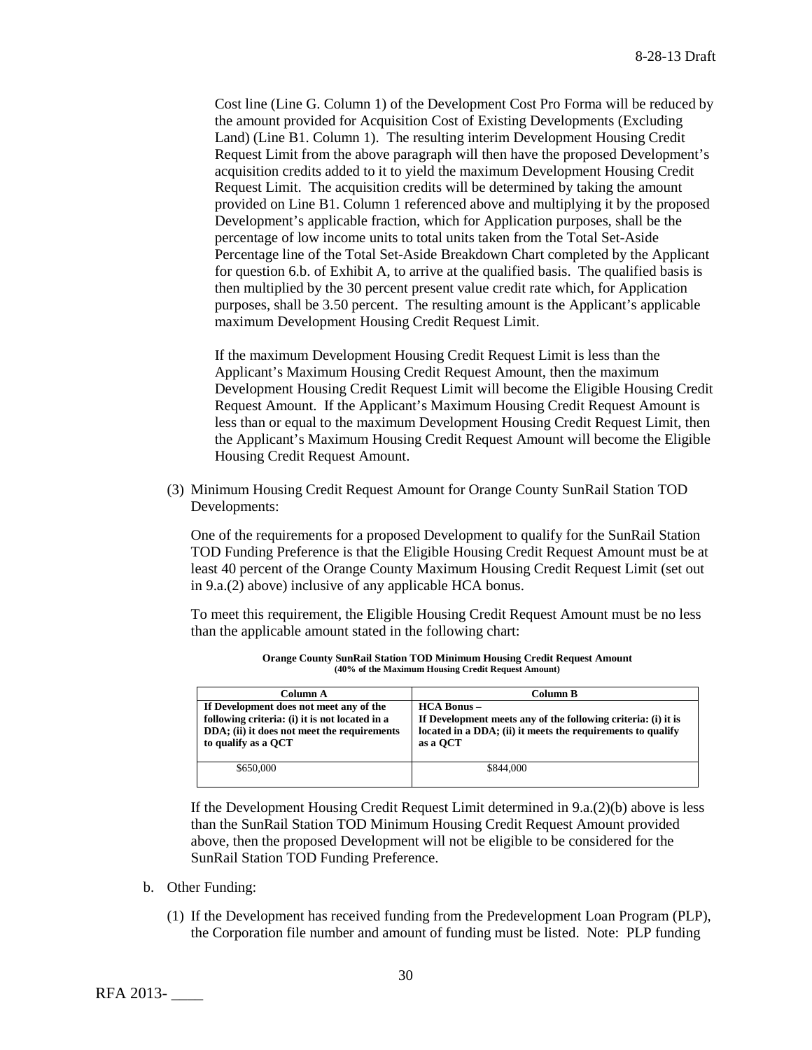Cost line (Line G. Column 1) of the Development Cost Pro Forma will be reduced by the amount provided for Acquisition Cost of Existing Developments (Excluding Land) (Line B1. Column 1). The resulting interim Development Housing Credit Request Limit from the above paragraph will then have the proposed Development's acquisition credits added to it to yield the maximum Development Housing Credit Request Limit. The acquisition credits will be determined by taking the amount provided on Line B1. Column 1 referenced above and multiplying it by the proposed Development's applicable fraction, which for Application purposes, shall be the percentage of low income units to total units taken from the Total Set-Aside Percentage line of the Total Set-Aside Breakdown Chart completed by the Applicant for question 6.b. of Exhibit A, to arrive at the qualified basis. The qualified basis is then multiplied by the 30 percent present value credit rate which, for Application purposes, shall be 3.50 percent. The resulting amount is the Applicant's applicable maximum Development Housing Credit Request Limit.

If the maximum Development Housing Credit Request Limit is less than the Applicant's Maximum Housing Credit Request Amount, then the maximum Development Housing Credit Request Limit will become the Eligible Housing Credit Request Amount. If the Applicant's Maximum Housing Credit Request Amount is less than or equal to the maximum Development Housing Credit Request Limit, then the Applicant's Maximum Housing Credit Request Amount will become the Eligible Housing Credit Request Amount.

(3) Minimum Housing Credit Request Amount for Orange County SunRail Station TOD Developments:

One of the requirements for a proposed Development to qualify for the SunRail Station TOD Funding Preference is that the Eligible Housing Credit Request Amount must be at least 40 percent of the Orange County Maximum Housing Credit Request Limit (set out in 9.a.(2) above) inclusive of any applicable HCA bonus.

To meet this requirement, the Eligible Housing Credit Request Amount must be no less than the applicable amount stated in the following chart:

**Orange County SunRail Station TOD Minimum Housing Credit Request Amount**
**(40% of the Maximum Housing Credit Request Amount)**

| Column A | Column B |
|---|---|
| **If Development does not meet any of the following criteria: (i) it is not located in a DDA; (ii) it does not meet the requirements to qualify as a QCT** | **HCA Bonus – If Development meets any of the following criteria: (i) it is located in a DDA; (ii) it meets the requirements to qualify as a QCT** |
| $650,000 | $844,000 |

If the Development Housing Credit Request Limit determined in 9.a.(2)(b) above is less than the SunRail Station TOD Minimum Housing Credit Request Amount provided above, then the proposed Development will not be eligible to be considered for the SunRail Station TOD Funding Preference.

b. Other Funding:

(1) If the Development has received funding from the Predevelopment Loan Program (PLP), the Corporation file number and amount of funding must be listed. Note: PLP funding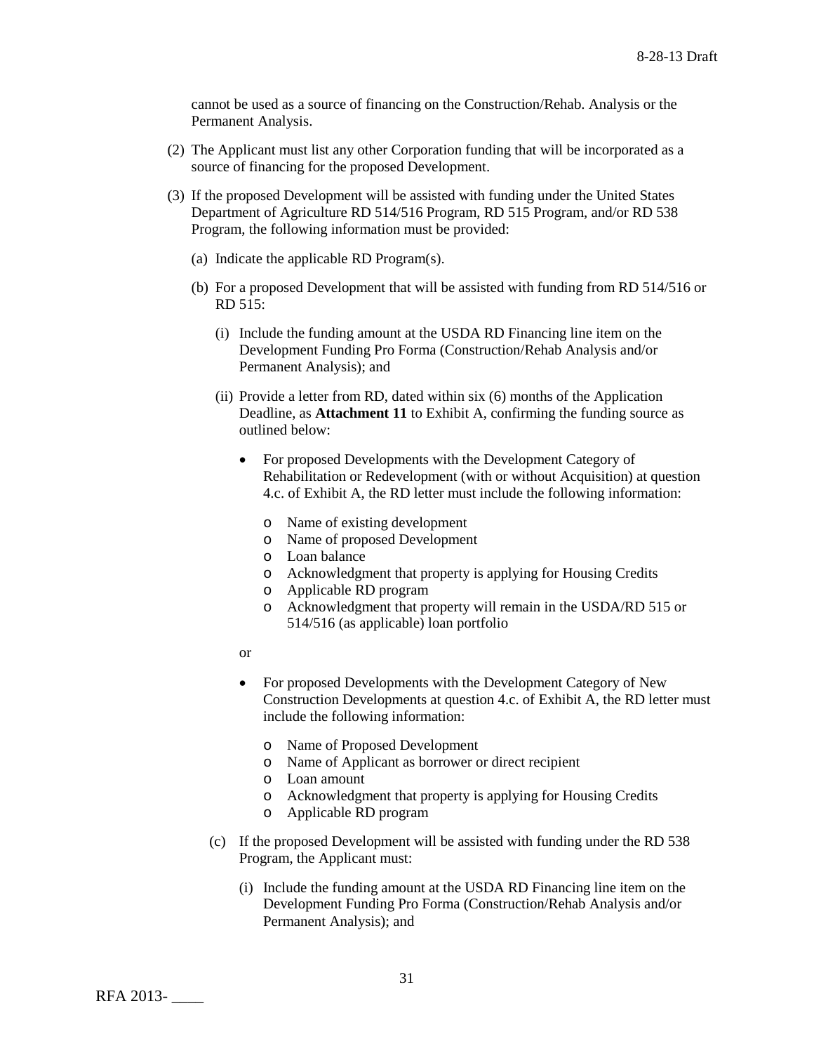cannot be used as a source of financing on the Construction/Rehab. Analysis or the Permanent Analysis.

(2) The Applicant must list any other Corporation funding that will be incorporated as a source of financing for the proposed Development.

(3) If the proposed Development will be assisted with funding under the United States Department of Agriculture RD 514/516 Program, RD 515 Program, and/or RD 538 Program, the following information must be provided:

(a) Indicate the applicable RD Program(s).

(b) For a proposed Development that will be assisted with funding from RD 514/516 or RD 515:

(i) Include the funding amount at the USDA RD Financing line item on the Development Funding Pro Forma (Construction/Rehab Analysis and/or Permanent Analysis); and

(ii) Provide a letter from RD, dated within six (6) months of the Application Deadline, as **Attachment 11** to Exhibit A, confirming the funding source as outlined below:

- For proposed Developments with the Development Category of Rehabilitation or Redevelopment (with or without Acquisition) at question 4.c. of Exhibit A, the RD letter must include the following information:
  - Name of existing development
  - Name of proposed Development
  - Loan balance
  - Acknowledgment that property is applying for Housing Credits
  - Applicable RD program
  - Acknowledgment that property will remain in the USDA/RD 515 or 514/516 (as applicable) loan portfolio

or

- For proposed Developments with the Development Category of New Construction Developments at question 4.c. of Exhibit A, the RD letter must include the following information:
  - Name of Proposed Development
  - Name of Applicant as borrower or direct recipient
  - Loan amount
  - Acknowledgment that property is applying for Housing Credits
  - Applicable RD program

(c) If the proposed Development will be assisted with funding under the RD 538 Program, the Applicant must:

(i) Include the funding amount at the USDA RD Financing line item on the Development Funding Pro Forma (Construction/Rehab Analysis and/or Permanent Analysis); and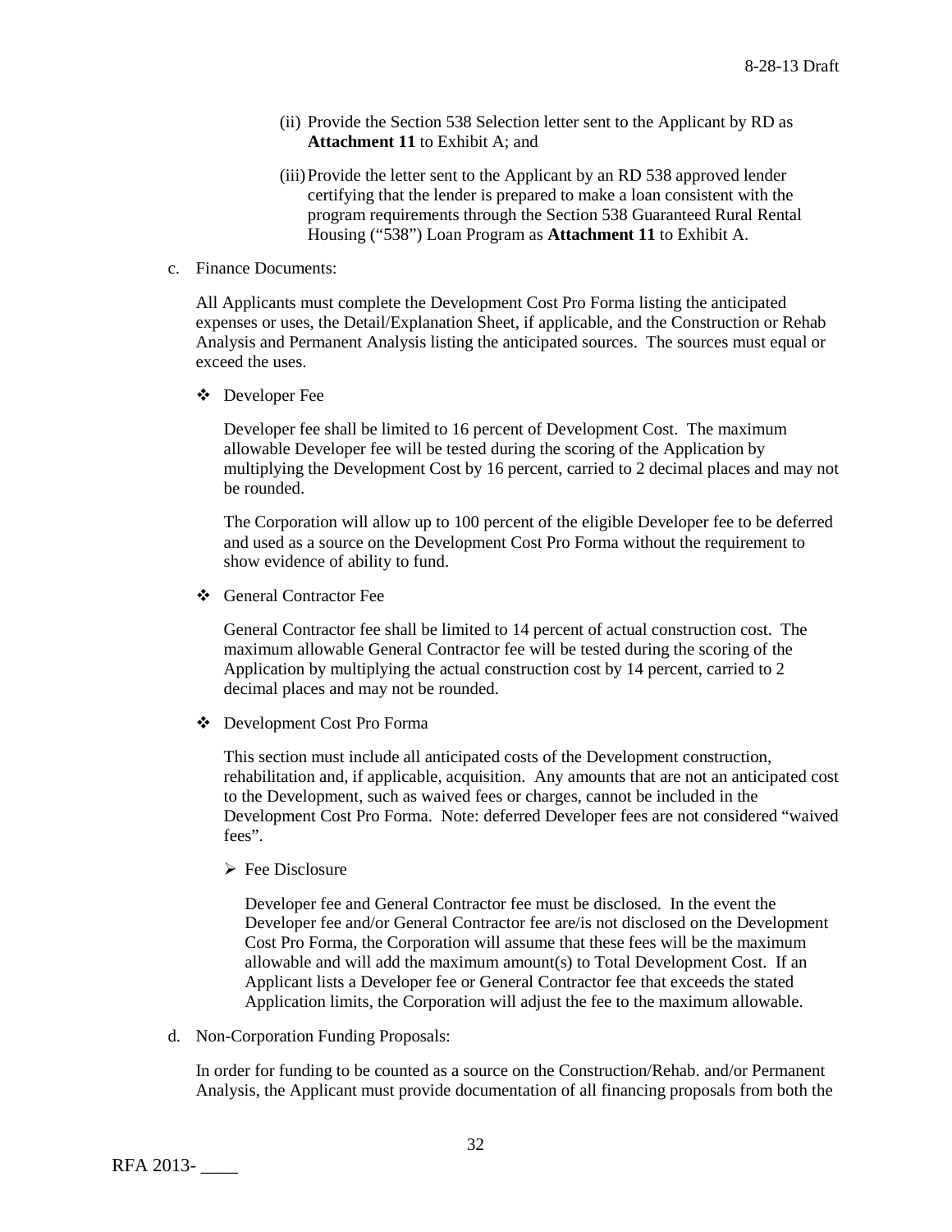(ii) Provide the Section 538 Selection letter sent to the Applicant by RD as **Attachment 11** to Exhibit A; and

(iii) Provide the letter sent to the Applicant by an RD 538 approved lender certifying that the lender is prepared to make a loan consistent with the program requirements through the Section 538 Guaranteed Rural Rental Housing ("538") Loan Program as **Attachment 11** to Exhibit A.

c. Finance Documents:

All Applicants must complete the Development Cost Pro Forma listing the anticipated expenses or uses, the Detail/Explanation Sheet, if applicable, and the Construction or Rehab Analysis and Permanent Analysis listing the anticipated sources. The sources must equal or exceed the uses.

❖ Developer Fee

Developer fee shall be limited to 16 percent of Development Cost. The maximum allowable Developer fee will be tested during the scoring of the Application by multiplying the Development Cost by 16 percent, carried to 2 decimal places and may not be rounded.

The Corporation will allow up to 100 percent of the eligible Developer fee to be deferred and used as a source on the Development Cost Pro Forma without the requirement to show evidence of ability to fund.

❖ General Contractor Fee

General Contractor fee shall be limited to 14 percent of actual construction cost. The maximum allowable General Contractor fee will be tested during the scoring of the Application by multiplying the actual construction cost by 14 percent, carried to 2 decimal places and may not be rounded.

❖ Development Cost Pro Forma

This section must include all anticipated costs of the Development construction, rehabilitation and, if applicable, acquisition. Any amounts that are not an anticipated cost to the Development, such as waived fees or charges, cannot be included in the Development Cost Pro Forma. Note: deferred Developer fees are not considered "waived fees".

➢ Fee Disclosure

Developer fee and General Contractor fee must be disclosed. In the event the Developer fee and/or General Contractor fee are/is not disclosed on the Development Cost Pro Forma, the Corporation will assume that these fees will be the maximum allowable and will add the maximum amount(s) to Total Development Cost. If an Applicant lists a Developer fee or General Contractor fee that exceeds the stated Application limits, the Corporation will adjust the fee to the maximum allowable.

d. Non-Corporation Funding Proposals:

In order for funding to be counted as a source on the Construction/Rehab. and/or Permanent Analysis, the Applicant must provide documentation of all financing proposals from both the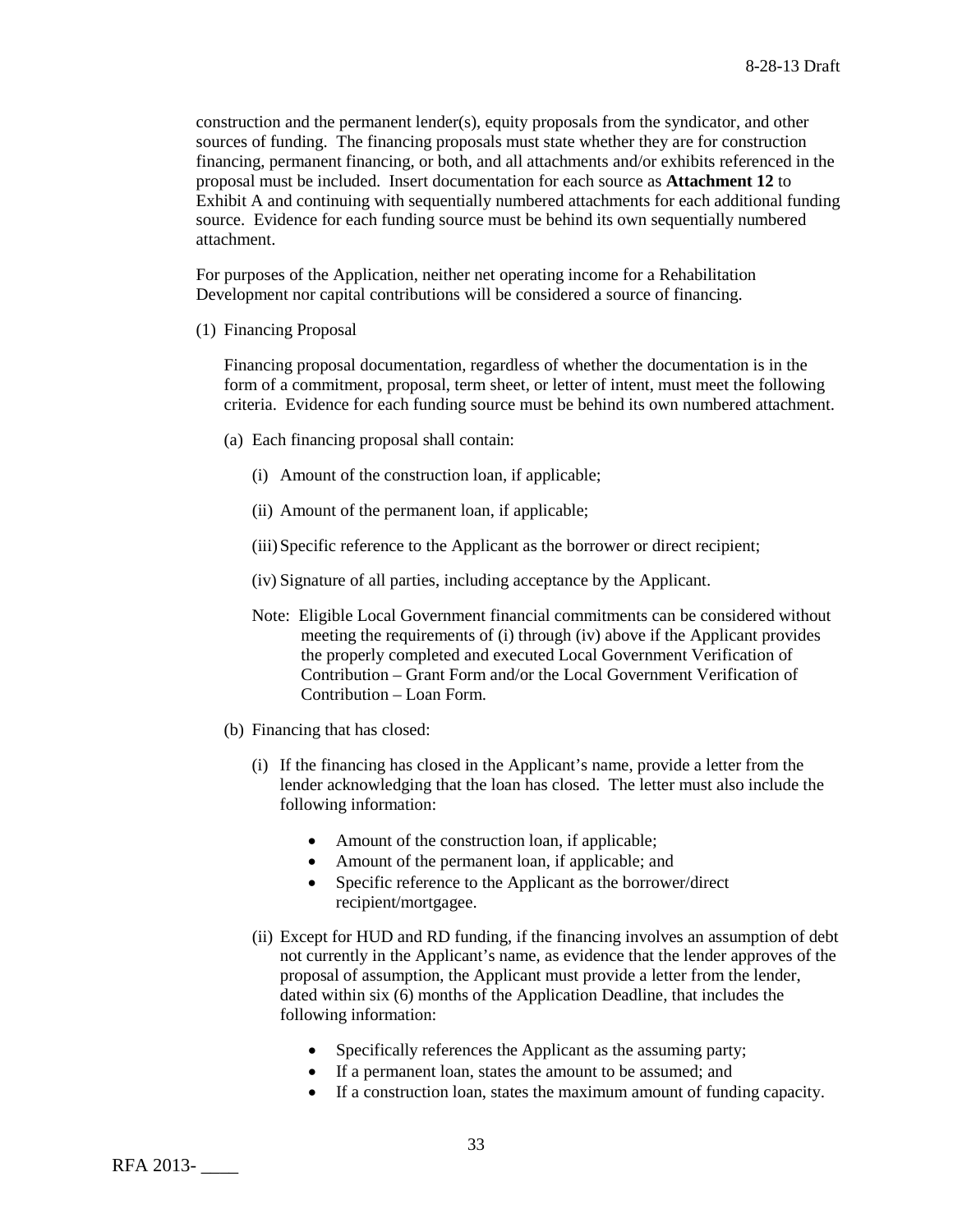construction and the permanent lender(s), equity proposals from the syndicator, and other sources of funding. The financing proposals must state whether they are for construction financing, permanent financing, or both, and all attachments and/or exhibits referenced in the proposal must be included. Insert documentation for each source as **Attachment 12** to Exhibit A and continuing with sequentially numbered attachments for each additional funding source. Evidence for each funding source must be behind its own sequentially numbered attachment.

For purposes of the Application, neither net operating income for a Rehabilitation Development nor capital contributions will be considered a source of financing.

(1) Financing Proposal

Financing proposal documentation, regardless of whether the documentation is in the form of a commitment, proposal, term sheet, or letter of intent, must meet the following criteria. Evidence for each funding source must be behind its own numbered attachment.

(a) Each financing proposal shall contain:

(i) Amount of the construction loan, if applicable;

(ii) Amount of the permanent loan, if applicable;

(iii) Specific reference to the Applicant as the borrower or direct recipient;

(iv) Signature of all parties, including acceptance by the Applicant.

Note: Eligible Local Government financial commitments can be considered without meeting the requirements of (i) through (iv) above if the Applicant provides the properly completed and executed Local Government Verification of Contribution – Grant Form and/or the Local Government Verification of Contribution – Loan Form.

(b) Financing that has closed:

(i) If the financing has closed in the Applicant's name, provide a letter from the lender acknowledging that the loan has closed. The letter must also include the following information:

- Amount of the construction loan, if applicable;
- Amount of the permanent loan, if applicable; and
- Specific reference to the Applicant as the borrower/direct recipient/mortgagee.

(ii) Except for HUD and RD funding, if the financing involves an assumption of debt not currently in the Applicant's name, as evidence that the lender approves of the proposal of assumption, the Applicant must provide a letter from the lender, dated within six (6) months of the Application Deadline, that includes the following information:

- Specifically references the Applicant as the assuming party;
- If a permanent loan, states the amount to be assumed; and
- If a construction loan, states the maximum amount of funding capacity.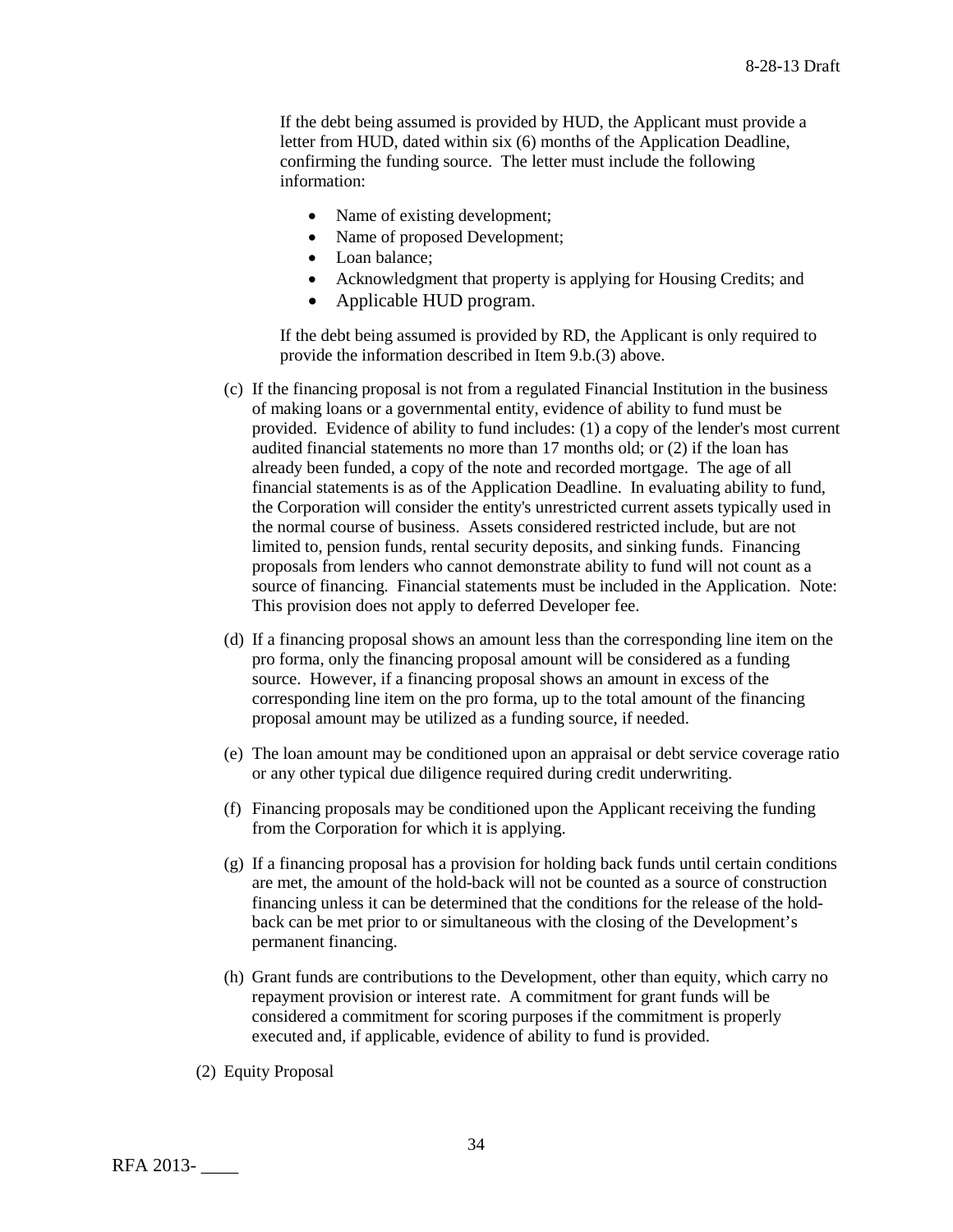If the debt being assumed is provided by HUD, the Applicant must provide a letter from HUD, dated within six (6) months of the Application Deadline, confirming the funding source. The letter must include the following information:

- Name of existing development;
- Name of proposed Development;
- Loan balance;
- Acknowledgment that property is applying for Housing Credits; and
- Applicable HUD program.

If the debt being assumed is provided by RD, the Applicant is only required to provide the information described in Item 9.b.(3) above.

(c) If the financing proposal is not from a regulated Financial Institution in the business of making loans or a governmental entity, evidence of ability to fund must be provided. Evidence of ability to fund includes: (1) a copy of the lender's most current audited financial statements no more than 17 months old; or (2) if the loan has already been funded, a copy of the note and recorded mortgage. The age of all financial statements is as of the Application Deadline. In evaluating ability to fund, the Corporation will consider the entity's unrestricted current assets typically used in the normal course of business. Assets considered restricted include, but are not limited to, pension funds, rental security deposits, and sinking funds. Financing proposals from lenders who cannot demonstrate ability to fund will not count as a source of financing. Financial statements must be included in the Application. Note: This provision does not apply to deferred Developer fee.

(d) If a financing proposal shows an amount less than the corresponding line item on the pro forma, only the financing proposal amount will be considered as a funding source. However, if a financing proposal shows an amount in excess of the corresponding line item on the pro forma, up to the total amount of the financing proposal amount may be utilized as a funding source, if needed.

(e) The loan amount may be conditioned upon an appraisal or debt service coverage ratio or any other typical due diligence required during credit underwriting.

(f) Financing proposals may be conditioned upon the Applicant receiving the funding from the Corporation for which it is applying.

(g) If a financing proposal has a provision for holding back funds until certain conditions are met, the amount of the hold-back will not be counted as a source of construction financing unless it can be determined that the conditions for the release of the hold-back can be met prior to or simultaneous with the closing of the Development's permanent financing.

(h) Grant funds are contributions to the Development, other than equity, which carry no repayment provision or interest rate. A commitment for grant funds will be considered a commitment for scoring purposes if the commitment is properly executed and, if applicable, evidence of ability to fund is provided.

(2) Equity Proposal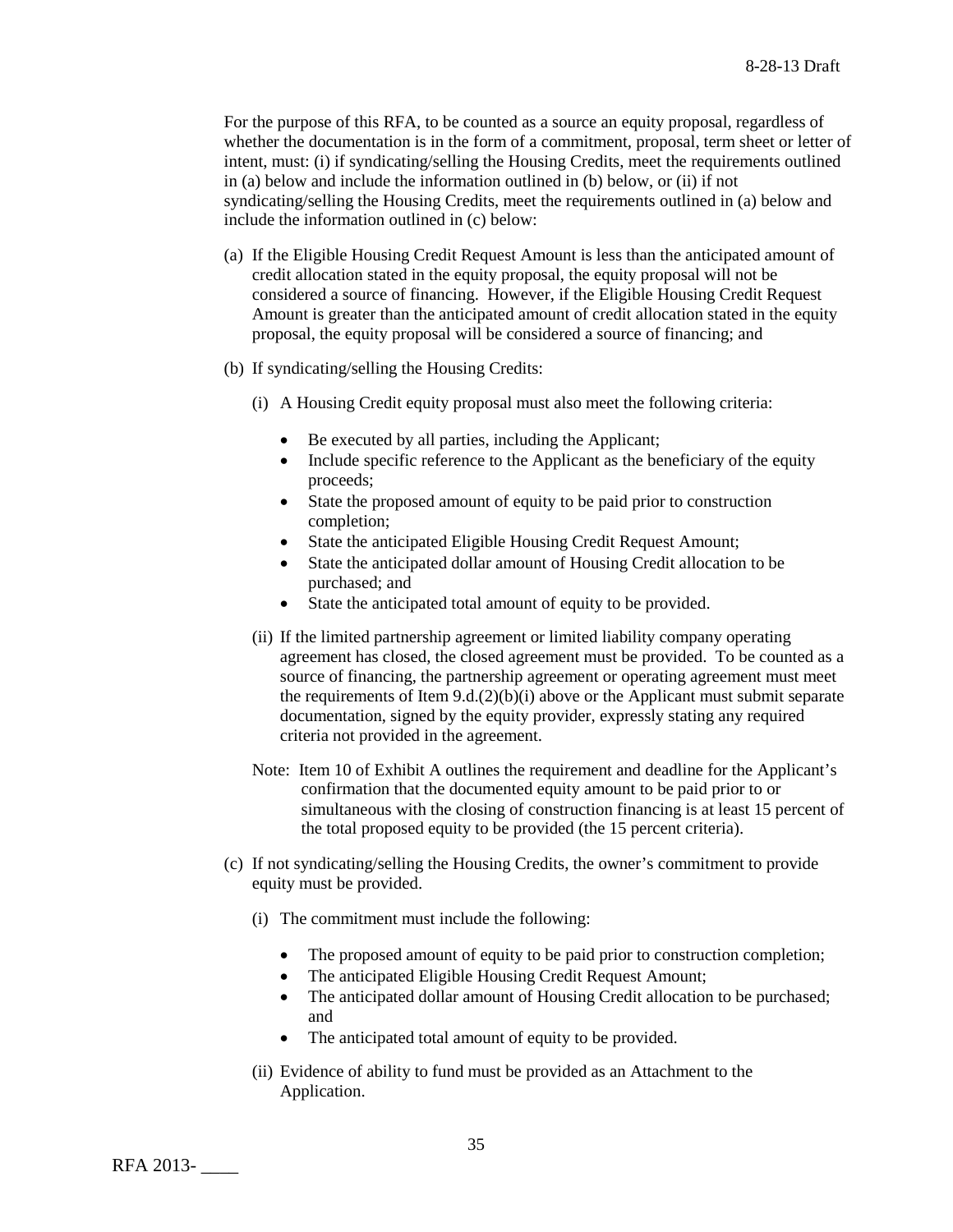For the purpose of this RFA, to be counted as a source an equity proposal, regardless of whether the documentation is in the form of a commitment, proposal, term sheet or letter of intent, must: (i) if syndicating/selling the Housing Credits, meet the requirements outlined in (a) below and include the information outlined in (b) below, or (ii) if not syndicating/selling the Housing Credits, meet the requirements outlined in (a) below and include the information outlined in (c) below:

(a) If the Eligible Housing Credit Request Amount is less than the anticipated amount of credit allocation stated in the equity proposal, the equity proposal will not be considered a source of financing. However, if the Eligible Housing Credit Request Amount is greater than the anticipated amount of credit allocation stated in the equity proposal, the equity proposal will be considered a source of financing; and

(b) If syndicating/selling the Housing Credits:

   (i) A Housing Credit equity proposal must also meet the following criteria:

   - Be executed by all parties, including the Applicant;
   - Include specific reference to the Applicant as the beneficiary of the equity proceeds;
   - State the proposed amount of equity to be paid prior to construction completion;
   - State the anticipated Eligible Housing Credit Request Amount;
   - State the anticipated dollar amount of Housing Credit allocation to be purchased; and
   - State the anticipated total amount of equity to be provided.

   (ii) If the limited partnership agreement or limited liability company operating agreement has closed, the closed agreement must be provided. To be counted as a source of financing, the partnership agreement or operating agreement must meet the requirements of Item 9.d.(2)(b)(i) above or the Applicant must submit separate documentation, signed by the equity provider, expressly stating any required criteria not provided in the agreement.

   Note: Item 10 of Exhibit A outlines the requirement and deadline for the Applicant's confirmation that the documented equity amount to be paid prior to or simultaneous with the closing of construction financing is at least 15 percent of the total proposed equity to be provided (the 15 percent criteria).

(c) If not syndicating/selling the Housing Credits, the owner's commitment to provide equity must be provided.

   (i) The commitment must include the following:

   - The proposed amount of equity to be paid prior to construction completion;
   - The anticipated Eligible Housing Credit Request Amount;
   - The anticipated dollar amount of Housing Credit allocation to be purchased; and
   - The anticipated total amount of equity to be provided.

   (ii) Evidence of ability to fund must be provided as an Attachment to the Application.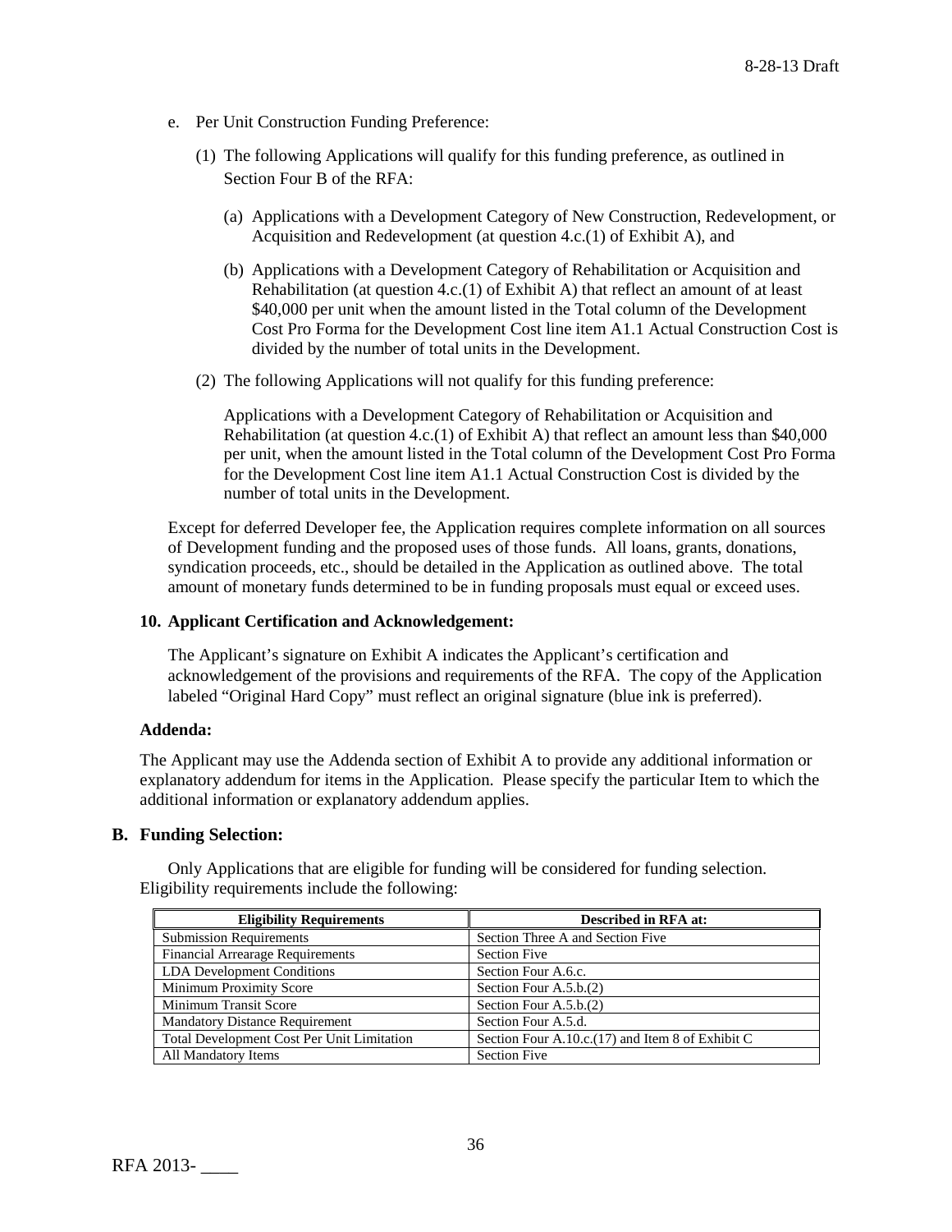e. Per Unit Construction Funding Preference:

   (1) The following Applications will qualify for this funding preference, as outlined in Section Four B of the RFA:

      (a) Applications with a Development Category of New Construction, Redevelopment, or Acquisition and Redevelopment (at question 4.c.(1) of Exhibit A), and

      (b) Applications with a Development Category of Rehabilitation or Acquisition and Rehabilitation (at question 4.c.(1) of Exhibit A) that reflect an amount of at least $40,000 per unit when the amount listed in the Total column of the Development Cost Pro Forma for the Development Cost line item A1.1 Actual Construction Cost is divided by the number of total units in the Development.

   (2) The following Applications will not qualify for this funding preference:

      Applications with a Development Category of Rehabilitation or Acquisition and Rehabilitation (at question 4.c.(1) of Exhibit A) that reflect an amount less than $40,000 per unit, when the amount listed in the Total column of the Development Cost Pro Forma for the Development Cost line item A1.1 Actual Construction Cost is divided by the number of total units in the Development.

Except for deferred Developer fee, the Application requires complete information on all sources of Development funding and the proposed uses of those funds. All loans, grants, donations, syndication proceeds, etc., should be detailed in the Application as outlined above. The total amount of monetary funds determined to be in funding proposals must equal or exceed uses.

**10. Applicant Certification and Acknowledgement:**

The Applicant's signature on Exhibit A indicates the Applicant's certification and acknowledgement of the provisions and requirements of the RFA. The copy of the Application labeled "Original Hard Copy" must reflect an original signature (blue ink is preferred).

**Addenda:**

The Applicant may use the Addenda section of Exhibit A to provide any additional information or explanatory addendum for items in the Application. Please specify the particular Item to which the additional information or explanatory addendum applies.

## B. Funding Selection:

Only Applications that are eligible for funding will be considered for funding selection. Eligibility requirements include the following:

| Eligibility Requirements | Described in RFA at: |
|---|---|
| Submission Requirements | Section Three A and Section Five |
| Financial Arrearage Requirements | Section Five |
| LDA Development Conditions | Section Four A.6.c. |
| Minimum Proximity Score | Section Four A.5.b.(2) |
| Minimum Transit Score | Section Four A.5.b.(2) |
| Mandatory Distance Requirement | Section Four A.5.d. |
| Total Development Cost Per Unit Limitation | Section Four A.10.c.(17) and Item 8 of Exhibit C |
| All Mandatory Items | Section Five |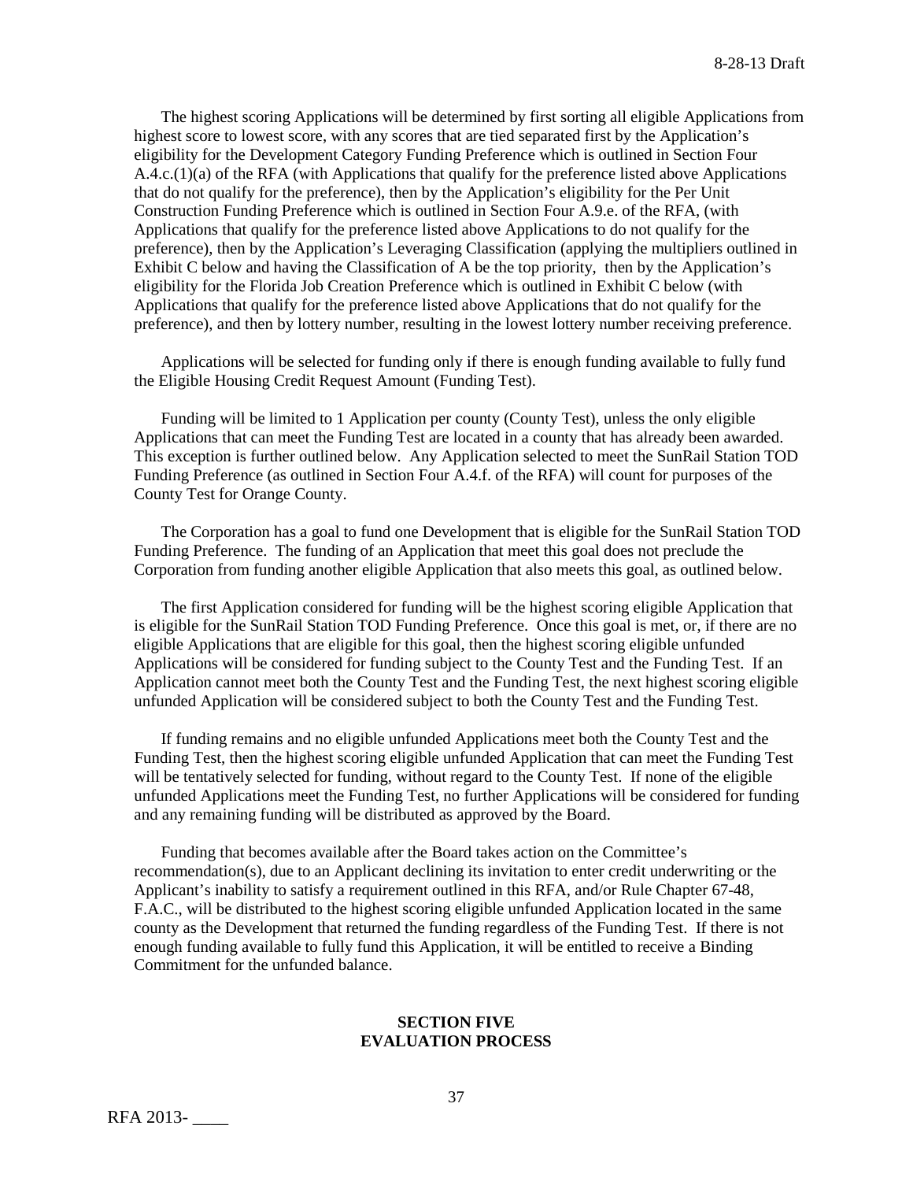The highest scoring Applications will be determined by first sorting all eligible Applications from highest score to lowest score, with any scores that are tied separated first by the Application's eligibility for the Development Category Funding Preference which is outlined in Section Four A.4.c.(1)(a) of the RFA (with Applications that qualify for the preference listed above Applications that do not qualify for the preference), then by the Application's eligibility for the Per Unit Construction Funding Preference which is outlined in Section Four A.9.e. of the RFA, (with Applications that qualify for the preference listed above Applications to do not qualify for the preference), then by the Application's Leveraging Classification (applying the multipliers outlined in Exhibit C below and having the Classification of A be the top priority, then by the Application's eligibility for the Florida Job Creation Preference which is outlined in Exhibit C below (with Applications that qualify for the preference listed above Applications that do not qualify for the preference), and then by lottery number, resulting in the lowest lottery number receiving preference.

Applications will be selected for funding only if there is enough funding available to fully fund the Eligible Housing Credit Request Amount (Funding Test).

Funding will be limited to 1 Application per county (County Test), unless the only eligible Applications that can meet the Funding Test are located in a county that has already been awarded. This exception is further outlined below. Any Application selected to meet the SunRail Station TOD Funding Preference (as outlined in Section Four A.4.f. of the RFA) will count for purposes of the County Test for Orange County.

The Corporation has a goal to fund one Development that is eligible for the SunRail Station TOD Funding Preference. The funding of an Application that meet this goal does not preclude the Corporation from funding another eligible Application that also meets this goal, as outlined below.

The first Application considered for funding will be the highest scoring eligible Application that is eligible for the SunRail Station TOD Funding Preference. Once this goal is met, or, if there are no eligible Applications that are eligible for this goal, then the highest scoring eligible unfunded Applications will be considered for funding subject to the County Test and the Funding Test. If an Application cannot meet both the County Test and the Funding Test, the next highest scoring eligible unfunded Application will be considered subject to both the County Test and the Funding Test.

If funding remains and no eligible unfunded Applications meet both the County Test and the Funding Test, then the highest scoring eligible unfunded Application that can meet the Funding Test will be tentatively selected for funding, without regard to the County Test. If none of the eligible unfunded Applications meet the Funding Test, no further Applications will be considered for funding and any remaining funding will be distributed as approved by the Board.

Funding that becomes available after the Board takes action on the Committee's recommendation(s), due to an Applicant declining its invitation to enter credit underwriting or the Applicant's inability to satisfy a requirement outlined in this RFA, and/or Rule Chapter 67-48, F.A.C., will be distributed to the highest scoring eligible unfunded Application located in the same county as the Development that returned the funding regardless of the Funding Test. If there is not enough funding available to fully fund this Application, it will be entitled to receive a Binding Commitment for the unfunded balance.

## SECTION FIVE
## EVALUATION PROCESS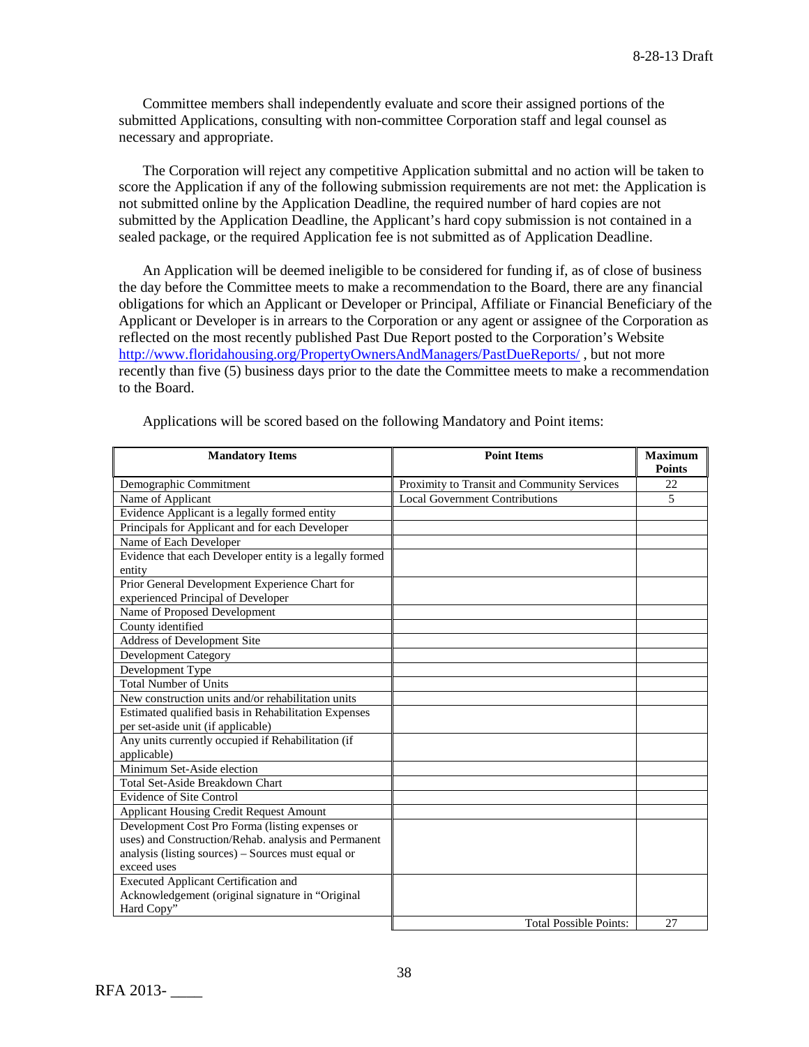Committee members shall independently evaluate and score their assigned portions of the submitted Applications, consulting with non-committee Corporation staff and legal counsel as necessary and appropriate.

The Corporation will reject any competitive Application submittal and no action will be taken to score the Application if any of the following submission requirements are not met: the Application is not submitted online by the Application Deadline, the required number of hard copies are not submitted by the Application Deadline, the Applicant's hard copy submission is not contained in a sealed package, or the required Application fee is not submitted as of Application Deadline.

An Application will be deemed ineligible to be considered for funding if, as of close of business the day before the Committee meets to make a recommendation to the Board, there are any financial obligations for which an Applicant or Developer or Principal, Affiliate or Financial Beneficiary of the Applicant or Developer is in arrears to the Corporation or any agent or assignee of the Corporation as reflected on the most recently published Past Due Report posted to the Corporation's Website http://www.floridahousing.org/PropertyOwnersAndManagers/PastDueReports/ , but not more recently than five (5) business days prior to the date the Committee meets to make a recommendation to the Board.

Applications will be scored based on the following Mandatory and Point items:

| Mandatory Items | Point Items | Maximum Points |
|---|---|---|
| Demographic Commitment | Proximity to Transit and Community Services | 22 |
| Name of Applicant | Local Government Contributions | 5 |
| Evidence Applicant is a legally formed entity | | |
| Principals for Applicant and for each Developer | | |
| Name of Each Developer | | |
| Evidence that each Developer entity is a legally formed entity | | |
| Prior General Development Experience Chart for experienced Principal of Developer | | |
| Name of Proposed Development | | |
| County identified | | |
| Address of Development Site | | |
| Development Category | | |
| Development Type | | |
| Total Number of Units | | |
| New construction units and/or rehabilitation units | | |
| Estimated qualified basis in Rehabilitation Expenses per set-aside unit (if applicable) | | |
| Any units currently occupied if Rehabilitation (if applicable) | | |
| Minimum Set-Aside election | | |
| Total Set-Aside Breakdown Chart | | |
| Evidence of Site Control | | |
| Applicant Housing Credit Request Amount | | |
| Development Cost Pro Forma (listing expenses or uses) and Construction/Rehab. analysis and Permanent analysis (listing sources) – Sources must equal or exceed uses | | |
| Executed Applicant Certification and Acknowledgement (original signature in "Original Hard Copy" | | |
| | Total Possible Points: | 27 |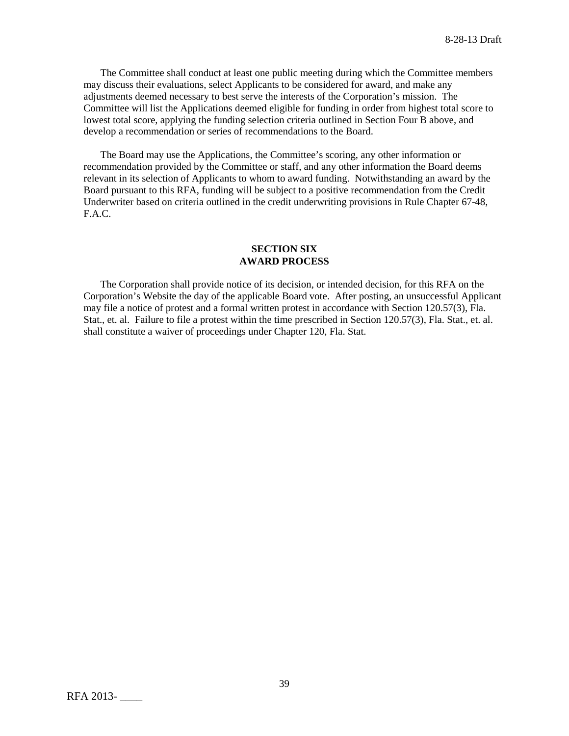The Committee shall conduct at least one public meeting during which the Committee members may discuss their evaluations, select Applicants to be considered for award, and make any adjustments deemed necessary to best serve the interests of the Corporation's mission. The Committee will list the Applications deemed eligible for funding in order from highest total score to lowest total score, applying the funding selection criteria outlined in Section Four B above, and develop a recommendation or series of recommendations to the Board.

The Board may use the Applications, the Committee's scoring, any other information or recommendation provided by the Committee or staff, and any other information the Board deems relevant in its selection of Applicants to whom to award funding. Notwithstanding an award by the Board pursuant to this RFA, funding will be subject to a positive recommendation from the Credit Underwriter based on criteria outlined in the credit underwriting provisions in Rule Chapter 67-48, F.A.C.

## SECTION SIX
## AWARD PROCESS

The Corporation shall provide notice of its decision, or intended decision, for this RFA on the Corporation's Website the day of the applicable Board vote. After posting, an unsuccessful Applicant may file a notice of protest and a formal written protest in accordance with Section 120.57(3), Fla. Stat., et. al. Failure to file a protest within the time prescribed in Section 120.57(3), Fla. Stat., et. al. shall constitute a waiver of proceedings under Chapter 120, Fla. Stat.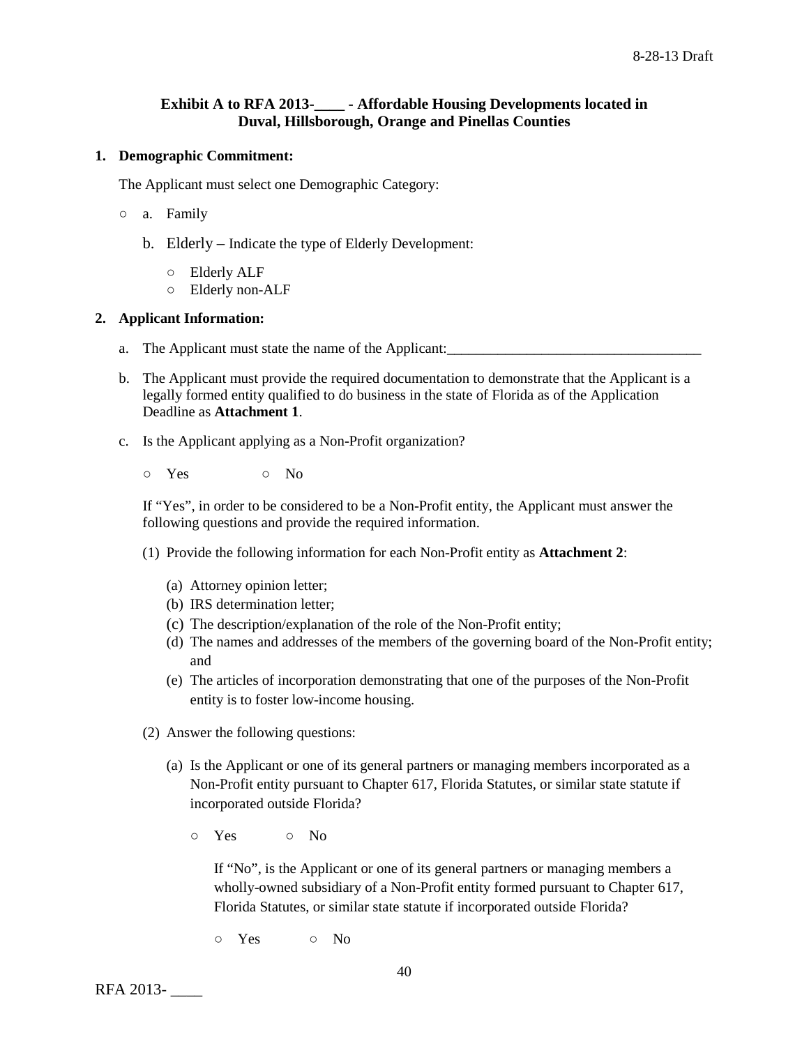8-28-13 Draft

**Exhibit A to RFA 2013-____ - Affordable Housing Developments located in Duval, Hillsborough, Orange and Pinellas Counties**

**1. Demographic Commitment:**

The Applicant must select one Demographic Category:

○ a. Family

b. Elderly – Indicate the type of Elderly Development:

- ○ Elderly ALF
- ○ Elderly non-ALF

**2. Applicant Information:**

a. The Applicant must state the name of the Applicant:___________________________________

b. The Applicant must provide the required documentation to demonstrate that the Applicant is a legally formed entity qualified to do business in the state of Florida as of the Application Deadline as **Attachment 1**.

c. Is the Applicant applying as a Non-Profit organization?

○ Yes ○ No

If "Yes", in order to be considered to be a Non-Profit entity, the Applicant must answer the following questions and provide the required information.

(1) Provide the following information for each Non-Profit entity as **Attachment 2**:

- (a) Attorney opinion letter;
- (b) IRS determination letter;
- (c) The description/explanation of the role of the Non-Profit entity;
- (d) The names and addresses of the members of the governing board of the Non-Profit entity; and
- (e) The articles of incorporation demonstrating that one of the purposes of the Non-Profit entity is to foster low-income housing.

(2) Answer the following questions:

(a) Is the Applicant or one of its general partners or managing members incorporated as a Non-Profit entity pursuant to Chapter 617, Florida Statutes, or similar state statute if incorporated outside Florida?

○ Yes ○ No

If "No", is the Applicant or one of its general partners or managing members a wholly-owned subsidiary of a Non-Profit entity formed pursuant to Chapter 617, Florida Statutes, or similar state statute if incorporated outside Florida?

○ Yes ○ No

RFA 2013- ____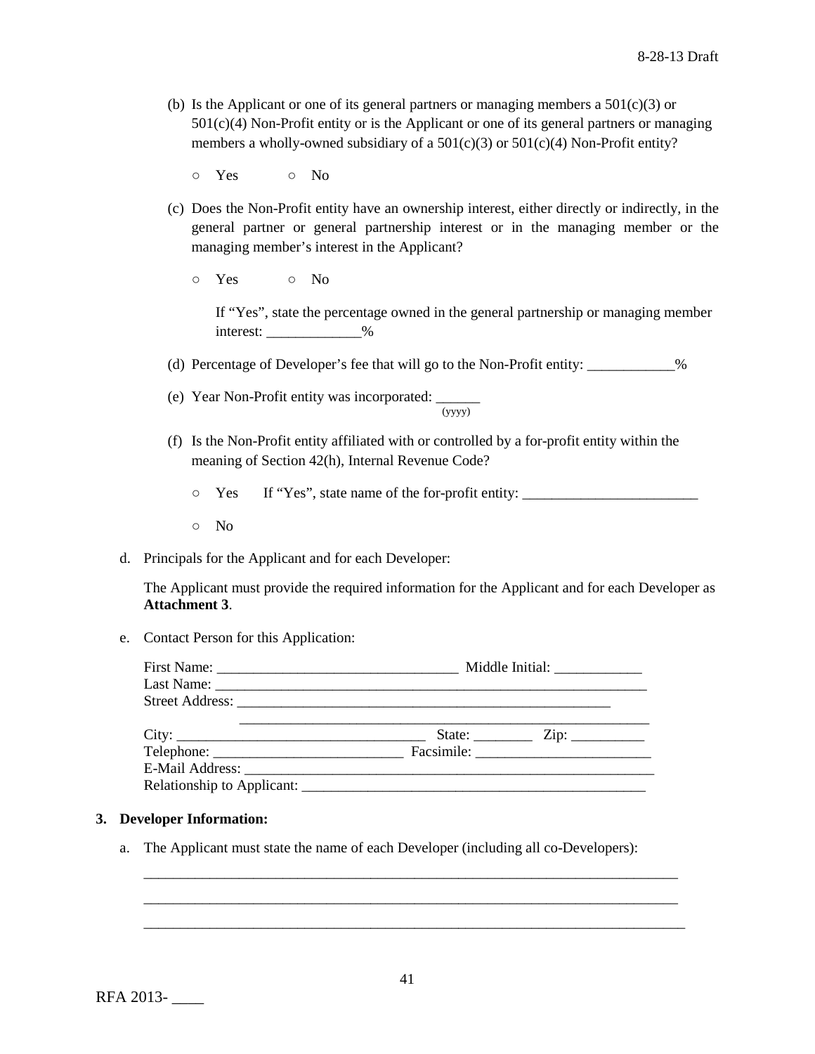(b) Is the Applicant or one of its general partners or managing members a 501(c)(3) or 501(c)(4) Non-Profit entity or is the Applicant or one of its general partners or managing members a wholly-owned subsidiary of a 501(c)(3) or 501(c)(4) Non-Profit entity?

○ Yes ○ No

(c) Does the Non-Profit entity have an ownership interest, either directly or indirectly, in the general partner or general partnership interest or in the managing member or the managing member's interest in the Applicant?

○ Yes ○ No

If "Yes", state the percentage owned in the general partnership or managing member interest: _____________%

(d) Percentage of Developer's fee that will go to the Non-Profit entity: ____________%

(e) Year Non-Profit entity was incorporated: ______
(yyyy)

(f) Is the Non-Profit entity affiliated with or controlled by a for-profit entity within the meaning of Section 42(h), Internal Revenue Code?

○ Yes If "Yes", state name of the for-profit entity: ________________________

○ No

d. Principals for the Applicant and for each Developer:

The Applicant must provide the required information for the Applicant and for each Developer as **Attachment 3**.

e. Contact Person for this Application:

First Name: _________________________________ Middle Initial: ____________
Last Name: _____________________________________________________________
Street Address: ______________________________________________________
_________________________________________________________
City: __________________________________ State: ________ Zip: __________
Telephone: __________________________ Facsimile: ________________________
E-Mail Address: ________________________________________________________
Relationship to Applicant: ______________________________________________

**3. Developer Information:**

a. The Applicant must state the name of each Developer (including all co-Developers):

_____________________________________________________________________________

_____________________________________________________________________________

_____________________________________________________________________________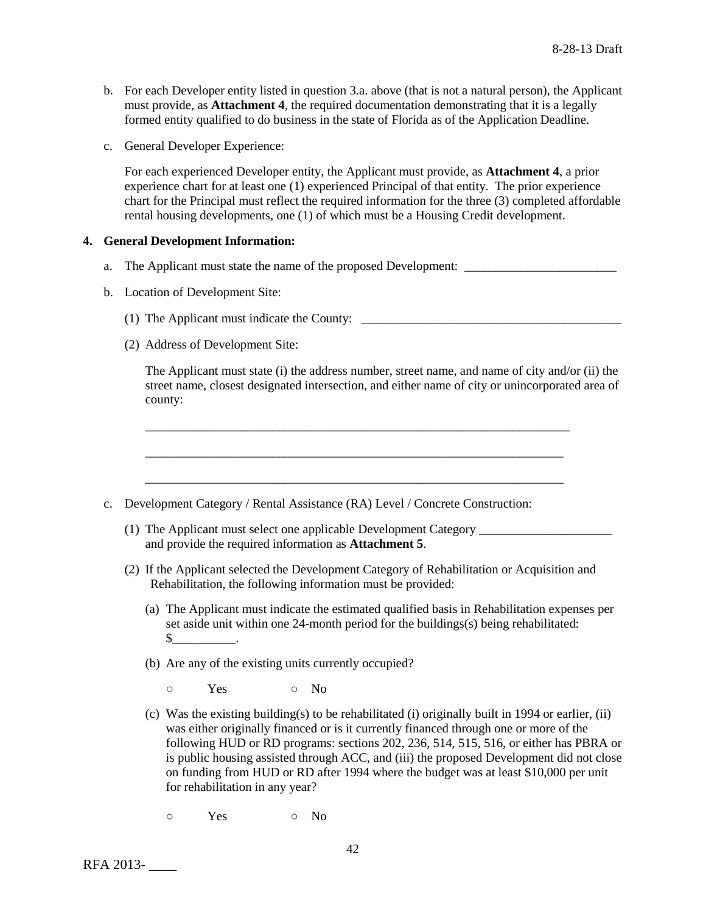b. For each Developer entity listed in question 3.a. above (that is not a natural person), the Applicant must provide, as **Attachment 4**, the required documentation demonstrating that it is a legally formed entity qualified to do business in the state of Florida as of the Application Deadline.

c. General Developer Experience:

   For each experienced Developer entity, the Applicant must provide, as **Attachment 4**, a prior experience chart for at least one (1) experienced Principal of that entity. The prior experience chart for the Principal must reflect the required information for the three (3) completed affordable rental housing developments, one (1) of which must be a Housing Credit development.

**4. General Development Information:**

a. The Applicant must state the name of the proposed Development: ________________________

b. Location of Development Site:

   (1) The Applicant must indicate the County: __________________________________________

   (2) Address of Development Site:

   The Applicant must state (i) the address number, street name, and name of city and/or (ii) the street name, closest designated intersection, and either name of city or unincorporated area of county:

   ____________________________________________________________________

   ____________________________________________________________________

   ____________________________________________________________________

c. Development Category / Rental Assistance (RA) Level / Concrete Construction:

   (1) The Applicant must select one applicable Development Category _____________________ and provide the required information as **Attachment 5**.

   (2) If the Applicant selected the Development Category of Rehabilitation or Acquisition and Rehabilitation, the following information must be provided:

   (a) The Applicant must indicate the estimated qualified basis in Rehabilitation expenses per set aside unit within one 24-month period for the buildings(s) being rehabilitated: $__________.

   (b) Are any of the existing units currently occupied?

   ○ Yes ○ No

   (c) Was the existing building(s) to be rehabilitated (i) originally built in 1994 or earlier, (ii) was either originally financed or is it currently financed through one or more of the following HUD or RD programs: sections 202, 236, 514, 515, 516, or either has PBRA or is public housing assisted through ACC, and (iii) the proposed Development did not close on funding from HUD or RD after 1994 where the budget was at least $10,000 per unit for rehabilitation in any year?

   ○ Yes ○ No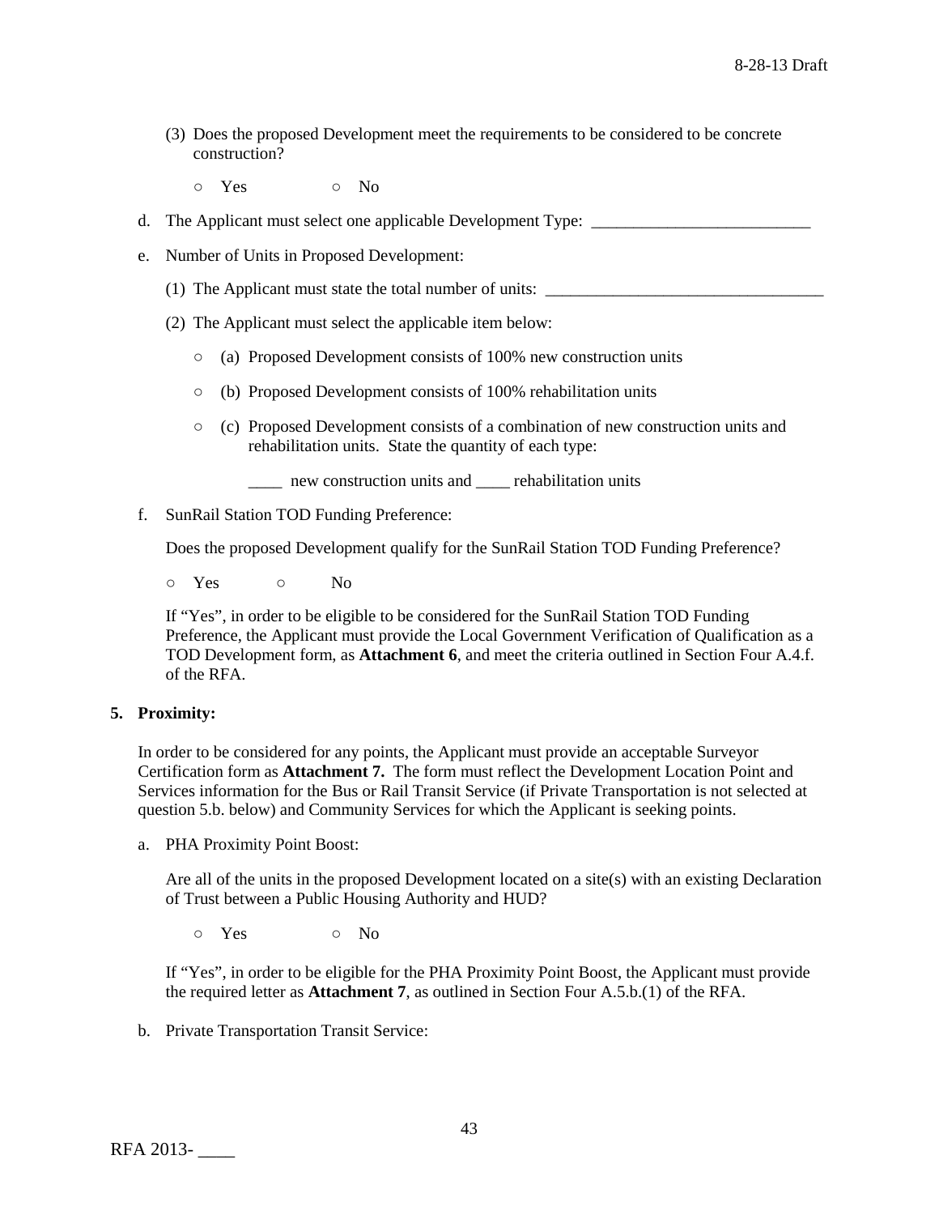(3) Does the proposed Development meet the requirements to be considered to be concrete construction?

○ Yes ○ No

d. The Applicant must select one applicable Development Type: ___________________________

e. Number of Units in Proposed Development:

(1) The Applicant must state the total number of units: __________________________________

(2) The Applicant must select the applicable item below:

○ (a) Proposed Development consists of 100% new construction units

○ (b) Proposed Development consists of 100% rehabilitation units

○ (c) Proposed Development consists of a combination of new construction units and rehabilitation units. State the quantity of each type:

____ new construction units and ____ rehabilitation units

f. SunRail Station TOD Funding Preference:

Does the proposed Development qualify for the SunRail Station TOD Funding Preference?

○ Yes ○ No

If "Yes", in order to be eligible to be considered for the SunRail Station TOD Funding Preference, the Applicant must provide the Local Government Verification of Qualification as a TOD Development form, as **Attachment 6**, and meet the criteria outlined in Section Four A.4.f. of the RFA.

**5. Proximity:**

In order to be considered for any points, the Applicant must provide an acceptable Surveyor Certification form as **Attachment 7.** The form must reflect the Development Location Point and Services information for the Bus or Rail Transit Service (if Private Transportation is not selected at question 5.b. below) and Community Services for which the Applicant is seeking points.

a. PHA Proximity Point Boost:

Are all of the units in the proposed Development located on a site(s) with an existing Declaration of Trust between a Public Housing Authority and HUD?

○ Yes ○ No

If "Yes", in order to be eligible for the PHA Proximity Point Boost, the Applicant must provide the required letter as **Attachment 7**, as outlined in Section Four A.5.b.(1) of the RFA.

b. Private Transportation Transit Service: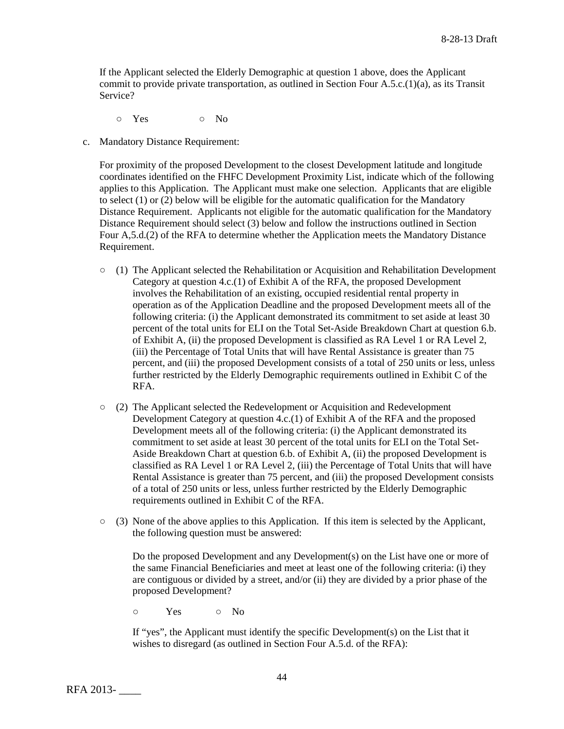If the Applicant selected the Elderly Demographic at question 1 above, does the Applicant commit to provide private transportation, as outlined in Section Four A.5.c.(1)(a), as its Transit Service?

○ Yes ○ No

c. Mandatory Distance Requirement:

For proximity of the proposed Development to the closest Development latitude and longitude coordinates identified on the FHFC Development Proximity List, indicate which of the following applies to this Application. The Applicant must make one selection. Applicants that are eligible to select (1) or (2) below will be eligible for the automatic qualification for the Mandatory Distance Requirement. Applicants not eligible for the automatic qualification for the Mandatory Distance Requirement should select (3) below and follow the instructions outlined in Section Four A,5.d.(2) of the RFA to determine whether the Application meets the Mandatory Distance Requirement.

○ (1) The Applicant selected the Rehabilitation or Acquisition and Rehabilitation Development Category at question 4.c.(1) of Exhibit A of the RFA, the proposed Development involves the Rehabilitation of an existing, occupied residential rental property in operation as of the Application Deadline and the proposed Development meets all of the following criteria: (i) the Applicant demonstrated its commitment to set aside at least 30 percent of the total units for ELI on the Total Set-Aside Breakdown Chart at question 6.b. of Exhibit A, (ii) the proposed Development is classified as RA Level 1 or RA Level 2, (iii) the Percentage of Total Units that will have Rental Assistance is greater than 75 percent, and (iii) the proposed Development consists of a total of 250 units or less, unless further restricted by the Elderly Demographic requirements outlined in Exhibit C of the RFA.

○ (2) The Applicant selected the Redevelopment or Acquisition and Redevelopment Development Category at question 4.c.(1) of Exhibit A of the RFA and the proposed Development meets all of the following criteria: (i) the Applicant demonstrated its commitment to set aside at least 30 percent of the total units for ELI on the Total Set-Aside Breakdown Chart at question 6.b. of Exhibit A, (ii) the proposed Development is classified as RA Level 1 or RA Level 2, (iii) the Percentage of Total Units that will have Rental Assistance is greater than 75 percent, and (iii) the proposed Development consists of a total of 250 units or less, unless further restricted by the Elderly Demographic requirements outlined in Exhibit C of the RFA.

○ (3) None of the above applies to this Application. If this item is selected by the Applicant, the following question must be answered:

Do the proposed Development and any Development(s) on the List have one or more of the same Financial Beneficiaries and meet at least one of the following criteria: (i) they are contiguous or divided by a street, and/or (ii) they are divided by a prior phase of the proposed Development?

○ Yes ○ No

If "yes", the Applicant must identify the specific Development(s) on the List that it wishes to disregard (as outlined in Section Four A.5.d. of the RFA):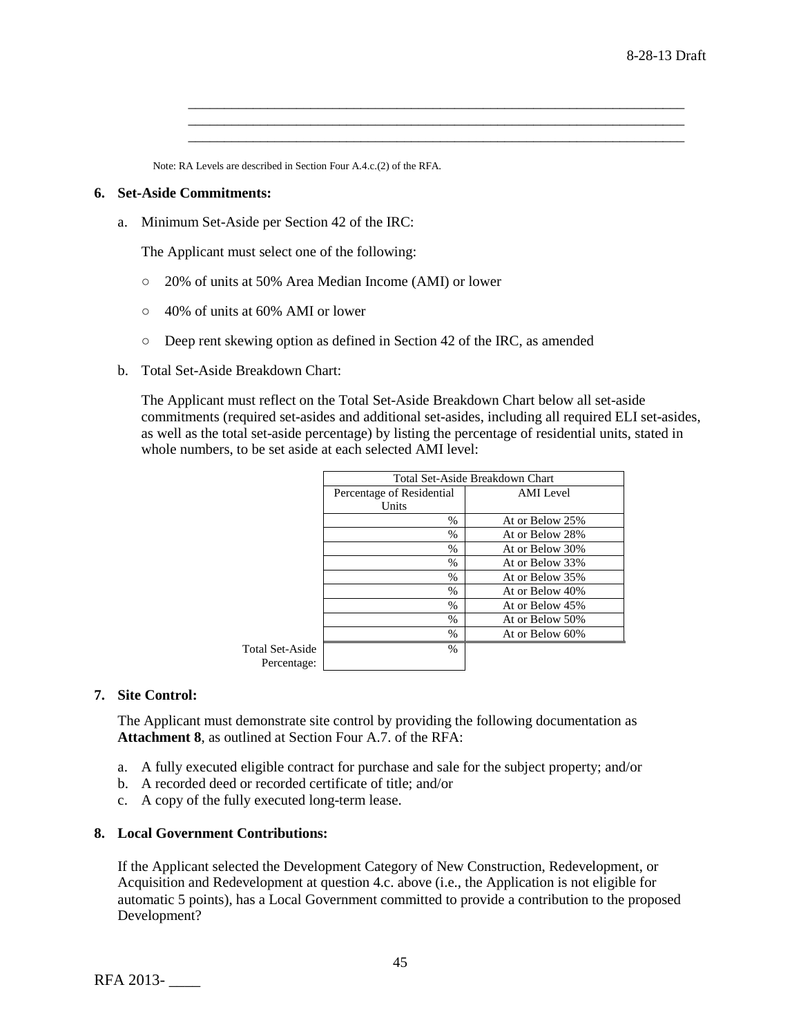\_\_\_\_\_\_\_\_\_\_\_\_\_\_\_\_\_\_\_\_\_\_\_\_\_\_\_\_\_\_\_\_\_\_\_\_\_\_\_\_\_\_\_\_\_\_\_\_\_\_\_\_\_\_\_\_\_\_\_\_\_\_\_\_\_\_\_\_\_\_
\_\_\_\_\_\_\_\_\_\_\_\_\_\_\_\_\_\_\_\_\_\_\_\_\_\_\_\_\_\_\_\_\_\_\_\_\_\_\_\_\_\_\_\_\_\_\_\_\_\_\_\_\_\_\_\_\_\_\_\_\_\_\_\_\_\_\_\_\_\_
\_\_\_\_\_\_\_\_\_\_\_\_\_\_\_\_\_\_\_\_\_\_\_\_\_\_\_\_\_\_\_\_\_\_\_\_\_\_\_\_\_\_\_\_\_\_\_\_\_\_\_\_\_\_\_\_\_\_\_\_\_\_\_\_\_\_\_\_\_\_

Note: RA Levels are described in Section Four A.4.c.(2) of the RFA.

**6. Set-Aside Commitments:**

a. Minimum Set-Aside per Section 42 of the IRC:

The Applicant must select one of the following:

○ 20% of units at 50% Area Median Income (AMI) or lower

○ 40% of units at 60% AMI or lower

○ Deep rent skewing option as defined in Section 42 of the IRC, as amended

b. Total Set-Aside Breakdown Chart:

The Applicant must reflect on the Total Set-Aside Breakdown Chart below all set-aside commitments (required set-asides and additional set-asides, including all required ELI set-asides, as well as the total set-aside percentage) by listing the percentage of residential units, stated in whole numbers, to be set aside at each selected AMI level:

| | Total Set-Aside Breakdown Chart | |
|---|---|---|
| | Percentage of Residential Units | AMI Level |
| | % | At or Below 25% |
| | % | At or Below 28% |
| | % | At or Below 30% |
| | % | At or Below 33% |
| | % | At or Below 35% |
| | % | At or Below 40% |
| | % | At or Below 45% |
| | % | At or Below 50% |
| | % | At or Below 60% |
| Total Set-Aside Percentage: | % | |

**7. Site Control:**

The Applicant must demonstrate site control by providing the following documentation as **Attachment 8**, as outlined at Section Four A.7. of the RFA:

a. A fully executed eligible contract for purchase and sale for the subject property; and/or
b. A recorded deed or recorded certificate of title; and/or
c. A copy of the fully executed long-term lease.

**8. Local Government Contributions:**

If the Applicant selected the Development Category of New Construction, Redevelopment, or Acquisition and Redevelopment at question 4.c. above (i.e., the Application is not eligible for automatic 5 points), has a Local Government committed to provide a contribution to the proposed Development?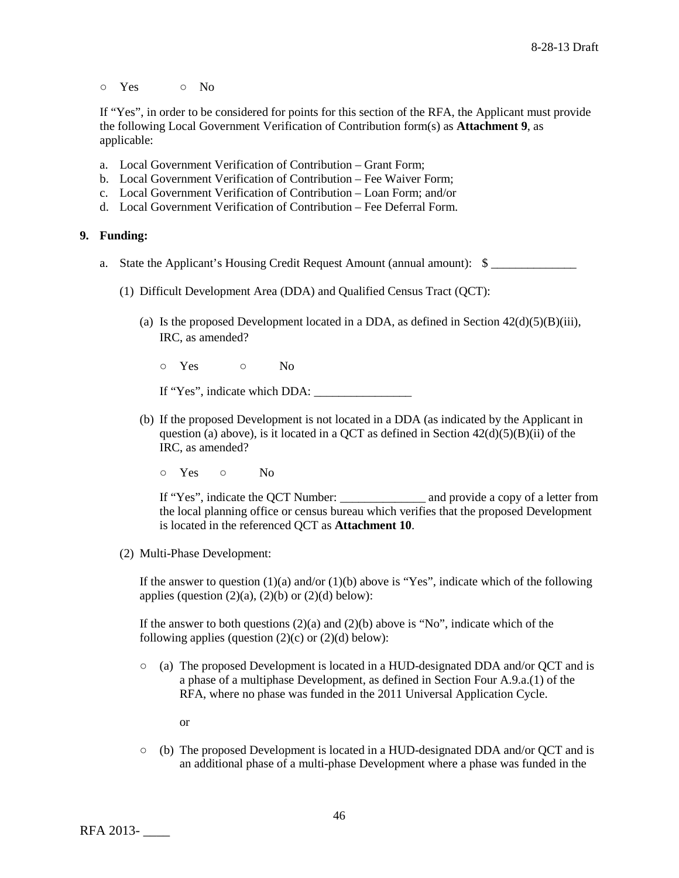○ Yes ○ No

If "Yes", in order to be considered for points for this section of the RFA, the Applicant must provide the following Local Government Verification of Contribution form(s) as **Attachment 9**, as applicable:

a. Local Government Verification of Contribution – Grant Form;
b. Local Government Verification of Contribution – Fee Waiver Form;
c. Local Government Verification of Contribution – Loan Form; and/or
d. Local Government Verification of Contribution – Fee Deferral Form.

**9. Funding:**

a. State the Applicant's Housing Credit Request Amount (annual amount): $ ______________

(1) Difficult Development Area (DDA) and Qualified Census Tract (QCT):

(a) Is the proposed Development located in a DDA, as defined in Section 42(d)(5)(B)(iii), IRC, as amended?

○ Yes ○ No

If "Yes", indicate which DDA: ________________

(b) If the proposed Development is not located in a DDA (as indicated by the Applicant in question (a) above), is it located in a QCT as defined in Section 42(d)(5)(B)(ii) of the IRC, as amended?

○ Yes ○ No

If "Yes", indicate the QCT Number: ______________ and provide a copy of a letter from the local planning office or census bureau which verifies that the proposed Development is located in the referenced QCT as **Attachment 10**.

(2) Multi-Phase Development:

If the answer to question (1)(a) and/or (1)(b) above is "Yes", indicate which of the following applies (question (2)(a), (2)(b) or (2)(d) below):

If the answer to both questions (2)(a) and (2)(b) above is "No", indicate which of the following applies (question (2)(c) or (2)(d) below):

○ (a) The proposed Development is located in a HUD-designated DDA and/or QCT and is a phase of a multiphase Development, as defined in Section Four A.9.a.(1) of the RFA, where no phase was funded in the 2011 Universal Application Cycle.

or

○ (b) The proposed Development is located in a HUD-designated DDA and/or QCT and is an additional phase of a multi-phase Development where a phase was funded in the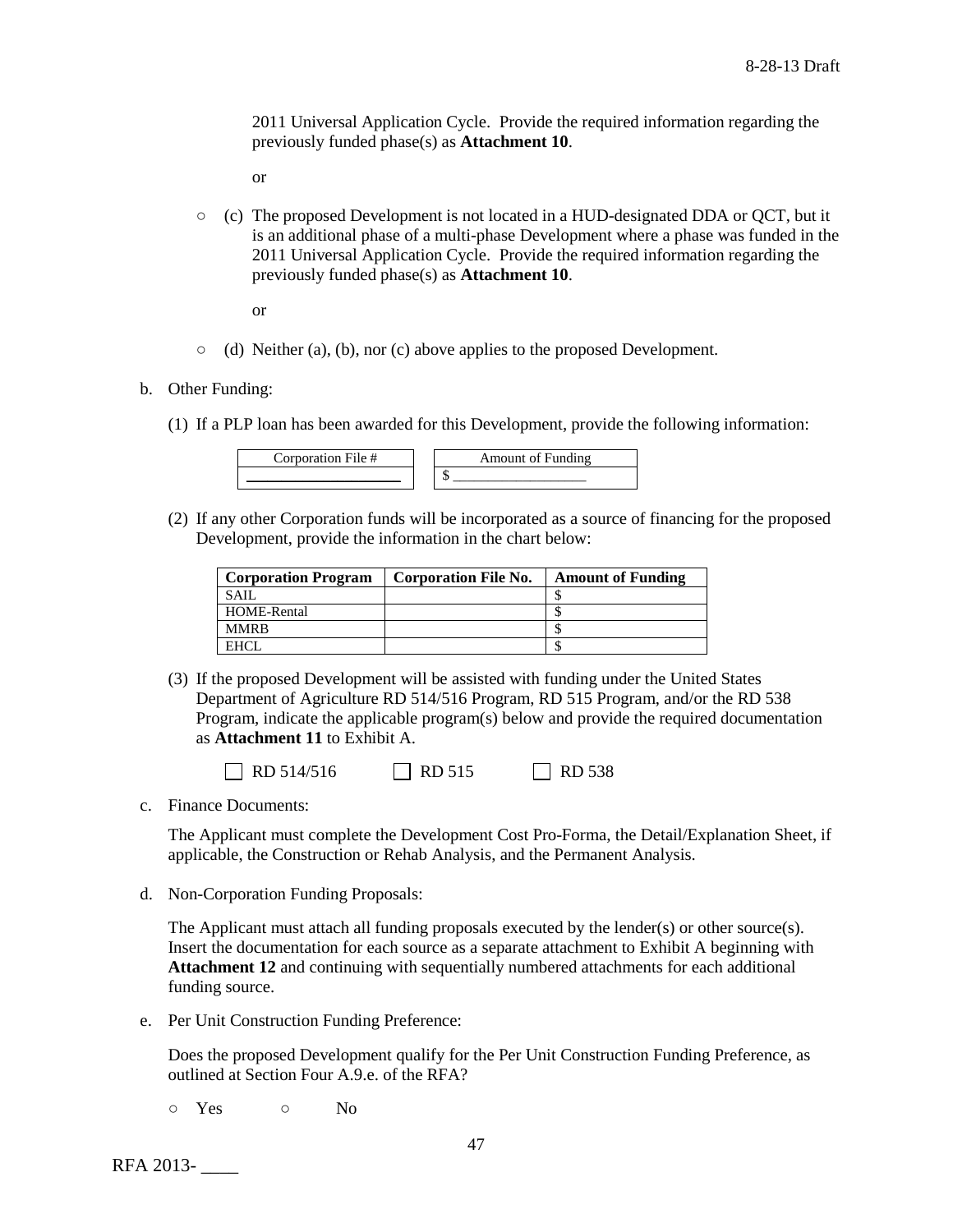2011 Universal Application Cycle. Provide the required information regarding the previously funded phase(s) as **Attachment 10**.

or

○ (c) The proposed Development is not located in a HUD-designated DDA or QCT, but it is an additional phase of a multi-phase Development where a phase was funded in the 2011 Universal Application Cycle. Provide the required information regarding the previously funded phase(s) as **Attachment 10**.

or

○ (d) Neither (a), (b), nor (c) above applies to the proposed Development.

b. Other Funding:

(1) If a PLP loan has been awarded for this Development, provide the following information:

| Corporation File # | Amount of Funding |
|---|---|
| ____________________ | $ __________________ |

(2) If any other Corporation funds will be incorporated as a source of financing for the proposed Development, provide the information in the chart below:

| Corporation Program | Corporation File No. | Amount of Funding |
|---|---|---|
| SAIL | | $ |
| HOME-Rental | | $ |
| MMRB | | $ |
| EHCL | | $ |

(3) If the proposed Development will be assisted with funding under the United States Department of Agriculture RD 514/516 Program, RD 515 Program, and/or the RD 538 Program, indicate the applicable program(s) below and provide the required documentation as **Attachment 11** to Exhibit A.

☐ RD 514/516 ☐ RD 515 ☐ RD 538

c. Finance Documents:

The Applicant must complete the Development Cost Pro-Forma, the Detail/Explanation Sheet, if applicable, the Construction or Rehab Analysis, and the Permanent Analysis.

d. Non-Corporation Funding Proposals:

The Applicant must attach all funding proposals executed by the lender(s) or other source(s). Insert the documentation for each source as a separate attachment to Exhibit A beginning with **Attachment 12** and continuing with sequentially numbered attachments for each additional funding source.

e. Per Unit Construction Funding Preference:

Does the proposed Development qualify for the Per Unit Construction Funding Preference, as outlined at Section Four A.9.e. of the RFA?

○ Yes ○ No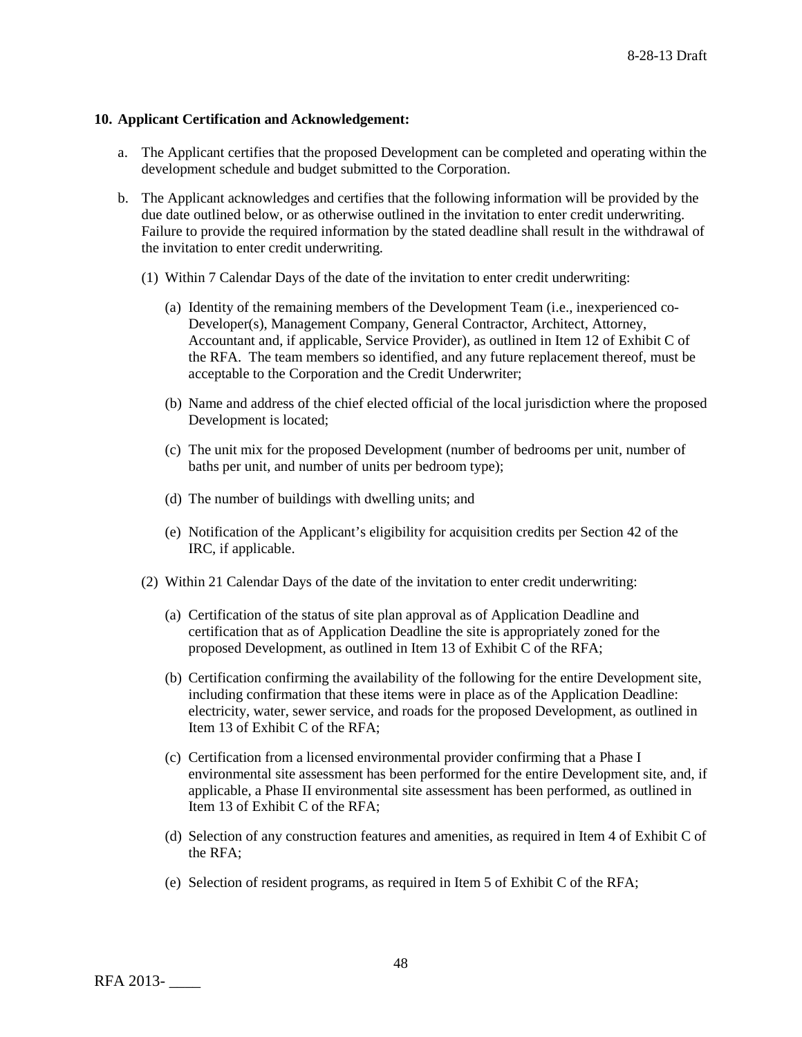**10. Applicant Certification and Acknowledgement:**

a. The Applicant certifies that the proposed Development can be completed and operating within the development schedule and budget submitted to the Corporation.

b. The Applicant acknowledges and certifies that the following information will be provided by the due date outlined below, or as otherwise outlined in the invitation to enter credit underwriting. Failure to provide the required information by the stated deadline shall result in the withdrawal of the invitation to enter credit underwriting.

   (1) Within 7 Calendar Days of the date of the invitation to enter credit underwriting:

      (a) Identity of the remaining members of the Development Team (i.e., inexperienced co-Developer(s), Management Company, General Contractor, Architect, Attorney, Accountant and, if applicable, Service Provider), as outlined in Item 12 of Exhibit C of the RFA. The team members so identified, and any future replacement thereof, must be acceptable to the Corporation and the Credit Underwriter;

      (b) Name and address of the chief elected official of the local jurisdiction where the proposed Development is located;

      (c) The unit mix for the proposed Development (number of bedrooms per unit, number of baths per unit, and number of units per bedroom type);

      (d) The number of buildings with dwelling units; and

      (e) Notification of the Applicant's eligibility for acquisition credits per Section 42 of the IRC, if applicable.

   (2) Within 21 Calendar Days of the date of the invitation to enter credit underwriting:

      (a) Certification of the status of site plan approval as of Application Deadline and certification that as of Application Deadline the site is appropriately zoned for the proposed Development, as outlined in Item 13 of Exhibit C of the RFA;

      (b) Certification confirming the availability of the following for the entire Development site, including confirmation that these items were in place as of the Application Deadline: electricity, water, sewer service, and roads for the proposed Development, as outlined in Item 13 of Exhibit C of the RFA;

      (c) Certification from a licensed environmental provider confirming that a Phase I environmental site assessment has been performed for the entire Development site, and, if applicable, a Phase II environmental site assessment has been performed, as outlined in Item 13 of Exhibit C of the RFA;

      (d) Selection of any construction features and amenities, as required in Item 4 of Exhibit C of the RFA;

      (e) Selection of resident programs, as required in Item 5 of Exhibit C of the RFA;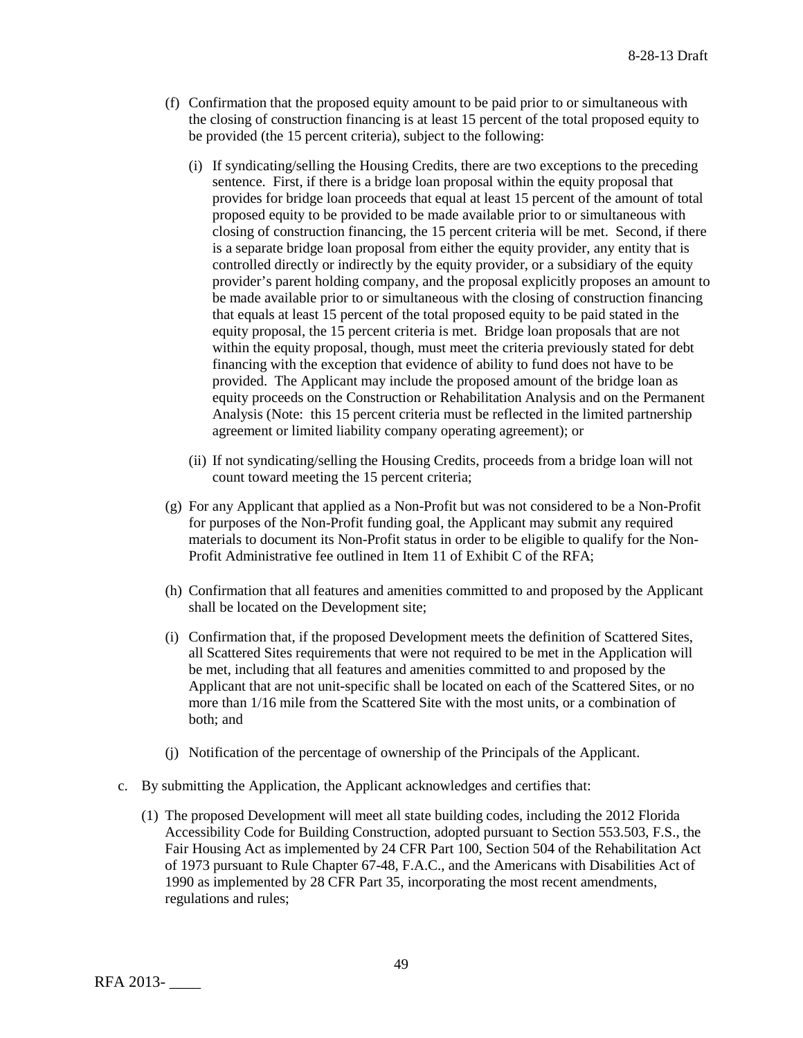(f) Confirmation that the proposed equity amount to be paid prior to or simultaneous with the closing of construction financing is at least 15 percent of the total proposed equity to be provided (the 15 percent criteria), subject to the following:

   (i) If syndicating/selling the Housing Credits, there are two exceptions to the preceding sentence. First, if there is a bridge loan proposal within the equity proposal that provides for bridge loan proceeds that equal at least 15 percent of the amount of total proposed equity to be provided to be made available prior to or simultaneous with closing of construction financing, the 15 percent criteria will be met. Second, if there is a separate bridge loan proposal from either the equity provider, any entity that is controlled directly or indirectly by the equity provider, or a subsidiary of the equity provider's parent holding company, and the proposal explicitly proposes an amount to be made available prior to or simultaneous with the closing of construction financing that equals at least 15 percent of the total proposed equity to be paid stated in the equity proposal, the 15 percent criteria is met. Bridge loan proposals that are not within the equity proposal, though, must meet the criteria previously stated for debt financing with the exception that evidence of ability to fund does not have to be provided. The Applicant may include the proposed amount of the bridge loan as equity proceeds on the Construction or Rehabilitation Analysis and on the Permanent Analysis (Note: this 15 percent criteria must be reflected in the limited partnership agreement or limited liability company operating agreement); or

   (ii) If not syndicating/selling the Housing Credits, proceeds from a bridge loan will not count toward meeting the 15 percent criteria;

(g) For any Applicant that applied as a Non-Profit but was not considered to be a Non-Profit for purposes of the Non-Profit funding goal, the Applicant may submit any required materials to document its Non-Profit status in order to be eligible to qualify for the Non-Profit Administrative fee outlined in Item 11 of Exhibit C of the RFA;

(h) Confirmation that all features and amenities committed to and proposed by the Applicant shall be located on the Development site;

(i) Confirmation that, if the proposed Development meets the definition of Scattered Sites, all Scattered Sites requirements that were not required to be met in the Application will be met, including that all features and amenities committed to and proposed by the Applicant that are not unit-specific shall be located on each of the Scattered Sites, or no more than 1/16 mile from the Scattered Site with the most units, or a combination of both; and

(j) Notification of the percentage of ownership of the Principals of the Applicant.

c. By submitting the Application, the Applicant acknowledges and certifies that:

   (1) The proposed Development will meet all state building codes, including the 2012 Florida Accessibility Code for Building Construction, adopted pursuant to Section 553.503, F.S., the Fair Housing Act as implemented by 24 CFR Part 100, Section 504 of the Rehabilitation Act of 1973 pursuant to Rule Chapter 67-48, F.A.C., and the Americans with Disabilities Act of 1990 as implemented by 28 CFR Part 35, incorporating the most recent amendments, regulations and rules;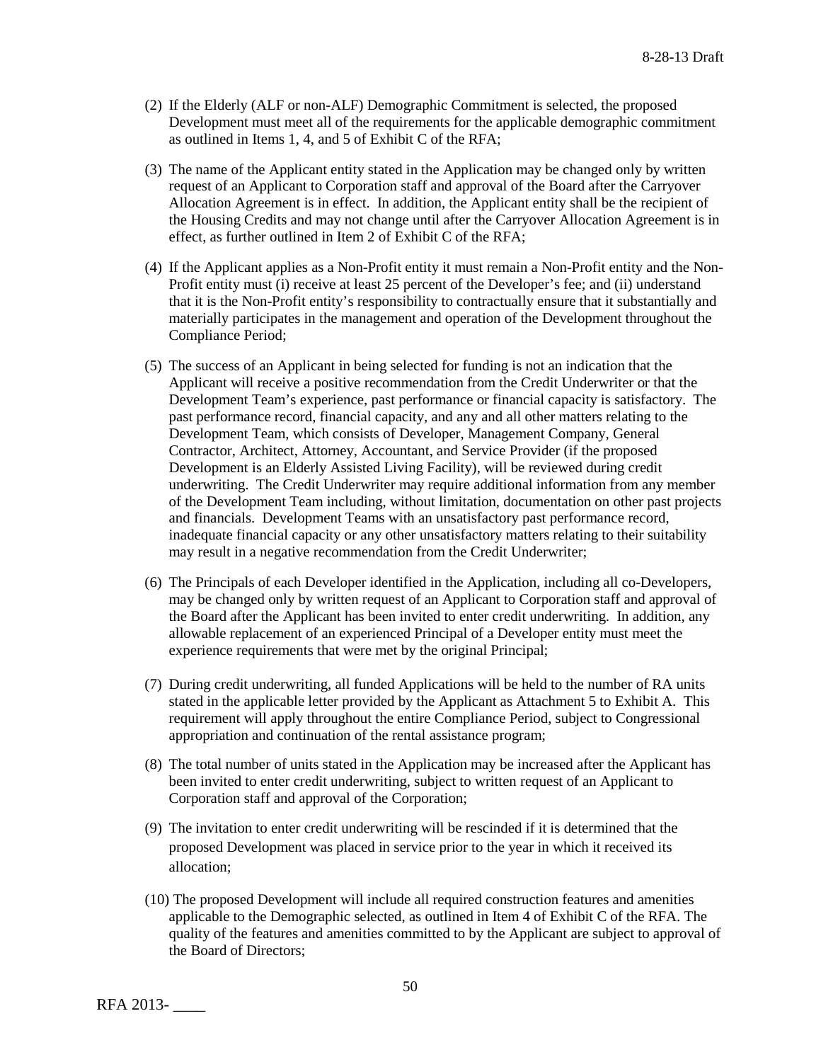(2) If the Elderly (ALF or non-ALF) Demographic Commitment is selected, the proposed Development must meet all of the requirements for the applicable demographic commitment as outlined in Items 1, 4, and 5 of Exhibit C of the RFA;

(3) The name of the Applicant entity stated in the Application may be changed only by written request of an Applicant to Corporation staff and approval of the Board after the Carryover Allocation Agreement is in effect. In addition, the Applicant entity shall be the recipient of the Housing Credits and may not change until after the Carryover Allocation Agreement is in effect, as further outlined in Item 2 of Exhibit C of the RFA;

(4) If the Applicant applies as a Non-Profit entity it must remain a Non-Profit entity and the Non-Profit entity must (i) receive at least 25 percent of the Developer's fee; and (ii) understand that it is the Non-Profit entity's responsibility to contractually ensure that it substantially and materially participates in the management and operation of the Development throughout the Compliance Period;

(5) The success of an Applicant in being selected for funding is not an indication that the Applicant will receive a positive recommendation from the Credit Underwriter or that the Development Team's experience, past performance or financial capacity is satisfactory. The past performance record, financial capacity, and any and all other matters relating to the Development Team, which consists of Developer, Management Company, General Contractor, Architect, Attorney, Accountant, and Service Provider (if the proposed Development is an Elderly Assisted Living Facility), will be reviewed during credit underwriting. The Credit Underwriter may require additional information from any member of the Development Team including, without limitation, documentation on other past projects and financials. Development Teams with an unsatisfactory past performance record, inadequate financial capacity or any other unsatisfactory matters relating to their suitability may result in a negative recommendation from the Credit Underwriter;

(6) The Principals of each Developer identified in the Application, including all co-Developers, may be changed only by written request of an Applicant to Corporation staff and approval of the Board after the Applicant has been invited to enter credit underwriting. In addition, any allowable replacement of an experienced Principal of a Developer entity must meet the experience requirements that were met by the original Principal;

(7) During credit underwriting, all funded Applications will be held to the number of RA units stated in the applicable letter provided by the Applicant as Attachment 5 to Exhibit A. This requirement will apply throughout the entire Compliance Period, subject to Congressional appropriation and continuation of the rental assistance program;

(8) The total number of units stated in the Application may be increased after the Applicant has been invited to enter credit underwriting, subject to written request of an Applicant to Corporation staff and approval of the Corporation;

(9) The invitation to enter credit underwriting will be rescinded if it is determined that the proposed Development was placed in service prior to the year in which it received its allocation;

(10) The proposed Development will include all required construction features and amenities applicable to the Demographic selected, as outlined in Item 4 of Exhibit C of the RFA. The quality of the features and amenities committed to by the Applicant are subject to approval of the Board of Directors;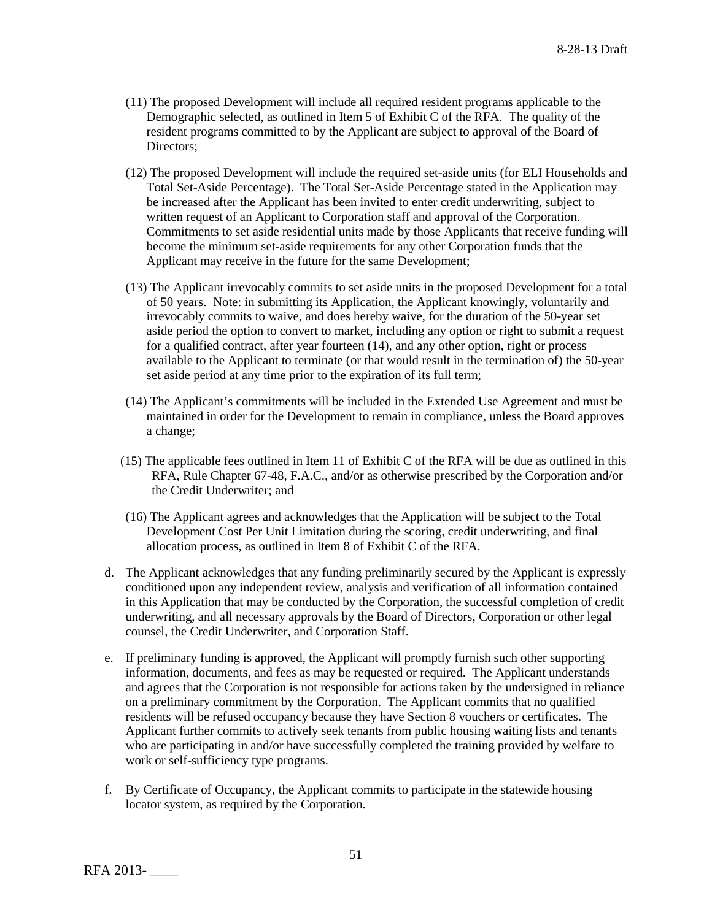(11) The proposed Development will include all required resident programs applicable to the Demographic selected, as outlined in Item 5 of Exhibit C of the RFA. The quality of the resident programs committed to by the Applicant are subject to approval of the Board of Directors;

(12) The proposed Development will include the required set-aside units (for ELI Households and Total Set-Aside Percentage). The Total Set-Aside Percentage stated in the Application may be increased after the Applicant has been invited to enter credit underwriting, subject to written request of an Applicant to Corporation staff and approval of the Corporation. Commitments to set aside residential units made by those Applicants that receive funding will become the minimum set-aside requirements for any other Corporation funds that the Applicant may receive in the future for the same Development;

(13) The Applicant irrevocably commits to set aside units in the proposed Development for a total of 50 years. Note: in submitting its Application, the Applicant knowingly, voluntarily and irrevocably commits to waive, and does hereby waive, for the duration of the 50-year set aside period the option to convert to market, including any option or right to submit a request for a qualified contract, after year fourteen (14), and any other option, right or process available to the Applicant to terminate (or that would result in the termination of) the 50-year set aside period at any time prior to the expiration of its full term;

(14) The Applicant's commitments will be included in the Extended Use Agreement and must be maintained in order for the Development to remain in compliance, unless the Board approves a change;

(15) The applicable fees outlined in Item 11 of Exhibit C of the RFA will be due as outlined in this RFA, Rule Chapter 67-48, F.A.C., and/or as otherwise prescribed by the Corporation and/or the Credit Underwriter; and

(16) The Applicant agrees and acknowledges that the Application will be subject to the Total Development Cost Per Unit Limitation during the scoring, credit underwriting, and final allocation process, as outlined in Item 8 of Exhibit C of the RFA.

d. The Applicant acknowledges that any funding preliminarily secured by the Applicant is expressly conditioned upon any independent review, analysis and verification of all information contained in this Application that may be conducted by the Corporation, the successful completion of credit underwriting, and all necessary approvals by the Board of Directors, Corporation or other legal counsel, the Credit Underwriter, and Corporation Staff.

e. If preliminary funding is approved, the Applicant will promptly furnish such other supporting information, documents, and fees as may be requested or required. The Applicant understands and agrees that the Corporation is not responsible for actions taken by the undersigned in reliance on a preliminary commitment by the Corporation. The Applicant commits that no qualified residents will be refused occupancy because they have Section 8 vouchers or certificates. The Applicant further commits to actively seek tenants from public housing waiting lists and tenants who are participating in and/or have successfully completed the training provided by welfare to work or self-sufficiency type programs.

f. By Certificate of Occupancy, the Applicant commits to participate in the statewide housing locator system, as required by the Corporation.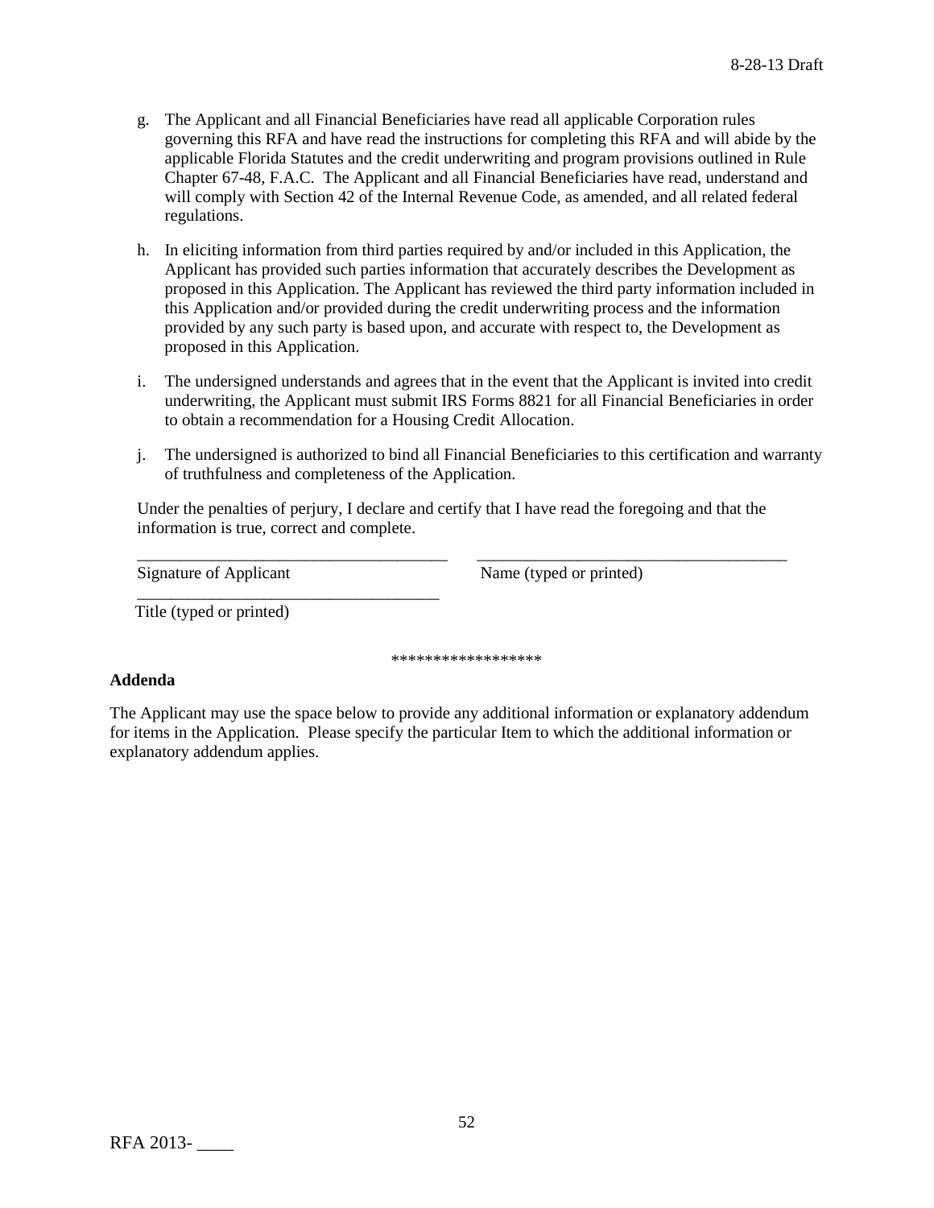g. The Applicant and all Financial Beneficiaries have read all applicable Corporation rules governing this RFA and have read the instructions for completing this RFA and will abide by the applicable Florida Statutes and the credit underwriting and program provisions outlined in Rule Chapter 67-48, F.A.C. The Applicant and all Financial Beneficiaries have read, understand and will comply with Section 42 of the Internal Revenue Code, as amended, and all related federal regulations.

h. In eliciting information from third parties required by and/or included in this Application, the Applicant has provided such parties information that accurately describes the Development as proposed in this Application. The Applicant has reviewed the third party information included in this Application and/or provided during the credit underwriting process and the information provided by any such party is based upon, and accurate with respect to, the Development as proposed in this Application.

i. The undersigned understands and agrees that in the event that the Applicant is invited into credit underwriting, the Applicant must submit IRS Forms 8821 for all Financial Beneficiaries in order to obtain a recommendation for a Housing Credit Allocation.

j. The undersigned is authorized to bind all Financial Beneficiaries to this certification and warranty of truthfulness and completeness of the Application.

Under the penalties of perjury, I declare and certify that I have read the foregoing and that the information is true, correct and complete.

_____________________________________ _____________________________________
Signature of Applicant Name (typed or printed)

_____________________________________
Title (typed or printed)

******************

**Addenda**

The Applicant may use the space below to provide any additional information or explanatory addendum for items in the Application. Please specify the particular Item to which the additional information or explanatory addendum applies.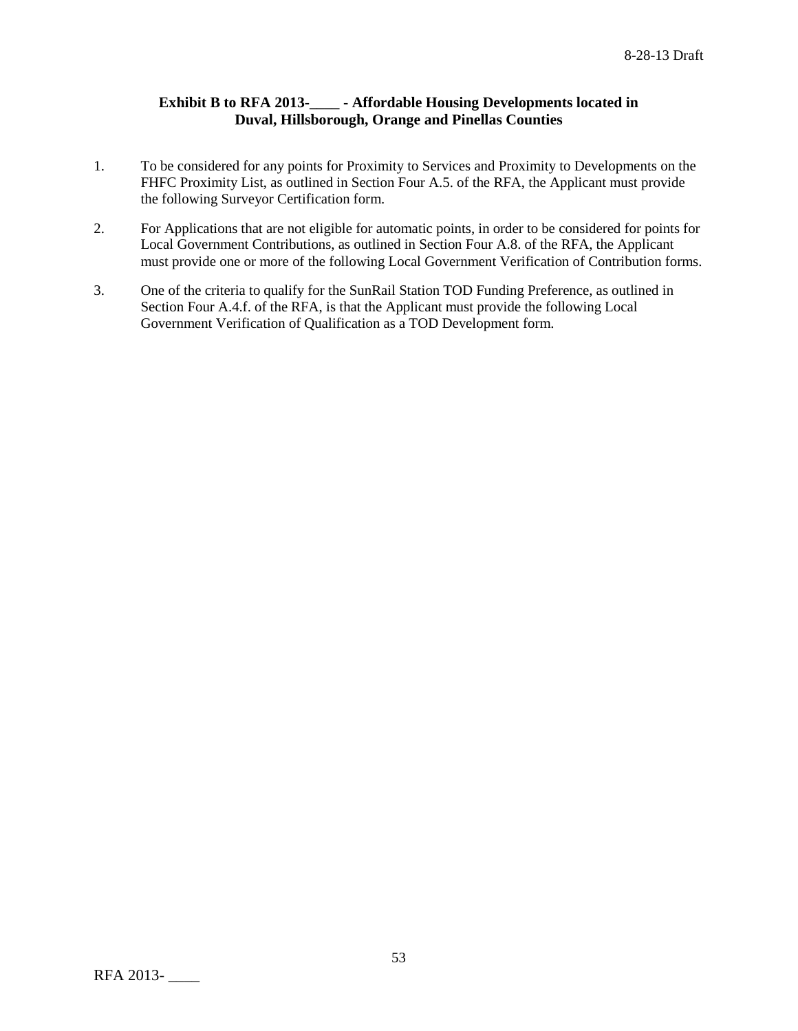**Exhibit B to RFA 2013-____ - Affordable Housing Developments located in Duval, Hillsborough, Orange and Pinellas Counties**

1. To be considered for any points for Proximity to Services and Proximity to Developments on the FHFC Proximity List, as outlined in Section Four A.5. of the RFA, the Applicant must provide the following Surveyor Certification form.

2. For Applications that are not eligible for automatic points, in order to be considered for points for Local Government Contributions, as outlined in Section Four A.8. of the RFA, the Applicant must provide one or more of the following Local Government Verification of Contribution forms.

3. One of the criteria to qualify for the SunRail Station TOD Funding Preference, as outlined in Section Four A.4.f. of the RFA, is that the Applicant must provide the following Local Government Verification of Qualification as a TOD Development form.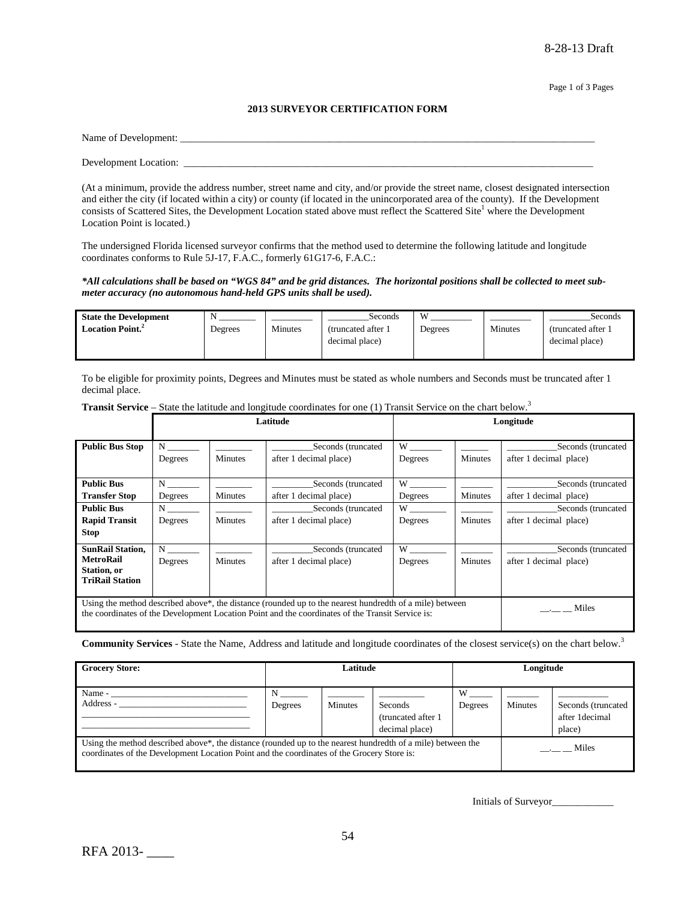8-28-13 Draft

Page 1 of 3 Pages

**2013 SURVEYOR CERTIFICATION FORM**

Name of Development: ___________________________________________________________________________

Development Location: __________________________________________________________________________

(At a minimum, provide the address number, street name and city, and/or provide the street name, closest designated intersection and either the city (if located within a city) or county (if located in the unincorporated area of the county). If the Development consists of Scattered Sites, the Development Location stated above must reflect the Scattered Site[1] where the Development Location Point is located.)

The undersigned Florida licensed surveyor confirms that the method used to determine the following latitude and longitude coordinates conforms to Rule 5J-17, F.A.C., formerly 61G17-6, F.A.C.:

***All calculations shall be based on "WGS 84" and be grid distances. The horizontal positions shall be collected to meet sub-meter accuracy (no autonomous hand-held GPS units shall be used).***

| **State the Development Location Point.[2]** | N _______ Degrees | _______ Minutes | _______Seconds (truncated after 1 decimal place) | W _______ Degrees | _______ Minutes | _______Seconds (truncated after 1 decimal place) |
|---|---|---|---|---|---|---|

To be eligible for proximity points, Degrees and Minutes must be stated as whole numbers and Seconds must be truncated after 1 decimal place.

**Transit Service** – State the latitude and longitude coordinates for one (1) Transit Service on the chart below.[3]

| | **Latitude** | | | **Longitude** | | |
|---|---|---|---|---|---|---|
| **Public Bus Stop** | N _______ Degrees | _______ Minutes | _______Seconds (truncated after 1 decimal place) | W _______ Degrees | _______ Minutes | _______Seconds (truncated after 1 decimal place) |
| **Public Bus Transfer Stop** | N _______ Degrees | _______ Minutes | _______Seconds (truncated after 1 decimal place) | W _______ Degrees | _______ Minutes | _______Seconds (truncated after 1 decimal place) |
| **Public Bus Rapid Transit Stop** | N _______ Degrees | _______ Minutes | _______Seconds (truncated after 1 decimal place) | W _______ Degrees | _______ Minutes | _______Seconds (truncated after 1 decimal place) |
| **SunRail Station, MetroRail Station, or TriRail Station** | N _______ Degrees | _______ Minutes | _______Seconds (truncated after 1 decimal place) | W _______ Degrees | _______ Minutes | _______Seconds (truncated after 1 decimal place) |
| Using the method described above*, the distance (rounded up to the nearest hundredth of a mile) between the coordinates of the Development Location Point and the coordinates of the Transit Service is: | | | | | | __.__ __ Miles |

**Community Services** - State the Name, Address and latitude and longitude coordinates of the closest service(s) on the chart below.[3]

| **Grocery Store:** | **Latitude** | | | **Longitude** | | |
|---|---|---|---|---|---|---|
| Name - ___________________ Address - ___________________ | N _______ Degrees | _______ Minutes | _______ Seconds (truncated after 1 decimal place) | W _______ Degrees | _______ Minutes | _______ Seconds (truncated after 1decimal place) |
| Using the method described above*, the distance (rounded up to the nearest hundredth of a mile) between the coordinates of the Development Location Point and the coordinates of the Grocery Store is: | | | | | | __.__ __ Miles |

Initials of Surveyor____________

RFA 2013- ____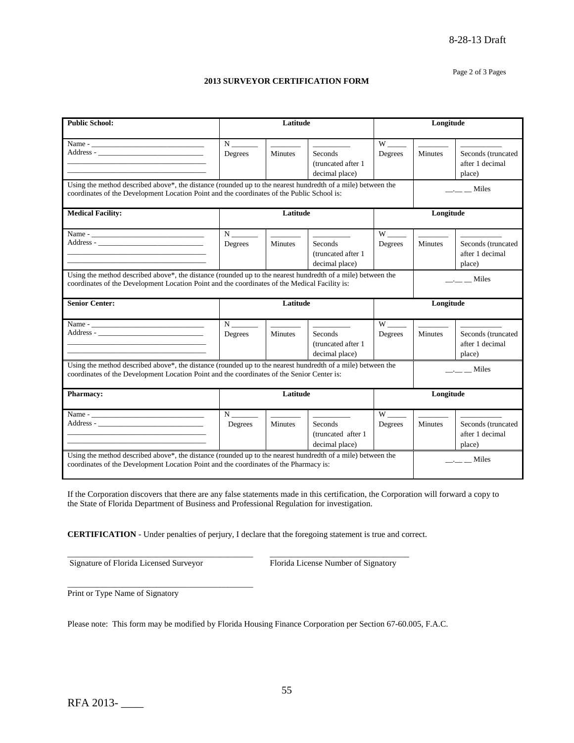8-28-13 Draft

Page 2 of 3 Pages

**2013 SURVEYOR CERTIFICATION FORM**

| **Public School:** | **Latitude** | | | **Longitude** | | |
|---|---|---|---|---|---|---|
| Name - ______________________________<br>Address - ____________________________<br>___________________________________<br>___________________________________ | N _______<br>Degrees | ________<br>Minutes | __________<br>Seconds (truncated after 1 decimal place) | W _____<br>Degrees | ________<br>Minutes | ___________<br>Seconds (truncated after 1 decimal place) |
| Using the method described above*, the distance (rounded up to the nearest hundredth of a mile) between the coordinates of the Development Location Point and the coordinates of the Public School is: | | | | | | __.__ __ Miles |
| **Medical Facility:** | **Latitude** | | | **Longitude** | | |
| Name - ______________________________<br>Address - ____________________________<br>___________________________________<br>___________________________________ | N _______<br>Degrees | ________<br>Minutes | __________<br>Seconds (truncated after 1 decimal place) | W _____<br>Degrees | ________<br>Minutes | ___________<br>Seconds (truncated after 1 decimal place) |
| Using the method described above*, the distance (rounded up to the nearest hundredth of a mile) between the coordinates of the Development Location Point and the coordinates of the Medical Facility is: | | | | | | __.__ __ Miles |
| **Senior Center:** | **Latitude** | | | **Longitude** | | |
| Name - ______________________________<br>Address - ____________________________<br>___________________________________<br>___________________________________ | N _______<br>Degrees | ________<br>Minutes | __________<br>Seconds (truncated after 1 decimal place) | W _____<br>Degrees | ________<br>Minutes | ___________<br>Seconds (truncated after 1 decimal place) |
| Using the method described above*, the distance (rounded up to the nearest hundredth of a mile) between the coordinates of the Development Location Point and the coordinates of the Senior Center is: | | | | | | __.__ __ Miles |
| **Pharmacy:** | **Latitude** | | | **Longitude** | | |
| Name - ______________________________<br>Address - ____________________________<br>___________________________________<br>___________________________________ | N _______<br>Degrees | ________<br>Minutes | __________<br>Seconds (truncated after 1 decimal place) | W _____<br>Degrees | ________<br>Minutes | ___________<br>Seconds (truncated after 1 decimal place) |
| Using the method described above*, the distance (rounded up to the nearest hundredth of a mile) between the coordinates of the Development Location Point and the coordinates of the Pharmacy is: | | | | | | __.__ __ Miles |

If the Corporation discovers that there are any false statements made in this certification, the Corporation will forward a copy to the State of Florida Department of Business and Professional Regulation for investigation.

**CERTIFICATION** - Under penalties of perjury, I declare that the foregoing statement is true and correct.

_____________________________________________ ________________________________

Signature of Florida Licensed Surveyor Florida License Number of Signatory

_____________________________________________

Print or Type Name of Signatory

Please note: This form may be modified by Florida Housing Finance Corporation per Section 67-60.005, F.A.C.

RFA 2013- ____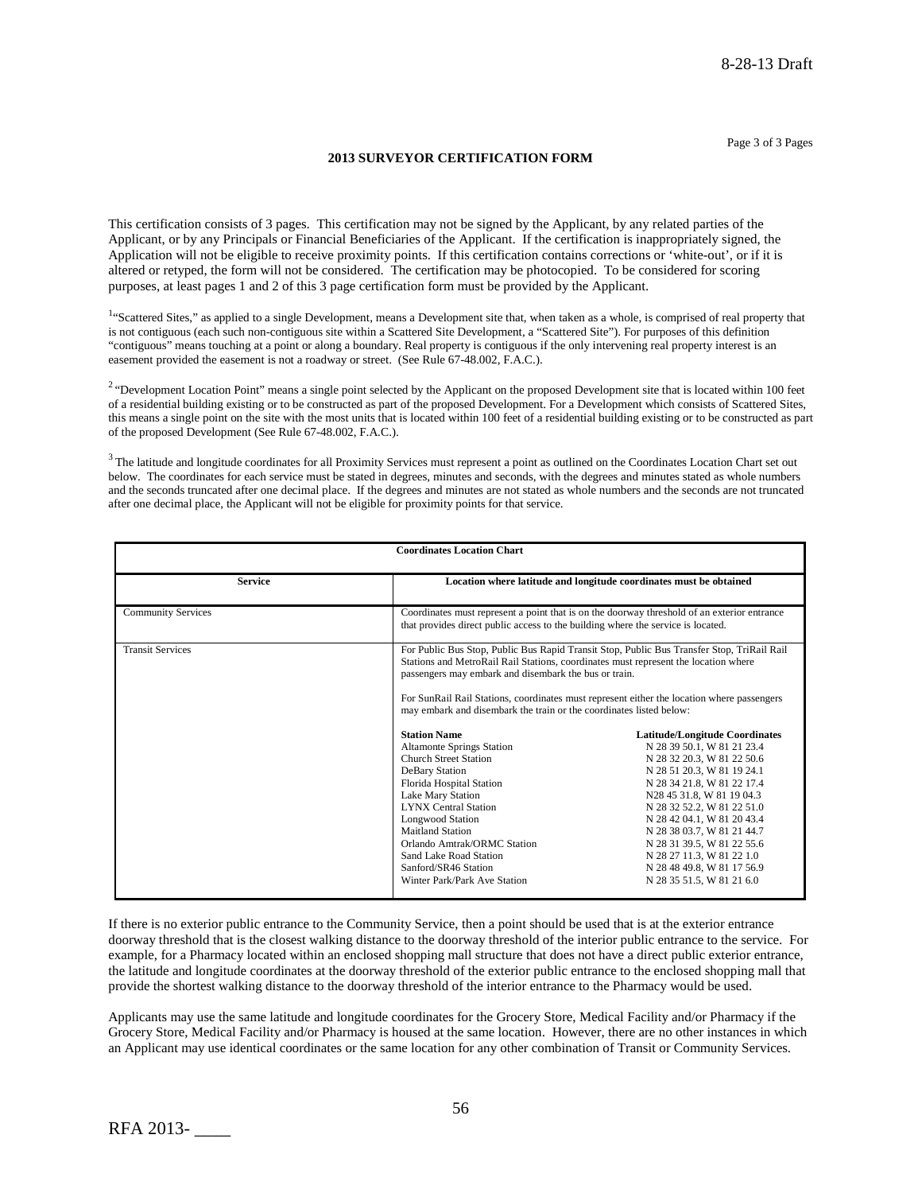## 2013 SURVEYOR CERTIFICATION FORM

This certification consists of 3 pages. This certification may not be signed by the Applicant, by any related parties of the Applicant, or by any Principals or Financial Beneficiaries of the Applicant. If the certification is inappropriately signed, the Application will not be eligible to receive proximity points. If this certification contains corrections or 'white-out', or if it is altered or retyped, the form will not be considered. The certification may be photocopied. To be considered for scoring purposes, at least pages 1 and 2 of this 3 page certification form must be provided by the Applicant.

[1] "Scattered Sites," as applied to a single Development, means a Development site that, when taken as a whole, is comprised of real property that is not contiguous (each such non-contiguous site within a Scattered Site Development, a "Scattered Site"). For purposes of this definition "contiguous" means touching at a point or along a boundary. Real property is contiguous if the only intervening real property interest is an easement provided the easement is not a roadway or street. (See Rule 67-48.002, F.A.C.).

[2] "Development Location Point" means a single point selected by the Applicant on the proposed Development site that is located within 100 feet of a residential building existing or to be constructed as part of the proposed Development. For a Development which consists of Scattered Sites, this means a single point on the site with the most units that is located within 100 feet of a residential building existing or to be constructed as part of the proposed Development (See Rule 67-48.002, F.A.C.).

[3] The latitude and longitude coordinates for all Proximity Services must represent a point as outlined on the Coordinates Location Chart set out below. The coordinates for each service must be stated in degrees, minutes and seconds, with the degrees and minutes stated as whole numbers and the seconds truncated after one decimal place. If the degrees and minutes are not stated as whole numbers and the seconds are not truncated after one decimal place, the Applicant will not be eligible for proximity points for that service.

**Coordinates Location Chart**

| Service | Location where latitude and longitude coordinates must be obtained |
|---|---|
| Community Services | Coordinates must represent a point that is on the doorway threshold of an exterior entrance that provides direct public access to the building where the service is located. |
| Transit Services | For Public Bus Stop, Public Bus Rapid Transit Stop, Public Bus Transfer Stop, TriRail Rail Stations and MetroRail Rail Stations, coordinates must represent the location where passengers may embark and disembark the bus or train.<br><br>For SunRail Rail Stations, coordinates must represent either the location where passengers may embark and disembark the train or the coordinates listed below:<br><br>**Station Name** — **Latitude/Longitude Coordinates**<br>Altamonte Springs Station — N 28 39 50.1, W 81 21 23.4<br>Church Street Station — N 28 32 20.3, W 81 22 50.6<br>DeBary Station — N 28 51 20.3, W 81 19 24.1<br>Florida Hospital Station — N 28 34 21.8, W 81 22 17.4<br>Lake Mary Station — N28 45 31.8, W 81 19 04.3<br>LYNX Central Station — N 28 32 52.2, W 81 22 51.0<br>Longwood Station — N 28 42 04.1, W 81 20 43.4<br>Maitland Station — N 28 38 03.7, W 81 21 44.7<br>Orlando Amtrak/ORMC Station — N 28 31 39.5, W 81 22 55.6<br>Sand Lake Road Station — N 28 27 11.3, W 81 22 1.0<br>Sanford/SR46 Station — N 28 48 49.8, W 81 17 56.9<br>Winter Park/Park Ave Station — N 28 35 51.5, W 81 21 6.0 |

If there is no exterior public entrance to the Community Service, then a point should be used that is at the exterior entrance doorway threshold that is the closest walking distance to the doorway threshold of the interior public entrance to the service. For example, for a Pharmacy located within an enclosed shopping mall structure that does not have a direct public exterior entrance, the latitude and longitude coordinates at the doorway threshold of the exterior public entrance to the enclosed shopping mall that provide the shortest walking distance to the doorway threshold of the interior entrance to the Pharmacy would be used.

Applicants may use the same latitude and longitude coordinates for the Grocery Store, Medical Facility and/or Pharmacy if the Grocery Store, Medical Facility and/or Pharmacy is housed at the same location. However, there are no other instances in which an Applicant may use identical coordinates or the same location for any other combination of Transit or Community Services.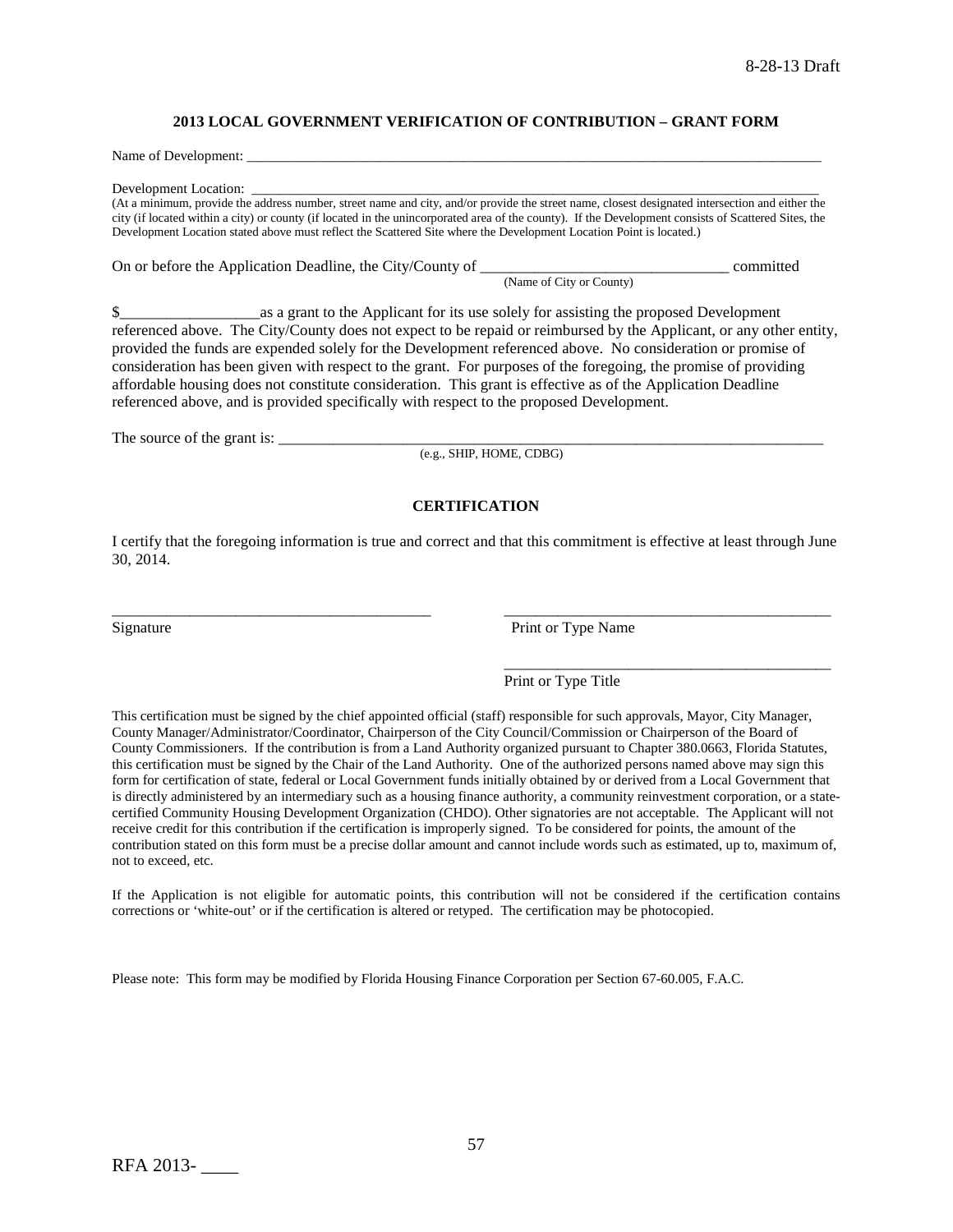## 2013 LOCAL GOVERNMENT VERIFICATION OF CONTRIBUTION – GRANT FORM

Name of Development: ___________________________________________________________________________________

Development Location: ___________________________________________________________________________________
(At a minimum, provide the address number, street name and city, and/or provide the street name, closest designated intersection and either the city (if located within a city) or county (if located in the unincorporated area of the county). If the Development consists of Scattered Sites, the Development Location stated above must reflect the Scattered Site where the Development Location Point is located.)

On or before the Application Deadline, the City/County of _______________________________ committed
(Name of City or County)

$_________________as a grant to the Applicant for its use solely for assisting the proposed Development referenced above. The City/County does not expect to be repaid or reimbursed by the Applicant, or any other entity, provided the funds are expended solely for the Development referenced above. No consideration or promise of consideration has been given with respect to the grant. For purposes of the foregoing, the promise of providing affordable housing does not constitute consideration. This grant is effective as of the Application Deadline referenced above, and is provided specifically with respect to the proposed Development.

The source of the grant is: ___________________________________________________________________________
(e.g., SHIP, HOME, CDBG)

### CERTIFICATION

I certify that the foregoing information is true and correct and that this commitment is effective at least through June 30, 2014.

_________________________________________ _________________________________________
Signature Print or Type Name

_________________________________________
Print or Type Title

This certification must be signed by the chief appointed official (staff) responsible for such approvals, Mayor, City Manager, County Manager/Administrator/Coordinator, Chairperson of the City Council/Commission or Chairperson of the Board of County Commissioners. If the contribution is from a Land Authority organized pursuant to Chapter 380.0663, Florida Statutes, this certification must be signed by the Chair of the Land Authority. One of the authorized persons named above may sign this form for certification of state, federal or Local Government funds initially obtained by or derived from a Local Government that is directly administered by an intermediary such as a housing finance authority, a community reinvestment corporation, or a state-certified Community Housing Development Organization (CHDO). Other signatories are not acceptable. The Applicant will not receive credit for this contribution if the certification is improperly signed. To be considered for points, the amount of the contribution stated on this form must be a precise dollar amount and cannot include words such as estimated, up to, maximum of, not to exceed, etc.

If the Application is not eligible for automatic points, this contribution will not be considered if the certification contains corrections or 'white-out' or if the certification is altered or retyped. The certification may be photocopied.

Please note: This form may be modified by Florida Housing Finance Corporation per Section 67-60.005, F.A.C.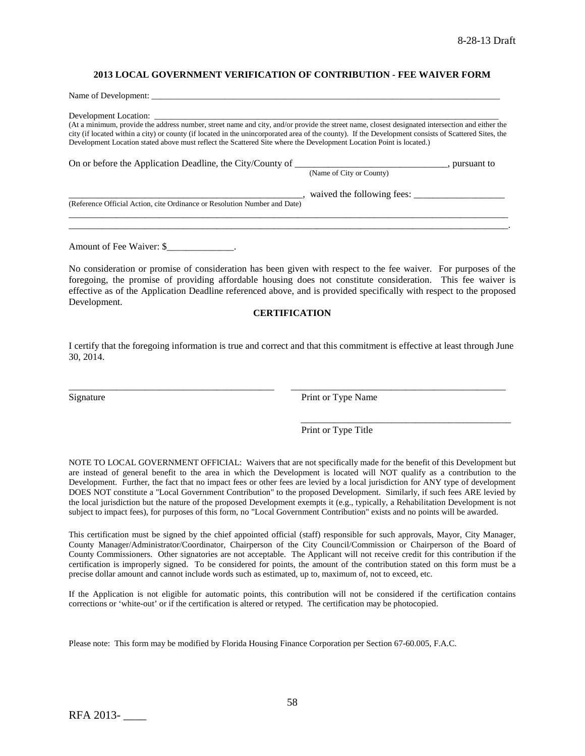## 2013 LOCAL GOVERNMENT VERIFICATION OF CONTRIBUTION - FEE WAIVER FORM

Name of Development: ___________________________________________________________________________

Development Location: __________________________________________________________________________
(At a minimum, provide the address number, street name and city, and/or provide the street name, closest designated intersection and either the city (if located within a city) or county (if located in the unincorporated area of the county). If the Development consists of Scattered Sites, the Development Location stated above must reflect the Scattered Site where the Development Location Point is located.)

On or before the Application Deadline, the City/County of ________________________________, pursuant to
(Name of City or County)

____________________________________________________, waived the following fees: ___________________
(Reference Official Action, cite Ordinance or Resolution Number and Date)

_____________________________________________________________________________________________
_____________________________________________________________________________________________.

Amount of Fee Waiver: $______________.

No consideration or promise of consideration has been given with respect to the fee waiver. For purposes of the foregoing, the promise of providing affordable housing does not constitute consideration. This fee waiver is effective as of the Application Deadline referenced above, and is provided specifically with respect to the proposed Development.

**CERTIFICATION**

I certify that the foregoing information is true and correct and that this commitment is effective at least through June 30, 2014.

____________________________________________ ______________________________________________
Signature Print or Type Name

______________________________________________
Print or Type Title

NOTE TO LOCAL GOVERNMENT OFFICIAL: Waivers that are not specifically made for the benefit of this Development but are instead of general benefit to the area in which the Development is located will NOT qualify as a contribution to the Development. Further, the fact that no impact fees or other fees are levied by a local jurisdiction for ANY type of development DOES NOT constitute a "Local Government Contribution" to the proposed Development. Similarly, if such fees ARE levied by the local jurisdiction but the nature of the proposed Development exempts it (e.g., typically, a Rehabilitation Development is not subject to impact fees), for purposes of this form, no "Local Government Contribution" exists and no points will be awarded.

This certification must be signed by the chief appointed official (staff) responsible for such approvals, Mayor, City Manager, County Manager/Administrator/Coordinator, Chairperson of the City Council/Commission or Chairperson of the Board of County Commissioners. Other signatories are not acceptable. The Applicant will not receive credit for this contribution if the certification is improperly signed. To be considered for points, the amount of the contribution stated on this form must be a precise dollar amount and cannot include words such as estimated, up to, maximum of, not to exceed, etc.

If the Application is not eligible for automatic points, this contribution will not be considered if the certification contains corrections or 'white-out' or if the certification is altered or retyped. The certification may be photocopied.

Please note: This form may be modified by Florida Housing Finance Corporation per Section 67-60.005, F.A.C.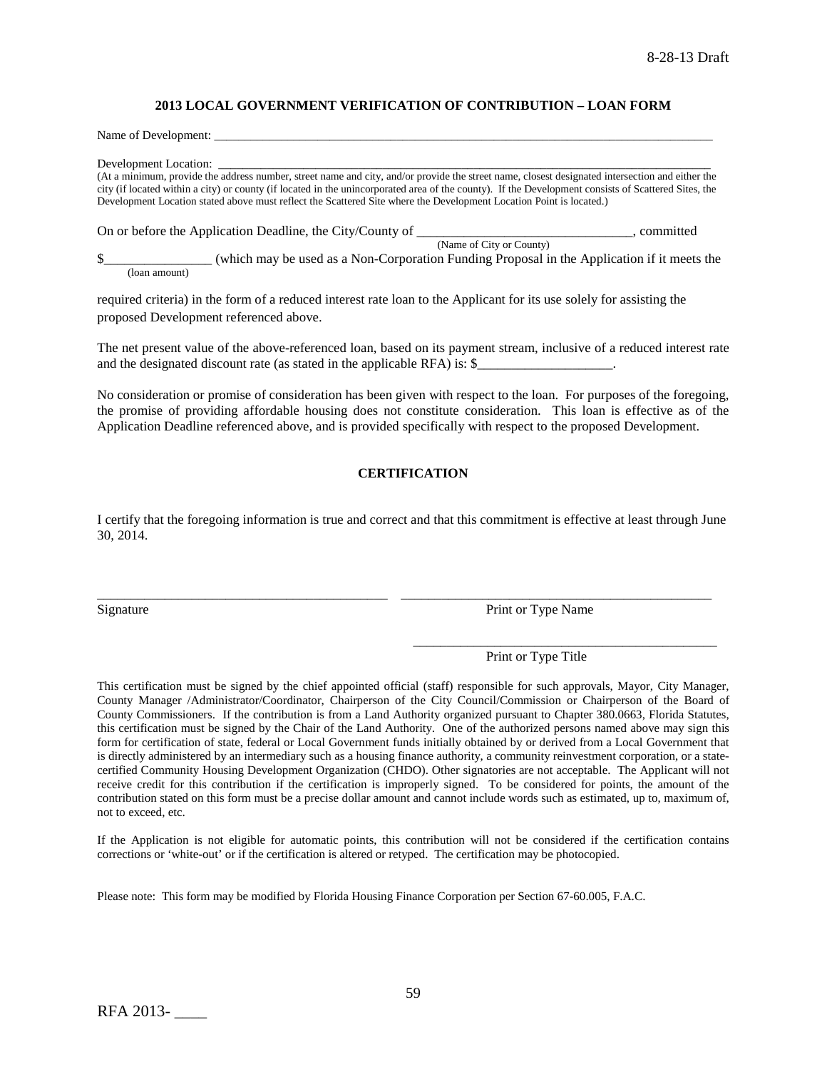**2013 LOCAL GOVERNMENT VERIFICATION OF CONTRIBUTION – LOAN FORM**

Name of Development: \_\_\_\_\_\_\_\_\_\_\_\_\_\_\_\_\_\_\_\_\_\_\_\_\_\_\_\_\_\_\_\_\_\_\_\_\_\_\_\_\_\_\_\_\_\_\_\_\_\_\_\_\_\_\_\_\_\_\_\_\_\_\_\_\_\_\_\_\_\_\_\_\_\_\_\_\_\_

Development Location: \_\_\_\_\_\_\_\_\_\_\_\_\_\_\_\_\_\_\_\_\_\_\_\_\_\_\_\_\_\_\_\_\_\_\_\_\_\_\_\_\_\_\_\_\_\_\_\_\_\_\_\_\_\_\_\_\_\_\_\_\_\_\_\_\_\_\_\_\_\_\_\_\_\_\_\_\_\_

(At a minimum, provide the address number, street name and city, and/or provide the street name, closest designated intersection and either the city (if located within a city) or county (if located in the unincorporated area of the county). If the Development consists of Scattered Sites, the Development Location stated above must reflect the Scattered Site where the Development Location Point is located.)

On or before the Application Deadline, the City/County of \_\_\_\_\_\_\_\_\_\_\_\_\_\_\_\_\_\_\_\_\_\_\_\_\_\_\_\_\_\_\_\_, committed
(Name of City or County)

$\_\_\_\_\_\_\_\_\_\_\_\_\_\_\_\_ (which may be used as a Non-Corporation Funding Proposal in the Application if it meets the
(loan amount)

required criteria) in the form of a reduced interest rate loan to the Applicant for its use solely for assisting the proposed Development referenced above.

The net present value of the above-referenced loan, based on its payment stream, inclusive of a reduced interest rate and the designated discount rate (as stated in the applicable RFA) is: $\_\_\_\_\_\_\_\_\_\_\_\_\_\_\_\_\_\_\_\_.

No consideration or promise of consideration has been given with respect to the loan. For purposes of the foregoing, the promise of providing affordable housing does not constitute consideration. This loan is effective as of the Application Deadline referenced above, and is provided specifically with respect to the proposed Development.

**CERTIFICATION**

I certify that the foregoing information is true and correct and that this commitment is effective at least through June 30, 2014.

\_\_\_\_\_\_\_\_\_\_\_\_\_\_\_\_\_\_\_\_\_\_\_\_\_\_\_\_\_\_\_\_\_\_\_\_\_\_\_\_\_\_ \_\_\_\_\_\_\_\_\_\_\_\_\_\_\_\_\_\_\_\_\_\_\_\_\_\_\_\_\_\_\_\_\_\_\_\_\_\_\_\_\_\_
Signature Print or Type Name

\_\_\_\_\_\_\_\_\_\_\_\_\_\_\_\_\_\_\_\_\_\_\_\_\_\_\_\_\_\_\_\_\_\_\_\_\_\_\_\_\_\_
Print or Type Title

This certification must be signed by the chief appointed official (staff) responsible for such approvals, Mayor, City Manager, County Manager /Administrator/Coordinator, Chairperson of the City Council/Commission or Chairperson of the Board of County Commissioners. If the contribution is from a Land Authority organized pursuant to Chapter 380.0663, Florida Statutes, this certification must be signed by the Chair of the Land Authority. One of the authorized persons named above may sign this form for certification of state, federal or Local Government funds initially obtained by or derived from a Local Government that is directly administered by an intermediary such as a housing finance authority, a community reinvestment corporation, or a state-certified Community Housing Development Organization (CHDO). Other signatories are not acceptable. The Applicant will not receive credit for this contribution if the certification is improperly signed. To be considered for points, the amount of the contribution stated on this form must be a precise dollar amount and cannot include words such as estimated, up to, maximum of, not to exceed, etc.

If the Application is not eligible for automatic points, this contribution will not be considered if the certification contains corrections or 'white-out' or if the certification is altered or retyped. The certification may be photocopied.

Please note: This form may be modified by Florida Housing Finance Corporation per Section 67-60.005, F.A.C.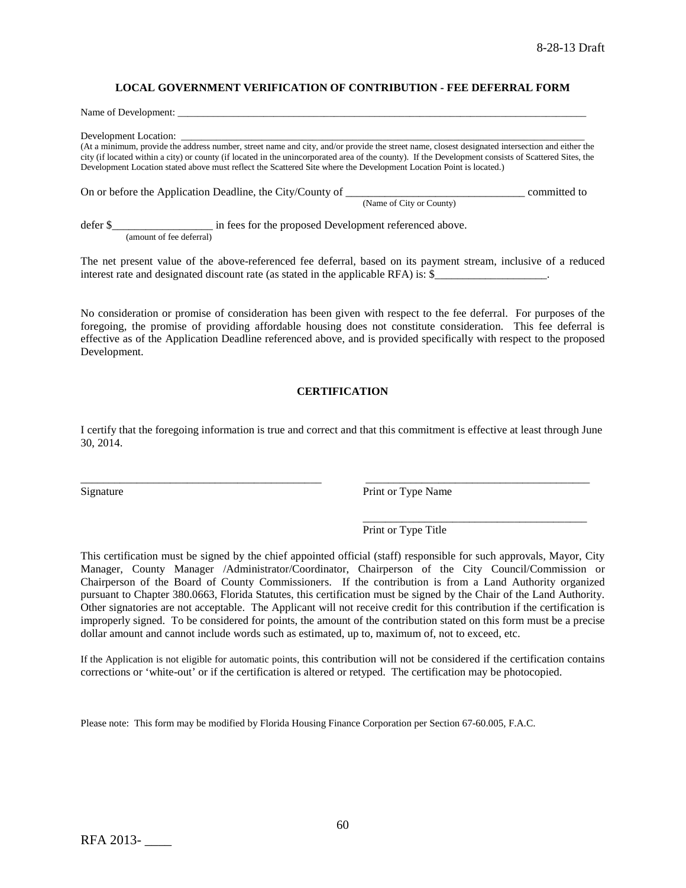## LOCAL GOVERNMENT VERIFICATION OF CONTRIBUTION - FEE DEFERRAL FORM

Name of Development: ___________________________________________________________________________________

Development Location: ___________________________________________________________________________________

(At a minimum, provide the address number, street name and city, and/or provide the street name, closest designated intersection and either the city (if located within a city) or county (if located in the unincorporated area of the county). If the Development consists of Scattered Sites, the Development Location stated above must reflect the Scattered Site where the Development Location Point is located.)

On or before the Application Deadline, the City/County of _________________________________ committed to
(Name of City or County)

defer $__________________ in fees for the proposed Development referenced above.
(amount of fee deferral)

The net present value of the above-referenced fee deferral, based on its payment stream, inclusive of a reduced interest rate and designated discount rate (as stated in the applicable RFA) is: $____________________.

No consideration or promise of consideration has been given with respect to the fee deferral. For purposes of the foregoing, the promise of providing affordable housing does not constitute consideration. This fee deferral is effective as of the Application Deadline referenced above, and is provided specifically with respect to the proposed Development.

### CERTIFICATION

I certify that the foregoing information is true and correct and that this commitment is effective at least through June 30, 2014.

_____________________________________________ _________________________________________
Signature Print or Type Name

_________________________________________
Print or Type Title

This certification must be signed by the chief appointed official (staff) responsible for such approvals, Mayor, City Manager, County Manager /Administrator/Coordinator, Chairperson of the City Council/Commission or Chairperson of the Board of County Commissioners. If the contribution is from a Land Authority organized pursuant to Chapter 380.0663, Florida Statutes, this certification must be signed by the Chair of the Land Authority. Other signatories are not acceptable. The Applicant will not receive credit for this contribution if the certification is improperly signed. To be considered for points, the amount of the contribution stated on this form must be a precise dollar amount and cannot include words such as estimated, up to, maximum of, not to exceed, etc.

If the Application is not eligible for automatic points, this contribution will not be considered if the certification contains corrections or 'white-out' or if the certification is altered or retyped. The certification may be photocopied.

Please note: This form may be modified by Florida Housing Finance Corporation per Section 67-60.005, F.A.C.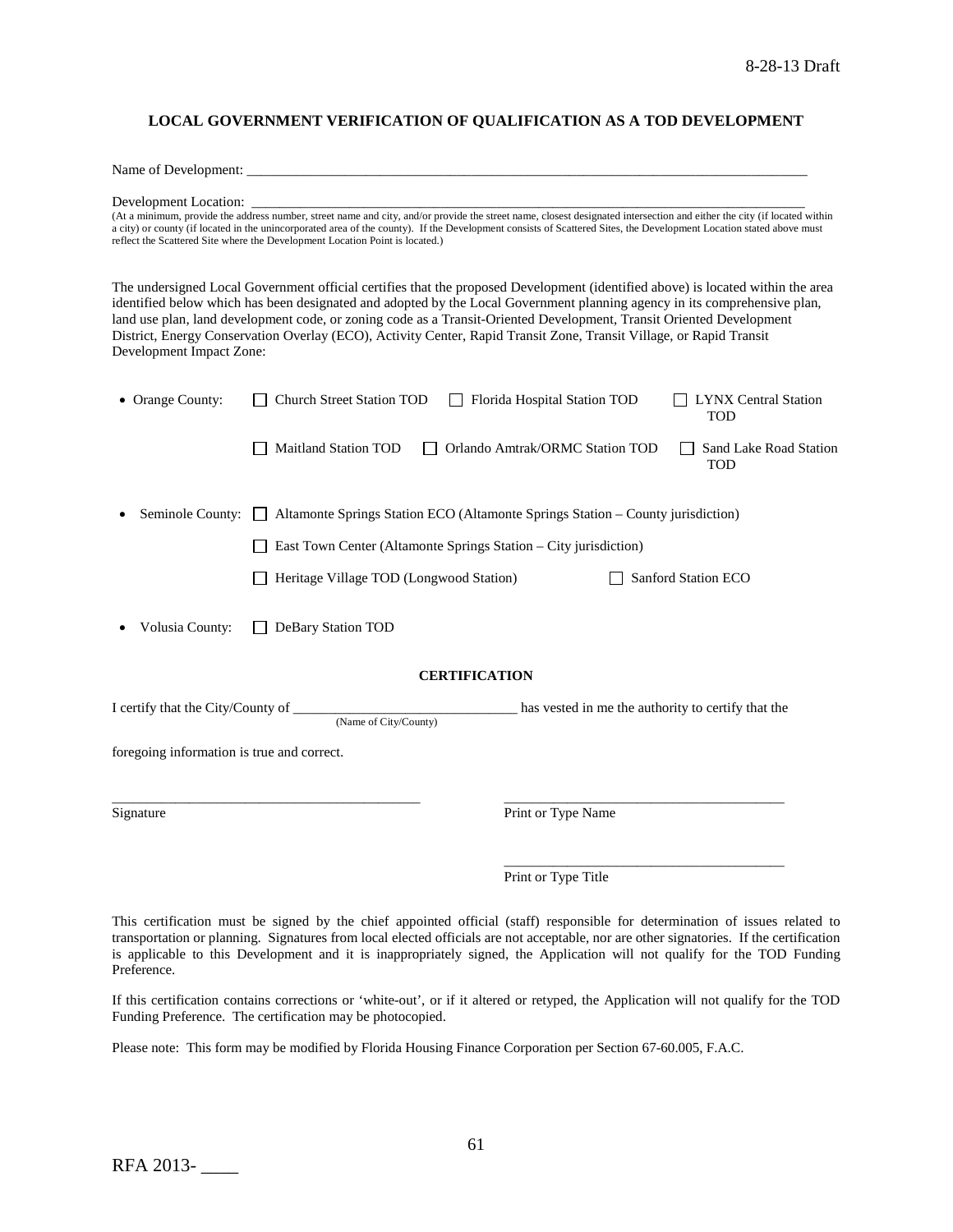8-28-13 Draft

**LOCAL GOVERNMENT VERIFICATION OF QUALIFICATION AS A TOD DEVELOPMENT**

Name of Development: ___________________________________________________________________________

Development Location: ___________________________________________________________________________

(At a minimum, provide the address number, street name and city, and/or provide the street name, closest designated intersection and either the city (if located within a city) or county (if located in the unincorporated area of the county). If the Development consists of Scattered Sites, the Development Location stated above must reflect the Scattered Site where the Development Location Point is located.)

The undersigned Local Government official certifies that the proposed Development (identified above) is located within the area identified below which has been designated and adopted by the Local Government planning agency in its comprehensive plan, land use plan, land development code, or zoning code as a Transit-Oriented Development, Transit Oriented Development District, Energy Conservation Overlay (ECO), Activity Center, Rapid Transit Zone, Transit Village, or Rapid Transit Development Impact Zone:

- Orange County:
  - ☐ Church Street Station TOD
  - ☐ Florida Hospital Station TOD
  - ☐ LYNX Central Station TOD
  - ☐ Maitland Station TOD
  - ☐ Orlando Amtrak/ORMC Station TOD
  - ☐ Sand Lake Road Station TOD

- Seminole County:
  - ☐ Altamonte Springs Station ECO (Altamonte Springs Station – County jurisdiction)
  - ☐ East Town Center (Altamonte Springs Station – City jurisdiction)
  - ☐ Heritage Village TOD (Longwood Station)
  - ☐ Sanford Station ECO

- Volusia County:
  - ☐ DeBary Station TOD

**CERTIFICATION**

I certify that the City/County of ________________________________ has vested in me the authority to certify that the
(Name of City/County)

foregoing information is true and correct.

____________________________________________ Signature

________________________________________ Print or Type Name

________________________________________ Print or Type Title

This certification must be signed by the chief appointed official (staff) responsible for determination of issues related to transportation or planning. Signatures from local elected officials are not acceptable, nor are other signatories. If the certification is applicable to this Development and it is inappropriately signed, the Application will not qualify for the TOD Funding Preference.

If this certification contains corrections or 'white-out', or if it altered or retyped, the Application will not qualify for the TOD Funding Preference. The certification may be photocopied.

Please note: This form may be modified by Florida Housing Finance Corporation per Section 67-60.005, F.A.C.

RFA 2013- ____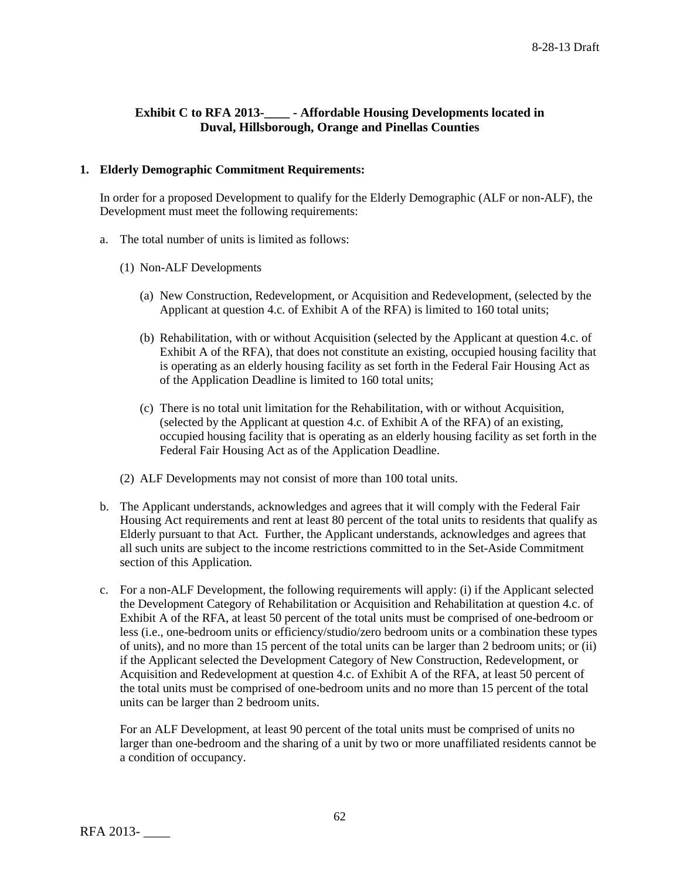## Exhibit C to RFA 2013-____ - Affordable Housing Developments located in Duval, Hillsborough, Orange and Pinellas Counties

### 1. Elderly Demographic Commitment Requirements:

In order for a proposed Development to qualify for the Elderly Demographic (ALF or non-ALF), the Development must meet the following requirements:

a. The total number of units is limited as follows:

   (1) Non-ALF Developments

      (a) New Construction, Redevelopment, or Acquisition and Redevelopment, (selected by the Applicant at question 4.c. of Exhibit A of the RFA) is limited to 160 total units;

      (b) Rehabilitation, with or without Acquisition (selected by the Applicant at question 4.c. of Exhibit A of the RFA), that does not constitute an existing, occupied housing facility that is operating as an elderly housing facility as set forth in the Federal Fair Housing Act as of the Application Deadline is limited to 160 total units;

      (c) There is no total unit limitation for the Rehabilitation, with or without Acquisition, (selected by the Applicant at question 4.c. of Exhibit A of the RFA) of an existing, occupied housing facility that is operating as an elderly housing facility as set forth in the Federal Fair Housing Act as of the Application Deadline.

   (2) ALF Developments may not consist of more than 100 total units.

b. The Applicant understands, acknowledges and agrees that it will comply with the Federal Fair Housing Act requirements and rent at least 80 percent of the total units to residents that qualify as Elderly pursuant to that Act. Further, the Applicant understands, acknowledges and agrees that all such units are subject to the income restrictions committed to in the Set-Aside Commitment section of this Application.

c. For a non-ALF Development, the following requirements will apply: (i) if the Applicant selected the Development Category of Rehabilitation or Acquisition and Rehabilitation at question 4.c. of Exhibit A of the RFA, at least 50 percent of the total units must be comprised of one-bedroom or less (i.e., one-bedroom units or efficiency/studio/zero bedroom units or a combination these types of units), and no more than 15 percent of the total units can be larger than 2 bedroom units; or (ii) if the Applicant selected the Development Category of New Construction, Redevelopment, or Acquisition and Redevelopment at question 4.c. of Exhibit A of the RFA, at least 50 percent of the total units must be comprised of one-bedroom units and no more than 15 percent of the total units can be larger than 2 bedroom units.

   For an ALF Development, at least 90 percent of the total units must be comprised of units no larger than one-bedroom and the sharing of a unit by two or more unaffiliated residents cannot be a condition of occupancy.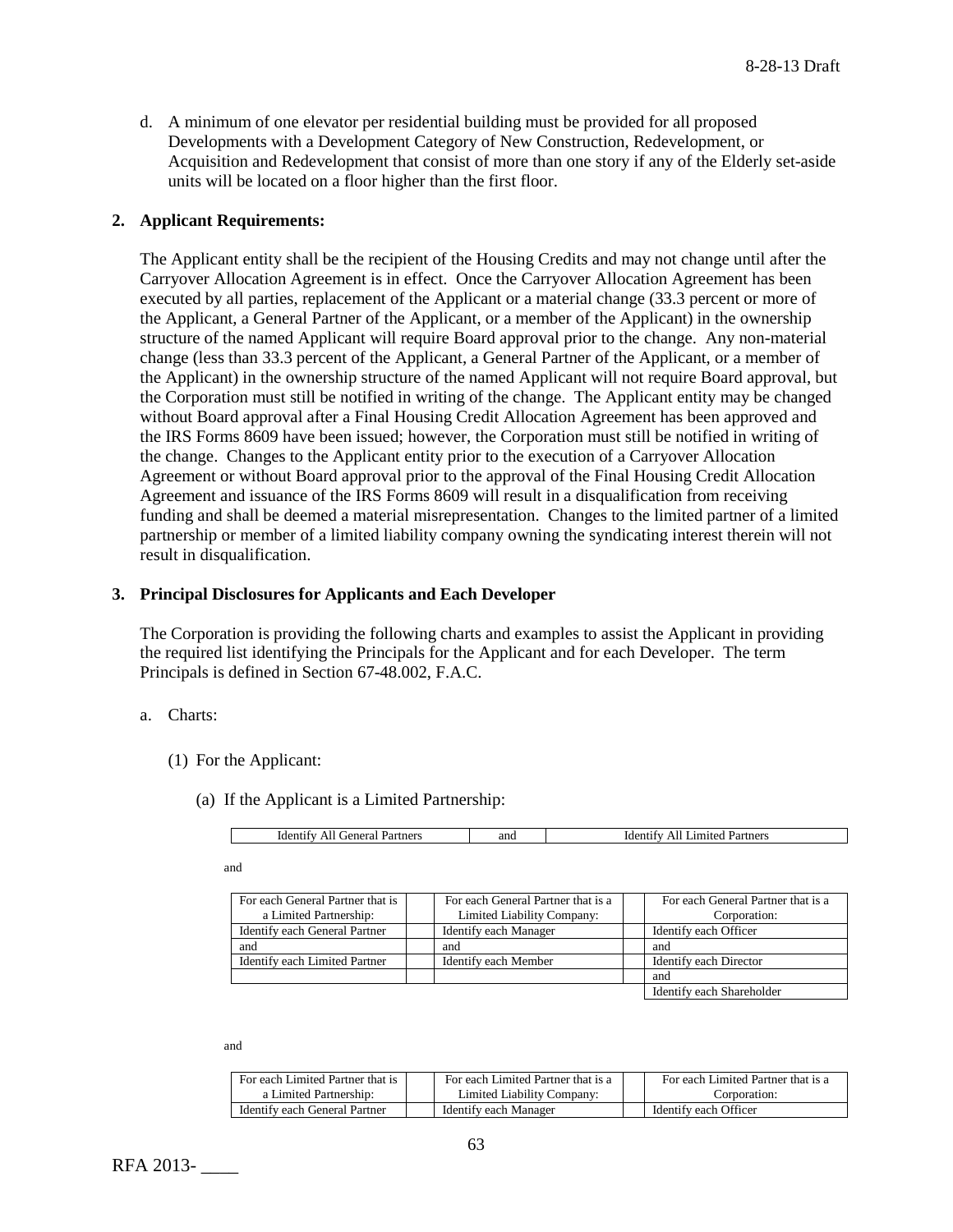d. A minimum of one elevator per residential building must be provided for all proposed Developments with a Development Category of New Construction, Redevelopment, or Acquisition and Redevelopment that consist of more than one story if any of the Elderly set-aside units will be located on a floor higher than the first floor.

**2. Applicant Requirements:**

The Applicant entity shall be the recipient of the Housing Credits and may not change until after the Carryover Allocation Agreement is in effect. Once the Carryover Allocation Agreement has been executed by all parties, replacement of the Applicant or a material change (33.3 percent or more of the Applicant, a General Partner of the Applicant, or a member of the Applicant) in the ownership structure of the named Applicant will require Board approval prior to the change. Any non-material change (less than 33.3 percent of the Applicant, a General Partner of the Applicant, or a member of the Applicant) in the ownership structure of the named Applicant will not require Board approval, but the Corporation must still be notified in writing of the change. The Applicant entity may be changed without Board approval after a Final Housing Credit Allocation Agreement has been approved and the IRS Forms 8609 have been issued; however, the Corporation must still be notified in writing of the change. Changes to the Applicant entity prior to the execution of a Carryover Allocation Agreement or without Board approval prior to the approval of the Final Housing Credit Allocation Agreement and issuance of the IRS Forms 8609 will result in a disqualification from receiving funding and shall be deemed a material misrepresentation. Changes to the limited partner of a limited partnership or member of a limited liability company owning the syndicating interest therein will not result in disqualification.

**3. Principal Disclosures for Applicants and Each Developer**

The Corporation is providing the following charts and examples to assist the Applicant in providing the required list identifying the Principals for the Applicant and for each Developer. The term Principals is defined in Section 67-48.002, F.A.C.

a. Charts:

(1) For the Applicant:

(a) If the Applicant is a Limited Partnership:

| Identify All General Partners | and | Identify All Limited Partners |
|---|---|---|

and

| For each General Partner that is a Limited Partnership: | | For each General Partner that is a Limited Liability Company: | | For each General Partner that is a Corporation: |
|---|---|---|---|---|
| Identify each General Partner | | Identify each Manager | | Identify each Officer |
| and | | and | | and |
| Identify each Limited Partner | | Identify each Member | | Identify each Director |
| | | | | and |
| | | | | Identify each Shareholder |

and

| For each Limited Partner that is a Limited Partnership: | | For each Limited Partner that is a Limited Liability Company: | | For each Limited Partner that is a Corporation: |
|---|---|---|---|---|
| Identify each General Partner | | Identify each Manager | | Identify each Officer |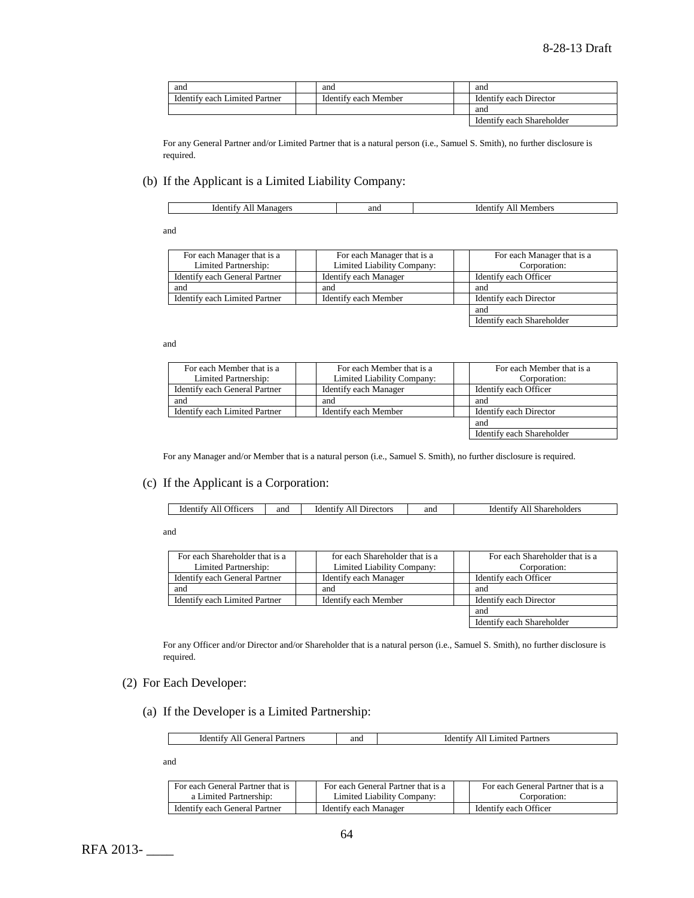| and | | and | | and |
|---|---|---|---|---|
| Identify each Limited Partner | | Identify each Member | | Identify each Director |
| | | | | and |
| | | | | Identify each Shareholder |

For any General Partner and/or Limited Partner that is a natural person (i.e., Samuel S. Smith), no further disclosure is required.

(b) If the Applicant is a Limited Liability Company:

| Identify All Managers | and | Identify All Members |
|---|---|---|

and

| For each Manager that is a Limited Partnership: | | For each Manager that is a Limited Liability Company: | | For each Manager that is a Corporation: |
|---|---|---|---|---|
| Identify each General Partner | | Identify each Manager | | Identify each Officer |
| and | | and | | and |
| Identify each Limited Partner | | Identify each Member | | Identify each Director |
| | | | | and |
| | | | | Identify each Shareholder |

and

| For each Member that is a Limited Partnership: | | For each Member that is a Limited Liability Company: | | For each Member that is a Corporation: |
|---|---|---|---|---|
| Identify each General Partner | | Identify each Manager | | Identify each Officer |
| and | | and | | and |
| Identify each Limited Partner | | Identify each Member | | Identify each Director |
| | | | | and |
| | | | | Identify each Shareholder |

For any Manager and/or Member that is a natural person (i.e., Samuel S. Smith), no further disclosure is required.

(c) If the Applicant is a Corporation:

| Identify All Officers | and | Identify All Directors | and | Identify All Shareholders |
|---|---|---|---|---|

and

| For each Shareholder that is a Limited Partnership: | | for each Shareholder that is a Limited Liability Company: | | For each Shareholder that is a Corporation: |
|---|---|---|---|---|
| Identify each General Partner | | Identify each Manager | | Identify each Officer |
| and | | and | | and |
| Identify each Limited Partner | | Identify each Member | | Identify each Director |
| | | | | and |
| | | | | Identify each Shareholder |

For any Officer and/or Director and/or Shareholder that is a natural person (i.e., Samuel S. Smith), no further disclosure is required.

(2) For Each Developer:

(a) If the Developer is a Limited Partnership:

| Identify All General Partners | and | Identify All Limited Partners |
|---|---|---|

and

| For each General Partner that is a Limited Partnership: | | For each General Partner that is a Limited Liability Company: | | For each General Partner that is a Corporation: |
|---|---|---|---|---|
| Identify each General Partner | | Identify each Manager | | Identify each Officer |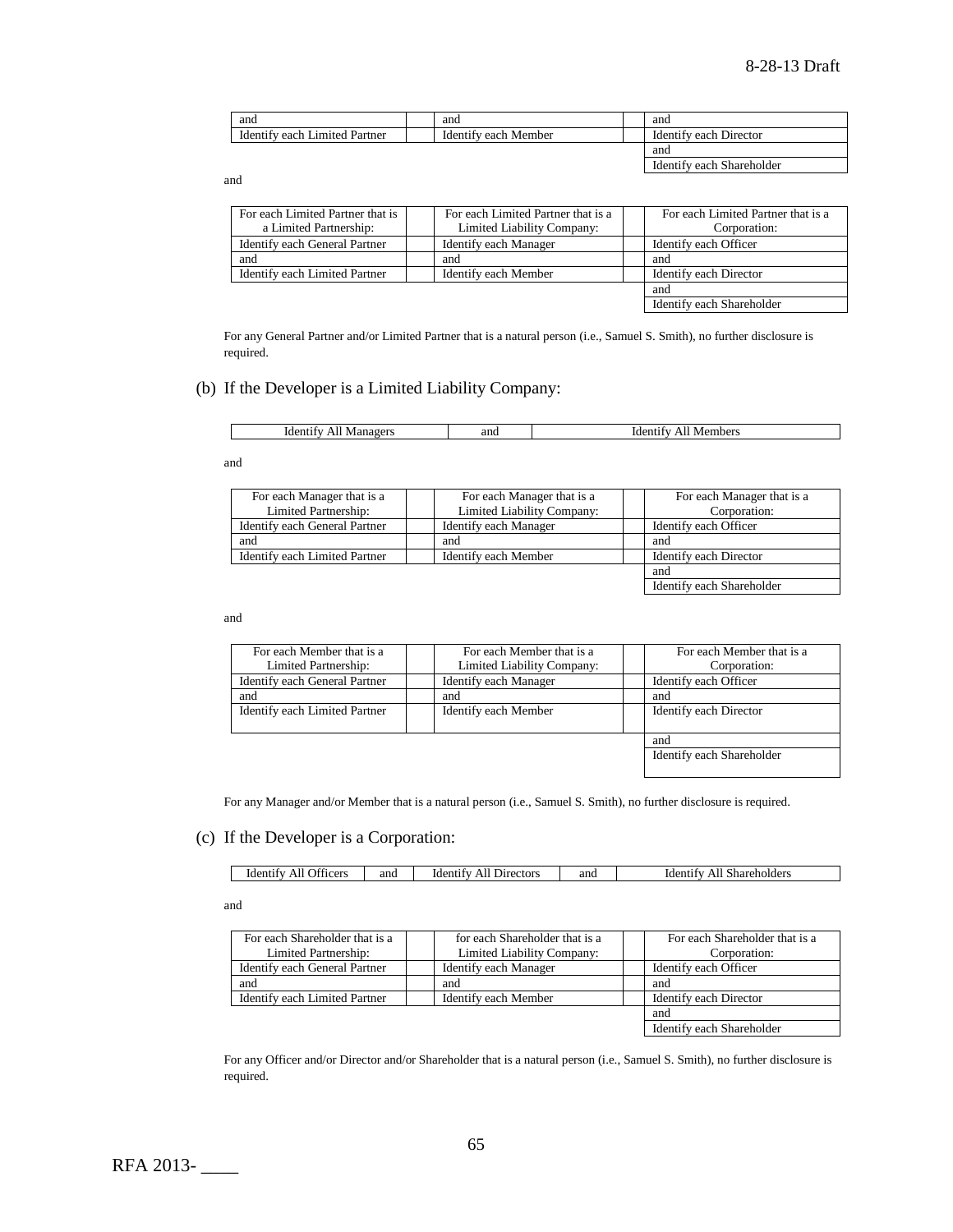| and | | and | | and |
|---|---|---|---|---|
| Identify each Limited Partner | | Identify each Member | | Identify each Director |
| | | | | and |
| | | | | Identify each Shareholder |

and

| For each Limited Partner that is a Limited Partnership: | | For each Limited Partner that is a Limited Liability Company: | | For each Limited Partner that is a Corporation: |
|---|---|---|---|---|
| Identify each General Partner | | Identify each Manager | | Identify each Officer |
| and | | and | | and |
| Identify each Limited Partner | | Identify each Member | | Identify each Director |
| | | | | and |
| | | | | Identify each Shareholder |

For any General Partner and/or Limited Partner that is a natural person (i.e., Samuel S. Smith), no further disclosure is required.

(b) If the Developer is a Limited Liability Company:

| Identify All Managers | and | Identify All Members |
|---|---|---|

and

| For each Manager that is a Limited Partnership: | | For each Manager that is a Limited Liability Company: | | For each Manager that is a Corporation: |
|---|---|---|---|---|
| Identify each General Partner | | Identify each Manager | | Identify each Officer |
| and | | and | | and |
| Identify each Limited Partner | | Identify each Member | | Identify each Director |
| | | | | and |
| | | | | Identify each Shareholder |

and

| For each Member that is a Limited Partnership: | | For each Member that is a Limited Liability Company: | | For each Member that is a Corporation: |
|---|---|---|---|---|
| Identify each General Partner | | Identify each Manager | | Identify each Officer |
| and | | and | | and |
| Identify each Limited Partner | | Identify each Member | | Identify each Director |
| | | | | and |
| | | | | Identify each Shareholder |

For any Manager and/or Member that is a natural person (i.e., Samuel S. Smith), no further disclosure is required.

(c) If the Developer is a Corporation:

| Identify All Officers | and | Identify All Directors | and | Identify All Shareholders |
|---|---|---|---|---|

and

| For each Shareholder that is a Limited Partnership: | | for each Shareholder that is a Limited Liability Company: | | For each Shareholder that is a Corporation: |
|---|---|---|---|---|
| Identify each General Partner | | Identify each Manager | | Identify each Officer |
| and | | and | | and |
| Identify each Limited Partner | | Identify each Member | | Identify each Director |
| | | | | and |
| | | | | Identify each Shareholder |

For any Officer and/or Director and/or Shareholder that is a natural person (i.e., Samuel S. Smith), no further disclosure is required.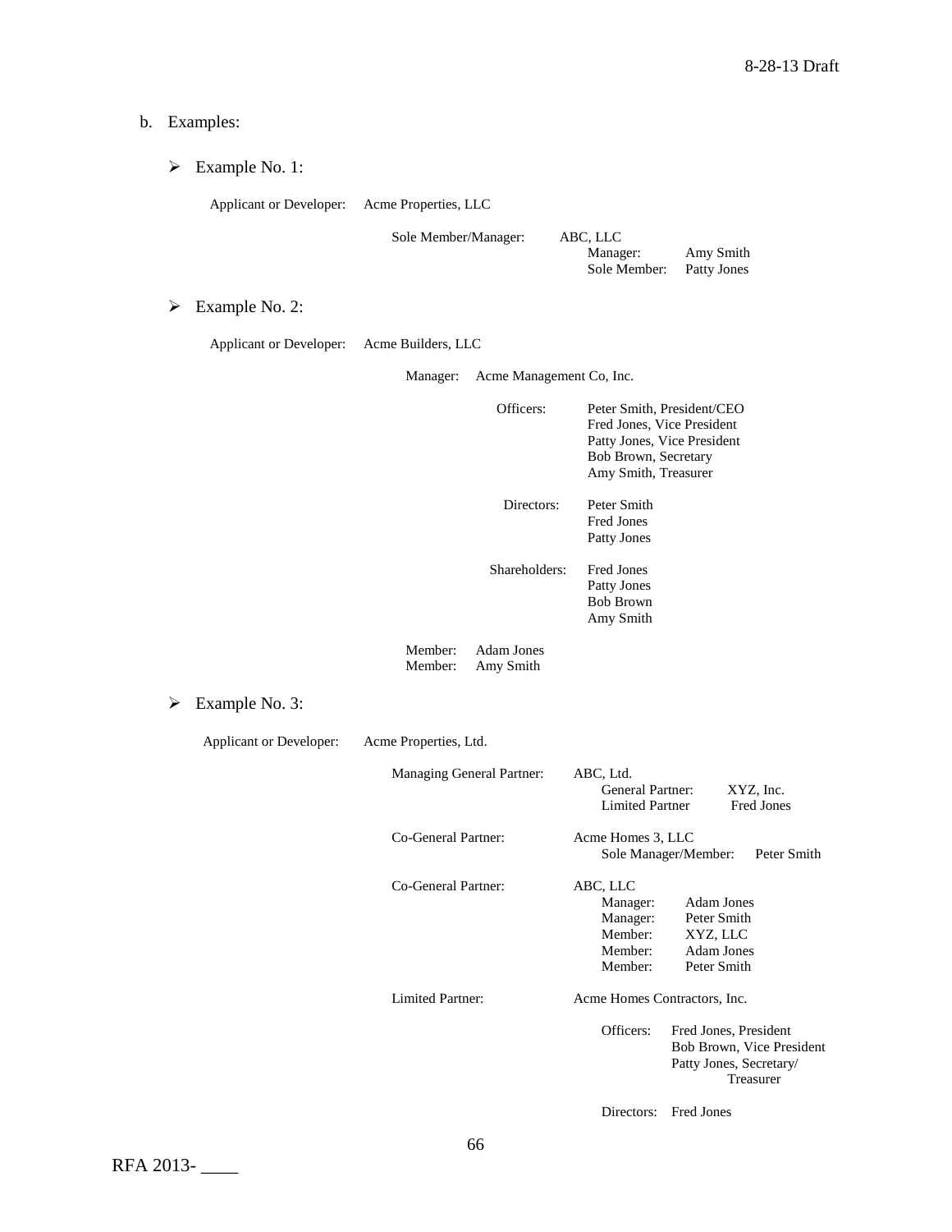b. Examples:

- Example No. 1:

Applicant or Developer: Acme Properties, LLC

Sole Member/Manager: ABC, LLC
- Manager: Amy Smith
- Sole Member: Patty Jones

- Example No. 2:

Applicant or Developer: Acme Builders, LLC

Manager: Acme Management Co, Inc.

Officers:
- Peter Smith, President/CEO
- Fred Jones, Vice President
- Patty Jones, Vice President
- Bob Brown, Secretary
- Amy Smith, Treasurer

Directors:
- Peter Smith
- Fred Jones
- Patty Jones

Shareholders:
- Fred Jones
- Patty Jones
- Bob Brown
- Amy Smith

Member: Adam Jones
Member: Amy Smith

- Example No. 3:

Applicant or Developer: Acme Properties, Ltd.

Managing General Partner: ABC, Ltd.
- General Partner: XYZ, Inc.
- Limited Partner Fred Jones

Co-General Partner: Acme Homes 3, LLC
- Sole Manager/Member: Peter Smith

Co-General Partner: ABC, LLC
- Manager: Adam Jones
- Manager: Peter Smith
- Member: XYZ, LLC
- Member: Adam Jones
- Member: Peter Smith

Limited Partner: Acme Homes Contractors, Inc.

Officers:
- Fred Jones, President
- Bob Brown, Vice President
- Patty Jones, Secretary/Treasurer

Directors: Fred Jones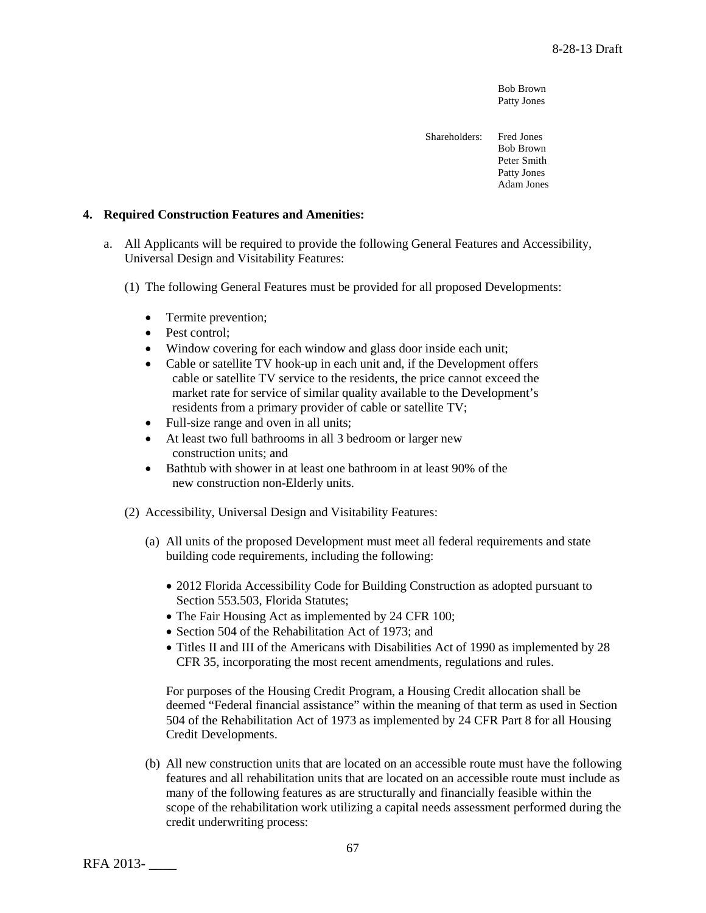Bob Brown
Patty Jones

Shareholders: Fred Jones
Bob Brown
Peter Smith
Patty Jones
Adam Jones

**4. Required Construction Features and Amenities:**

a. All Applicants will be required to provide the following General Features and Accessibility, Universal Design and Visitability Features:

(1) The following General Features must be provided for all proposed Developments:

- Termite prevention;
- Pest control;
- Window covering for each window and glass door inside each unit;
- Cable or satellite TV hook-up in each unit and, if the Development offers cable or satellite TV service to the residents, the price cannot exceed the market rate for service of similar quality available to the Development's residents from a primary provider of cable or satellite TV;
- Full-size range and oven in all units;
- At least two full bathrooms in all 3 bedroom or larger new construction units; and
- Bathtub with shower in at least one bathroom in at least 90% of the new construction non-Elderly units.

(2) Accessibility, Universal Design and Visitability Features:

(a) All units of the proposed Development must meet all federal requirements and state building code requirements, including the following:

- 2012 Florida Accessibility Code for Building Construction as adopted pursuant to Section 553.503, Florida Statutes;
- The Fair Housing Act as implemented by 24 CFR 100;
- Section 504 of the Rehabilitation Act of 1973; and
- Titles II and III of the Americans with Disabilities Act of 1990 as implemented by 28 CFR 35, incorporating the most recent amendments, regulations and rules.

For purposes of the Housing Credit Program, a Housing Credit allocation shall be deemed "Federal financial assistance" within the meaning of that term as used in Section 504 of the Rehabilitation Act of 1973 as implemented by 24 CFR Part 8 for all Housing Credit Developments.

(b) All new construction units that are located on an accessible route must have the following features and all rehabilitation units that are located on an accessible route must include as many of the following features as are structurally and financially feasible within the scope of the rehabilitation work utilizing a capital needs assessment performed during the credit underwriting process: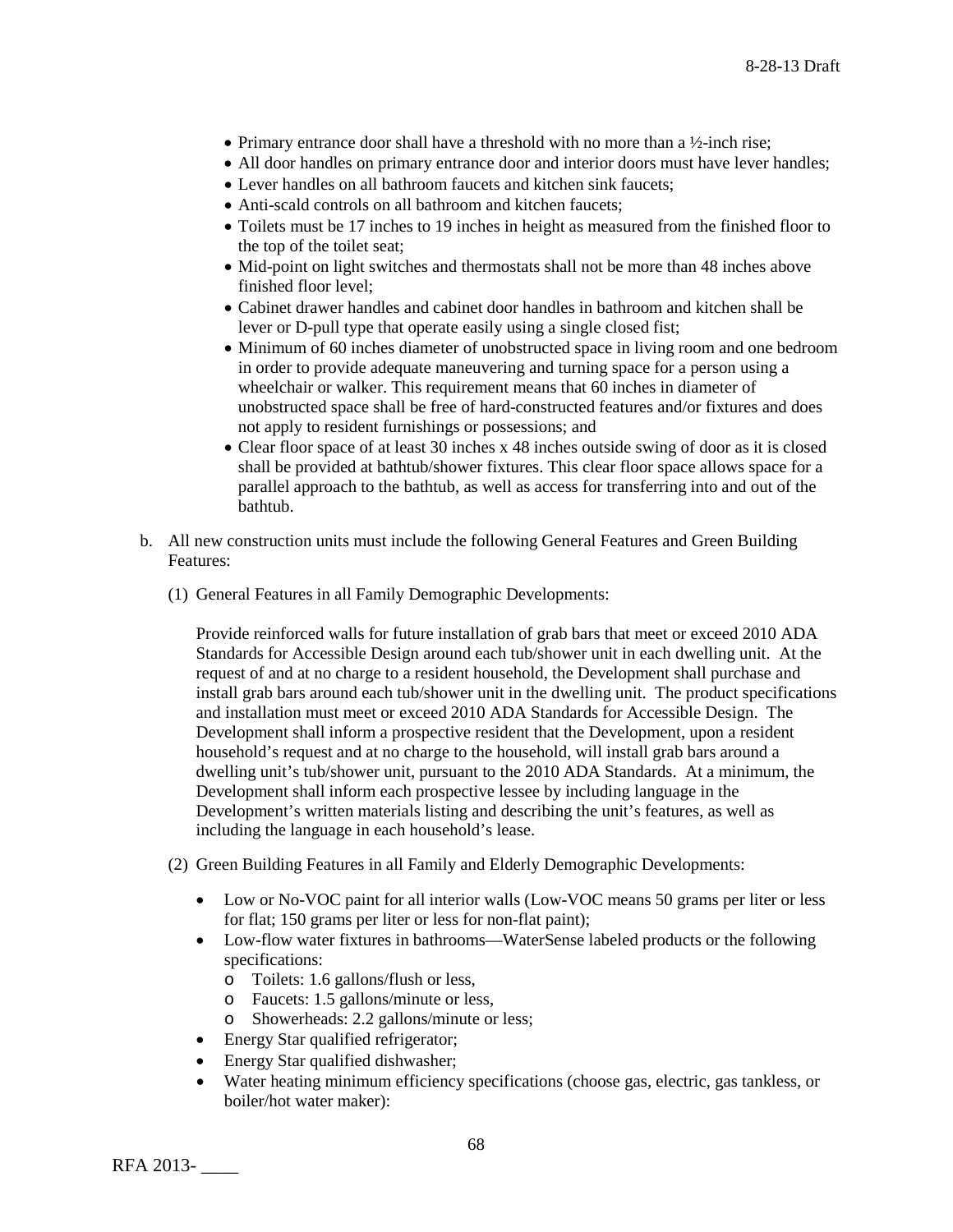- Primary entrance door shall have a threshold with no more than a ½-inch rise;
- All door handles on primary entrance door and interior doors must have lever handles;
- Lever handles on all bathroom faucets and kitchen sink faucets;
- Anti-scald controls on all bathroom and kitchen faucets;
- Toilets must be 17 inches to 19 inches in height as measured from the finished floor to the top of the toilet seat;
- Mid-point on light switches and thermostats shall not be more than 48 inches above finished floor level;
- Cabinet drawer handles and cabinet door handles in bathroom and kitchen shall be lever or D-pull type that operate easily using a single closed fist;
- Minimum of 60 inches diameter of unobstructed space in living room and one bedroom in order to provide adequate maneuvering and turning space for a person using a wheelchair or walker. This requirement means that 60 inches in diameter of unobstructed space shall be free of hard-constructed features and/or fixtures and does not apply to resident furnishings or possessions; and
- Clear floor space of at least 30 inches x 48 inches outside swing of door as it is closed shall be provided at bathtub/shower fixtures. This clear floor space allows space for a parallel approach to the bathtub, as well as access for transferring into and out of the bathtub.

b. All new construction units must include the following General Features and Green Building Features:

(1) General Features in all Family Demographic Developments:

Provide reinforced walls for future installation of grab bars that meet or exceed 2010 ADA Standards for Accessible Design around each tub/shower unit in each dwelling unit. At the request of and at no charge to a resident household, the Development shall purchase and install grab bars around each tub/shower unit in the dwelling unit. The product specifications and installation must meet or exceed 2010 ADA Standards for Accessible Design. The Development shall inform a prospective resident that the Development, upon a resident household's request and at no charge to the household, will install grab bars around a dwelling unit's tub/shower unit, pursuant to the 2010 ADA Standards. At a minimum, the Development shall inform each prospective lessee by including language in the Development's written materials listing and describing the unit's features, as well as including the language in each household's lease.

(2) Green Building Features in all Family and Elderly Demographic Developments:

- Low or No-VOC paint for all interior walls (Low-VOC means 50 grams per liter or less for flat; 150 grams per liter or less for non-flat paint);
- Low-flow water fixtures in bathrooms—WaterSense labeled products or the following specifications:
  - Toilets: 1.6 gallons/flush or less,
  - Faucets: 1.5 gallons/minute or less,
  - Showerheads: 2.2 gallons/minute or less;
- Energy Star qualified refrigerator;
- Energy Star qualified dishwasher;
- Water heating minimum efficiency specifications (choose gas, electric, gas tankless, or boiler/hot water maker):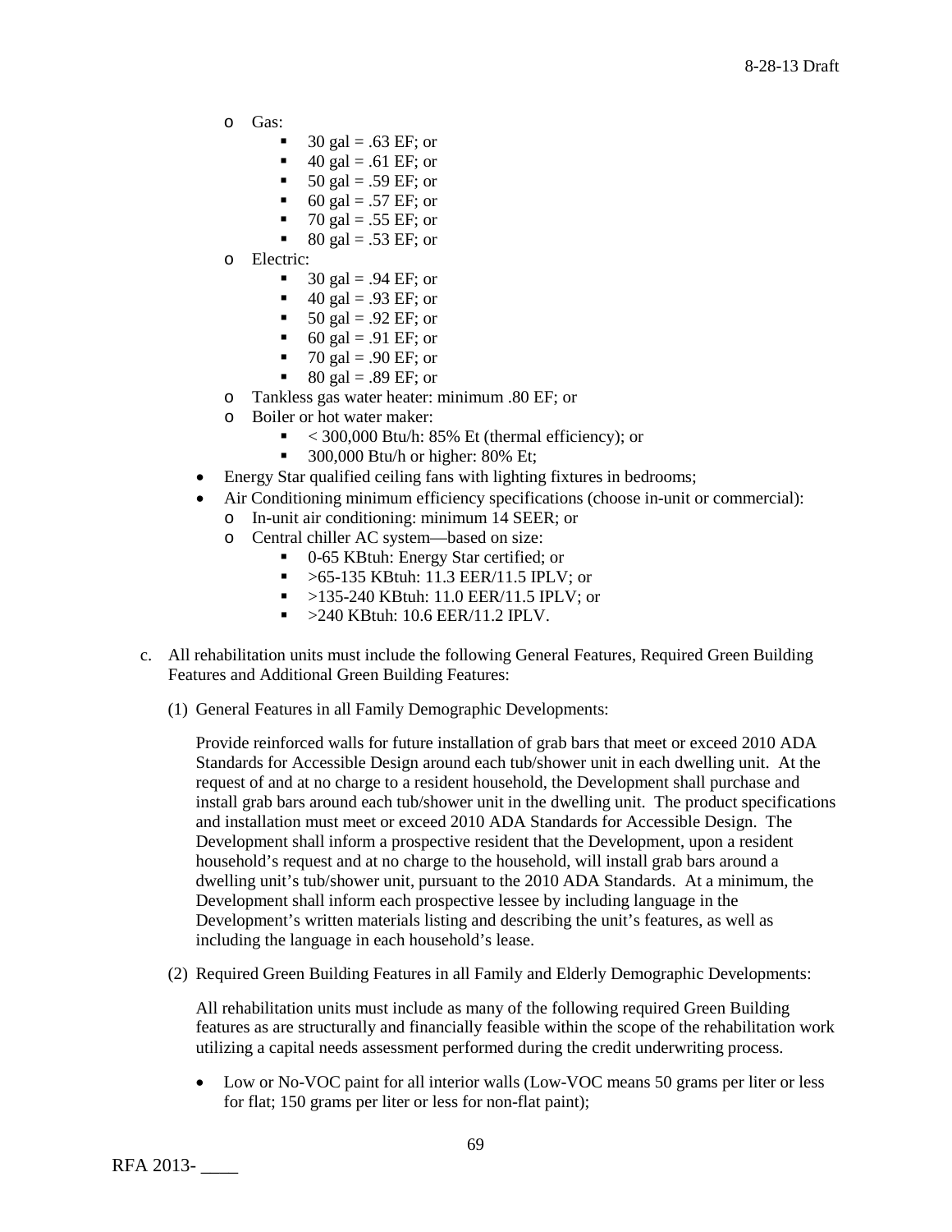- Gas:
    - 30 gal = .63 EF; or
    - 40 gal = .61 EF; or
    - 50 gal = .59 EF; or
    - 60 gal = .57 EF; or
    - 70 gal = .55 EF; or
    - 80 gal = .53 EF; or
  - Electric:
    - 30 gal = .94 EF; or
    - 40 gal = .93 EF; or
    - 50 gal = .92 EF; or
    - 60 gal = .91 EF; or
    - 70 gal = .90 EF; or
    - 80 gal = .89 EF; or
  - Tankless gas water heater: minimum .80 EF; or
  - Boiler or hot water maker:
    - < 300,000 Btu/h: 85% Et (thermal efficiency); or
    - 300,000 Btu/h or higher: 80% Et;
- Energy Star qualified ceiling fans with lighting fixtures in bedrooms;
- Air Conditioning minimum efficiency specifications (choose in-unit or commercial):
  - In-unit air conditioning: minimum 14 SEER; or
  - Central chiller AC system—based on size:
    - 0-65 KBtuh: Energy Star certified; or
    - >65-135 KBtuh: 11.3 EER/11.5 IPLV; or
    - >135-240 KBtuh: 11.0 EER/11.5 IPLV; or
    - >240 KBtuh: 10.6 EER/11.2 IPLV.

c. All rehabilitation units must include the following General Features, Required Green Building Features and Additional Green Building Features:

(1) General Features in all Family Demographic Developments:

Provide reinforced walls for future installation of grab bars that meet or exceed 2010 ADA Standards for Accessible Design around each tub/shower unit in each dwelling unit. At the request of and at no charge to a resident household, the Development shall purchase and install grab bars around each tub/shower unit in the dwelling unit. The product specifications and installation must meet or exceed 2010 ADA Standards for Accessible Design. The Development shall inform a prospective resident that the Development, upon a resident household's request and at no charge to the household, will install grab bars around a dwelling unit's tub/shower unit, pursuant to the 2010 ADA Standards. At a minimum, the Development shall inform each prospective lessee by including language in the Development's written materials listing and describing the unit's features, as well as including the language in each household's lease.

(2) Required Green Building Features in all Family and Elderly Demographic Developments:

All rehabilitation units must include as many of the following required Green Building features as are structurally and financially feasible within the scope of the rehabilitation work utilizing a capital needs assessment performed during the credit underwriting process.

- Low or No-VOC paint for all interior walls (Low-VOC means 50 grams per liter or less for flat; 150 grams per liter or less for non-flat paint);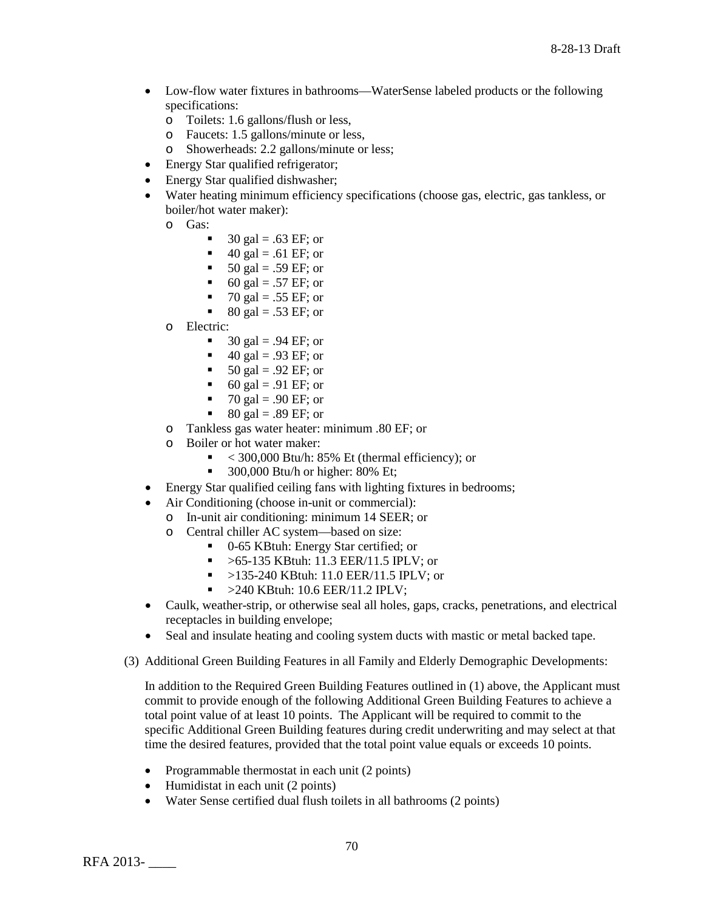- Low-flow water fixtures in bathrooms—WaterSense labeled products or the following specifications:
  - Toilets: 1.6 gallons/flush or less,
  - Faucets: 1.5 gallons/minute or less,
  - Showerheads: 2.2 gallons/minute or less;
- Energy Star qualified refrigerator;
- Energy Star qualified dishwasher;
- Water heating minimum efficiency specifications (choose gas, electric, gas tankless, or boiler/hot water maker):
  - Gas:
    - 30 gal = .63 EF; or
    - 40 gal = .61 EF; or
    - 50 gal = .59 EF; or
    - 60 gal = .57 EF; or
    - 70 gal = .55 EF; or
    - 80 gal = .53 EF; or
  - Electric:
    - 30 gal = .94 EF; or
    - 40 gal = .93 EF; or
    - 50 gal = .92 EF; or
    - 60 gal = .91 EF; or
    - 70 gal = .90 EF; or
    - 80 gal = .89 EF; or
  - Tankless gas water heater: minimum .80 EF; or
  - Boiler or hot water maker:
    - < 300,000 Btu/h: 85% Et (thermal efficiency); or
    - 300,000 Btu/h or higher: 80% Et;
- Energy Star qualified ceiling fans with lighting fixtures in bedrooms;
- Air Conditioning (choose in-unit or commercial):
  - In-unit air conditioning: minimum 14 SEER; or
  - Central chiller AC system—based on size:
    - 0-65 KBtuh: Energy Star certified; or
    - >65-135 KBtuh: 11.3 EER/11.5 IPLV; or
    - >135-240 KBtuh: 11.0 EER/11.5 IPLV; or
    - >240 KBtuh: 10.6 EER/11.2 IPLV;
- Caulk, weather-strip, or otherwise seal all holes, gaps, cracks, penetrations, and electrical receptacles in building envelope;
- Seal and insulate heating and cooling system ducts with mastic or metal backed tape.

(3) Additional Green Building Features in all Family and Elderly Demographic Developments:

In addition to the Required Green Building Features outlined in (1) above, the Applicant must commit to provide enough of the following Additional Green Building Features to achieve a total point value of at least 10 points. The Applicant will be required to commit to the specific Additional Green Building features during credit underwriting and may select at that time the desired features, provided that the total point value equals or exceeds 10 points.

- Programmable thermostat in each unit (2 points)
- Humidistat in each unit (2 points)
- Water Sense certified dual flush toilets in all bathrooms (2 points)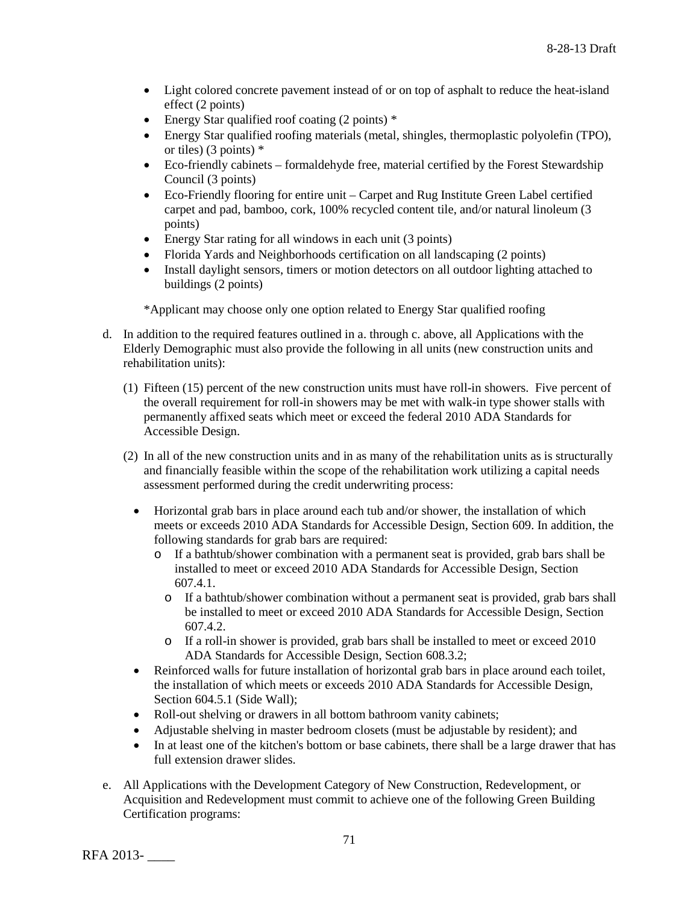- Light colored concrete pavement instead of or on top of asphalt to reduce the heat-island effect (2 points)
- Energy Star qualified roof coating (2 points) *
- Energy Star qualified roofing materials (metal, shingles, thermoplastic polyolefin (TPO), or tiles) (3 points) *
- Eco-friendly cabinets – formaldehyde free, material certified by the Forest Stewardship Council (3 points)
- Eco-Friendly flooring for entire unit – Carpet and Rug Institute Green Label certified carpet and pad, bamboo, cork, 100% recycled content tile, and/or natural linoleum (3 points)
- Energy Star rating for all windows in each unit (3 points)
- Florida Yards and Neighborhoods certification on all landscaping (2 points)
- Install daylight sensors, timers or motion detectors on all outdoor lighting attached to buildings (2 points)

*Applicant may choose only one option related to Energy Star qualified roofing

d. In addition to the required features outlined in a. through c. above, all Applications with the Elderly Demographic must also provide the following in all units (new construction units and rehabilitation units):

(1) Fifteen (15) percent of the new construction units must have roll-in showers. Five percent of the overall requirement for roll-in showers may be met with walk-in type shower stalls with permanently affixed seats which meet or exceed the federal 2010 ADA Standards for Accessible Design.

(2) In all of the new construction units and in as many of the rehabilitation units as is structurally and financially feasible within the scope of the rehabilitation work utilizing a capital needs assessment performed during the credit underwriting process:

- Horizontal grab bars in place around each tub and/or shower, the installation of which meets or exceeds 2010 ADA Standards for Accessible Design, Section 609. In addition, the following standards for grab bars are required:
  - If a bathtub/shower combination with a permanent seat is provided, grab bars shall be installed to meet or exceed 2010 ADA Standards for Accessible Design, Section 607.4.1.
  - If a bathtub/shower combination without a permanent seat is provided, grab bars shall be installed to meet or exceed 2010 ADA Standards for Accessible Design, Section 607.4.2.
  - If a roll-in shower is provided, grab bars shall be installed to meet or exceed 2010 ADA Standards for Accessible Design, Section 608.3.2;
- Reinforced walls for future installation of horizontal grab bars in place around each toilet, the installation of which meets or exceeds 2010 ADA Standards for Accessible Design, Section 604.5.1 (Side Wall);
- Roll-out shelving or drawers in all bottom bathroom vanity cabinets;
- Adjustable shelving in master bedroom closets (must be adjustable by resident); and
- In at least one of the kitchen's bottom or base cabinets, there shall be a large drawer that has full extension drawer slides.

e. All Applications with the Development Category of New Construction, Redevelopment, or Acquisition and Redevelopment must commit to achieve one of the following Green Building Certification programs: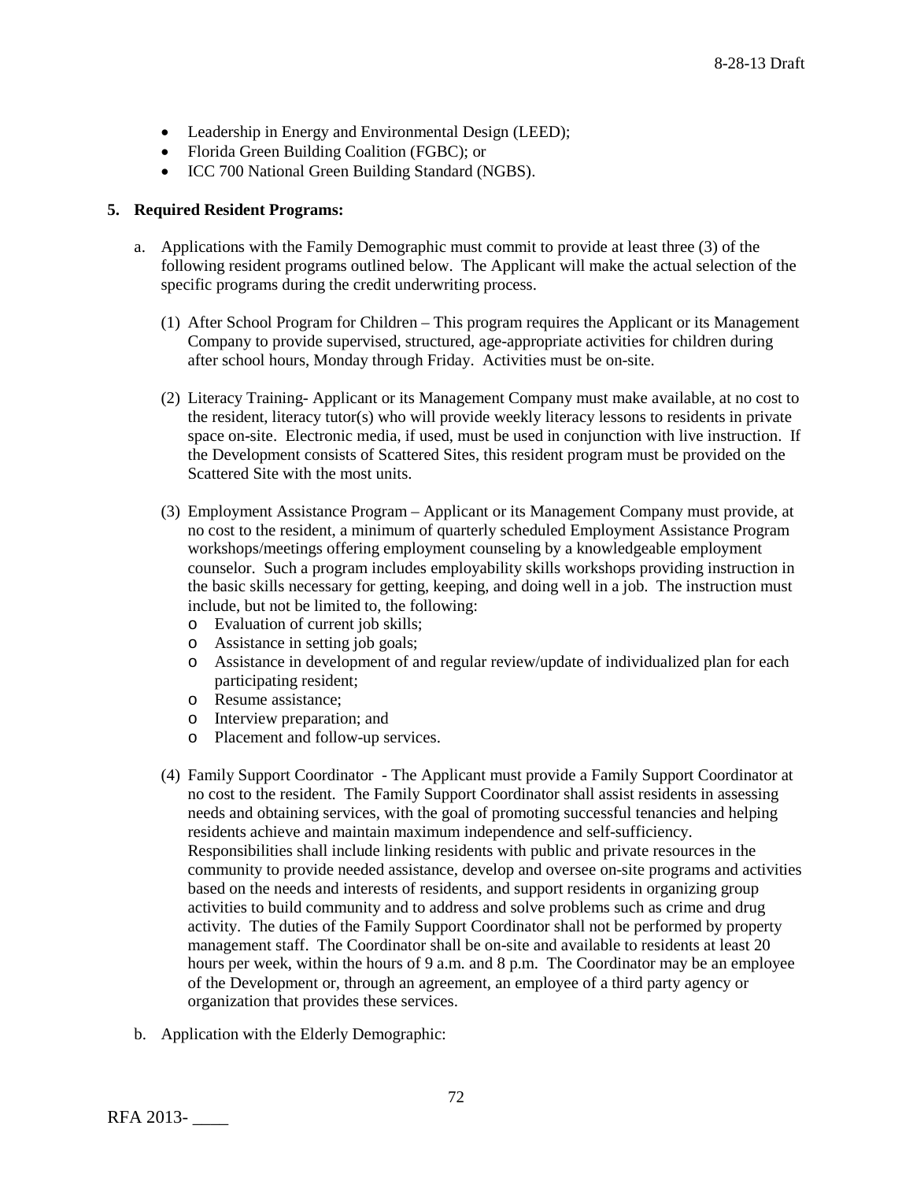- Leadership in Energy and Environmental Design (LEED);
- Florida Green Building Coalition (FGBC); or
- ICC 700 National Green Building Standard (NGBS).

**5. Required Resident Programs:**

a. Applications with the Family Demographic must commit to provide at least three (3) of the following resident programs outlined below. The Applicant will make the actual selection of the specific programs during the credit underwriting process.

(1) After School Program for Children – This program requires the Applicant or its Management Company to provide supervised, structured, age-appropriate activities for children during after school hours, Monday through Friday. Activities must be on-site.

(2) Literacy Training- Applicant or its Management Company must make available, at no cost to the resident, literacy tutor(s) who will provide weekly literacy lessons to residents in private space on-site. Electronic media, if used, must be used in conjunction with live instruction. If the Development consists of Scattered Sites, this resident program must be provided on the Scattered Site with the most units.

(3) Employment Assistance Program – Applicant or its Management Company must provide, at no cost to the resident, a minimum of quarterly scheduled Employment Assistance Program workshops/meetings offering employment counseling by a knowledgeable employment counselor. Such a program includes employability skills workshops providing instruction in the basic skills necessary for getting, keeping, and doing well in a job. The instruction must include, but not be limited to, the following:

- Evaluation of current job skills;
- Assistance in setting job goals;
- Assistance in development of and regular review/update of individualized plan for each participating resident;
- Resume assistance;
- Interview preparation; and
- Placement and follow-up services.

(4) Family Support Coordinator - The Applicant must provide a Family Support Coordinator at no cost to the resident. The Family Support Coordinator shall assist residents in assessing needs and obtaining services, with the goal of promoting successful tenancies and helping residents achieve and maintain maximum independence and self-sufficiency. Responsibilities shall include linking residents with public and private resources in the community to provide needed assistance, develop and oversee on-site programs and activities based on the needs and interests of residents, and support residents in organizing group activities to build community and to address and solve problems such as crime and drug activity. The duties of the Family Support Coordinator shall not be performed by property management staff. The Coordinator shall be on-site and available to residents at least 20 hours per week, within the hours of 9 a.m. and 8 p.m. The Coordinator may be an employee of the Development or, through an agreement, an employee of a third party agency or organization that provides these services.

b. Application with the Elderly Demographic: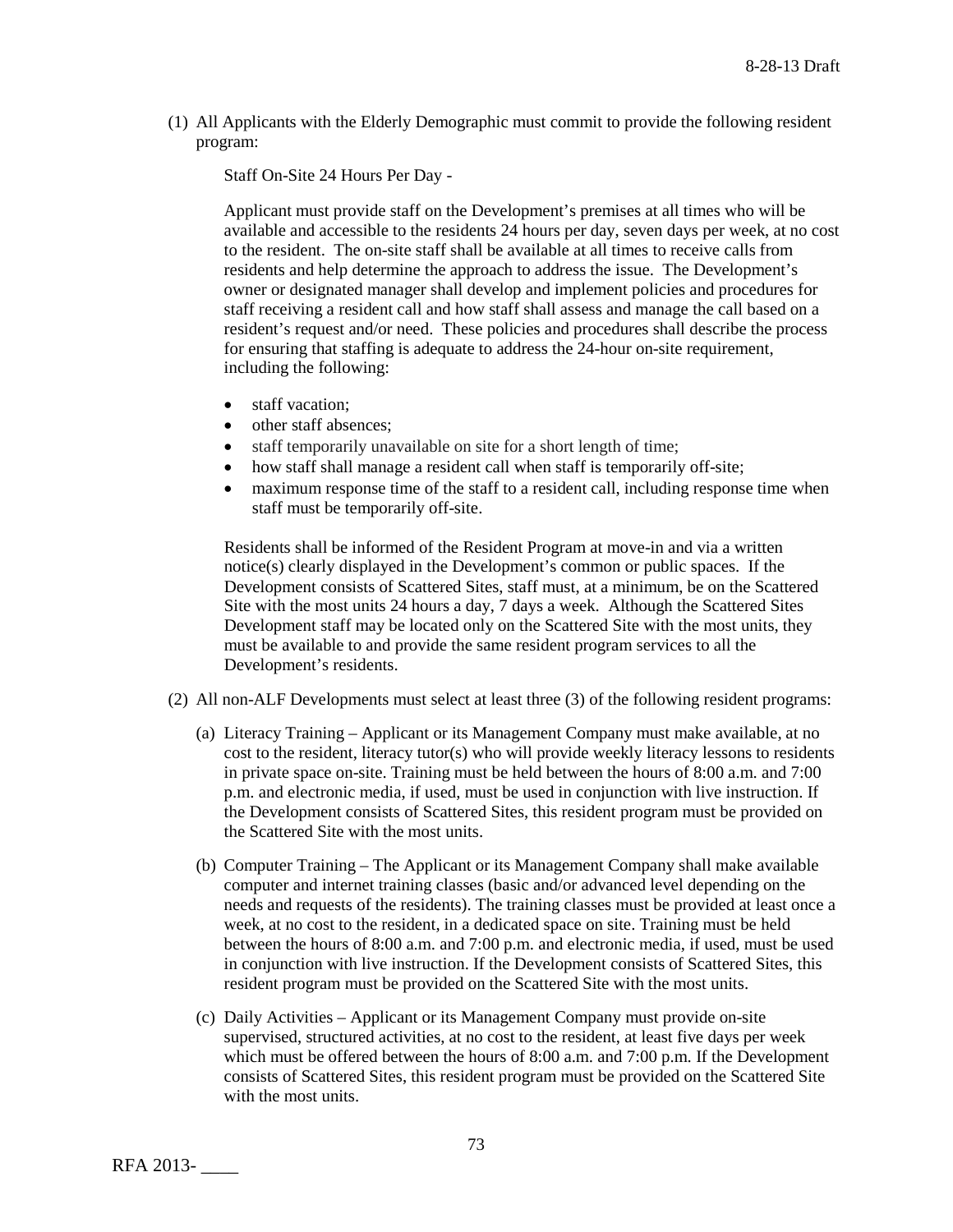(1) All Applicants with the Elderly Demographic must commit to provide the following resident program:

Staff On-Site 24 Hours Per Day -

Applicant must provide staff on the Development's premises at all times who will be available and accessible to the residents 24 hours per day, seven days per week, at no cost to the resident. The on-site staff shall be available at all times to receive calls from residents and help determine the approach to address the issue. The Development's owner or designated manager shall develop and implement policies and procedures for staff receiving a resident call and how staff shall assess and manage the call based on a resident's request and/or need. These policies and procedures shall describe the process for ensuring that staffing is adequate to address the 24-hour on-site requirement, including the following:

- staff vacation;
- other staff absences;
- staff temporarily unavailable on site for a short length of time;
- how staff shall manage a resident call when staff is temporarily off-site;
- maximum response time of the staff to a resident call, including response time when staff must be temporarily off-site.

Residents shall be informed of the Resident Program at move-in and via a written notice(s) clearly displayed in the Development's common or public spaces. If the Development consists of Scattered Sites, staff must, at a minimum, be on the Scattered Site with the most units 24 hours a day, 7 days a week. Although the Scattered Sites Development staff may be located only on the Scattered Site with the most units, they must be available to and provide the same resident program services to all the Development's residents.

(2) All non-ALF Developments must select at least three (3) of the following resident programs:

(a) Literacy Training – Applicant or its Management Company must make available, at no cost to the resident, literacy tutor(s) who will provide weekly literacy lessons to residents in private space on-site. Training must be held between the hours of 8:00 a.m. and 7:00 p.m. and electronic media, if used, must be used in conjunction with live instruction. If the Development consists of Scattered Sites, this resident program must be provided on the Scattered Site with the most units.

(b) Computer Training – The Applicant or its Management Company shall make available computer and internet training classes (basic and/or advanced level depending on the needs and requests of the residents). The training classes must be provided at least once a week, at no cost to the resident, in a dedicated space on site. Training must be held between the hours of 8:00 a.m. and 7:00 p.m. and electronic media, if used, must be used in conjunction with live instruction. If the Development consists of Scattered Sites, this resident program must be provided on the Scattered Site with the most units.

(c) Daily Activities – Applicant or its Management Company must provide on-site supervised, structured activities, at no cost to the resident, at least five days per week which must be offered between the hours of 8:00 a.m. and 7:00 p.m. If the Development consists of Scattered Sites, this resident program must be provided on the Scattered Site with the most units.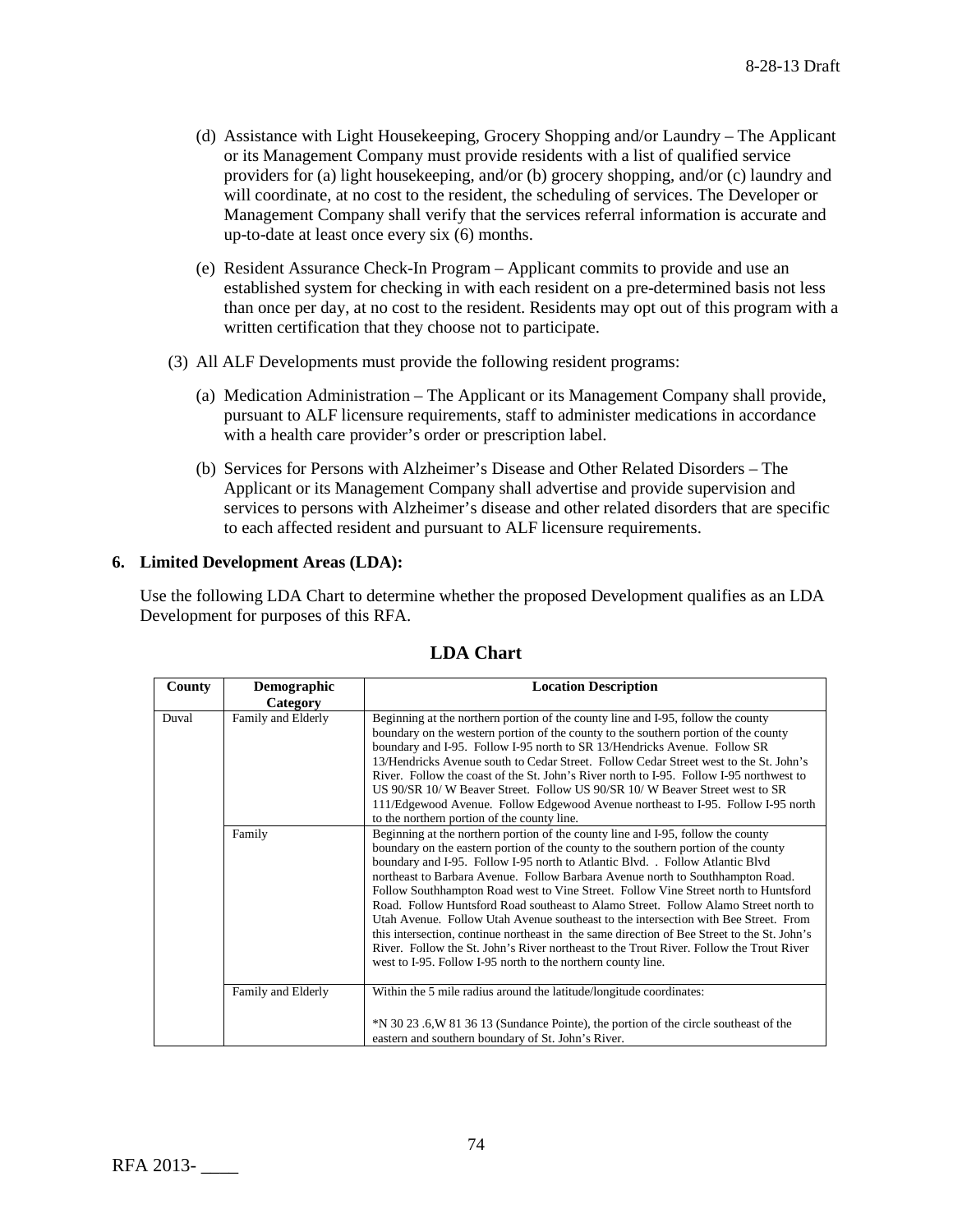(d) Assistance with Light Housekeeping, Grocery Shopping and/or Laundry – The Applicant or its Management Company must provide residents with a list of qualified service providers for (a) light housekeeping, and/or (b) grocery shopping, and/or (c) laundry and will coordinate, at no cost to the resident, the scheduling of services. The Developer or Management Company shall verify that the services referral information is accurate and up-to-date at least once every six (6) months.

(e) Resident Assurance Check-In Program – Applicant commits to provide and use an established system for checking in with each resident on a pre-determined basis not less than once per day, at no cost to the resident. Residents may opt out of this program with a written certification that they choose not to participate.

(3) All ALF Developments must provide the following resident programs:

(a) Medication Administration – The Applicant or its Management Company shall provide, pursuant to ALF licensure requirements, staff to administer medications in accordance with a health care provider's order or prescription label.

(b) Services for Persons with Alzheimer's Disease and Other Related Disorders – The Applicant or its Management Company shall advertise and provide supervision and services to persons with Alzheimer's disease and other related disorders that are specific to each affected resident and pursuant to ALF licensure requirements.

**6. Limited Development Areas (LDA):**

Use the following LDA Chart to determine whether the proposed Development qualifies as an LDA Development for purposes of this RFA.

## LDA Chart

| County | Demographic Category | Location Description |
|---|---|---|
| Duval | Family and Elderly | Beginning at the northern portion of the county line and I-95, follow the county boundary on the western portion of the county to the southern portion of the county boundary and I-95. Follow I-95 north to SR 13/Hendricks Avenue. Follow SR 13/Hendricks Avenue south to Cedar Street. Follow Cedar Street west to the St. John's River. Follow the coast of the St. John's River north to I-95. Follow I-95 northwest to US 90/SR 10/ W Beaver Street. Follow US 90/SR 10/ W Beaver Street west to SR 111/Edgewood Avenue. Follow Edgewood Avenue northeast to I-95. Follow I-95 north to the northern portion of the county line. |
| | Family | Beginning at the northern portion of the county line and I-95, follow the county boundary on the eastern portion of the county to the southern portion of the county boundary and I-95. Follow I-95 north to Atlantic Blvd. . Follow Atlantic Blvd northeast to Barbara Avenue. Follow Barbara Avenue north to Southhampton Road. Follow Southhampton Road west to Vine Street. Follow Vine Street north to Huntsford Road. Follow Huntsford Road southeast to Alamo Street. Follow Alamo Street north to Utah Avenue. Follow Utah Avenue southeast to the intersection with Bee Street. From this intersection, continue northeast in the same direction of Bee Street to the St. John's River. Follow the St. John's River northeast to the Trout River. Follow the Trout River west to I-95. Follow I-95 north to the northern county line. |
| | Family and Elderly | Within the 5 mile radius around the latitude/longitude coordinates:<br><br>*N 30 23 .6,W 81 36 13 (Sundance Pointe), the portion of the circle southeast of the eastern and southern boundary of St. John's River. |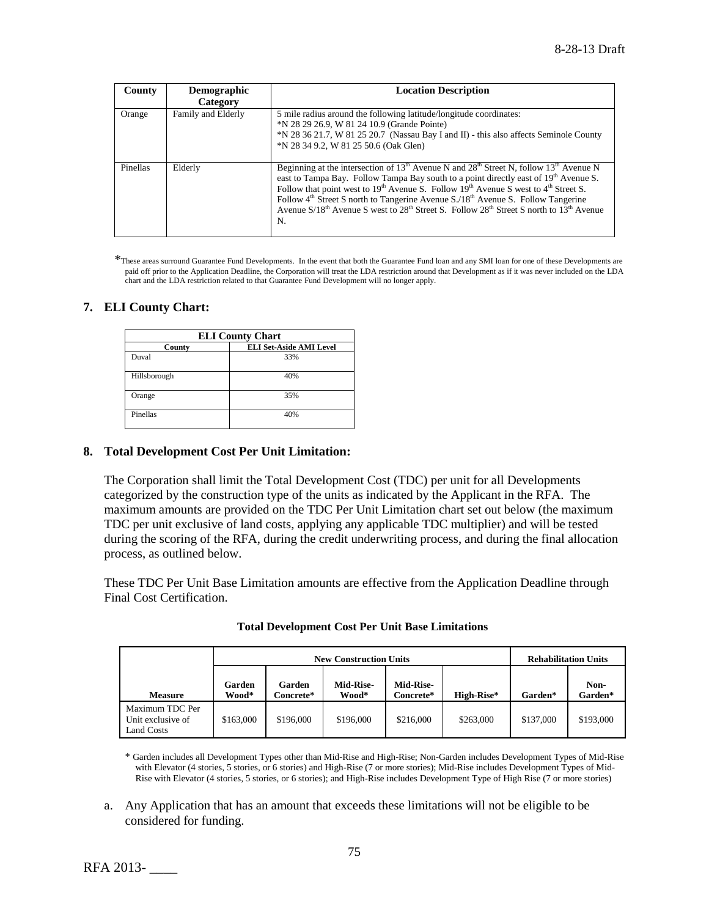| County | Demographic Category | Location Description |
|---|---|---|
| Orange | Family and Elderly | 5 mile radius around the following latitude/longitude coordinates:<br>*N 28 29 26.9, W 81 24 10.9 (Grande Pointe)<br>*N 28 36 21.7, W 81 25 20.7 (Nassau Bay I and II) - this also affects Seminole County<br>*N 28 34 9.2, W 81 25 50.6 (Oak Glen) |
| Pinellas | Elderly | Beginning at the intersection of 13th Avenue N and 28th Street N, follow 13th Avenue N east to Tampa Bay. Follow Tampa Bay south to a point directly east of 19th Avenue S. Follow that point west to 19th Avenue S. Follow 19th Avenue S west to 4th Street S. Follow 4th Street S north to Tangerine Avenue S./18th Avenue S. Follow Tangerine Avenue S/18th Avenue S west to 28th Street S. Follow 28th Street S north to 13th Avenue N. |

*These areas surround Guarantee Fund Developments. In the event that both the Guarantee Fund loan and any SMI loan for one of these Developments are paid off prior to the Application Deadline, the Corporation will treat the LDA restriction around that Development as if it was never included on the LDA chart and the LDA restriction related to that Guarantee Fund Development will no longer apply.

### 7. ELI County Chart:

| ELI County Chart | |
|---|---|
| **County** | **ELI Set-Aside AMI Level** |
| Duval | 33% |
| Hillsborough | 40% |
| Orange | 35% |
| Pinellas | 40% |

### 8. Total Development Cost Per Unit Limitation:

The Corporation shall limit the Total Development Cost (TDC) per unit for all Developments categorized by the construction type of the units as indicated by the Applicant in the RFA. The maximum amounts are provided on the TDC Per Unit Limitation chart set out below (the maximum TDC per unit exclusive of land costs, applying any applicable TDC multiplier) and will be tested during the scoring of the RFA, during the credit underwriting process, and during the final allocation process, as outlined below.

These TDC Per Unit Base Limitation amounts are effective from the Application Deadline through Final Cost Certification.

**Total Development Cost Per Unit Base Limitations**

| | New Construction Units | | | | | Rehabilitation Units | |
|---|---|---|---|---|---|---|---|
| **Measure** | **Garden Wood*** | **Garden Concrete*** | **Mid-Rise-Wood*** | **Mid-Rise-Concrete*** | **High-Rise*** | **Garden*** | **Non-Garden*** |
| Maximum TDC Per Unit exclusive of Land Costs | $163,000 | $196,000 | $196,000 | $216,000 | $263,000 | $137,000 | $193,000 |

\* Garden includes all Development Types other than Mid-Rise and High-Rise; Non-Garden includes Development Types of Mid-Rise with Elevator (4 stories, 5 stories, or 6 stories) and High-Rise (7 or more stories); Mid-Rise includes Development Types of Mid-Rise with Elevator (4 stories, 5 stories, or 6 stories); and High-Rise includes Development Type of High Rise (7 or more stories)

a. Any Application that has an amount that exceeds these limitations will not be eligible to be considered for funding.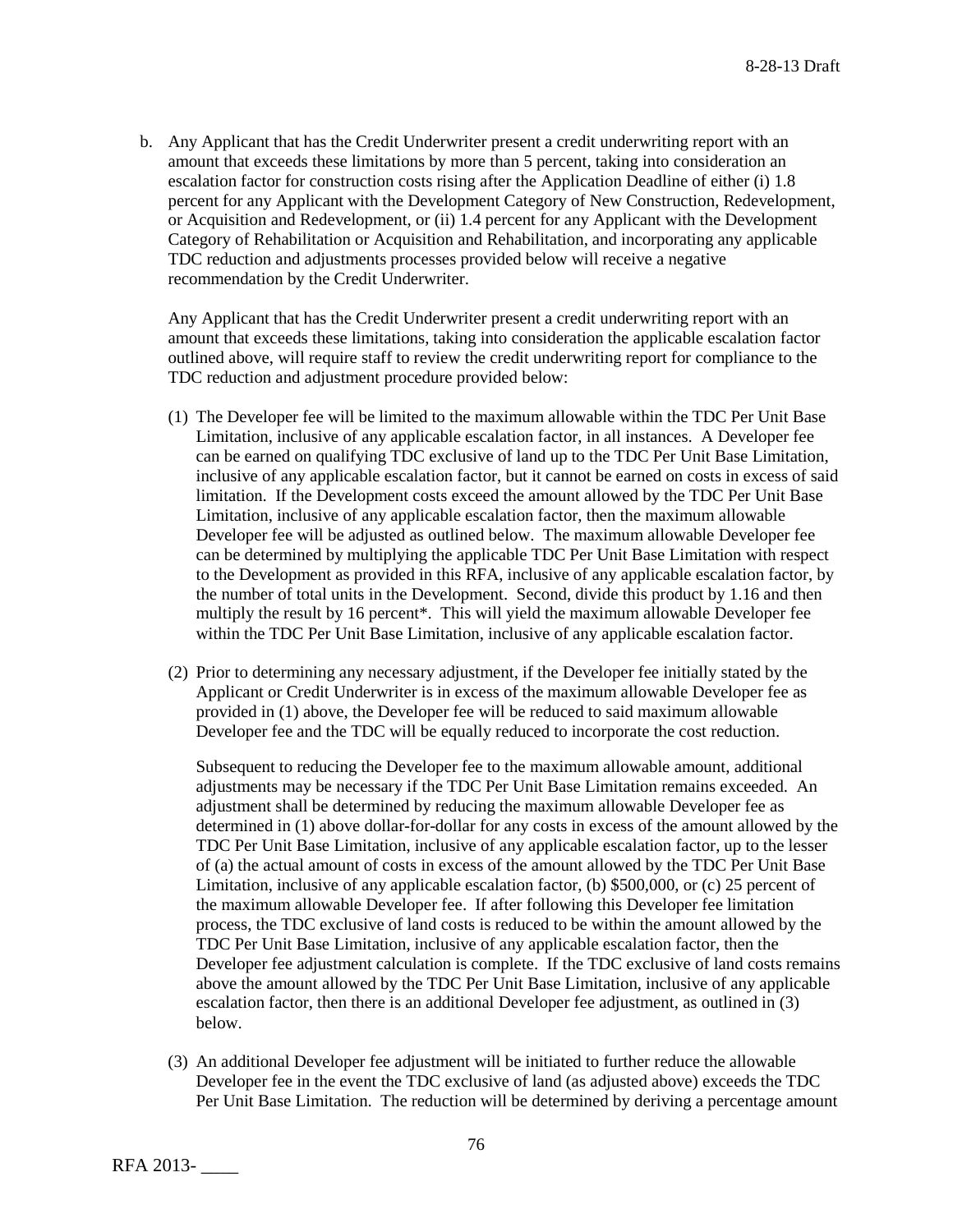b. Any Applicant that has the Credit Underwriter present a credit underwriting report with an amount that exceeds these limitations by more than 5 percent, taking into consideration an escalation factor for construction costs rising after the Application Deadline of either (i) 1.8 percent for any Applicant with the Development Category of New Construction, Redevelopment, or Acquisition and Redevelopment, or (ii) 1.4 percent for any Applicant with the Development Category of Rehabilitation or Acquisition and Rehabilitation, and incorporating any applicable TDC reduction and adjustments processes provided below will receive a negative recommendation by the Credit Underwriter.

   Any Applicant that has the Credit Underwriter present a credit underwriting report with an amount that exceeds these limitations, taking into consideration the applicable escalation factor outlined above, will require staff to review the credit underwriting report for compliance to the TDC reduction and adjustment procedure provided below:

   (1) The Developer fee will be limited to the maximum allowable within the TDC Per Unit Base Limitation, inclusive of any applicable escalation factor, in all instances. A Developer fee can be earned on qualifying TDC exclusive of land up to the TDC Per Unit Base Limitation, inclusive of any applicable escalation factor, but it cannot be earned on costs in excess of said limitation. If the Development costs exceed the amount allowed by the TDC Per Unit Base Limitation, inclusive of any applicable escalation factor, then the maximum allowable Developer fee will be adjusted as outlined below. The maximum allowable Developer fee can be determined by multiplying the applicable TDC Per Unit Base Limitation with respect to the Development as provided in this RFA, inclusive of any applicable escalation factor, by the number of total units in the Development. Second, divide this product by 1.16 and then multiply the result by 16 percent*. This will yield the maximum allowable Developer fee within the TDC Per Unit Base Limitation, inclusive of any applicable escalation factor.

   (2) Prior to determining any necessary adjustment, if the Developer fee initially stated by the Applicant or Credit Underwriter is in excess of the maximum allowable Developer fee as provided in (1) above, the Developer fee will be reduced to said maximum allowable Developer fee and the TDC will be equally reduced to incorporate the cost reduction.

   Subsequent to reducing the Developer fee to the maximum allowable amount, additional adjustments may be necessary if the TDC Per Unit Base Limitation remains exceeded. An adjustment shall be determined by reducing the maximum allowable Developer fee as determined in (1) above dollar-for-dollar for any costs in excess of the amount allowed by the TDC Per Unit Base Limitation, inclusive of any applicable escalation factor, up to the lesser of (a) the actual amount of costs in excess of the amount allowed by the TDC Per Unit Base Limitation, inclusive of any applicable escalation factor, (b) $500,000, or (c) 25 percent of the maximum allowable Developer fee. If after following this Developer fee limitation process, the TDC exclusive of land costs is reduced to be within the amount allowed by the TDC Per Unit Base Limitation, inclusive of any applicable escalation factor, then the Developer fee adjustment calculation is complete. If the TDC exclusive of land costs remains above the amount allowed by the TDC Per Unit Base Limitation, inclusive of any applicable escalation factor, then there is an additional Developer fee adjustment, as outlined in (3) below.

   (3) An additional Developer fee adjustment will be initiated to further reduce the allowable Developer fee in the event the TDC exclusive of land (as adjusted above) exceeds the TDC Per Unit Base Limitation. The reduction will be determined by deriving a percentage amount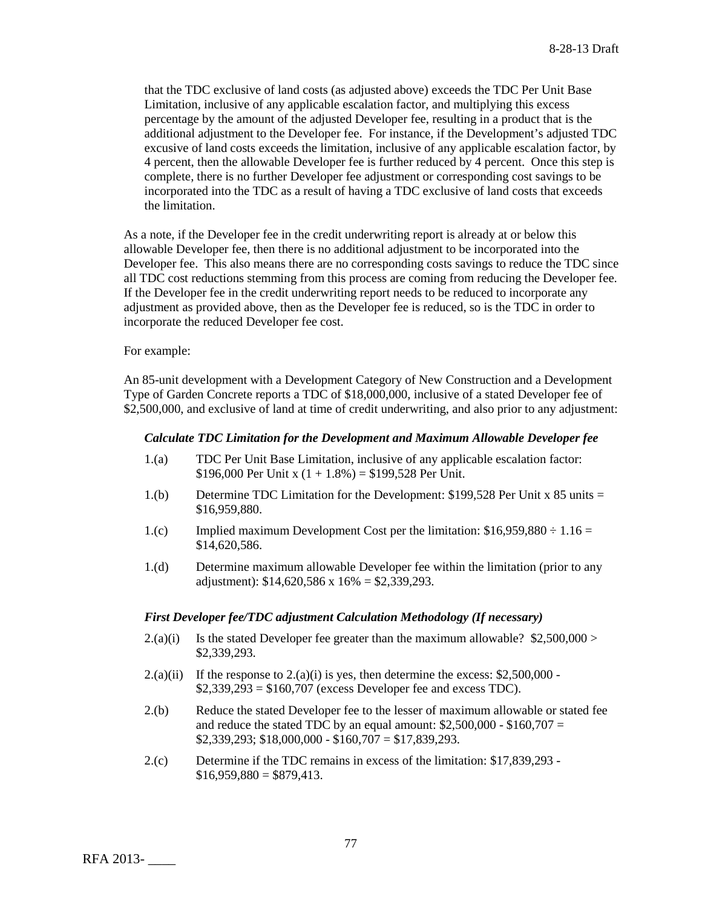that the TDC exclusive of land costs (as adjusted above) exceeds the TDC Per Unit Base Limitation, inclusive of any applicable escalation factor, and multiplying this excess percentage by the amount of the adjusted Developer fee, resulting in a product that is the additional adjustment to the Developer fee. For instance, if the Development's adjusted TDC excusive of land costs exceeds the limitation, inclusive of any applicable escalation factor, by 4 percent, then the allowable Developer fee is further reduced by 4 percent. Once this step is complete, there is no further Developer fee adjustment or corresponding cost savings to be incorporated into the TDC as a result of having a TDC exclusive of land costs that exceeds the limitation.

As a note, if the Developer fee in the credit underwriting report is already at or below this allowable Developer fee, then there is no additional adjustment to be incorporated into the Developer fee. This also means there are no corresponding costs savings to reduce the TDC since all TDC cost reductions stemming from this process are coming from reducing the Developer fee. If the Developer fee in the credit underwriting report needs to be reduced to incorporate any adjustment as provided above, then as the Developer fee is reduced, so is the TDC in order to incorporate the reduced Developer fee cost.

For example:

An 85-unit development with a Development Category of New Construction and a Development Type of Garden Concrete reports a TDC of $18,000,000, inclusive of a stated Developer fee of $2,500,000, and exclusive of land at time of credit underwriting, and also prior to any adjustment:

***Calculate TDC Limitation for the Development and Maximum Allowable Developer fee***

1.(a) TDC Per Unit Base Limitation, inclusive of any applicable escalation factor: $196,000 Per Unit x (1 + 1.8%) = $199,528 Per Unit.

1.(b) Determine TDC Limitation for the Development: $199,528 Per Unit x 85 units = $16,959,880.

1.(c) Implied maximum Development Cost per the limitation: $16,959,880 ÷ 1.16 = $14,620,586.

1.(d) Determine maximum allowable Developer fee within the limitation (prior to any adjustment): $14,620,586 x 16% = $2,339,293.

***First Developer fee/TDC adjustment Calculation Methodology (If necessary)***

2.(a)(i) Is the stated Developer fee greater than the maximum allowable? $2,500,000 > $2,339,293.

2.(a)(ii) If the response to 2.(a)(i) is yes, then determine the excess: $2,500,000 - $2,339,293 = $160,707 (excess Developer fee and excess TDC).

2.(b) Reduce the stated Developer fee to the lesser of maximum allowable or stated fee and reduce the stated TDC by an equal amount: $2,500,000 - $160,707 = $2,339,293; $18,000,000 - $160,707 = $17,839,293.

2.(c) Determine if the TDC remains in excess of the limitation: $17,839,293 - $16,959,880 = $879,413.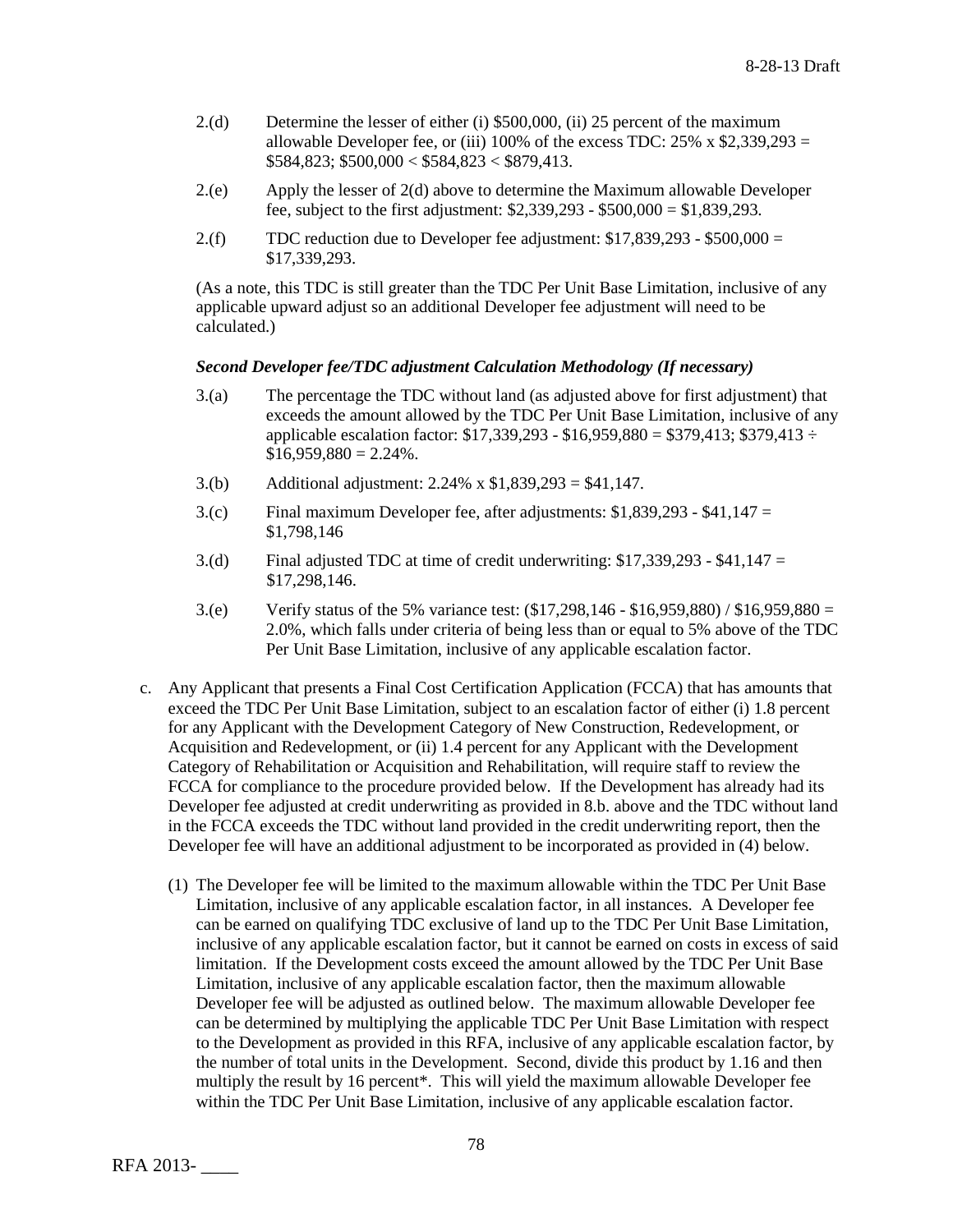2.(d) Determine the lesser of either (i) $500,000, (ii) 25 percent of the maximum allowable Developer fee, or (iii) 100% of the excess TDC: 25% x $2,339,293 = $584,823; $500,000 < $584,823 < $879,413.

2.(e) Apply the lesser of 2(d) above to determine the Maximum allowable Developer fee, subject to the first adjustment: $2,339,293 - $500,000 = $1,839,293.

2.(f) TDC reduction due to Developer fee adjustment: $17,839,293 - $500,000 = $17,339,293.

(As a note, this TDC is still greater than the TDC Per Unit Base Limitation, inclusive of any applicable upward adjust so an additional Developer fee adjustment will need to be calculated.)

***Second Developer fee/TDC adjustment Calculation Methodology (If necessary)***

3.(a) The percentage the TDC without land (as adjusted above for first adjustment) that exceeds the amount allowed by the TDC Per Unit Base Limitation, inclusive of any applicable escalation factor: $17,339,293 - $16,959,880 = $379,413; $379,413 ÷ $16,959,880 = 2.24%.

3.(b) Additional adjustment: 2.24% x $1,839,293 = $41,147.

3.(c) Final maximum Developer fee, after adjustments: $1,839,293 - $41,147 = $1,798,146

3.(d) Final adjusted TDC at time of credit underwriting: $17,339,293 - $41,147 = $17,298,146.

3.(e) Verify status of the 5% variance test: ($17,298,146 - $16,959,880) / $16,959,880 = 2.0%, which falls under criteria of being less than or equal to 5% above of the TDC Per Unit Base Limitation, inclusive of any applicable escalation factor.

c. Any Applicant that presents a Final Cost Certification Application (FCCA) that has amounts that exceed the TDC Per Unit Base Limitation, subject to an escalation factor of either (i) 1.8 percent for any Applicant with the Development Category of New Construction, Redevelopment, or Acquisition and Redevelopment, or (ii) 1.4 percent for any Applicant with the Development Category of Rehabilitation or Acquisition and Rehabilitation, will require staff to review the FCCA for compliance to the procedure provided below. If the Development has already had its Developer fee adjusted at credit underwriting as provided in 8.b. above and the TDC without land in the FCCA exceeds the TDC without land provided in the credit underwriting report, then the Developer fee will have an additional adjustment to be incorporated as provided in (4) below.

   (1) The Developer fee will be limited to the maximum allowable within the TDC Per Unit Base Limitation, inclusive of any applicable escalation factor, in all instances. A Developer fee can be earned on qualifying TDC exclusive of land up to the TDC Per Unit Base Limitation, inclusive of any applicable escalation factor, but it cannot be earned on costs in excess of said limitation. If the Development costs exceed the amount allowed by the TDC Per Unit Base Limitation, inclusive of any applicable escalation factor, then the maximum allowable Developer fee will be adjusted as outlined below. The maximum allowable Developer fee can be determined by multiplying the applicable TDC Per Unit Base Limitation with respect to the Development as provided in this RFA, inclusive of any applicable escalation factor, by the number of total units in the Development. Second, divide this product by 1.16 and then multiply the result by 16 percent*. This will yield the maximum allowable Developer fee within the TDC Per Unit Base Limitation, inclusive of any applicable escalation factor.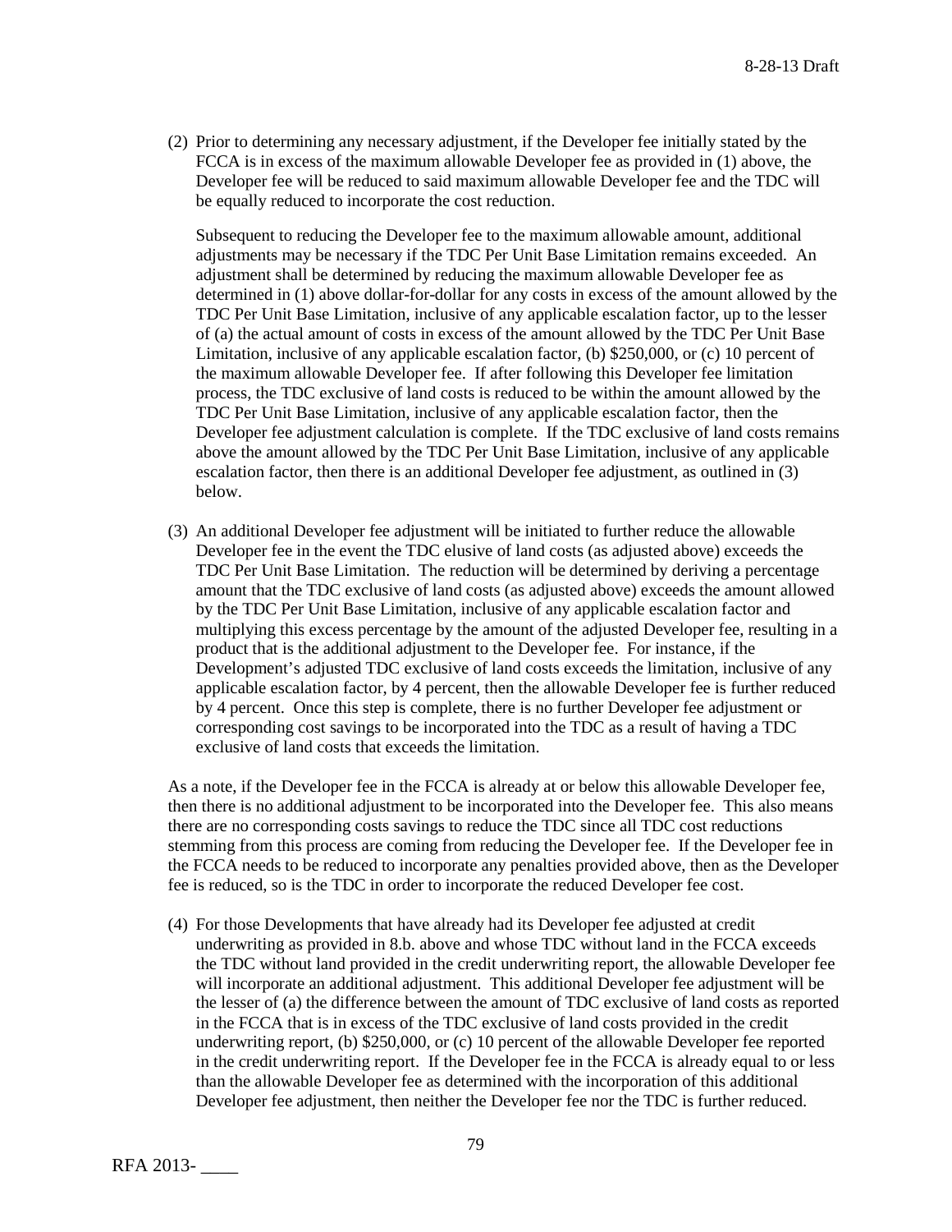(2) Prior to determining any necessary adjustment, if the Developer fee initially stated by the FCCA is in excess of the maximum allowable Developer fee as provided in (1) above, the Developer fee will be reduced to said maximum allowable Developer fee and the TDC will be equally reduced to incorporate the cost reduction.

    Subsequent to reducing the Developer fee to the maximum allowable amount, additional adjustments may be necessary if the TDC Per Unit Base Limitation remains exceeded. An adjustment shall be determined by reducing the maximum allowable Developer fee as determined in (1) above dollar-for-dollar for any costs in excess of the amount allowed by the TDC Per Unit Base Limitation, inclusive of any applicable escalation factor, up to the lesser of (a) the actual amount of costs in excess of the amount allowed by the TDC Per Unit Base Limitation, inclusive of any applicable escalation factor, (b) $250,000, or (c) 10 percent of the maximum allowable Developer fee. If after following this Developer fee limitation process, the TDC exclusive of land costs is reduced to be within the amount allowed by the TDC Per Unit Base Limitation, inclusive of any applicable escalation factor, then the Developer fee adjustment calculation is complete. If the TDC exclusive of land costs remains above the amount allowed by the TDC Per Unit Base Limitation, inclusive of any applicable escalation factor, then there is an additional Developer fee adjustment, as outlined in (3) below.

(3) An additional Developer fee adjustment will be initiated to further reduce the allowable Developer fee in the event the TDC elusive of land costs (as adjusted above) exceeds the TDC Per Unit Base Limitation. The reduction will be determined by deriving a percentage amount that the TDC exclusive of land costs (as adjusted above) exceeds the amount allowed by the TDC Per Unit Base Limitation, inclusive of any applicable escalation factor and multiplying this excess percentage by the amount of the adjusted Developer fee, resulting in a product that is the additional adjustment to the Developer fee. For instance, if the Development's adjusted TDC exclusive of land costs exceeds the limitation, inclusive of any applicable escalation factor, by 4 percent, then the allowable Developer fee is further reduced by 4 percent. Once this step is complete, there is no further Developer fee adjustment or corresponding cost savings to be incorporated into the TDC as a result of having a TDC exclusive of land costs that exceeds the limitation.

As a note, if the Developer fee in the FCCA is already at or below this allowable Developer fee, then there is no additional adjustment to be incorporated into the Developer fee. This also means there are no corresponding costs savings to reduce the TDC since all TDC cost reductions stemming from this process are coming from reducing the Developer fee. If the Developer fee in the FCCA needs to be reduced to incorporate any penalties provided above, then as the Developer fee is reduced, so is the TDC in order to incorporate the reduced Developer fee cost.

(4) For those Developments that have already had its Developer fee adjusted at credit underwriting as provided in 8.b. above and whose TDC without land in the FCCA exceeds the TDC without land provided in the credit underwriting report, the allowable Developer fee will incorporate an additional adjustment. This additional Developer fee adjustment will be the lesser of (a) the difference between the amount of TDC exclusive of land costs as reported in the FCCA that is in excess of the TDC exclusive of land costs provided in the credit underwriting report, (b) $250,000, or (c) 10 percent of the allowable Developer fee reported in the credit underwriting report. If the Developer fee in the FCCA is already equal to or less than the allowable Developer fee as determined with the incorporation of this additional Developer fee adjustment, then neither the Developer fee nor the TDC is further reduced.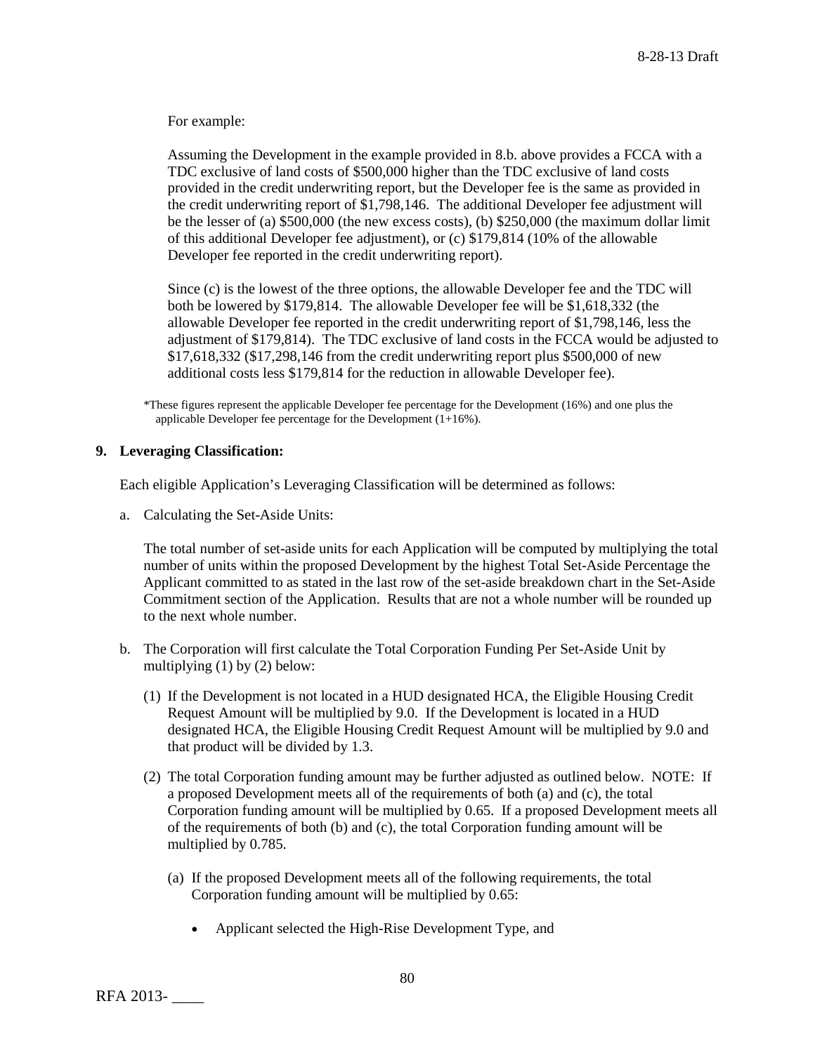For example:

Assuming the Development in the example provided in 8.b. above provides a FCCA with a TDC exclusive of land costs of $500,000 higher than the TDC exclusive of land costs provided in the credit underwriting report, but the Developer fee is the same as provided in the credit underwriting report of $1,798,146. The additional Developer fee adjustment will be the lesser of (a) $500,000 (the new excess costs), (b) $250,000 (the maximum dollar limit of this additional Developer fee adjustment), or (c) $179,814 (10% of the allowable Developer fee reported in the credit underwriting report).

Since (c) is the lowest of the three options, the allowable Developer fee and the TDC will both be lowered by $179,814. The allowable Developer fee will be $1,618,332 (the allowable Developer fee reported in the credit underwriting report of $1,798,146, less the adjustment of $179,814). The TDC exclusive of land costs in the FCCA would be adjusted to $17,618,332 ($17,298,146 from the credit underwriting report plus $500,000 of new additional costs less $179,814 for the reduction in allowable Developer fee).

*These figures represent the applicable Developer fee percentage for the Development (16%) and one plus the applicable Developer fee percentage for the Development (1+16%).

**9. Leveraging Classification:**

Each eligible Application's Leveraging Classification will be determined as follows:

a. Calculating the Set-Aside Units:

   The total number of set-aside units for each Application will be computed by multiplying the total number of units within the proposed Development by the highest Total Set-Aside Percentage the Applicant committed to as stated in the last row of the set-aside breakdown chart in the Set-Aside Commitment section of the Application. Results that are not a whole number will be rounded up to the next whole number.

b. The Corporation will first calculate the Total Corporation Funding Per Set-Aside Unit by multiplying (1) by (2) below:

   (1) If the Development is not located in a HUD designated HCA, the Eligible Housing Credit Request Amount will be multiplied by 9.0. If the Development is located in a HUD designated HCA, the Eligible Housing Credit Request Amount will be multiplied by 9.0 and that product will be divided by 1.3.

   (2) The total Corporation funding amount may be further adjusted as outlined below. NOTE: If a proposed Development meets all of the requirements of both (a) and (c), the total Corporation funding amount will be multiplied by 0.65. If a proposed Development meets all of the requirements of both (b) and (c), the total Corporation funding amount will be multiplied by 0.785.

      (a) If the proposed Development meets all of the following requirements, the total Corporation funding amount will be multiplied by 0.65:

         - Applicant selected the High-Rise Development Type, and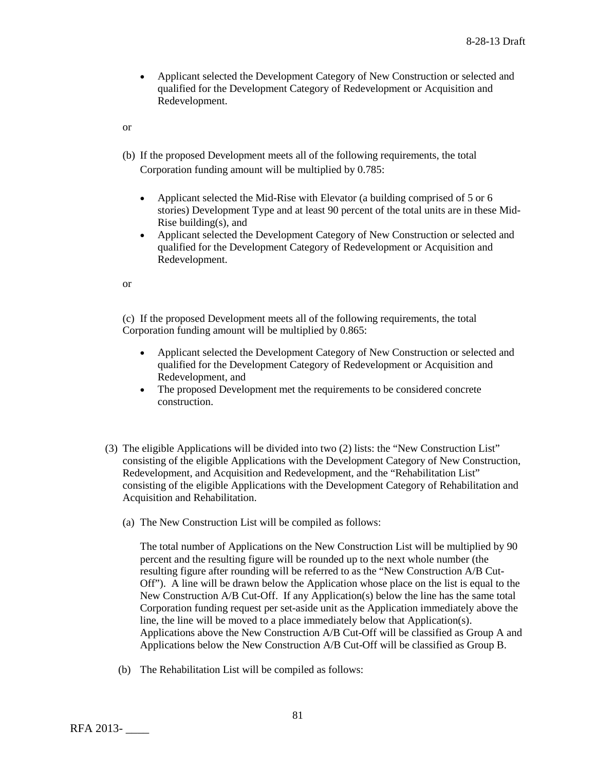- Applicant selected the Development Category of New Construction or selected and qualified for the Development Category of Redevelopment or Acquisition and Redevelopment.

or

(b) If the proposed Development meets all of the following requirements, the total Corporation funding amount will be multiplied by 0.785:

- Applicant selected the Mid-Rise with Elevator (a building comprised of 5 or 6 stories) Development Type and at least 90 percent of the total units are in these Mid-Rise building(s), and
- Applicant selected the Development Category of New Construction or selected and qualified for the Development Category of Redevelopment or Acquisition and Redevelopment.

or

(c) If the proposed Development meets all of the following requirements, the total Corporation funding amount will be multiplied by 0.865:

- Applicant selected the Development Category of New Construction or selected and qualified for the Development Category of Redevelopment or Acquisition and Redevelopment, and
- The proposed Development met the requirements to be considered concrete construction.

(3) The eligible Applications will be divided into two (2) lists: the "New Construction List" consisting of the eligible Applications with the Development Category of New Construction, Redevelopment, and Acquisition and Redevelopment, and the "Rehabilitation List" consisting of the eligible Applications with the Development Category of Rehabilitation and Acquisition and Rehabilitation.

(a) The New Construction List will be compiled as follows:

The total number of Applications on the New Construction List will be multiplied by 90 percent and the resulting figure will be rounded up to the next whole number (the resulting figure after rounding will be referred to as the "New Construction A/B Cut-Off"). A line will be drawn below the Application whose place on the list is equal to the New Construction A/B Cut-Off. If any Application(s) below the line has the same total Corporation funding request per set-aside unit as the Application immediately above the line, the line will be moved to a place immediately below that Application(s). Applications above the New Construction A/B Cut-Off will be classified as Group A and Applications below the New Construction A/B Cut-Off will be classified as Group B.

(b) The Rehabilitation List will be compiled as follows: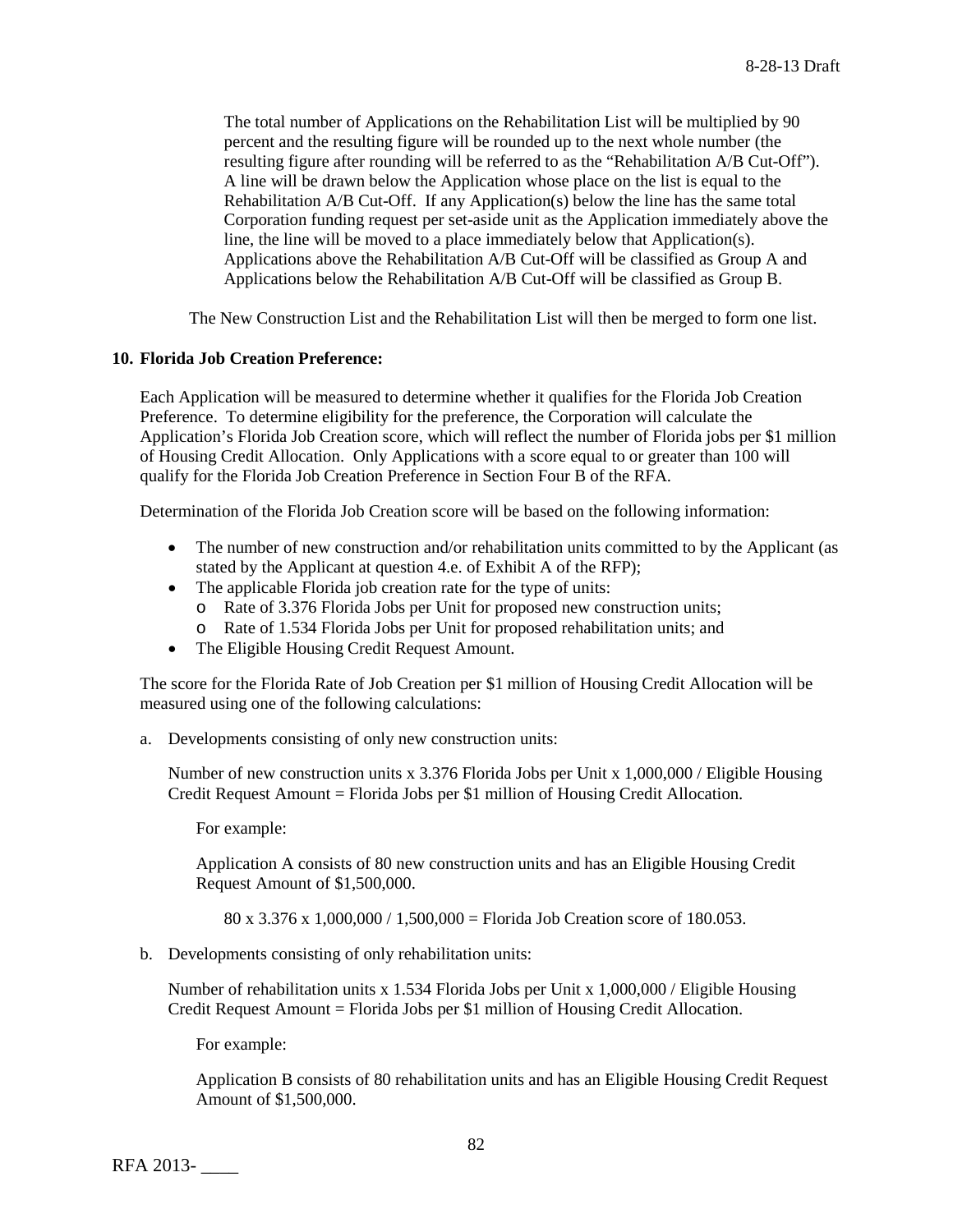The total number of Applications on the Rehabilitation List will be multiplied by 90 percent and the resulting figure will be rounded up to the next whole number (the resulting figure after rounding will be referred to as the "Rehabilitation A/B Cut-Off"). A line will be drawn below the Application whose place on the list is equal to the Rehabilitation A/B Cut-Off. If any Application(s) below the line has the same total Corporation funding request per set-aside unit as the Application immediately above the line, the line will be moved to a place immediately below that Application(s). Applications above the Rehabilitation A/B Cut-Off will be classified as Group A and Applications below the Rehabilitation A/B Cut-Off will be classified as Group B.

The New Construction List and the Rehabilitation List will then be merged to form one list.

**10. Florida Job Creation Preference:**

Each Application will be measured to determine whether it qualifies for the Florida Job Creation Preference. To determine eligibility for the preference, the Corporation will calculate the Application's Florida Job Creation score, which will reflect the number of Florida jobs per $1 million of Housing Credit Allocation. Only Applications with a score equal to or greater than 100 will qualify for the Florida Job Creation Preference in Section Four B of the RFA.

Determination of the Florida Job Creation score will be based on the following information:

- The number of new construction and/or rehabilitation units committed to by the Applicant (as stated by the Applicant at question 4.e. of Exhibit A of the RFP);
- The applicable Florida job creation rate for the type of units:
  - Rate of 3.376 Florida Jobs per Unit for proposed new construction units;
  - Rate of 1.534 Florida Jobs per Unit for proposed rehabilitation units; and
- The Eligible Housing Credit Request Amount.

The score for the Florida Rate of Job Creation per $1 million of Housing Credit Allocation will be measured using one of the following calculations:

a. Developments consisting of only new construction units:

   Number of new construction units x 3.376 Florida Jobs per Unit x 1,000,000 / Eligible Housing Credit Request Amount = Florida Jobs per $1 million of Housing Credit Allocation.

   For example:

   Application A consists of 80 new construction units and has an Eligible Housing Credit Request Amount of $1,500,000.

   80 x 3.376 x 1,000,000 / 1,500,000 = Florida Job Creation score of 180.053.

b. Developments consisting of only rehabilitation units:

   Number of rehabilitation units x 1.534 Florida Jobs per Unit x 1,000,000 / Eligible Housing Credit Request Amount = Florida Jobs per $1 million of Housing Credit Allocation.

   For example:

   Application B consists of 80 rehabilitation units and has an Eligible Housing Credit Request Amount of $1,500,000.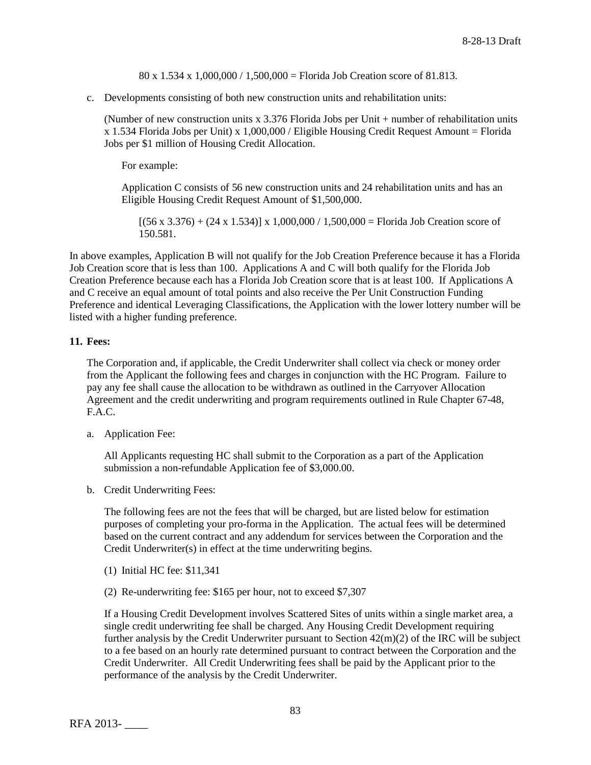80 x 1.534 x 1,000,000 / 1,500,000 = Florida Job Creation score of 81.813.

c. Developments consisting of both new construction units and rehabilitation units:

   (Number of new construction units x 3.376 Florida Jobs per Unit + number of rehabilitation units x 1.534 Florida Jobs per Unit) x 1,000,000 / Eligible Housing Credit Request Amount = Florida Jobs per $1 million of Housing Credit Allocation.

   For example:

   Application C consists of 56 new construction units and 24 rehabilitation units and has an Eligible Housing Credit Request Amount of $1,500,000.

   [(56 x 3.376) + (24 x 1.534)] x 1,000,000 / 1,500,000 = Florida Job Creation score of 150.581.

In above examples, Application B will not qualify for the Job Creation Preference because it has a Florida Job Creation score that is less than 100. Applications A and C will both qualify for the Florida Job Creation Preference because each has a Florida Job Creation score that is at least 100. If Applications A and C receive an equal amount of total points and also receive the Per Unit Construction Funding Preference and identical Leveraging Classifications, the Application with the lower lottery number will be listed with a higher funding preference.

**11. Fees:**

The Corporation and, if applicable, the Credit Underwriter shall collect via check or money order from the Applicant the following fees and charges in conjunction with the HC Program. Failure to pay any fee shall cause the allocation to be withdrawn as outlined in the Carryover Allocation Agreement and the credit underwriting and program requirements outlined in Rule Chapter 67-48, F.A.C.

a. Application Fee:

   All Applicants requesting HC shall submit to the Corporation as a part of the Application submission a non-refundable Application fee of $3,000.00.

b. Credit Underwriting Fees:

   The following fees are not the fees that will be charged, but are listed below for estimation purposes of completing your pro-forma in the Application. The actual fees will be determined based on the current contract and any addendum for services between the Corporation and the Credit Underwriter(s) in effect at the time underwriting begins.

   (1) Initial HC fee: $11,341

   (2) Re-underwriting fee: $165 per hour, not to exceed $7,307

   If a Housing Credit Development involves Scattered Sites of units within a single market area, a single credit underwriting fee shall be charged. Any Housing Credit Development requiring further analysis by the Credit Underwriter pursuant to Section 42(m)(2) of the IRC will be subject to a fee based on an hourly rate determined pursuant to contract between the Corporation and the Credit Underwriter. All Credit Underwriting fees shall be paid by the Applicant prior to the performance of the analysis by the Credit Underwriter.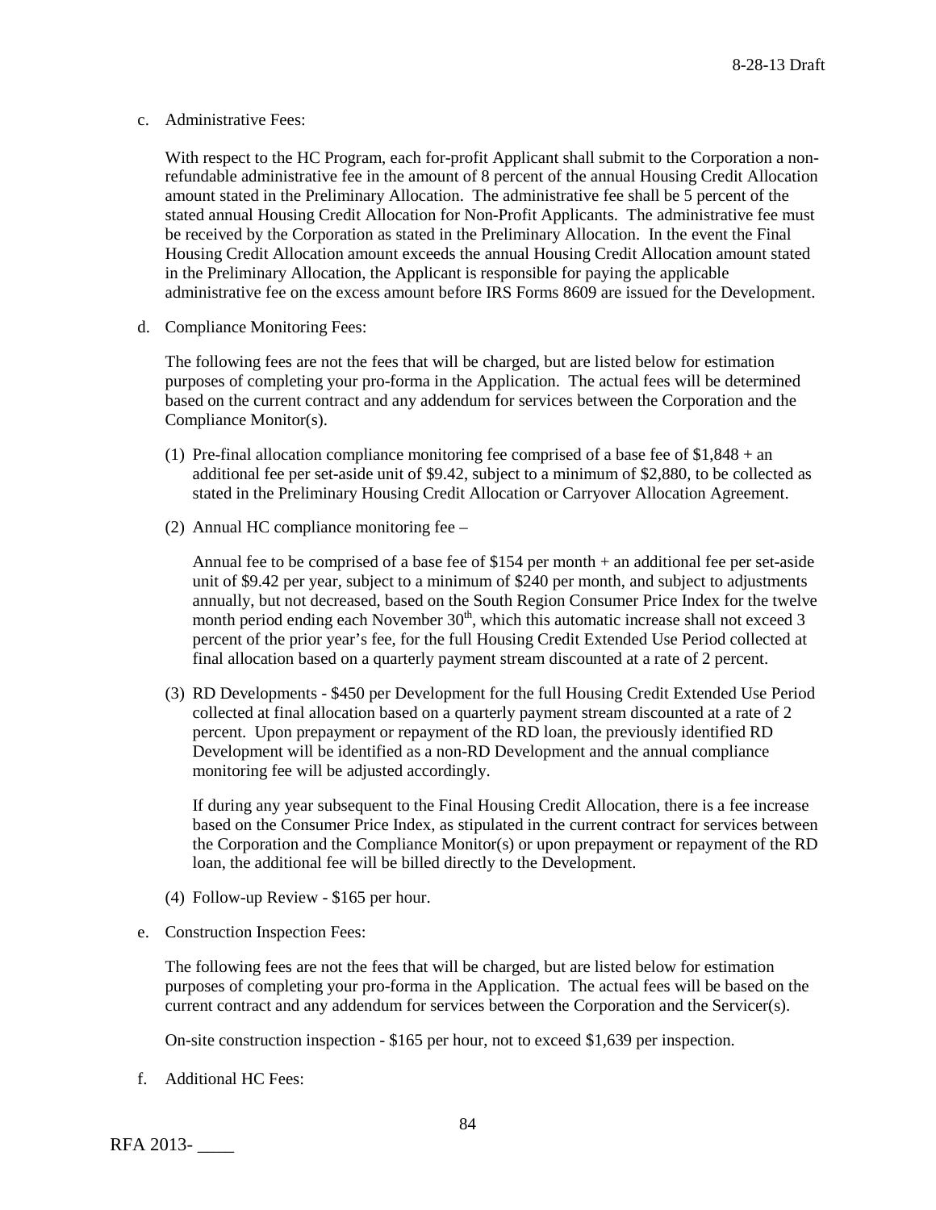c. Administrative Fees:

   With respect to the HC Program, each for-profit Applicant shall submit to the Corporation a non-refundable administrative fee in the amount of 8 percent of the annual Housing Credit Allocation amount stated in the Preliminary Allocation. The administrative fee shall be 5 percent of the stated annual Housing Credit Allocation for Non-Profit Applicants. The administrative fee must be received by the Corporation as stated in the Preliminary Allocation. In the event the Final Housing Credit Allocation amount exceeds the annual Housing Credit Allocation amount stated in the Preliminary Allocation, the Applicant is responsible for paying the applicable administrative fee on the excess amount before IRS Forms 8609 are issued for the Development.

d. Compliance Monitoring Fees:

   The following fees are not the fees that will be charged, but are listed below for estimation purposes of completing your pro-forma in the Application. The actual fees will be determined based on the current contract and any addendum for services between the Corporation and the Compliance Monitor(s).

   (1) Pre-final allocation compliance monitoring fee comprised of a base fee of $1,848 + an additional fee per set-aside unit of $9.42, subject to a minimum of $2,880, to be collected as stated in the Preliminary Housing Credit Allocation or Carryover Allocation Agreement.

   (2) Annual HC compliance monitoring fee –

   Annual fee to be comprised of a base fee of $154 per month + an additional fee per set-aside unit of $9.42 per year, subject to a minimum of $240 per month, and subject to adjustments annually, but not decreased, based on the South Region Consumer Price Index for the twelve month period ending each November 30th, which this automatic increase shall not exceed 3 percent of the prior year's fee, for the full Housing Credit Extended Use Period collected at final allocation based on a quarterly payment stream discounted at a rate of 2 percent.

   (3) RD Developments - $450 per Development for the full Housing Credit Extended Use Period collected at final allocation based on a quarterly payment stream discounted at a rate of 2 percent. Upon prepayment or repayment of the RD loan, the previously identified RD Development will be identified as a non-RD Development and the annual compliance monitoring fee will be adjusted accordingly.

   If during any year subsequent to the Final Housing Credit Allocation, there is a fee increase based on the Consumer Price Index, as stipulated in the current contract for services between the Corporation and the Compliance Monitor(s) or upon prepayment or repayment of the RD loan, the additional fee will be billed directly to the Development.

   (4) Follow-up Review - $165 per hour.

e. Construction Inspection Fees:

   The following fees are not the fees that will be charged, but are listed below for estimation purposes of completing your pro-forma in the Application. The actual fees will be based on the current contract and any addendum for services between the Corporation and the Servicer(s).

   On-site construction inspection - $165 per hour, not to exceed $1,639 per inspection.

f. Additional HC Fees: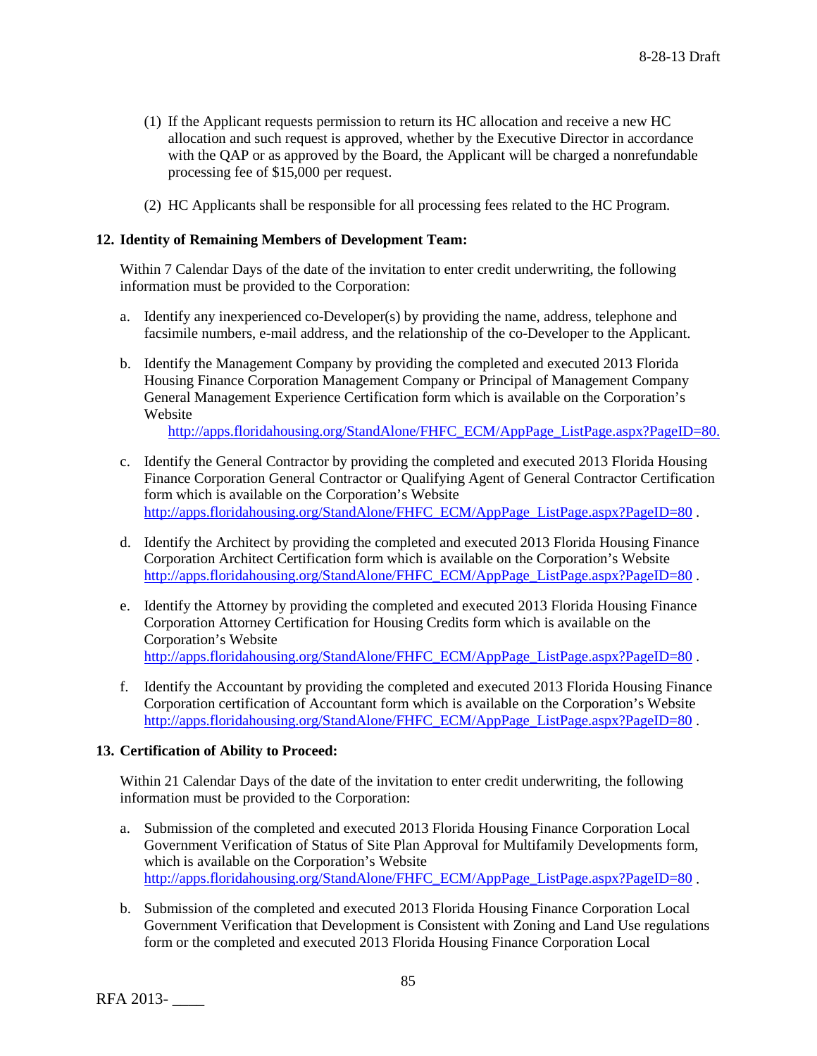(1) If the Applicant requests permission to return its HC allocation and receive a new HC allocation and such request is approved, whether by the Executive Director in accordance with the QAP or as approved by the Board, the Applicant will be charged a nonrefundable processing fee of $15,000 per request.

(2) HC Applicants shall be responsible for all processing fees related to the HC Program.

**12. Identity of Remaining Members of Development Team:**

Within 7 Calendar Days of the date of the invitation to enter credit underwriting, the following information must be provided to the Corporation:

a. Identify any inexperienced co-Developer(s) by providing the name, address, telephone and facsimile numbers, e-mail address, and the relationship of the co-Developer to the Applicant.

b. Identify the Management Company by providing the completed and executed 2013 Florida Housing Finance Corporation Management Company or Principal of Management Company General Management Experience Certification form which is available on the Corporation's Website http://apps.floridahousing.org/StandAlone/FHFC_ECM/AppPage_ListPage.aspx?PageID=80.

c. Identify the General Contractor by providing the completed and executed 2013 Florida Housing Finance Corporation General Contractor or Qualifying Agent of General Contractor Certification form which is available on the Corporation's Website http://apps.floridahousing.org/StandAlone/FHFC_ECM/AppPage_ListPage.aspx?PageID=80 .

d. Identify the Architect by providing the completed and executed 2013 Florida Housing Finance Corporation Architect Certification form which is available on the Corporation's Website http://apps.floridahousing.org/StandAlone/FHFC_ECM/AppPage_ListPage.aspx?PageID=80 .

e. Identify the Attorney by providing the completed and executed 2013 Florida Housing Finance Corporation Attorney Certification for Housing Credits form which is available on the Corporation's Website http://apps.floridahousing.org/StandAlone/FHFC_ECM/AppPage_ListPage.aspx?PageID=80 .

f. Identify the Accountant by providing the completed and executed 2013 Florida Housing Finance Corporation certification of Accountant form which is available on the Corporation's Website http://apps.floridahousing.org/StandAlone/FHFC_ECM/AppPage_ListPage.aspx?PageID=80 .

**13. Certification of Ability to Proceed:**

Within 21 Calendar Days of the date of the invitation to enter credit underwriting, the following information must be provided to the Corporation:

a. Submission of the completed and executed 2013 Florida Housing Finance Corporation Local Government Verification of Status of Site Plan Approval for Multifamily Developments form, which is available on the Corporation's Website http://apps.floridahousing.org/StandAlone/FHFC_ECM/AppPage_ListPage.aspx?PageID=80 .

b. Submission of the completed and executed 2013 Florida Housing Finance Corporation Local Government Verification that Development is Consistent with Zoning and Land Use regulations form or the completed and executed 2013 Florida Housing Finance Corporation Local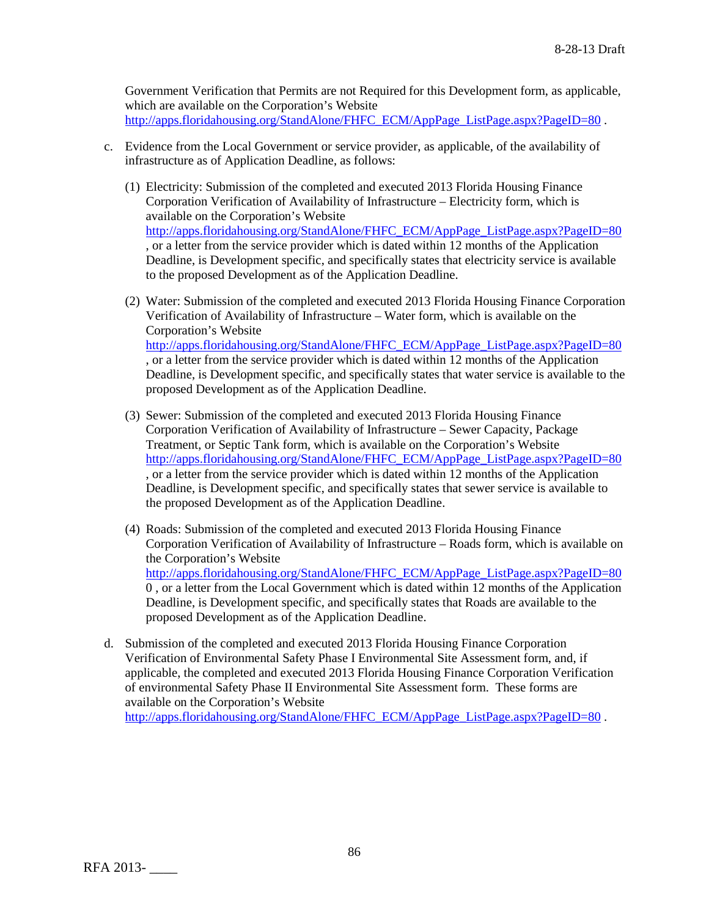Government Verification that Permits are not Required for this Development form, as applicable, which are available on the Corporation's Website http://apps.floridahousing.org/StandAlone/FHFC_ECM/AppPage_ListPage.aspx?PageID=80 .

c. Evidence from the Local Government or service provider, as applicable, of the availability of infrastructure as of Application Deadline, as follows:

   (1) Electricity: Submission of the completed and executed 2013 Florida Housing Finance Corporation Verification of Availability of Infrastructure – Electricity form, which is available on the Corporation's Website http://apps.floridahousing.org/StandAlone/FHFC_ECM/AppPage_ListPage.aspx?PageID=80 , or a letter from the service provider which is dated within 12 months of the Application Deadline, is Development specific, and specifically states that electricity service is available to the proposed Development as of the Application Deadline.

   (2) Water: Submission of the completed and executed 2013 Florida Housing Finance Corporation Verification of Availability of Infrastructure – Water form, which is available on the Corporation's Website http://apps.floridahousing.org/StandAlone/FHFC_ECM/AppPage_ListPage.aspx?PageID=80 , or a letter from the service provider which is dated within 12 months of the Application Deadline, is Development specific, and specifically states that water service is available to the proposed Development as of the Application Deadline.

   (3) Sewer: Submission of the completed and executed 2013 Florida Housing Finance Corporation Verification of Availability of Infrastructure – Sewer Capacity, Package Treatment, or Septic Tank form, which is available on the Corporation's Website http://apps.floridahousing.org/StandAlone/FHFC_ECM/AppPage_ListPage.aspx?PageID=80 , or a letter from the service provider which is dated within 12 months of the Application Deadline, is Development specific, and specifically states that sewer service is available to the proposed Development as of the Application Deadline.

   (4) Roads: Submission of the completed and executed 2013 Florida Housing Finance Corporation Verification of Availability of Infrastructure – Roads form, which is available on the Corporation's Website http://apps.floridahousing.org/StandAlone/FHFC_ECM/AppPage_ListPage.aspx?PageID=80 0 , or a letter from the Local Government which is dated within 12 months of the Application Deadline, is Development specific, and specifically states that Roads are available to the proposed Development as of the Application Deadline.

d. Submission of the completed and executed 2013 Florida Housing Finance Corporation Verification of Environmental Safety Phase I Environmental Site Assessment form, and, if applicable, the completed and executed 2013 Florida Housing Finance Corporation Verification of environmental Safety Phase II Environmental Site Assessment form. These forms are available on the Corporation's Website http://apps.floridahousing.org/StandAlone/FHFC_ECM/AppPage_ListPage.aspx?PageID=80 .